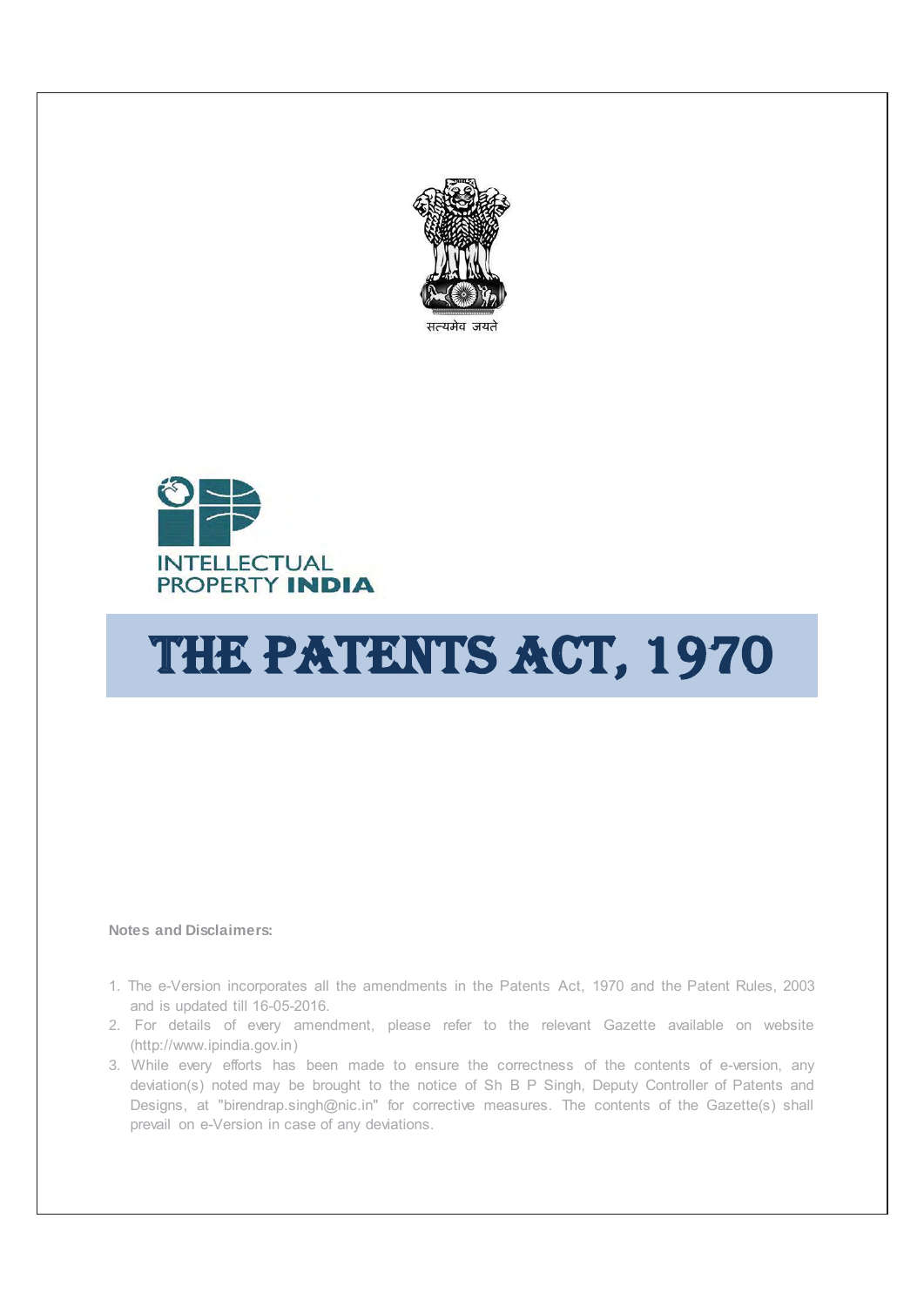सत्यमेव जयते

INTELLECTUAL
PROPERTY **INDIA**

# THE PATENTS ACT, 1970

**Notes and Disclaimers:**

1. The e-Version incorporates all the amendments in the Patents Act, 1970 and the Patent Rules, 2003 and is updated till 16-05-2016.
2. For details of every amendment, please refer to the relevant Gazette available on website (http://www.ipindia.gov.in)
3. While every efforts has been made to ensure the correctness of the contents of e-version, any deviation(s) noted may be brought to the notice of Sh B P Singh, Deputy Controller of Patents and Designs, at "birendrap.singh@nic.in" for corrective measures. The contents of the Gazette(s) shall prevail on e-Version in case of any deviations.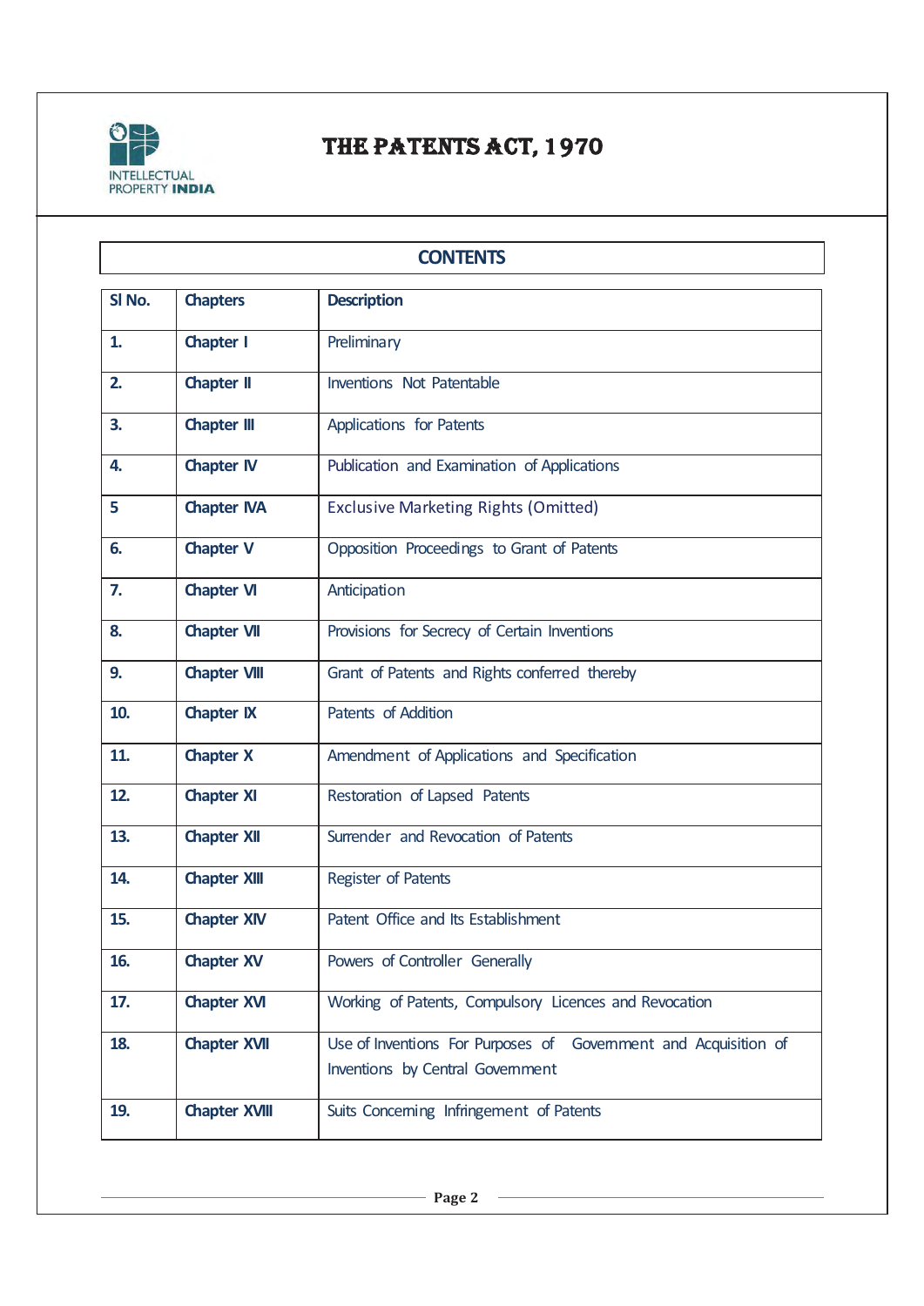# THE PATENTS ACT, 1970

## CONTENTS

| Sl No. | Chapters | Description |
|---|---|---|
| 1. | Chapter I | Preliminary |
| 2. | Chapter II | Inventions Not Patentable |
| 3. | Chapter III | Applications for Patents |
| 4. | Chapter IV | Publication and Examination of Applications |
| 5 | Chapter IVA | Exclusive Marketing Rights (Omitted) |
| 6. | Chapter V | Opposition Proceedings to Grant of Patents |
| 7. | Chapter VI | Anticipation |
| 8. | Chapter VII | Provisions for Secrecy of Certain Inventions |
| 9. | Chapter VIII | Grant of Patents and Rights conferred thereby |
| 10. | Chapter IX | Patents of Addition |
| 11. | Chapter X | Amendment of Applications and Specification |
| 12. | Chapter XI | Restoration of Lapsed Patents |
| 13. | Chapter XII | Surrender and Revocation of Patents |
| 14. | Chapter XIII | Register of Patents |
| 15. | Chapter XIV | Patent Office and Its Establishment |
| 16. | Chapter XV | Powers of Controller Generally |
| 17. | Chapter XVI | Working of Patents, Compulsory Licences and Revocation |
| 18. | Chapter XVII | Use of Inventions For Purposes of Government and Acquisition of Inventions by Central Government |
| 19. | Chapter XVIII | Suits Concerning Infringement of Patents |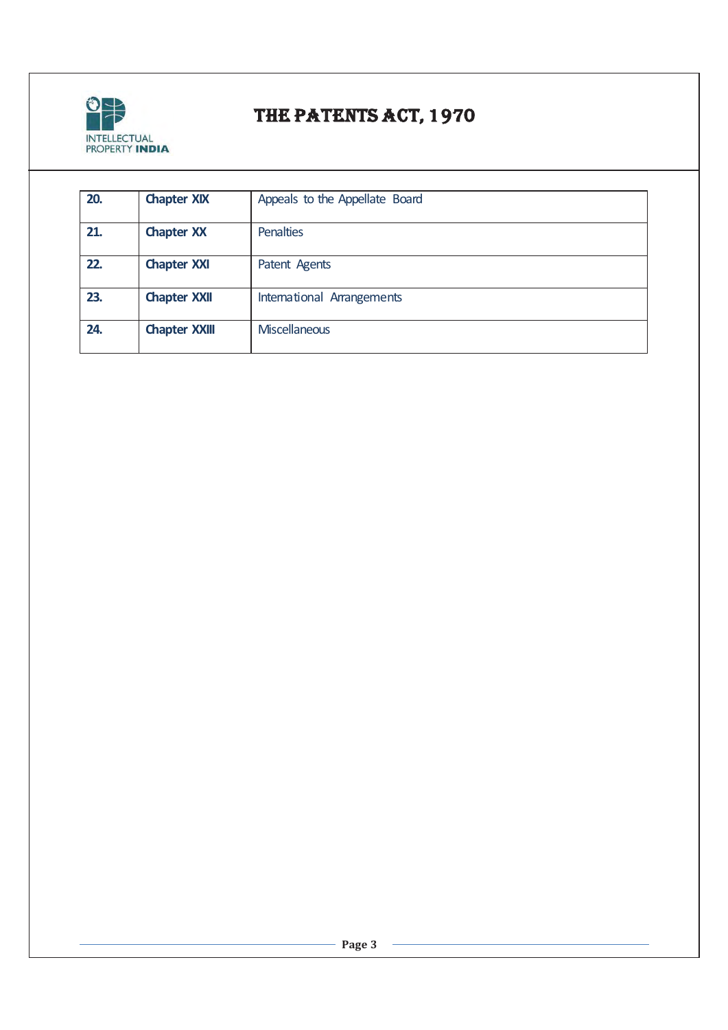| | | |
|---|---|---|
| **20.** | **Chapter XIX** | Appeals to the Appellate Board |
| **21.** | **Chapter XX** | Penalties |
| **22.** | **Chapter XXI** | Patent Agents |
| **23.** | **Chapter XXII** | International Arrangements |
| **24.** | **Chapter XXIII** | Miscellaneous |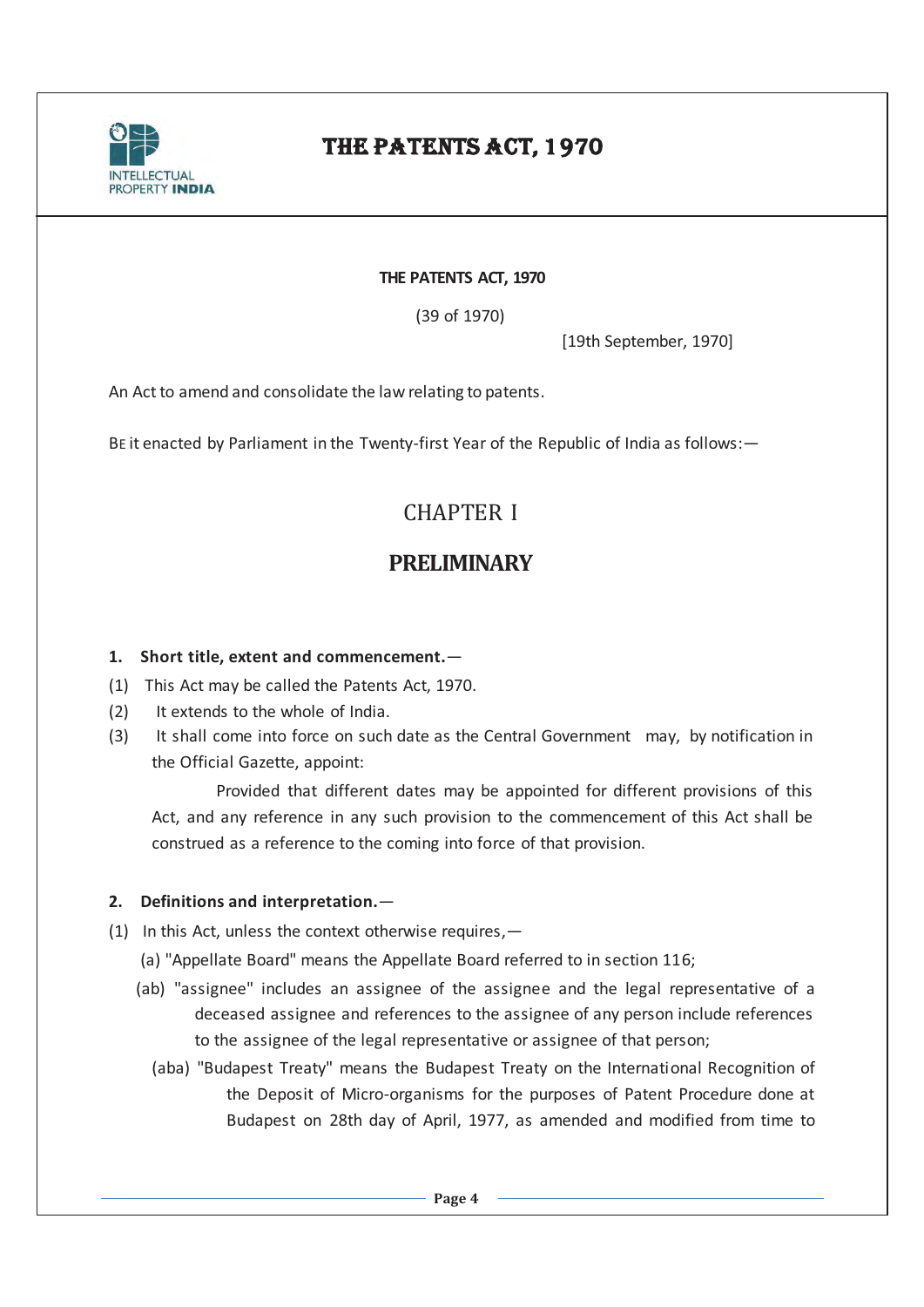# THE PATENTS ACT, 1970

**THE PATENTS ACT, 1970**

(39 of 1970)

[19th September, 1970]

An Act to amend and consolidate the law relating to patents.

BE it enacted by Parliament in the Twenty-first Year of the Republic of India as follows:—

## CHAPTER I

## PRELIMINARY

**1. Short title, extent and commencement.**—

(1) This Act may be called the Patents Act, 1970.

(2) It extends to the whole of India.

(3) It shall come into force on such date as the Central Government may, by notification in the Official Gazette, appoint:

Provided that different dates may be appointed for different provisions of this Act, and any reference in any such provision to the commencement of this Act shall be construed as a reference to the coming into force of that provision.

**2. Definitions and interpretation.**—

(1) In this Act, unless the context otherwise requires,—

(a) "Appellate Board" means the Appellate Board referred to in section 116;

(ab) "assignee" includes an assignee of the assignee and the legal representative of a deceased assignee and references to the assignee of any person include references to the assignee of the legal representative or assignee of that person;

(aba) "Budapest Treaty" means the Budapest Treaty on the International Recognition of the Deposit of Micro-organisms for the purposes of Patent Procedure done at Budapest on 28th day of April, 1977, as amended and modified from time to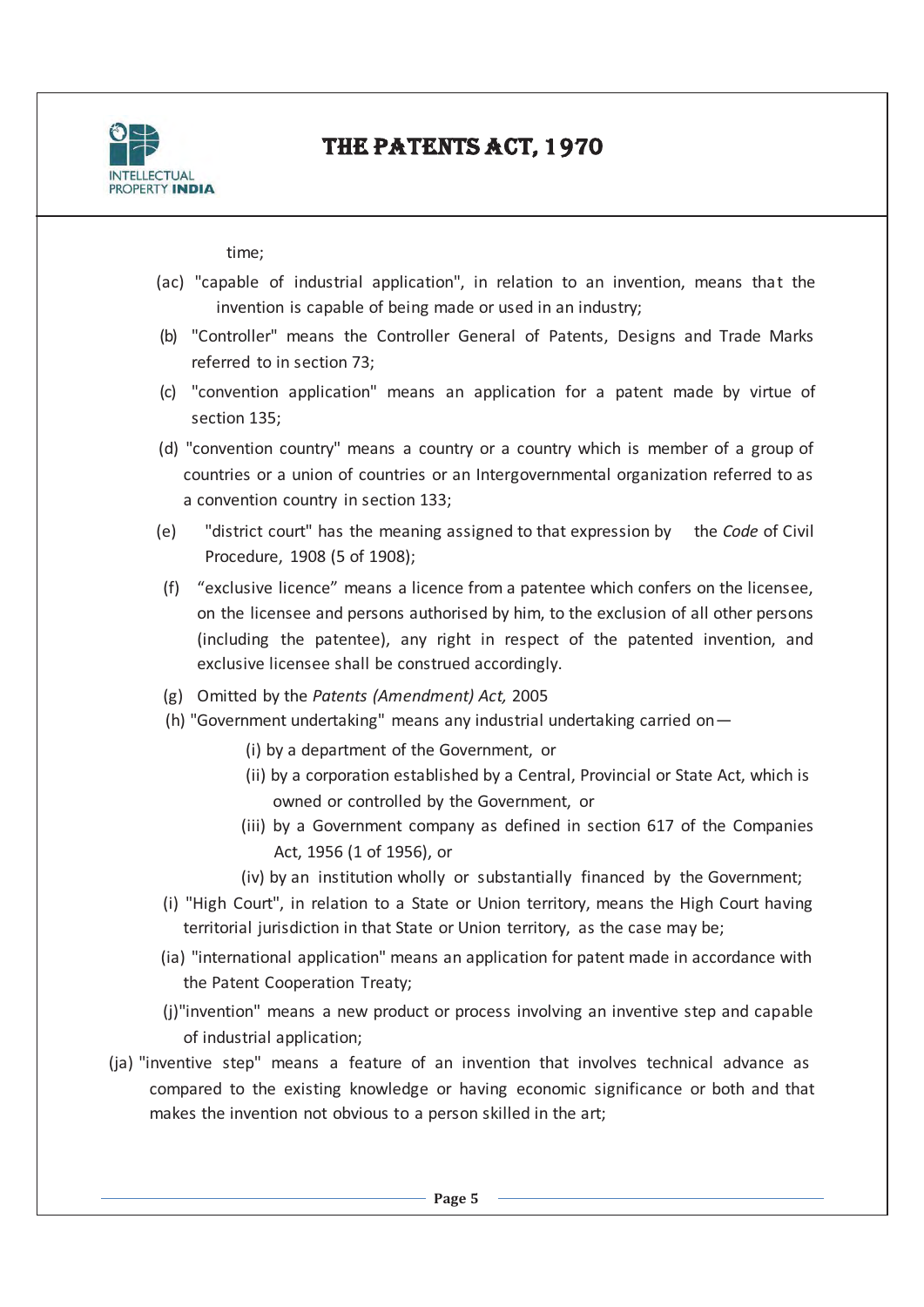time;

(ac) "capable of industrial application", in relation to an invention, means that the invention is capable of being made or used in an industry;

(b) "Controller" means the Controller General of Patents, Designs and Trade Marks referred to in section 73;

(c) "convention application" means an application for a patent made by virtue of section 135;

(d) "convention country" means a country or a country which is member of a group of countries or a union of countries or an Intergovernmental organization referred to as a convention country in section 133;

(e) "district court" has the meaning assigned to that expression by the *Code* of Civil Procedure, 1908 (5 of 1908);

(f) "exclusive licence" means a licence from a patentee which confers on the licensee, on the licensee and persons authorised by him, to the exclusion of all other persons (including the patentee), any right in respect of the patented invention, and exclusive licensee shall be construed accordingly.

(g) Omitted by the *Patents (Amendment) Act,* 2005

(h) "Government undertaking" means any industrial undertaking carried on—

(i) by a department of the Government, or

(ii) by a corporation established by a Central, Provincial or State Act, which is owned or controlled by the Government, or

(iii) by a Government company as defined in section 617 of the Companies Act, 1956 (1 of 1956), or

(iv) by an institution wholly or substantially financed by the Government;

(i) "High Court", in relation to a State or Union territory, means the High Court having territorial jurisdiction in that State or Union territory, as the case may be;

(ia) "international application" means an application for patent made in accordance with the Patent Cooperation Treaty;

(j)"invention" means a new product or process involving an inventive step and capable of industrial application;

(ja) "inventive step" means a feature of an invention that involves technical advance as compared to the existing knowledge or having economic significance or both and that makes the invention not obvious to a person skilled in the art;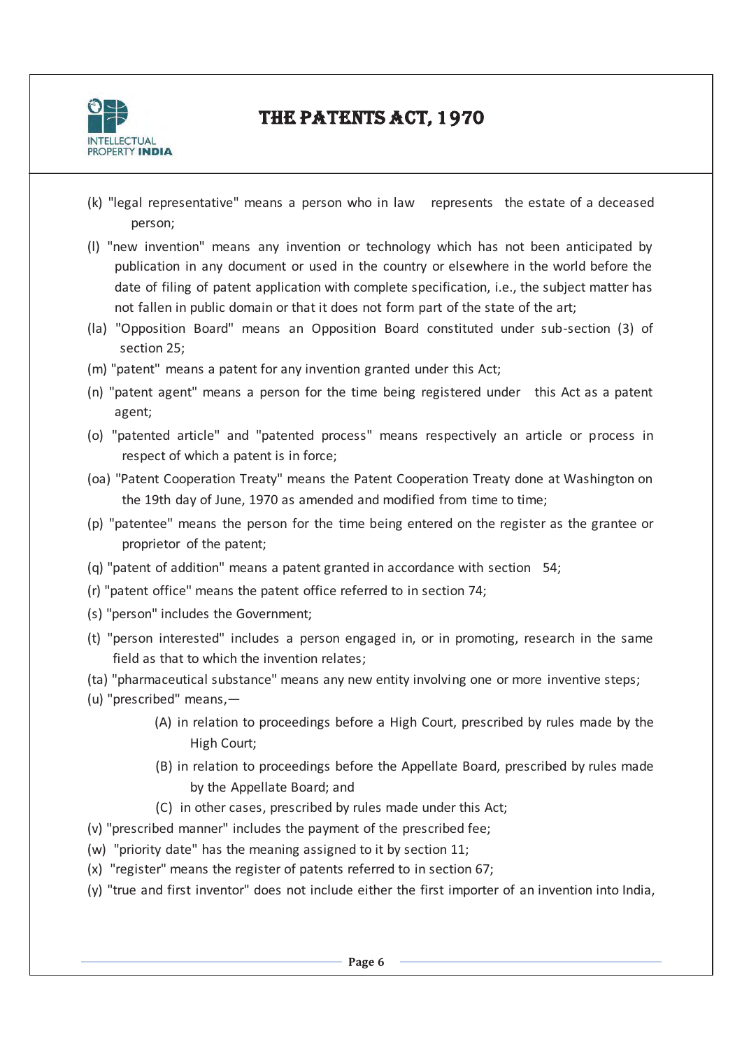(k) "legal representative" means a person who in law represents the estate of a deceased person;

(l) "new invention" means any invention or technology which has not been anticipated by publication in any document or used in the country or elsewhere in the world before the date of filing of patent application with complete specification, i.e., the subject matter has not fallen in public domain or that it does not form part of the state of the art;

(la) "Opposition Board" means an Opposition Board constituted under sub-section (3) of section 25;

(m) "patent" means a patent for any invention granted under this Act;

(n) "patent agent" means a person for the time being registered under this Act as a patent agent;

(o) "patented article" and "patented process" means respectively an article or process in respect of which a patent is in force;

(oa) "Patent Cooperation Treaty" means the Patent Cooperation Treaty done at Washington on the 19th day of June, 1970 as amended and modified from time to time;

(p) "patentee" means the person for the time being entered on the register as the grantee or proprietor of the patent;

(q) "patent of addition" means a patent granted in accordance with section 54;

(r) "patent office" means the patent office referred to in section 74;

(s) "person" includes the Government;

(t) "person interested" includes a person engaged in, or in promoting, research in the same field as that to which the invention relates;

(ta) "pharmaceutical substance" means any new entity involving one or more inventive steps;

(u) "prescribed" means,—

> (A) in relation to proceedings before a High Court, prescribed by rules made by the High Court;
>
> (B) in relation to proceedings before the Appellate Board, prescribed by rules made by the Appellate Board; and
>
> (C) in other cases, prescribed by rules made under this Act;

(v) "prescribed manner" includes the payment of the prescribed fee;

(w) "priority date" has the meaning assigned to it by section 11;

(x) "register" means the register of patents referred to in section 67;

(y) "true and first inventor" does not include either the first importer of an invention into India,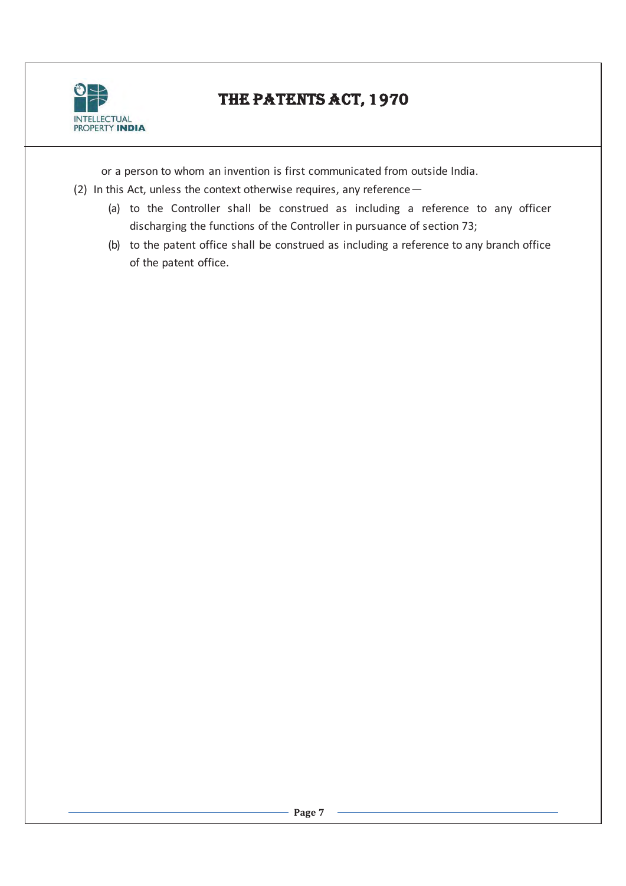or a person to whom an invention is first communicated from outside India.

(2) In this Act, unless the context otherwise requires, any reference—

(a) to the Controller shall be construed as including a reference to any officer discharging the functions of the Controller in pursuance of section 73;

(b) to the patent office shall be construed as including a reference to any branch office of the patent office.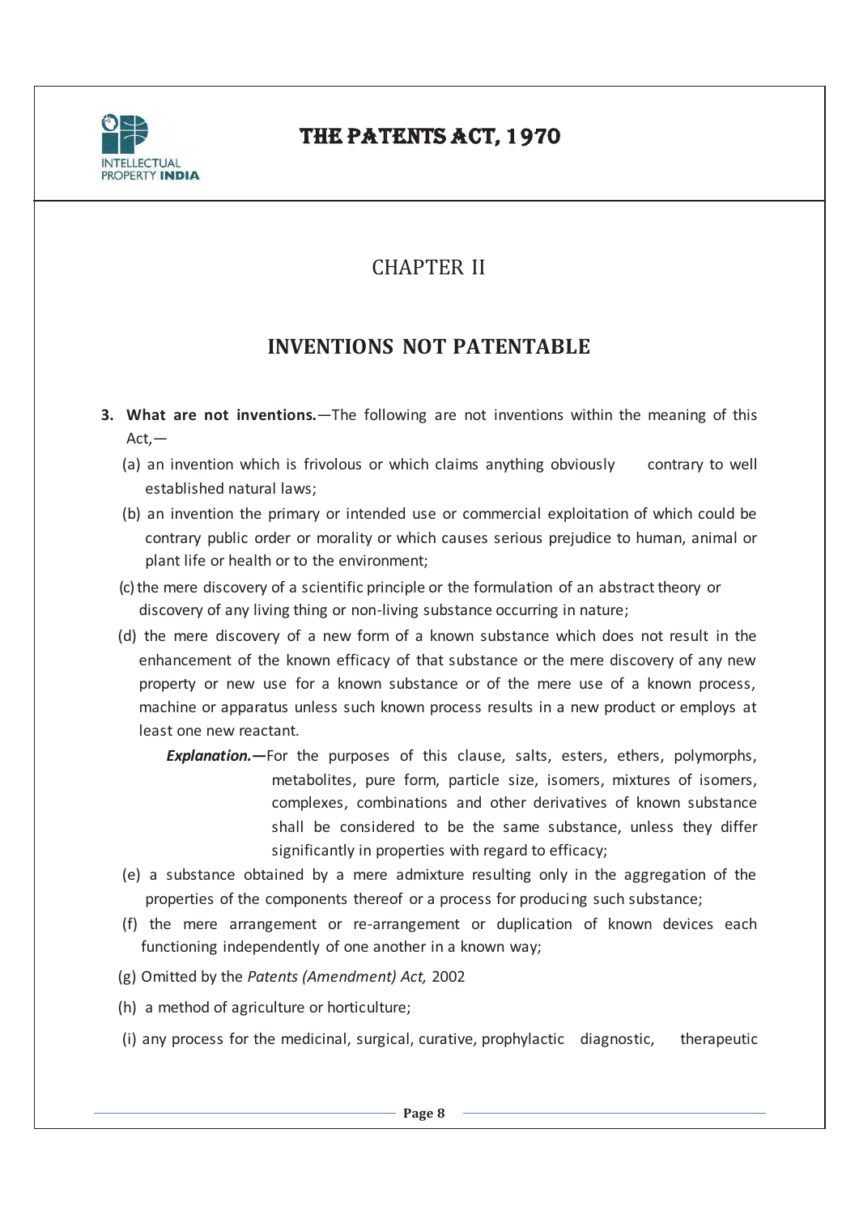## CHAPTER II

## INVENTIONS NOT PATENTABLE

**3. What are not inventions.**—The following are not inventions within the meaning of this Act,—

(a) an invention which is frivolous or which claims anything obviously contrary to well established natural laws;

(b) an invention the primary or intended use or commercial exploitation of which could be contrary public order or morality or which causes serious prejudice to human, animal or plant life or health or to the environment;

(c) the mere discovery of a scientific principle or the formulation of an abstract theory or discovery of any living thing or non-living substance occurring in nature;

(d) the mere discovery of a new form of a known substance which does not result in the enhancement of the known efficacy of that substance or the mere discovery of any new property or new use for a known substance or of the mere use of a known process, machine or apparatus unless such known process results in a new product or employs at least one new reactant.

> ***Explanation.*—**For the purposes of this clause, salts, esters, ethers, polymorphs, metabolites, pure form, particle size, isomers, mixtures of isomers, complexes, combinations and other derivatives of known substance shall be considered to be the same substance, unless they differ significantly in properties with regard to efficacy;

(e) a substance obtained by a mere admixture resulting only in the aggregation of the properties of the components thereof or a process for producing such substance;

(f) the mere arrangement or re-arrangement or duplication of known devices each functioning independently of one another in a known way;

(g) Omitted by the *Patents (Amendment) Act,* 2002

(h) a method of agriculture or horticulture;

(i) any process for the medicinal, surgical, curative, prophylactic diagnostic, therapeutic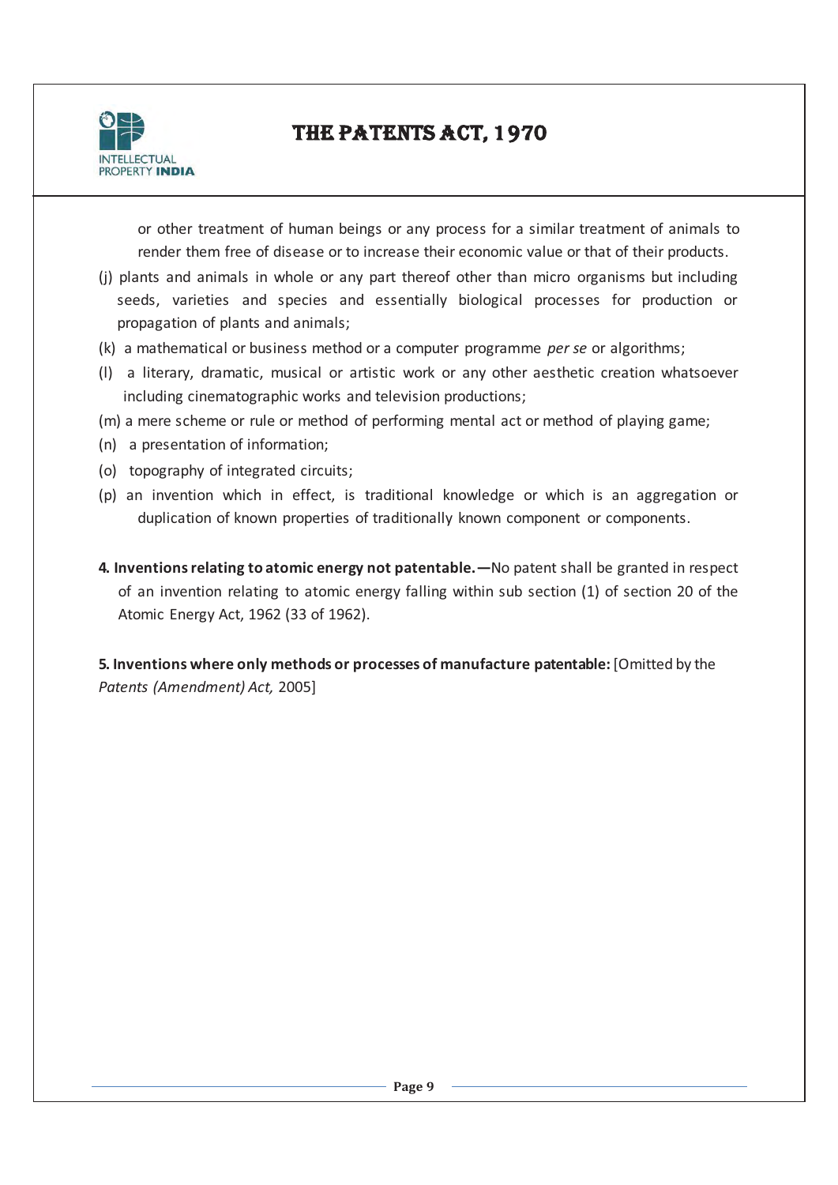or other treatment of human beings or any process for a similar treatment of animals to render them free of disease or to increase their economic value or that of their products.

(j) plants and animals in whole or any part thereof other than micro organisms but including seeds, varieties and species and essentially biological processes for production or propagation of plants and animals;

(k) a mathematical or business method or a computer programme *per se* or algorithms;

(l) a literary, dramatic, musical or artistic work or any other aesthetic creation whatsoever including cinematographic works and television productions;

(m) a mere scheme or rule or method of performing mental act or method of playing game;

(n) a presentation of information;

(o) topography of integrated circuits;

(p) an invention which in effect, is traditional knowledge or which is an aggregation or duplication of known properties of traditionally known component or components.

**4. Inventions relating to atomic energy not patentable.—**No patent shall be granted in respect of an invention relating to atomic energy falling within sub section (1) of section 20 of the Atomic Energy Act, 1962 (33 of 1962).

**5. Inventions where only methods or processes of manufacture patentable:** [Omitted by the *Patents (Amendment) Act,* 2005]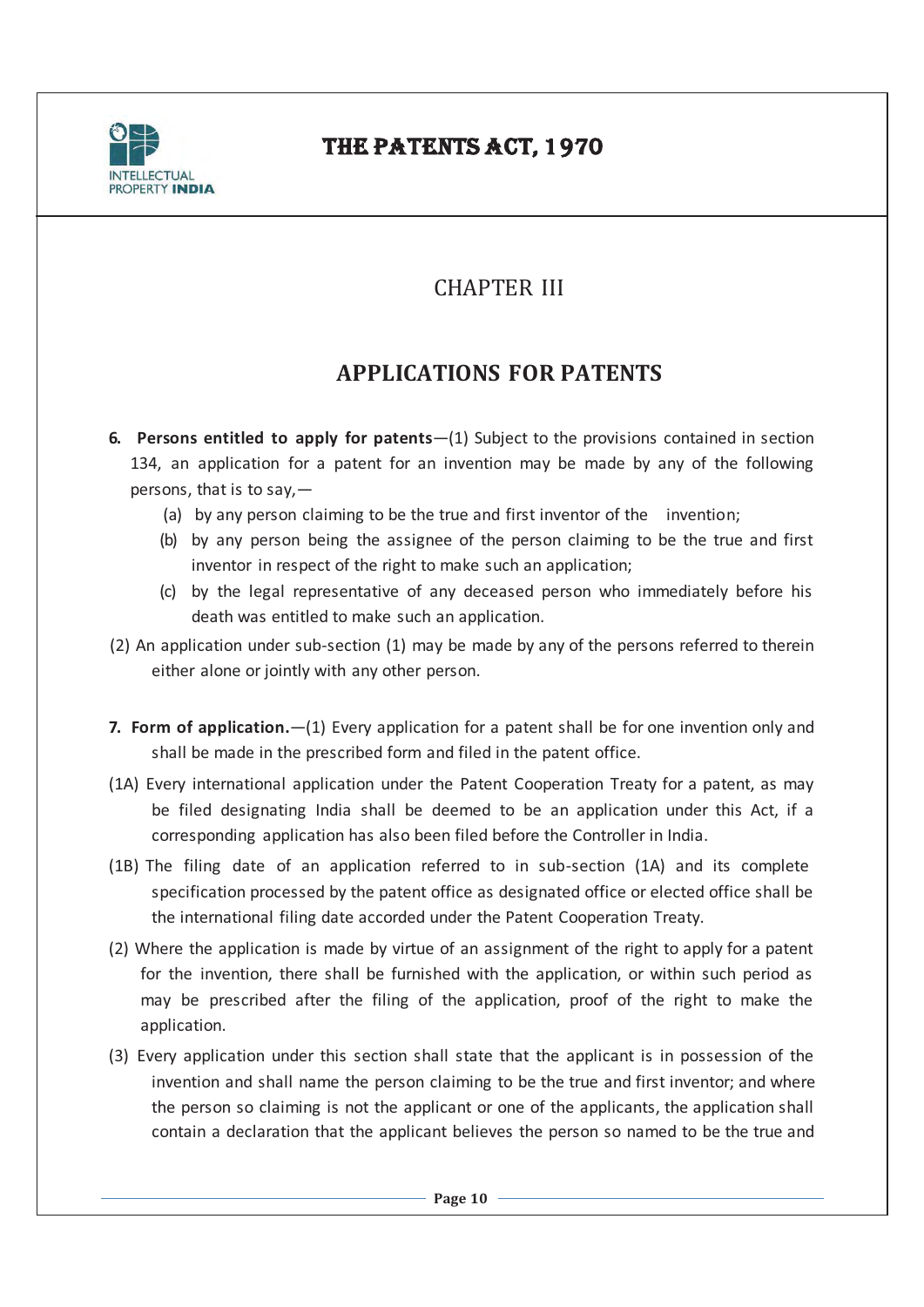# CHAPTER III

## APPLICATIONS FOR PATENTS

**6. Persons entitled to apply for patents**—(1) Subject to the provisions contained in section 134, an application for a patent for an invention may be made by any of the following persons, that is to say,—

(a) by any person claiming to be the true and first inventor of the invention;

(b) by any person being the assignee of the person claiming to be the true and first inventor in respect of the right to make such an application;

(c) by the legal representative of any deceased person who immediately before his death was entitled to make such an application.

(2) An application under sub-section (1) may be made by any of the persons referred to therein either alone or jointly with any other person.

**7. Form of application.**—(1) Every application for a patent shall be for one invention only and shall be made in the prescribed form and filed in the patent office.

(1A) Every international application under the Patent Cooperation Treaty for a patent, as may be filed designating India shall be deemed to be an application under this Act, if a corresponding application has also been filed before the Controller in India.

(1B) The filing date of an application referred to in sub-section (1A) and its complete specification processed by the patent office as designated office or elected office shall be the international filing date accorded under the Patent Cooperation Treaty.

(2) Where the application is made by virtue of an assignment of the right to apply for a patent for the invention, there shall be furnished with the application, or within such period as may be prescribed after the filing of the application, proof of the right to make the application.

(3) Every application under this section shall state that the applicant is in possession of the invention and shall name the person claiming to be the true and first inventor; and where the person so claiming is not the applicant or one of the applicants, the application shall contain a declaration that the applicant believes the person so named to be the true and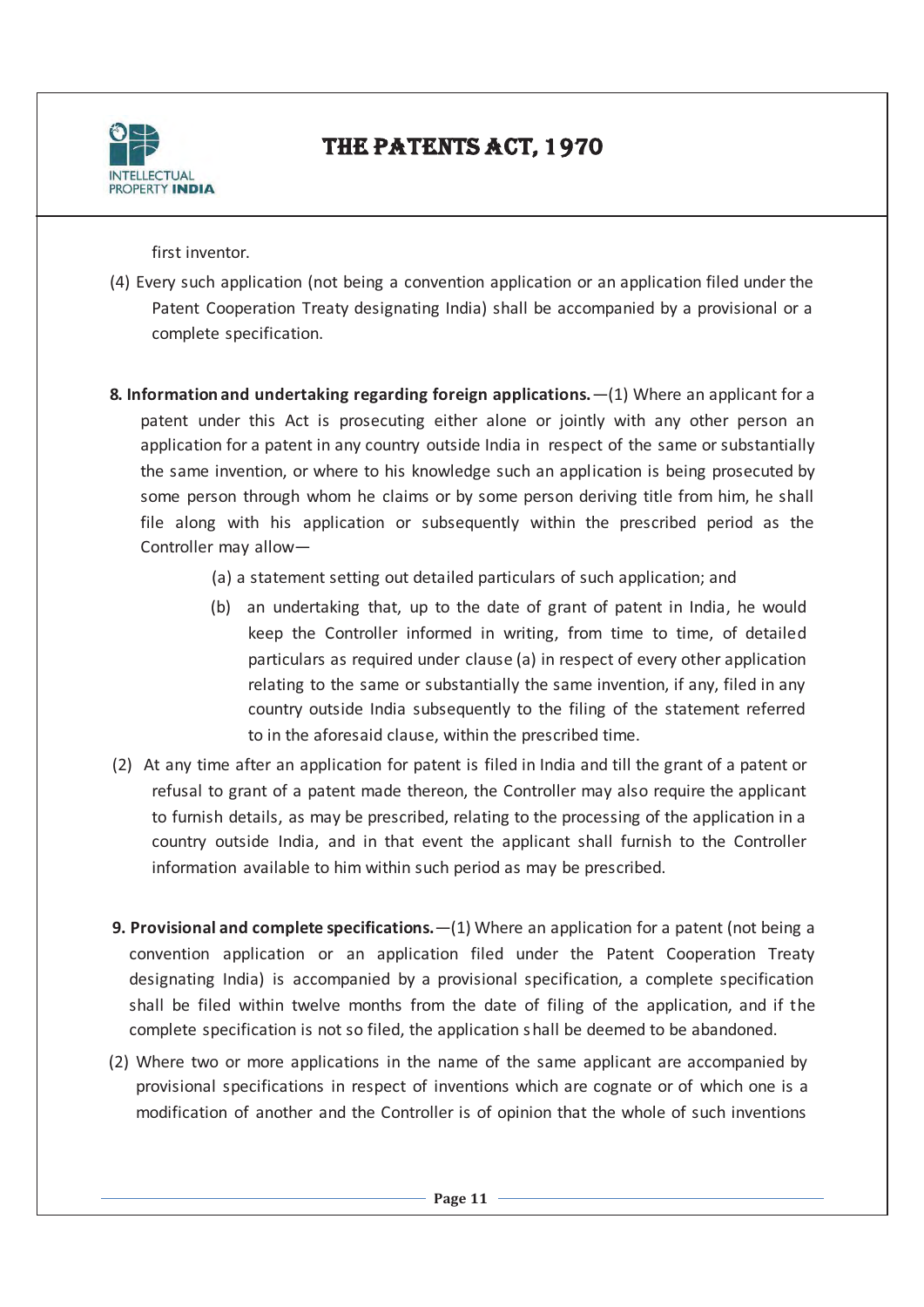first inventor.

(4) Every such application (not being a convention application or an application filed under the Patent Cooperation Treaty designating India) shall be accompanied by a provisional or a complete specification.

**8. Information and undertaking regarding foreign applications.**—(1) Where an applicant for a patent under this Act is prosecuting either alone or jointly with any other person an application for a patent in any country outside India in respect of the same or substantially the same invention, or where to his knowledge such an application is being prosecuted by some person through whom he claims or by some person deriving title from him, he shall file along with his application or subsequently within the prescribed period as the Controller may allow—

(a) a statement setting out detailed particulars of such application; and

(b) an undertaking that, up to the date of grant of patent in India, he would keep the Controller informed in writing, from time to time, of detailed particulars as required under clause (a) in respect of every other application relating to the same or substantially the same invention, if any, filed in any country outside India subsequently to the filing of the statement referred to in the aforesaid clause, within the prescribed time.

(2) At any time after an application for patent is filed in India and till the grant of a patent or refusal to grant of a patent made thereon, the Controller may also require the applicant to furnish details, as may be prescribed, relating to the processing of the application in a country outside India, and in that event the applicant shall furnish to the Controller information available to him within such period as may be prescribed.

**9. Provisional and complete specifications.**—(1) Where an application for a patent (not being a convention application or an application filed under the Patent Cooperation Treaty designating India) is accompanied by a provisional specification, a complete specification shall be filed within twelve months from the date of filing of the application, and if the complete specification is not so filed, the application shall be deemed to be abandoned.

(2) Where two or more applications in the name of the same applicant are accompanied by provisional specifications in respect of inventions which are cognate or of which one is a modification of another and the Controller is of opinion that the whole of such inventions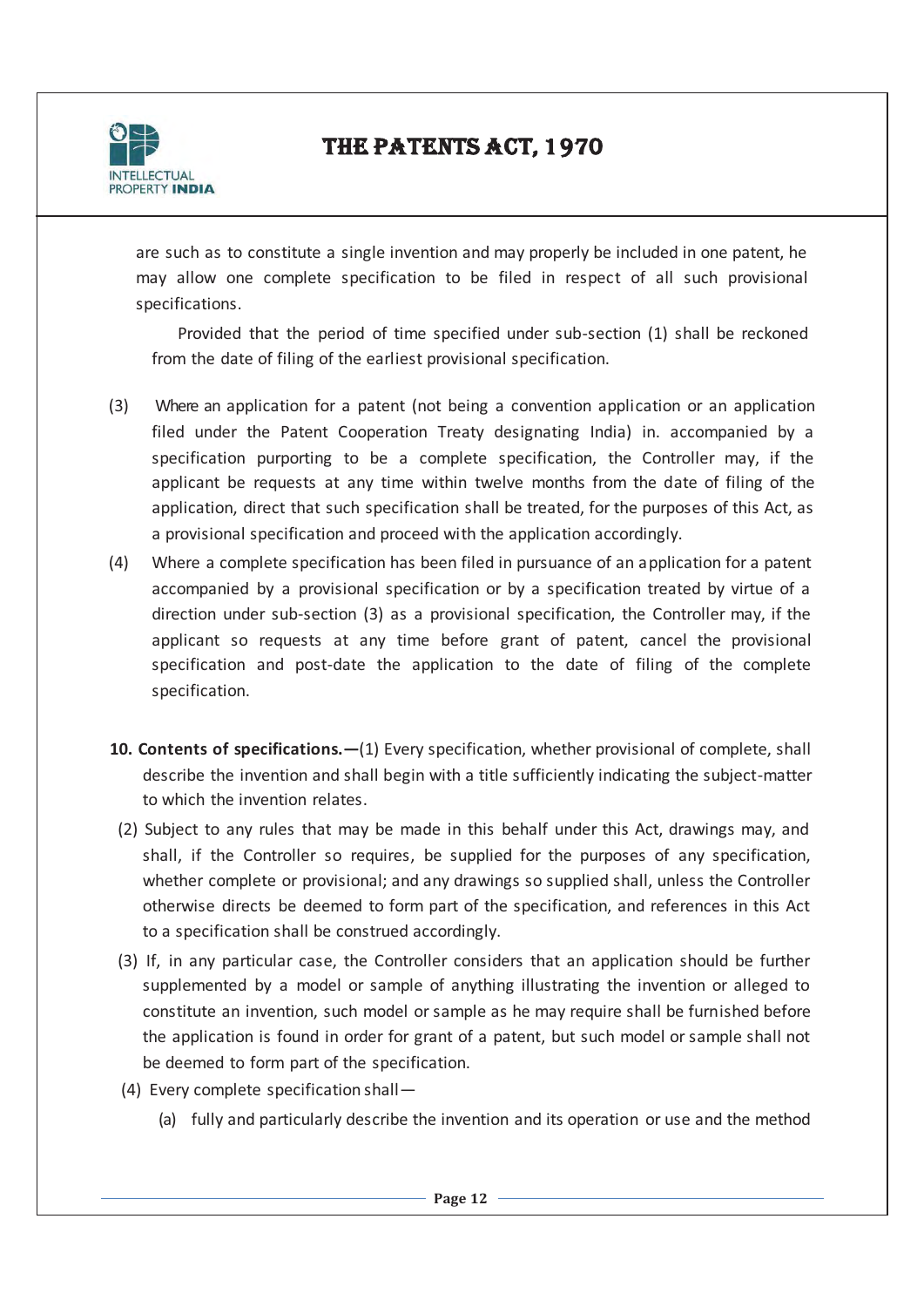are such as to constitute a single invention and may properly be included in one patent, he may allow one complete specification to be filed in respect of all such provisional specifications.

Provided that the period of time specified under sub-section (1) shall be reckoned from the date of filing of the earliest provisional specification.

(3) Where an application for a patent (not being a convention application or an application filed under the Patent Cooperation Treaty designating India) in. accompanied by a specification purporting to be a complete specification, the Controller may, if the applicant be requests at any time within twelve months from the date of filing of the application, direct that such specification shall be treated, for the purposes of this Act, as a provisional specification and proceed with the application accordingly.

(4) Where a complete specification has been filed in pursuance of an application for a patent accompanied by a provisional specification or by a specification treated by virtue of a direction under sub-section (3) as a provisional specification, the Controller may, if the applicant so requests at any time before grant of patent, cancel the provisional specification and post-date the application to the date of filing of the complete specification.

**10. Contents of specifications.—**(1) Every specification, whether provisional of complete, shall describe the invention and shall begin with a title sufficiently indicating the subject-matter to which the invention relates.

(2) Subject to any rules that may be made in this behalf under this Act, drawings may, and shall, if the Controller so requires, be supplied for the purposes of any specification, whether complete or provisional; and any drawings so supplied shall, unless the Controller otherwise directs be deemed to form part of the specification, and references in this Act to a specification shall be construed accordingly.

(3) If, in any particular case, the Controller considers that an application should be further supplemented by a model or sample of anything illustrating the invention or alleged to constitute an invention, such model or sample as he may require shall be furnished before the application is found in order for grant of a patent, but such model or sample shall not be deemed to form part of the specification.

(4) Every complete specification shall—

(a) fully and particularly describe the invention and its operation or use and the method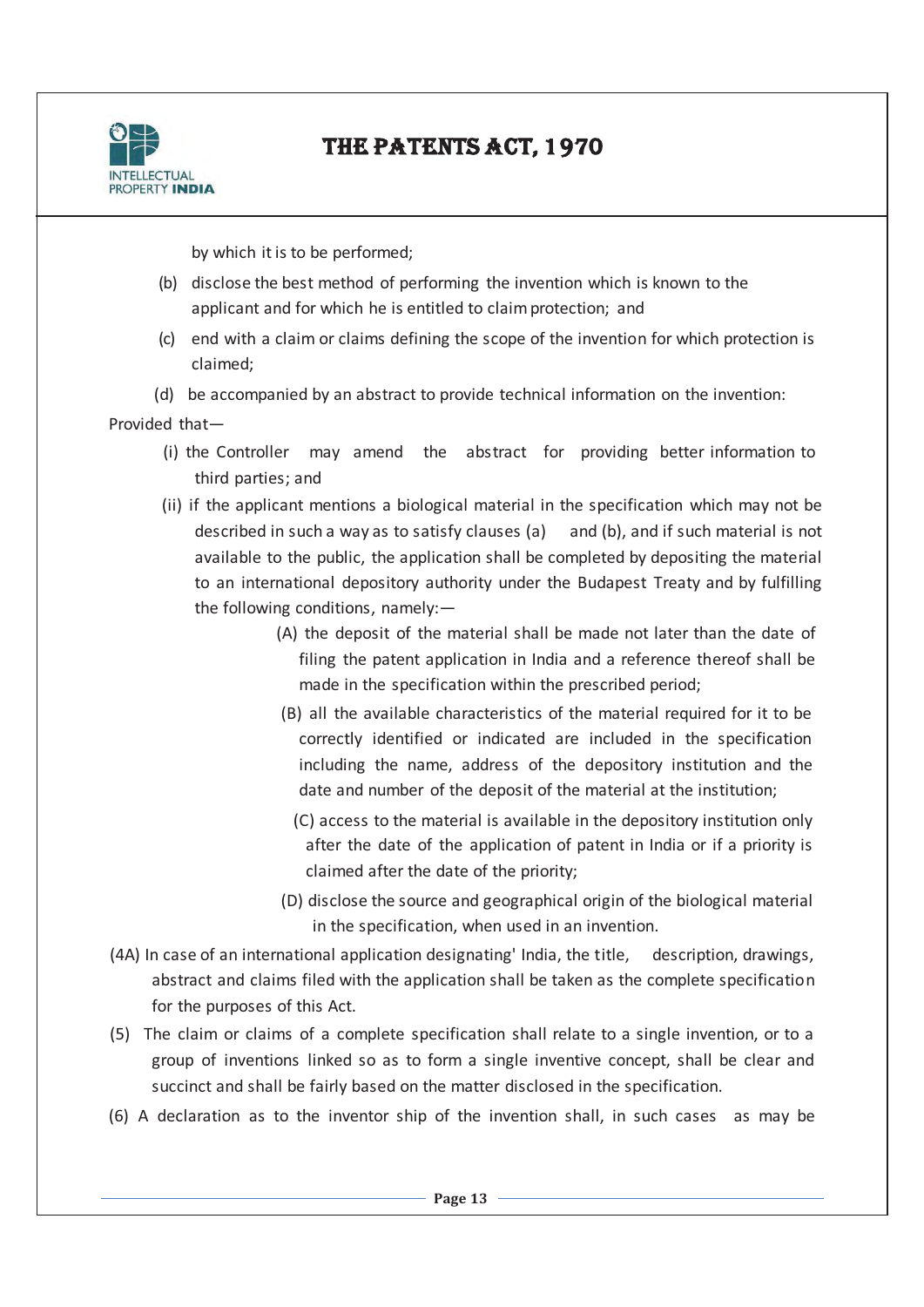by which it is to be performed;

(b) disclose the best method of performing the invention which is known to the applicant and for which he is entitled to claim protection; and

(c) end with a claim or claims defining the scope of the invention for which protection is claimed;

(d) be accompanied by an abstract to provide technical information on the invention:

Provided that—

(i) the Controller may amend the abstract for providing better information to third parties; and

(ii) if the applicant mentions a biological material in the specification which may not be described in such a way as to satisfy clauses (a) and (b), and if such material is not available to the public, the application shall be completed by depositing the material to an international depository authority under the Budapest Treaty and by fulfilling the following conditions, namely:—

(A) the deposit of the material shall be made not later than the date of filing the patent application in India and a reference thereof shall be made in the specification within the prescribed period;

(B) all the available characteristics of the material required for it to be correctly identified or indicated are included in the specification including the name, address of the depository institution and the date and number of the deposit of the material at the institution;

(C) access to the material is available in the depository institution only after the date of the application of patent in India or if a priority is claimed after the date of the priority;

(D) disclose the source and geographical origin of the biological material in the specification, when used in an invention.

(4A) In case of an international application designating' India, the title, description, drawings, abstract and claims filed with the application shall be taken as the complete specification for the purposes of this Act.

(5) The claim or claims of a complete specification shall relate to a single invention, or to a group of inventions linked so as to form a single inventive concept, shall be clear and succinct and shall be fairly based on the matter disclosed in the specification.

(6) A declaration as to the inventor ship of the invention shall, in such cases as may be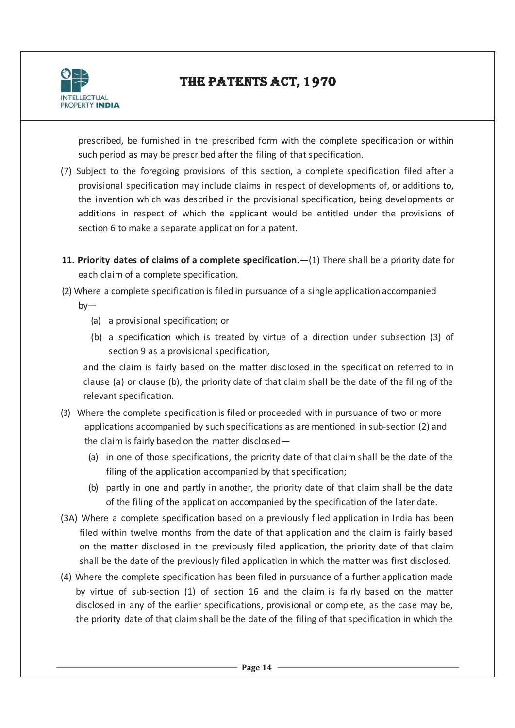prescribed, be furnished in the prescribed form with the complete specification or within such period as may be prescribed after the filing of that specification.

(7) Subject to the foregoing provisions of this section, a complete specification filed after a provisional specification may include claims in respect of developments of, or additions to, the invention which was described in the provisional specification, being developments or additions in respect of which the applicant would be entitled under the provisions of section 6 to make a separate application for a patent.

**11. Priority dates of claims of a complete specification.—**(1) There shall be a priority date for each claim of a complete specification.

(2) Where a complete specification is filed in pursuance of a single application accompanied by—

- (a) a provisional specification; or
- (b) a specification which is treated by virtue of a direction under subsection (3) of section 9 as a provisional specification,

and the claim is fairly based on the matter disclosed in the specification referred to in clause (a) or clause (b), the priority date of that claim shall be the date of the filing of the relevant specification.

(3) Where the complete specification is filed or proceeded with in pursuance of two or more applications accompanied by such specifications as are mentioned in sub-section (2) and the claim is fairly based on the matter disclosed—

- (a) in one of those specifications, the priority date of that claim shall be the date of the filing of the application accompanied by that specification;
- (b) partly in one and partly in another, the priority date of that claim shall be the date of the filing of the application accompanied by the specification of the later date.

(3A) Where a complete specification based on a previously filed application in India has been filed within twelve months from the date of that application and the claim is fairly based on the matter disclosed in the previously filed application, the priority date of that claim shall be the date of the previously filed application in which the matter was first disclosed.

(4) Where the complete specification has been filed in pursuance of a further application made by virtue of sub-section (1) of section 16 and the claim is fairly based on the matter disclosed in any of the earlier specifications, provisional or complete, as the case may be, the priority date of that claim shall be the date of the filing of that specification in which the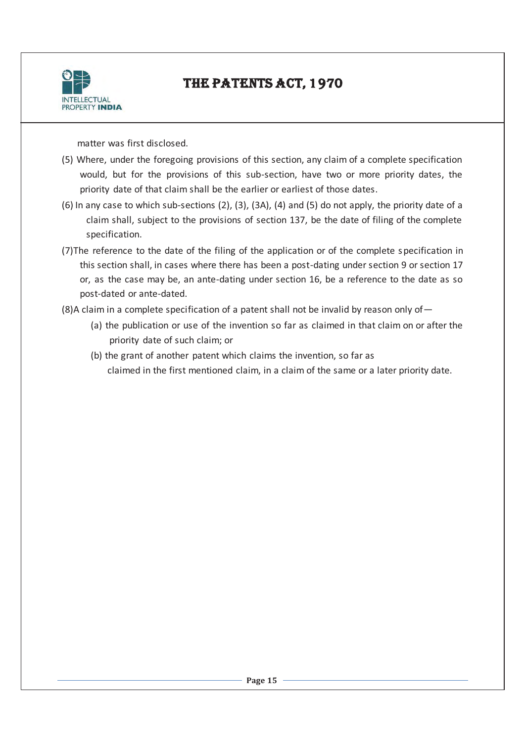matter was first disclosed.

(5) Where, under the foregoing provisions of this section, any claim of a complete specification would, but for the provisions of this sub-section, have two or more priority dates, the priority date of that claim shall be the earlier or earliest of those dates.

(6) In any case to which sub-sections (2), (3), (3A), (4) and (5) do not apply, the priority date of a claim shall, subject to the provisions of section 137, be the date of filing of the complete specification.

(7)The reference to the date of the filing of the application or of the complete specification in this section shall, in cases where there has been a post-dating under section 9 or section 17 or, as the case may be, an ante-dating under section 16, be a reference to the date as so post-dated or ante-dated.

(8)A claim in a complete specification of a patent shall not be invalid by reason only of—

(a) the publication or use of the invention so far as claimed in that claim on or after the priority date of such claim; or

(b) the grant of another patent which claims the invention, so far as claimed in the first mentioned claim, in a claim of the same or a later priority date.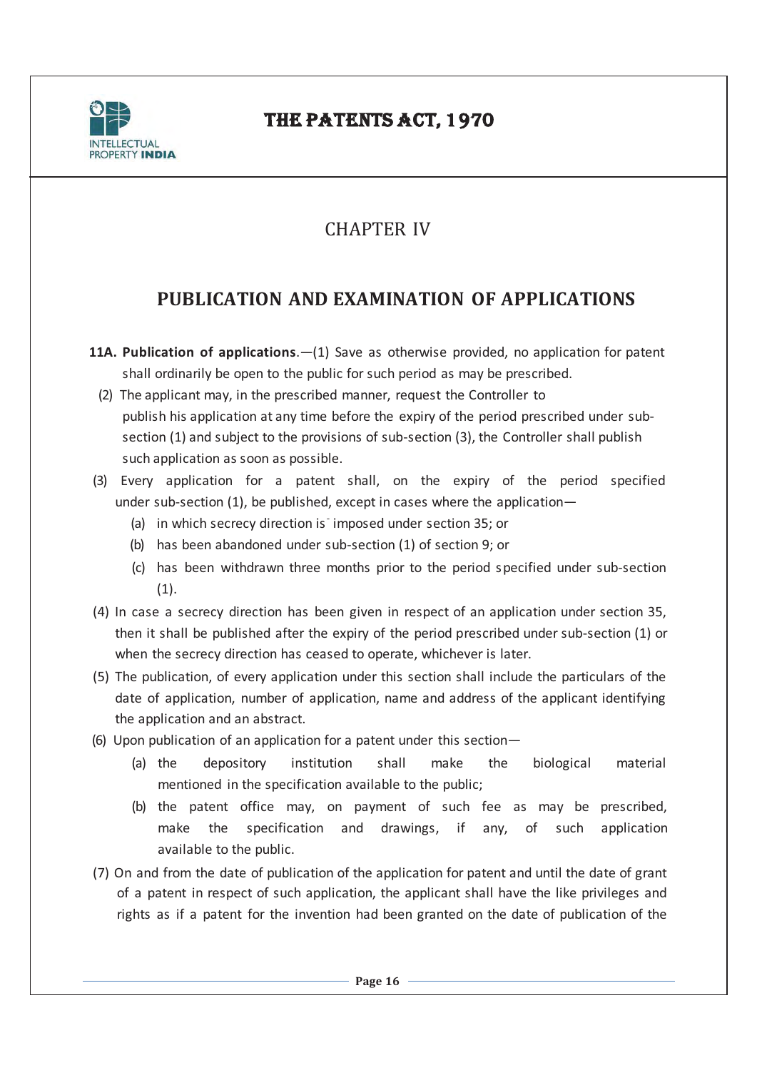## CHAPTER IV

## PUBLICATION AND EXAMINATION OF APPLICATIONS

**11A. Publication of applications**.—(1) Save as otherwise provided, no application for patent shall ordinarily be open to the public for such period as may be prescribed.

(2) The applicant may, in the prescribed manner, request the Controller to publish his application at any time before the expiry of the period prescribed under sub-section (1) and subject to the provisions of sub-section (3), the Controller shall publish such application as soon as possible.

(3) Every application for a patent shall, on the expiry of the period specified under sub-section (1), be published, except in cases where the application—

- (a) in which secrecy direction is imposed under section 35; or
- (b) has been abandoned under sub-section (1) of section 9; or
- (c) has been withdrawn three months prior to the period specified under sub-section (1).

(4) In case a secrecy direction has been given in respect of an application under section 35, then it shall be published after the expiry of the period prescribed under sub-section (1) or when the secrecy direction has ceased to operate, whichever is later.

(5) The publication, of every application under this section shall include the particulars of the date of application, number of application, name and address of the applicant identifying the application and an abstract.

(6) Upon publication of an application for a patent under this section—

- (a) the depository institution shall make the biological material mentioned in the specification available to the public;
- (b) the patent office may, on payment of such fee as may be prescribed, make the specification and drawings, if any, of such application available to the public.

(7) On and from the date of publication of the application for patent and until the date of grant of a patent in respect of such application, the applicant shall have the like privileges and rights as if a patent for the invention had been granted on the date of publication of the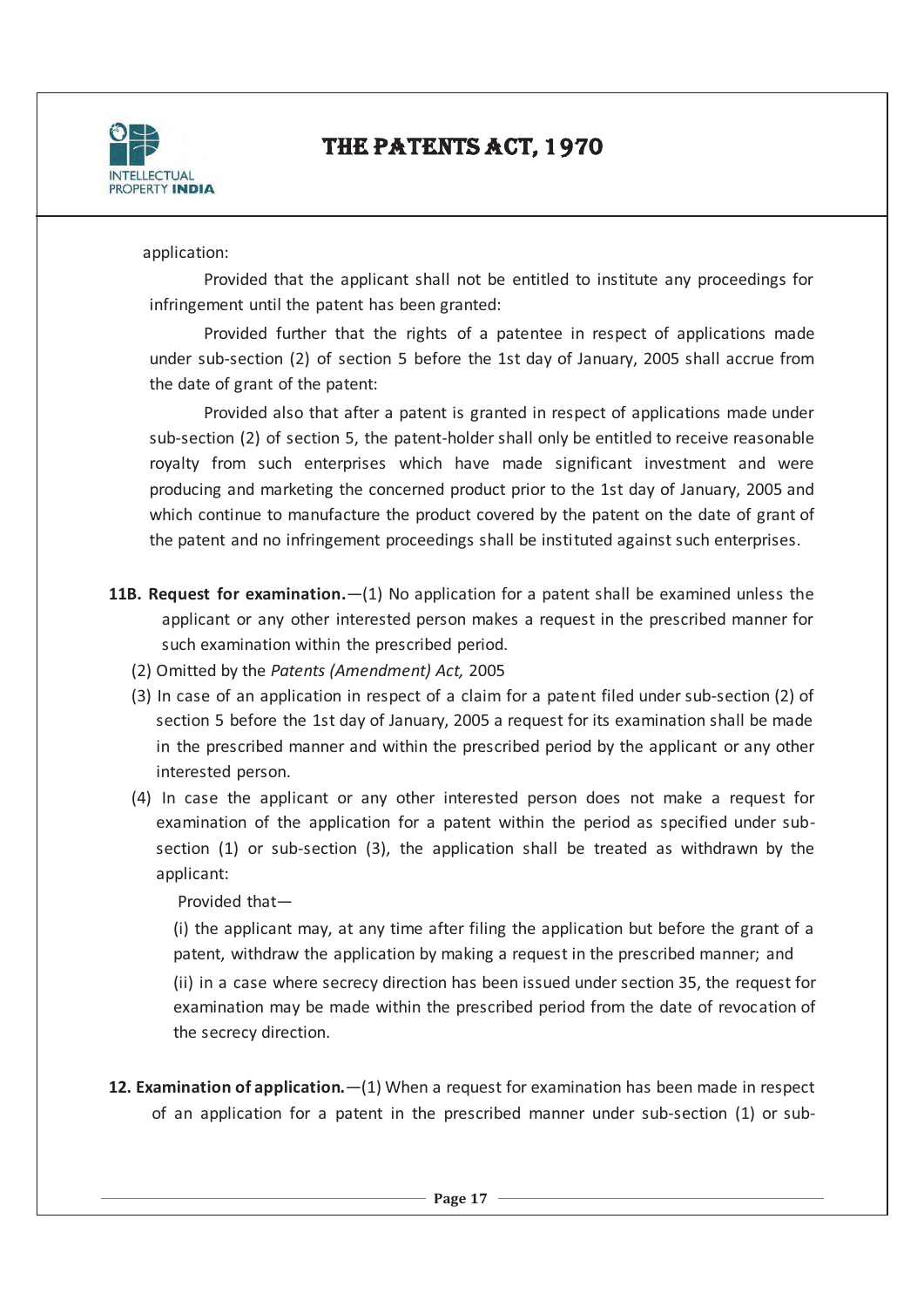application:

Provided that the applicant shall not be entitled to institute any proceedings for infringement until the patent has been granted:

Provided further that the rights of a patentee in respect of applications made under sub-section (2) of section 5 before the 1st day of January, 2005 shall accrue from the date of grant of the patent:

Provided also that after a patent is granted in respect of applications made under sub-section (2) of section 5, the patent-holder shall only be entitled to receive reasonable royalty from such enterprises which have made significant investment and were producing and marketing the concerned product prior to the 1st day of January, 2005 and which continue to manufacture the product covered by the patent on the date of grant of the patent and no infringement proceedings shall be instituted against such enterprises.

**11B. Request for examination.**—(1) No application for a patent shall be examined unless the applicant or any other interested person makes a request in the prescribed manner for such examination within the prescribed period.

(2) Omitted by the *Patents (Amendment) Act,* 2005

(3) In case of an application in respect of a claim for a patent filed under sub-section (2) of section 5 before the 1st day of January, 2005 a request for its examination shall be made in the prescribed manner and within the prescribed period by the applicant or any other interested person.

(4) In case the applicant or any other interested person does not make a request for examination of the application for a patent within the period as specified under sub-section (1) or sub-section (3), the application shall be treated as withdrawn by the applicant:

Provided that—

(i) the applicant may, at any time after filing the application but before the grant of a patent, withdraw the application by making a request in the prescribed manner; and

(ii) in a case where secrecy direction has been issued under section 35, the request for examination may be made within the prescribed period from the date of revocation of the secrecy direction.

**12. Examination of application.**—(1) When a request for examination has been made in respect of an application for a patent in the prescribed manner under sub-section (1) or sub-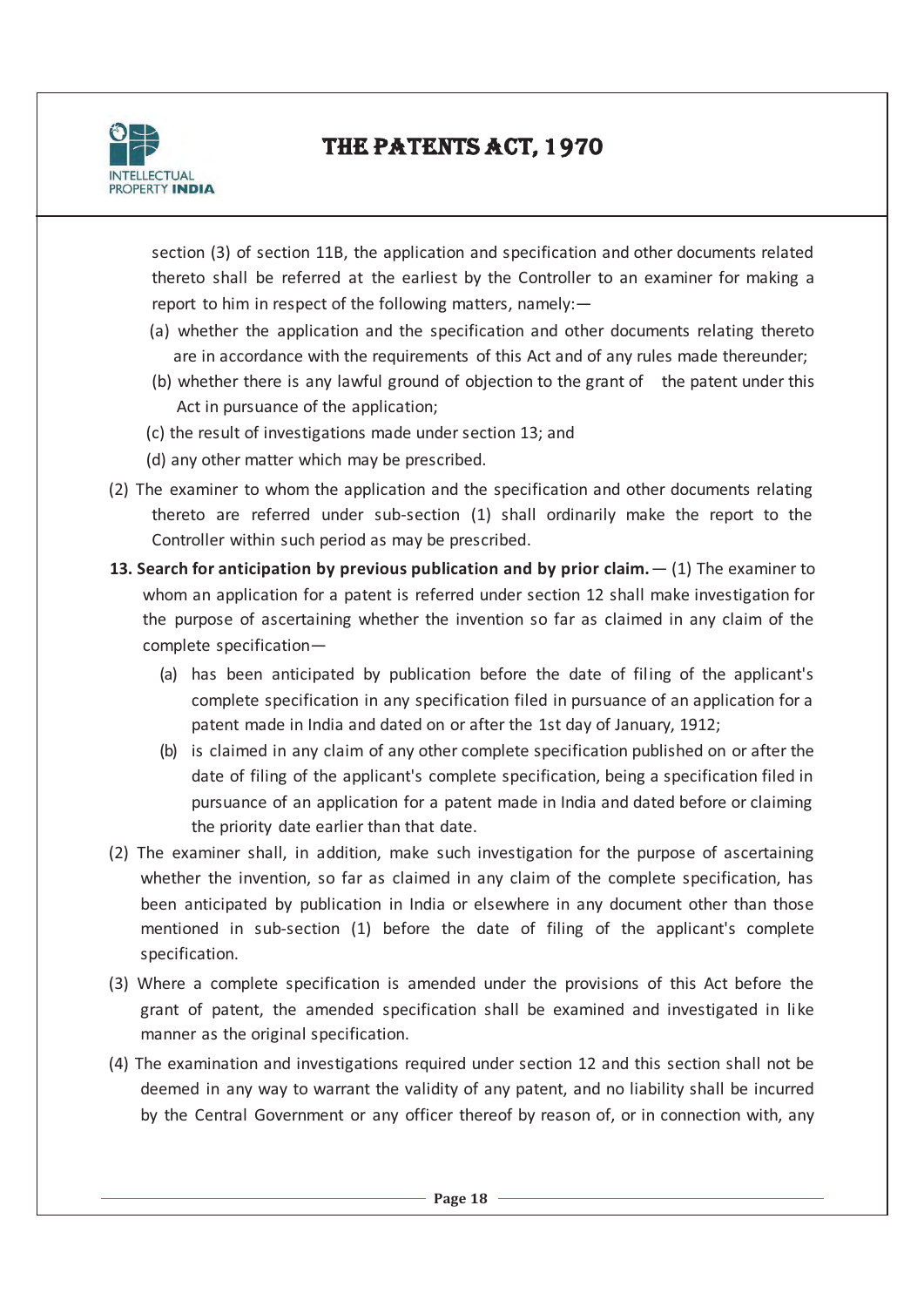section (3) of section 11B, the application and specification and other documents related thereto shall be referred at the earliest by the Controller to an examiner for making a report to him in respect of the following matters, namely:—

(a) whether the application and the specification and other documents relating thereto are in accordance with the requirements of this Act and of any rules made thereunder;

(b) whether there is any lawful ground of objection to the grant of the patent under this Act in pursuance of the application;

(c) the result of investigations made under section 13; and

(d) any other matter which may be prescribed.

(2) The examiner to whom the application and the specification and other documents relating thereto are referred under sub-section (1) shall ordinarily make the report to the Controller within such period as may be prescribed.

**13. Search for anticipation by previous publication and by prior claim.** — (1) The examiner to whom an application for a patent is referred under section 12 shall make investigation for the purpose of ascertaining whether the invention so far as claimed in any claim of the complete specification—

(a) has been anticipated by publication before the date of filing of the applicant's complete specification in any specification filed in pursuance of an application for a patent made in India and dated on or after the 1st day of January, 1912;

(b) is claimed in any claim of any other complete specification published on or after the date of filing of the applicant's complete specification, being a specification filed in pursuance of an application for a patent made in India and dated before or claiming the priority date earlier than that date.

(2) The examiner shall, in addition, make such investigation for the purpose of ascertaining whether the invention, so far as claimed in any claim of the complete specification, has been anticipated by publication in India or elsewhere in any document other than those mentioned in sub-section (1) before the date of filing of the applicant's complete specification.

(3) Where a complete specification is amended under the provisions of this Act before the grant of patent, the amended specification shall be examined and investigated in like manner as the original specification.

(4) The examination and investigations required under section 12 and this section shall not be deemed in any way to warrant the validity of any patent, and no liability shall be incurred by the Central Government or any officer thereof by reason of, or in connection with, any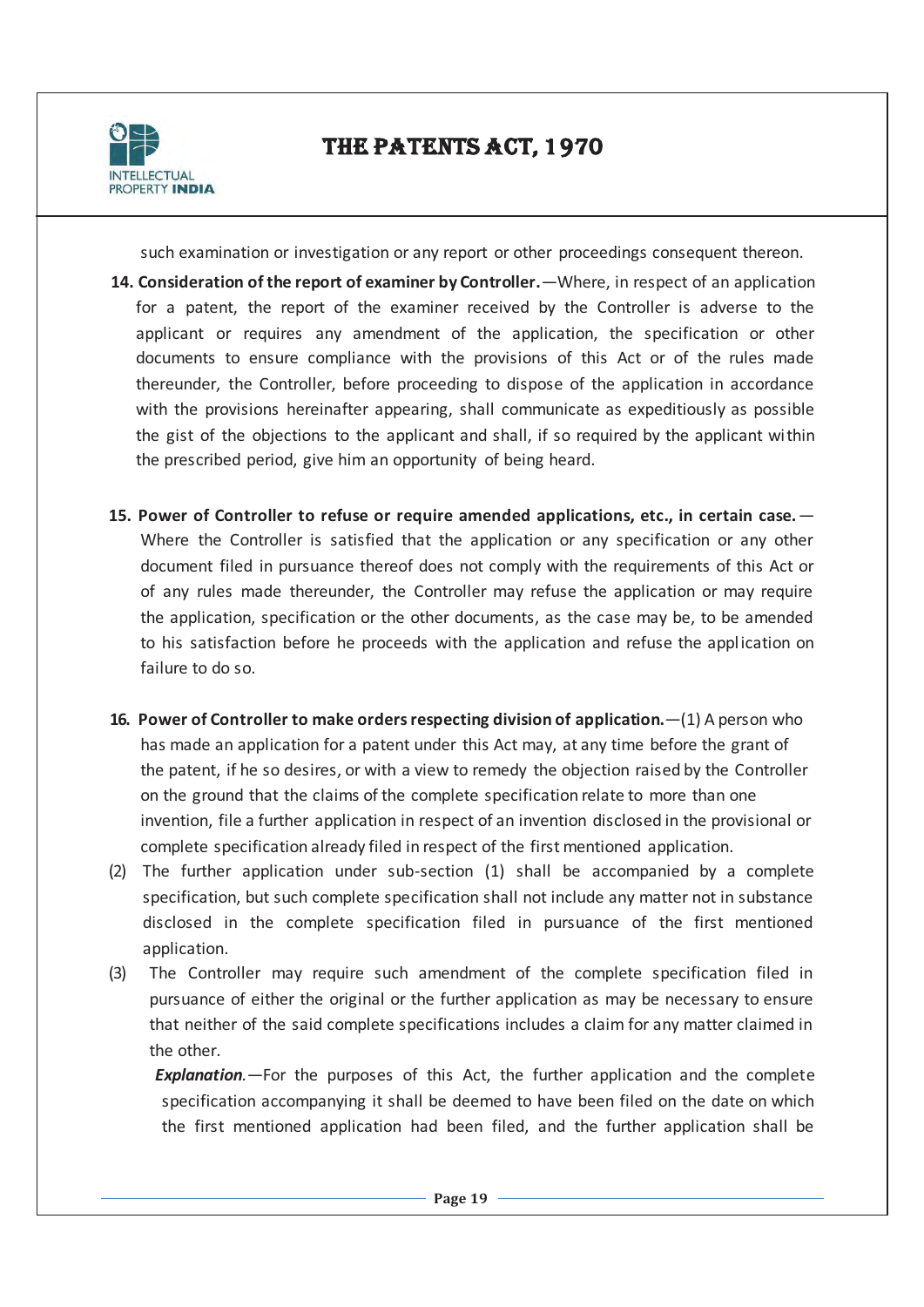such examination or investigation or any report or other proceedings consequent thereon.

**14. Consideration of the report of examiner by Controller.**—Where, in respect of an application for a patent, the report of the examiner received by the Controller is adverse to the applicant or requires any amendment of the application, the specification or other documents to ensure compliance with the provisions of this Act or of the rules made thereunder, the Controller, before proceeding to dispose of the application in accordance with the provisions hereinafter appearing, shall communicate as expeditiously as possible the gist of the objections to the applicant and shall, if so required by the applicant within the prescribed period, give him an opportunity of being heard.

**15. Power of Controller to refuse or require amended applications, etc., in certain case.**—Where the Controller is satisfied that the application or any specification or any other document filed in pursuance thereof does not comply with the requirements of this Act or of any rules made thereunder, the Controller may refuse the application or may require the application, specification or the other documents, as the case may be, to be amended to his satisfaction before he proceeds with the application and refuse the application on failure to do so.

**16. Power of Controller to make orders respecting division of application.**—(1) A person who has made an application for a patent under this Act may, at any time before the grant of the patent, if he so desires, or with a view to remedy the objection raised by the Controller on the ground that the claims of the complete specification relate to more than one invention, file a further application in respect of an invention disclosed in the provisional or complete specification already filed in respect of the first mentioned application.

(2) The further application under sub-section (1) shall be accompanied by a complete specification, but such complete specification shall not include any matter not in substance disclosed in the complete specification filed in pursuance of the first mentioned application.

(3) The Controller may require such amendment of the complete specification filed in pursuance of either the original or the further application as may be necessary to ensure that neither of the said complete specifications includes a claim for any matter claimed in the other.

***Explanation.***—For the purposes of this Act, the further application and the complete specification accompanying it shall be deemed to have been filed on the date on which the first mentioned application had been filed, and the further application shall be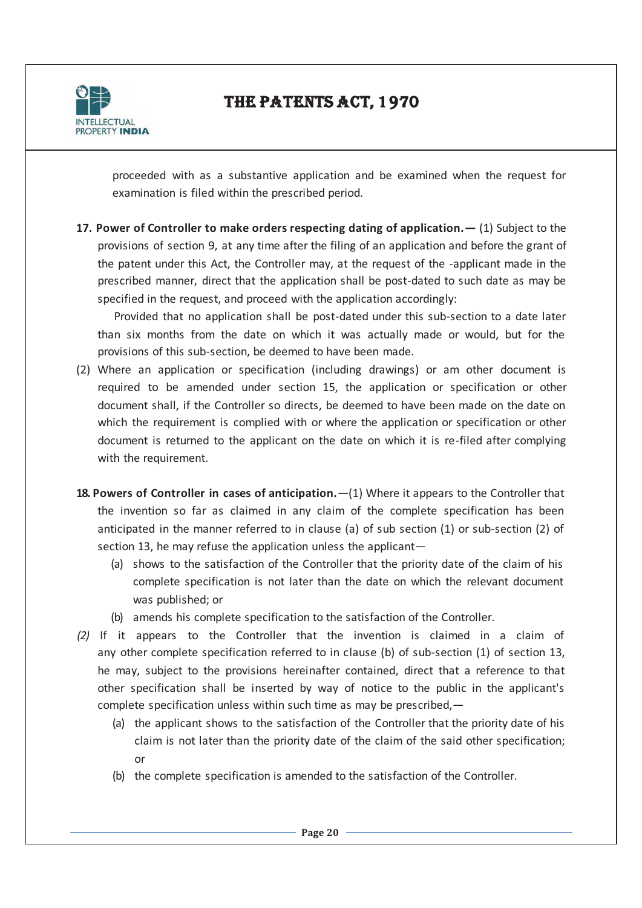proceeded with as a substantive application and be examined when the request for examination is filed within the prescribed period.

**17. Power of Controller to make orders respecting dating of application.—** (1) Subject to the provisions of section 9, at any time after the filing of an application and before the grant of the patent under this Act, the Controller may, at the request of the -applicant made in the prescribed manner, direct that the application shall be post-dated to such date as may be specified in the request, and proceed with the application accordingly:

Provided that no application shall be post-dated under this sub-section to a date later than six months from the date on which it was actually made or would, but for the provisions of this sub-section, be deemed to have been made.

(2) Where an application or specification (including drawings) or am other document is required to be amended under section 15, the application or specification or other document shall, if the Controller so directs, be deemed to have been made on the date on which the requirement is complied with or where the application or specification or other document is returned to the applicant on the date on which it is re-filed after complying with the requirement.

**18. Powers of Controller in cases of anticipation.**—(1) Where it appears to the Controller that the invention so far as claimed in any claim of the complete specification has been anticipated in the manner referred to in clause (a) of sub section (1) or sub-section (2) of section 13, he may refuse the application unless the applicant—

(a) shows to the satisfaction of the Controller that the priority date of the claim of his complete specification is not later than the date on which the relevant document was published; or

(b) amends his complete specification to the satisfaction of the Controller.

*(2)* If it appears to the Controller that the invention is claimed in a claim of any other complete specification referred to in clause (b) of sub-section (1) of section 13, he may, subject to the provisions hereinafter contained, direct that a reference to that other specification shall be inserted by way of notice to the public in the applicant's complete specification unless within such time as may be prescribed,—

(a) the applicant shows to the satisfaction of the Controller that the priority date of his claim is not later than the priority date of the claim of the said other specification; or

(b) the complete specification is amended to the satisfaction of the Controller.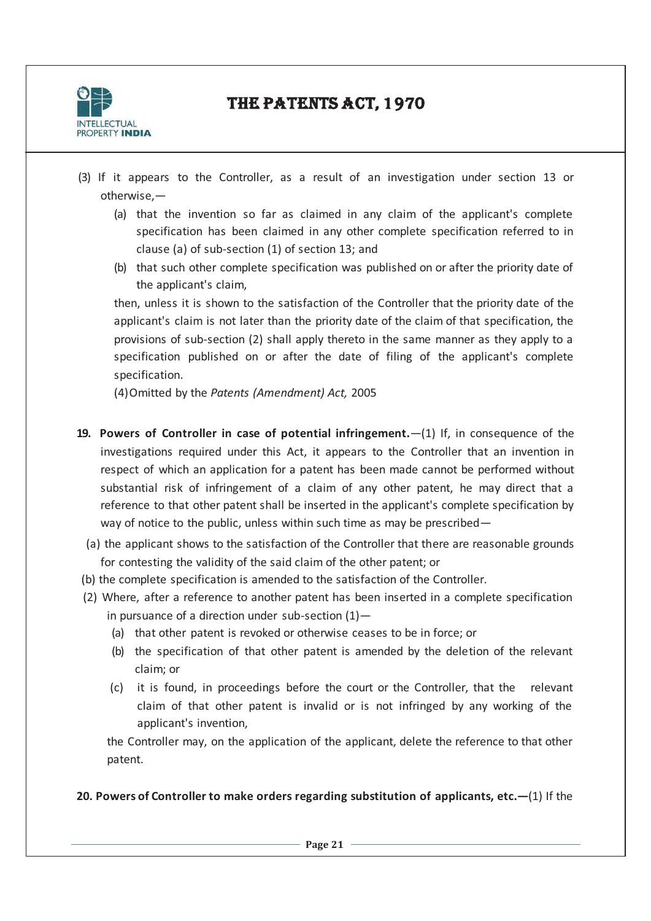(3) If it appears to the Controller, as a result of an investigation under section 13 or otherwise,—

(a) that the invention so far as claimed in any claim of the applicant's complete specification has been claimed in any other complete specification referred to in clause (a) of sub-section (1) of section 13; and

(b) that such other complete specification was published on or after the priority date of the applicant's claim,

then, unless it is shown to the satisfaction of the Controller that the priority date of the applicant's claim is not later than the priority date of the claim of that specification, the provisions of sub-section (2) shall apply thereto in the same manner as they apply to a specification published on or after the date of filing of the applicant's complete specification.

(4) Omitted by the *Patents (Amendment) Act,* 2005

**19. Powers of Controller in case of potential infringement.**—(1) If, in consequence of the investigations required under this Act, it appears to the Controller that an invention in respect of which an application for a patent has been made cannot be performed without substantial risk of infringement of a claim of any other patent, he may direct that a reference to that other patent shall be inserted in the applicant's complete specification by way of notice to the public, unless within such time as may be prescribed—

(a) the applicant shows to the satisfaction of the Controller that there are reasonable grounds for contesting the validity of the said claim of the other patent; or

(b) the complete specification is amended to the satisfaction of the Controller.

(2) Where, after a reference to another patent has been inserted in a complete specification in pursuance of a direction under sub-section (1)—

(a) that other patent is revoked or otherwise ceases to be in force; or

(b) the specification of that other patent is amended by the deletion of the relevant claim; or

(c) it is found, in proceedings before the court or the Controller, that the relevant claim of that other patent is invalid or is not infringed by any working of the applicant's invention,

the Controller may, on the application of the applicant, delete the reference to that other patent.

**20. Powers of Controller to make orders regarding substitution of applicants, etc.—**(1) If the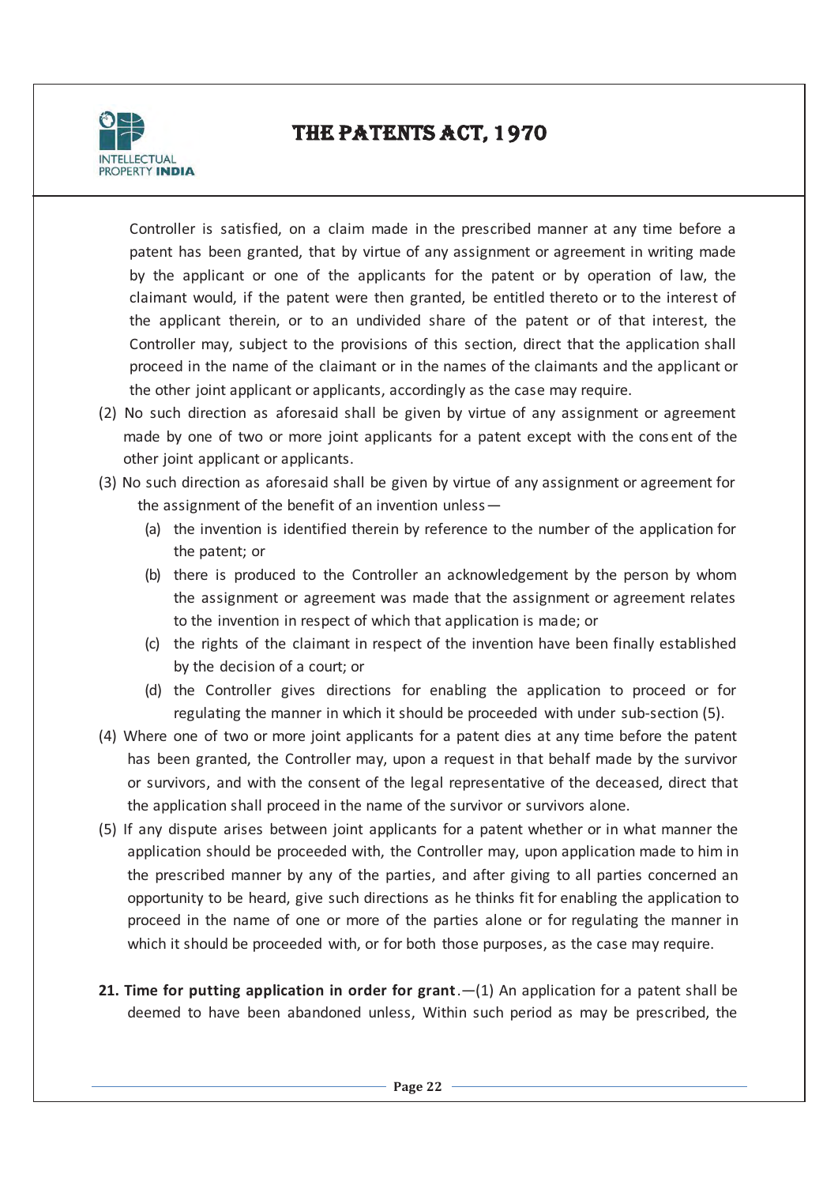Controller is satisfied, on a claim made in the prescribed manner at any time before a patent has been granted, that by virtue of any assignment or agreement in writing made by the applicant or one of the applicants for the patent or by operation of law, the claimant would, if the patent were then granted, be entitled thereto or to the interest of the applicant therein, or to an undivided share of the patent or of that interest, the Controller may, subject to the provisions of this section, direct that the application shall proceed in the name of the claimant or in the names of the claimants and the applicant or the other joint applicant or applicants, accordingly as the case may require.

(2) No such direction as aforesaid shall be given by virtue of any assignment or agreement made by one of two or more joint applicants for a patent except with the consent of the other joint applicant or applicants.

(3) No such direction as aforesaid shall be given by virtue of any assignment or agreement for the assignment of the benefit of an invention unless—

(a) the invention is identified therein by reference to the number of the application for the patent; or

(b) there is produced to the Controller an acknowledgement by the person by whom the assignment or agreement was made that the assignment or agreement relates to the invention in respect of which that application is made; or

(c) the rights of the claimant in respect of the invention have been finally established by the decision of a court; or

(d) the Controller gives directions for enabling the application to proceed or for regulating the manner in which it should be proceeded with under sub-section (5).

(4) Where one of two or more joint applicants for a patent dies at any time before the patent has been granted, the Controller may, upon a request in that behalf made by the survivor or survivors, and with the consent of the legal representative of the deceased, direct that the application shall proceed in the name of the survivor or survivors alone.

(5) If any dispute arises between joint applicants for a patent whether or in what manner the application should be proceeded with, the Controller may, upon application made to him in the prescribed manner by any of the parties, and after giving to all parties concerned an opportunity to be heard, give such directions as he thinks fit for enabling the application to proceed in the name of one or more of the parties alone or for regulating the manner in which it should be proceeded with, or for both those purposes, as the case may require.

**21. Time for putting application in order for grant**.—(1) An application for a patent shall be deemed to have been abandoned unless, Within such period as may be prescribed, the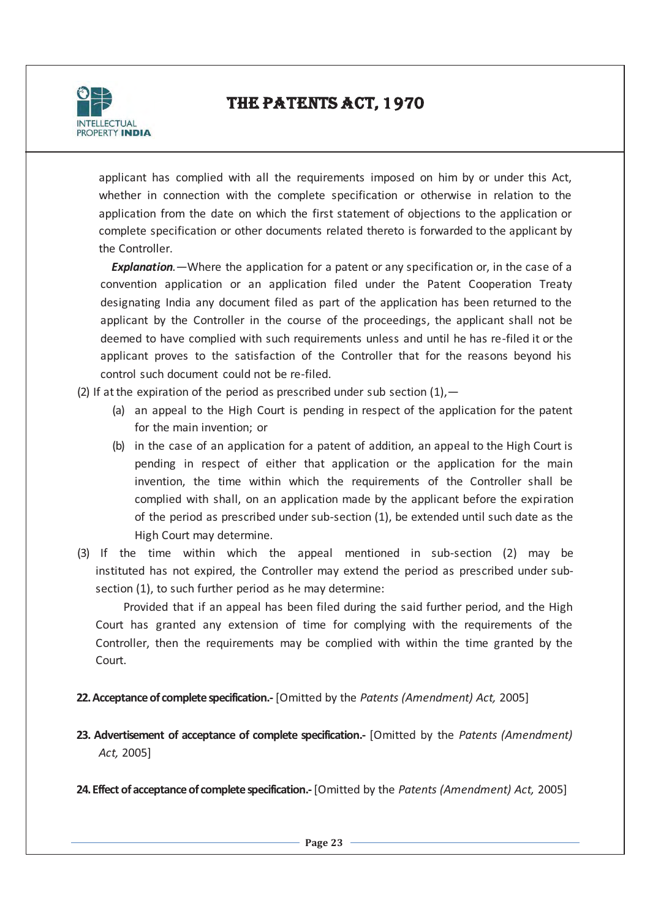applicant has complied with all the requirements imposed on him by or under this Act, whether in connection with the complete specification or otherwise in relation to the application from the date on which the first statement of objections to the application or complete specification or other documents related thereto is forwarded to the applicant by the Controller.

***Explanation.***—Where the application for a patent or any specification or, in the case of a convention application or an application filed under the Patent Cooperation Treaty designating India any document filed as part of the application has been returned to the applicant by the Controller in the course of the proceedings, the applicant shall not be deemed to have complied with such requirements unless and until he has re-filed it or the applicant proves to the satisfaction of the Controller that for the reasons beyond his control such document could not be re-filed.

(2) If at the expiration of the period as prescribed under sub section (1),—

(a) an appeal to the High Court is pending in respect of the application for the patent for the main invention; or

(b) in the case of an application for a patent of addition, an appeal to the High Court is pending in respect of either that application or the application for the main invention, the time within which the requirements of the Controller shall be complied with shall, on an application made by the applicant before the expiration of the period as prescribed under sub-section (1), be extended until such date as the High Court may determine.

(3) If the time within which the appeal mentioned in sub-section (2) may be instituted has not expired, the Controller may extend the period as prescribed under sub-section (1), to such further period as he may determine:

Provided that if an appeal has been filed during the said further period, and the High Court has granted any extension of time for complying with the requirements of the Controller, then the requirements may be complied with within the time granted by the Court.

**22. Acceptance of complete specification.-** [Omitted by the *Patents (Amendment) Act,* 2005]

**23. Advertisement of acceptance of complete specification.-** [Omitted by the *Patents (Amendment) Act,* 2005]

**24. Effect of acceptance of complete specification.-** [Omitted by the *Patents (Amendment) Act,* 2005]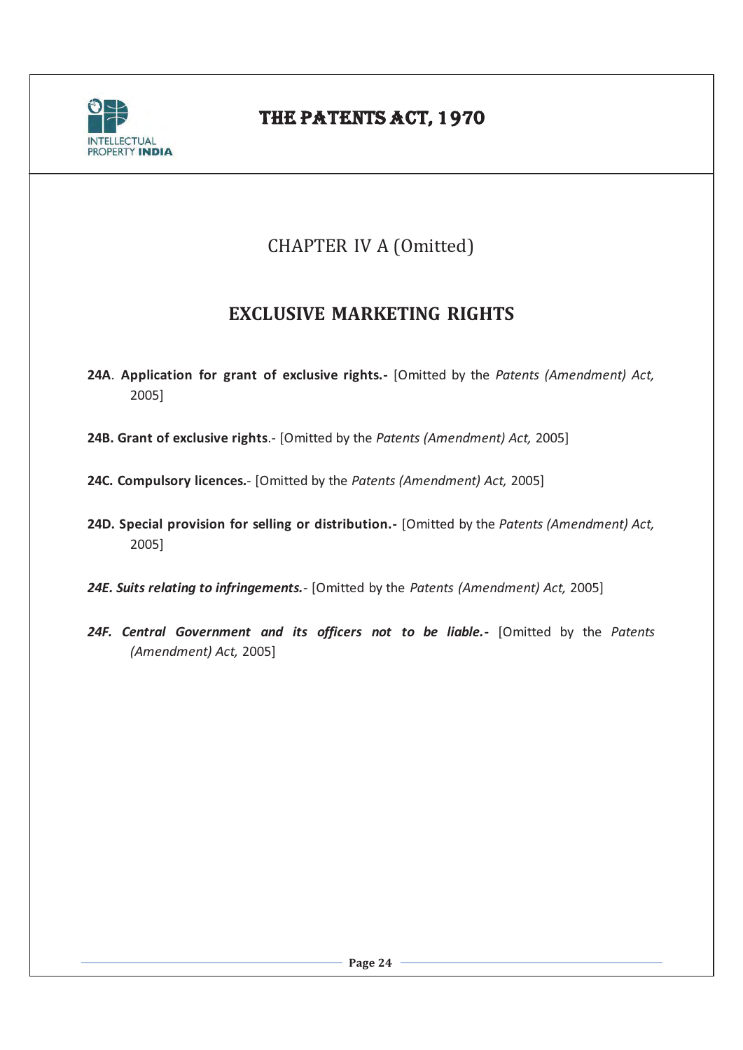## CHAPTER IV A (Omitted)

## EXCLUSIVE MARKETING RIGHTS

**24A**. **Application for grant of exclusive rights.-** [Omitted by the *Patents (Amendment) Act,* 2005]

**24B. Grant of exclusive rights**.- [Omitted by the *Patents (Amendment) Act,* 2005]

**24C. Compulsory licences.**- [Omitted by the *Patents (Amendment) Act,* 2005]

**24D. Special provision for selling or distribution.-** [Omitted by the *Patents (Amendment) Act,* 2005]

***24E. Suits relating to infringements.***- [Omitted by the *Patents (Amendment) Act,* 2005]

***24F. Central Government and its officers not to be liable.-*** [Omitted by the *Patents (Amendment) Act,* 2005]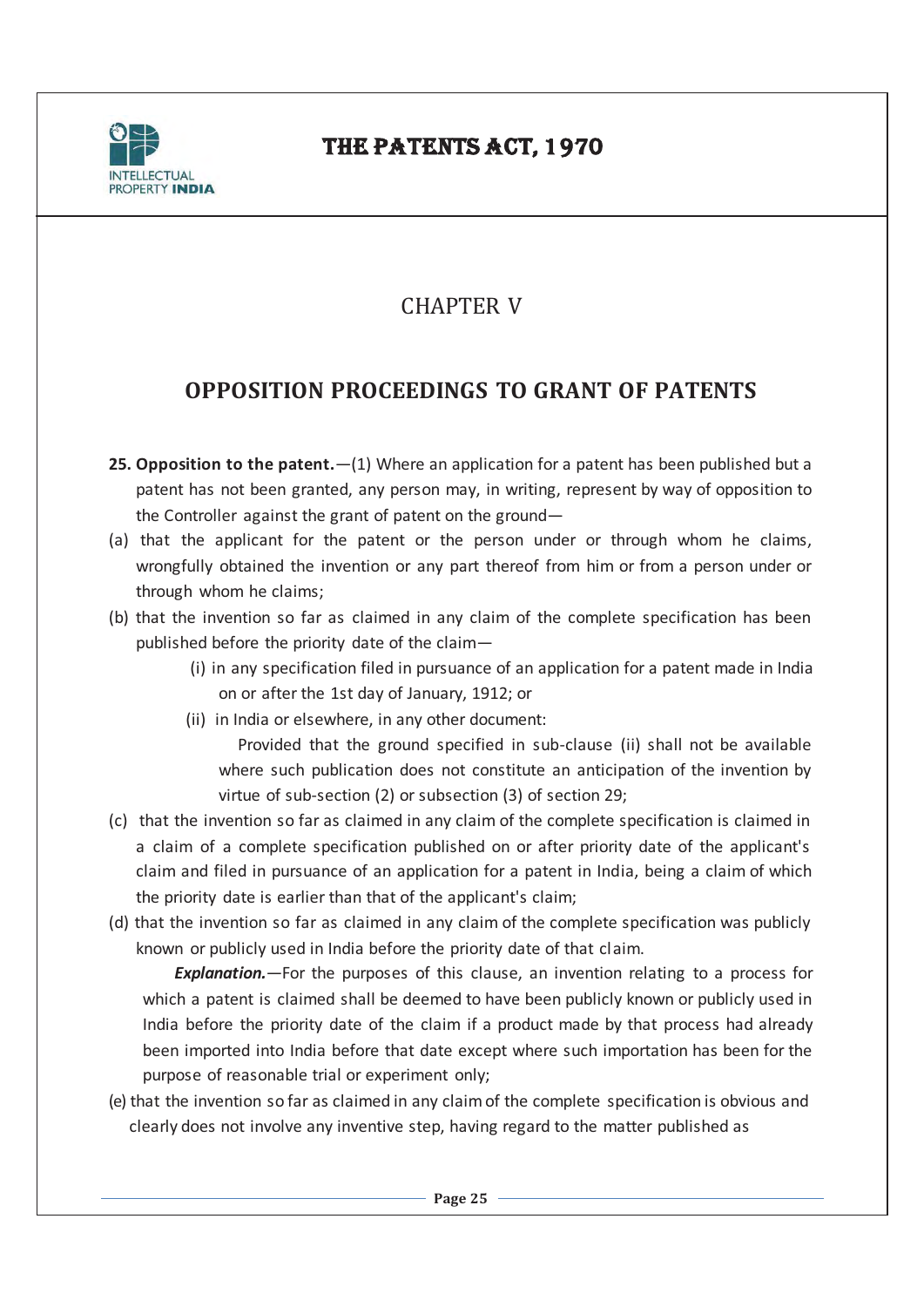# CHAPTER V

## OPPOSITION PROCEEDINGS TO GRANT OF PATENTS

**25. Opposition to the patent.**—(1) Where an application for a patent has been published but a patent has not been granted, any person may, in writing, represent by way of opposition to the Controller against the grant of patent on the ground—

(a) that the applicant for the patent or the person under or through whom he claims, wrongfully obtained the invention or any part thereof from him or from a person under or through whom he claims;

(b) that the invention so far as claimed in any claim of the complete specification has been published before the priority date of the claim—

  (i) in any specification filed in pursuance of an application for a patent made in India on or after the 1st day of January, 1912; or

  (ii) in India or elsewhere, in any other document:

  Provided that the ground specified in sub-clause (ii) shall not be available where such publication does not constitute an anticipation of the invention by virtue of sub-section (2) or subsection (3) of section 29;

(c) that the invention so far as claimed in any claim of the complete specification is claimed in a claim of a complete specification published on or after priority date of the applicant's claim and filed in pursuance of an application for a patent in India, being a claim of which the priority date is earlier than that of the applicant's claim;

(d) that the invention so far as claimed in any claim of the complete specification was publicly known or publicly used in India before the priority date of that claim.

  ***Explanation.***—For the purposes of this clause, an invention relating to a process for which a patent is claimed shall be deemed to have been publicly known or publicly used in India before the priority date of the claim if a product made by that process had already been imported into India before that date except where such importation has been for the purpose of reasonable trial or experiment only;

(e) that the invention so far as claimed in any claim of the complete specification is obvious and clearly does not involve any inventive step, having regard to the matter published as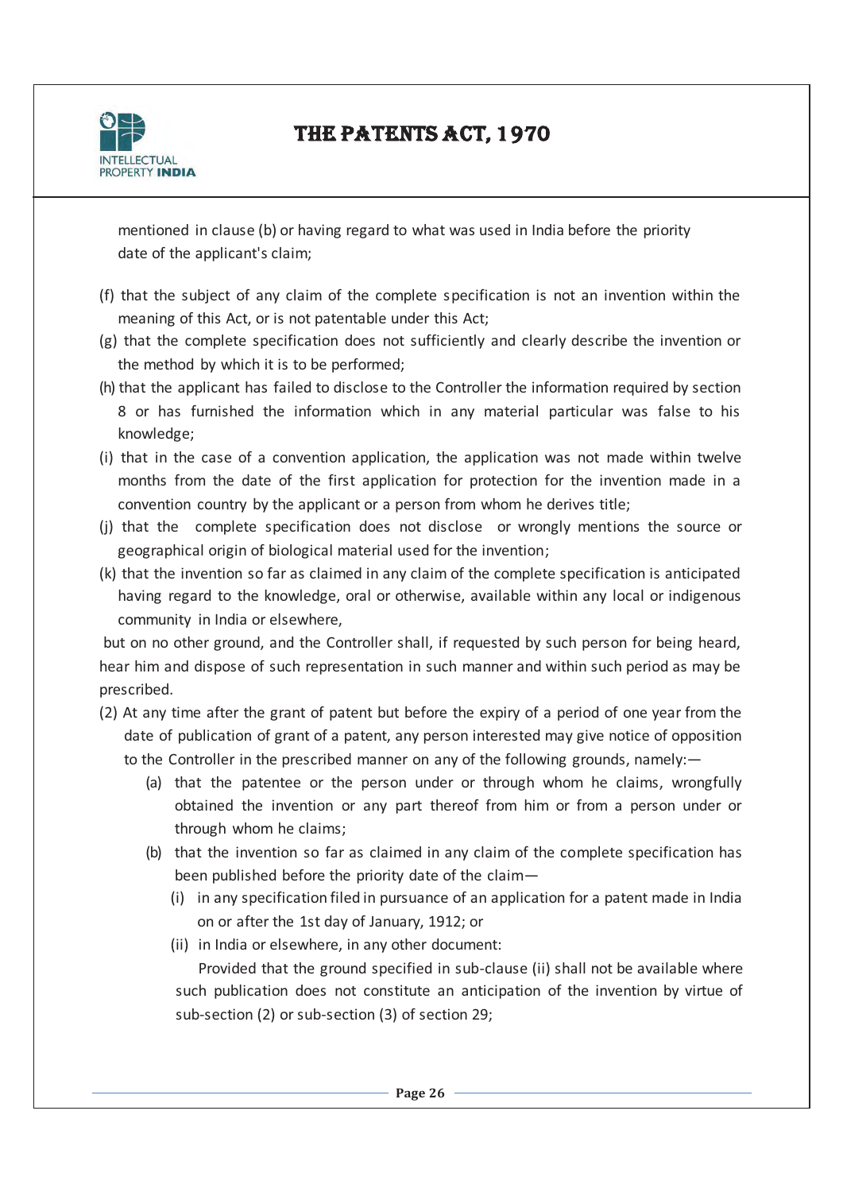mentioned in clause (b) or having regard to what was used in India before the priority date of the applicant's claim;

(f) that the subject of any claim of the complete specification is not an invention within the meaning of this Act, or is not patentable under this Act;

(g) that the complete specification does not sufficiently and clearly describe the invention or the method by which it is to be performed;

(h) that the applicant has failed to disclose to the Controller the information required by section 8 or has furnished the information which in any material particular was false to his knowledge;

(i) that in the case of a convention application, the application was not made within twelve months from the date of the first application for protection for the invention made in a convention country by the applicant or a person from whom he derives title;

(j) that the complete specification does not disclose or wrongly mentions the source or geographical origin of biological material used for the invention;

(k) that the invention so far as claimed in any claim of the complete specification is anticipated having regard to the knowledge, oral or otherwise, available within any local or indigenous community in India or elsewhere,

but on no other ground, and the Controller shall, if requested by such person for being heard, hear him and dispose of such representation in such manner and within such period as may be prescribed.

(2) At any time after the grant of patent but before the expiry of a period of one year from the date of publication of grant of a patent, any person interested may give notice of opposition to the Controller in the prescribed manner on any of the following grounds, namely:—

   (a) that the patentee or the person under or through whom he claims, wrongfully obtained the invention or any part thereof from him or from a person under or through whom he claims;

   (b) that the invention so far as claimed in any claim of the complete specification has been published before the priority date of the claim—

      (i) in any specification filed in pursuance of an application for a patent made in India on or after the 1st day of January, 1912; or

      (ii) in India or elsewhere, in any other document:

      Provided that the ground specified in sub-clause (ii) shall not be available where such publication does not constitute an anticipation of the invention by virtue of sub-section (2) or sub-section (3) of section 29;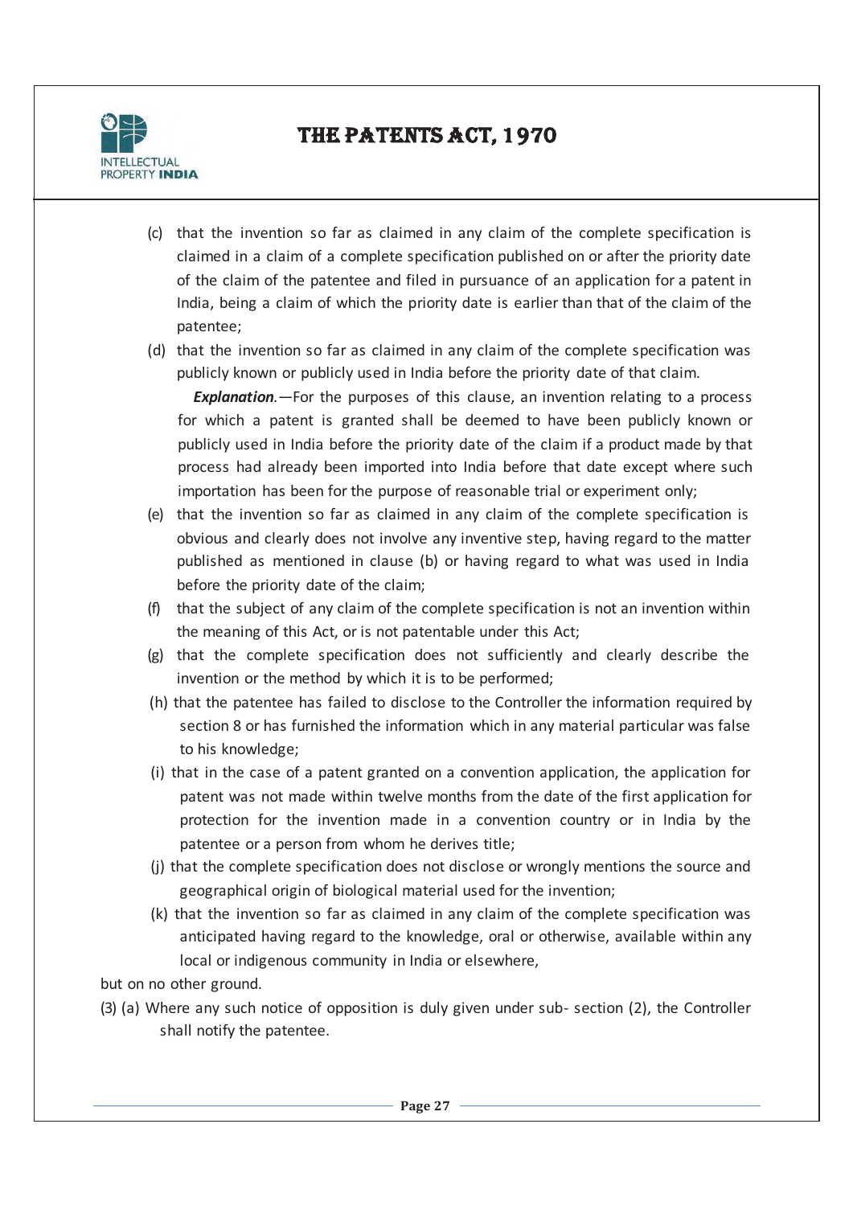(c) that the invention so far as claimed in any claim of the complete specification is claimed in a claim of a complete specification published on or after the priority date of the claim of the patentee and filed in pursuance of an application for a patent in India, being a claim of which the priority date is earlier than that of the claim of the patentee;

(d) that the invention so far as claimed in any claim of the complete specification was publicly known or publicly used in India before the priority date of that claim.

*Explanation.*—For the purposes of this clause, an invention relating to a process for which a patent is granted shall be deemed to have been publicly known or publicly used in India before the priority date of the claim if a product made by that process had already been imported into India before that date except where such importation has been for the purpose of reasonable trial or experiment only;

(e) that the invention so far as claimed in any claim of the complete specification is obvious and clearly does not involve any inventive step, having regard to the matter published as mentioned in clause (b) or having regard to what was used in India before the priority date of the claim;

(f) that the subject of any claim of the complete specification is not an invention within the meaning of this Act, or is not patentable under this Act;

(g) that the complete specification does not sufficiently and clearly describe the invention or the method by which it is to be performed;

(h) that the patentee has failed to disclose to the Controller the information required by section 8 or has furnished the information which in any material particular was false to his knowledge;

(i) that in the case of a patent granted on a convention application, the application for patent was not made within twelve months from the date of the first application for protection for the invention made in a convention country or in India by the patentee or a person from whom he derives title;

(j) that the complete specification does not disclose or wrongly mentions the source and geographical origin of biological material used for the invention;

(k) that the invention so far as claimed in any claim of the complete specification was anticipated having regard to the knowledge, oral or otherwise, available within any local or indigenous community in India or elsewhere,

but on no other ground.

(3) (a) Where any such notice of opposition is duly given under sub- section (2), the Controller shall notify the patentee.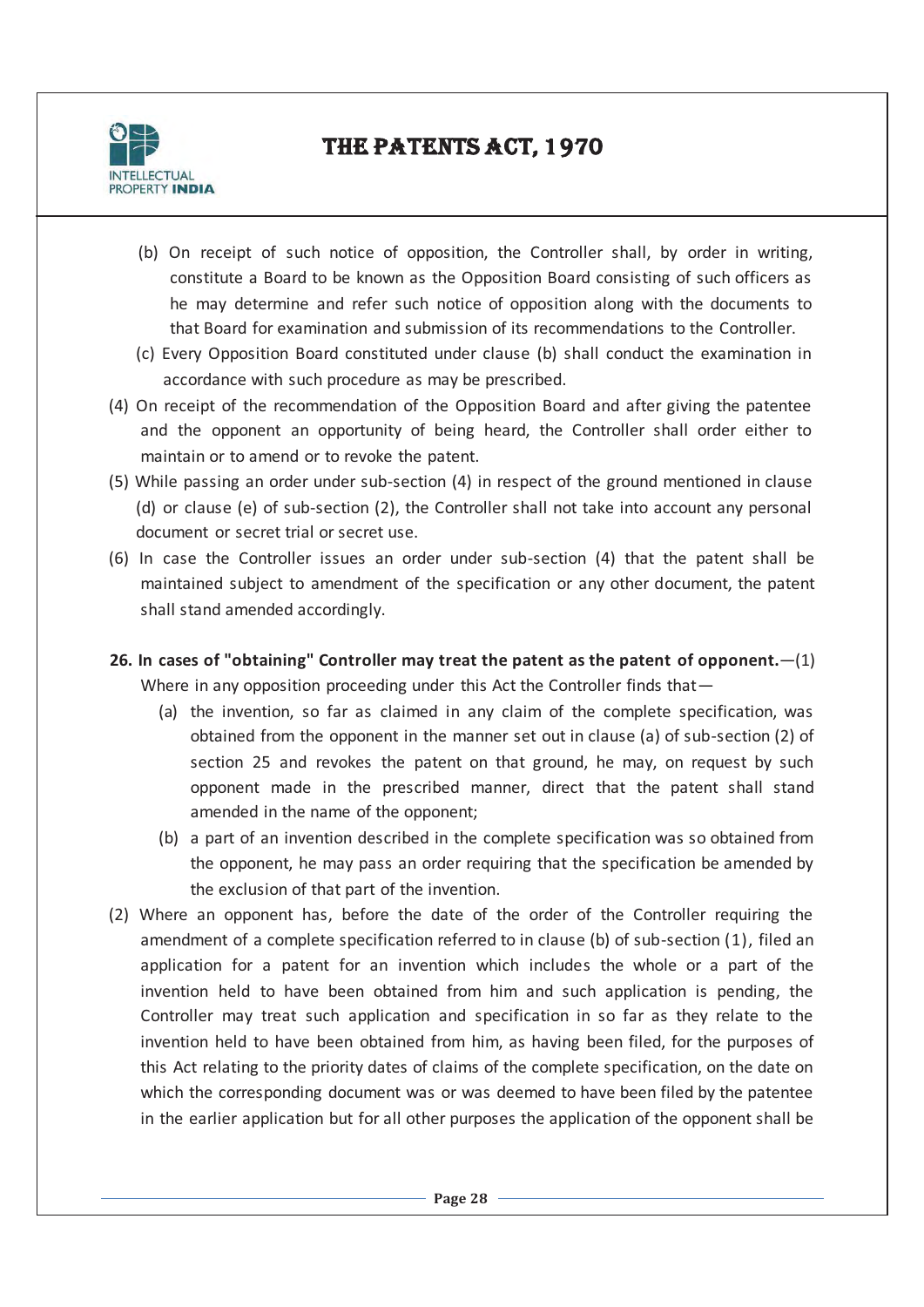(b) On receipt of such notice of opposition, the Controller shall, by order in writing, constitute a Board to be known as the Opposition Board consisting of such officers as he may determine and refer such notice of opposition along with the documents to that Board for examination and submission of its recommendations to the Controller.

(c) Every Opposition Board constituted under clause (b) shall conduct the examination in accordance with such procedure as may be prescribed.

(4) On receipt of the recommendation of the Opposition Board and after giving the patentee and the opponent an opportunity of being heard, the Controller shall order either to maintain or to amend or to revoke the patent.

(5) While passing an order under sub-section (4) in respect of the ground mentioned in clause (d) or clause (e) of sub-section (2), the Controller shall not take into account any personal document or secret trial or secret use.

(6) In case the Controller issues an order under sub-section (4) that the patent shall be maintained subject to amendment of the specification or any other document, the patent shall stand amended accordingly.

**26. In cases of "obtaining" Controller may treat the patent as the patent of opponent.**—(1) Where in any opposition proceeding under this Act the Controller finds that—

(a) the invention, so far as claimed in any claim of the complete specification, was obtained from the opponent in the manner set out in clause (a) of sub-section (2) of section 25 and revokes the patent on that ground, he may, on request by such opponent made in the prescribed manner, direct that the patent shall stand amended in the name of the opponent;

(b) a part of an invention described in the complete specification was so obtained from the opponent, he may pass an order requiring that the specification be amended by the exclusion of that part of the invention.

(2) Where an opponent has, before the date of the order of the Controller requiring the amendment of a complete specification referred to in clause (b) of sub-section (1), filed an application for a patent for an invention which includes the whole or a part of the invention held to have been obtained from him and such application is pending, the Controller may treat such application and specification in so far as they relate to the invention held to have been obtained from him, as having been filed, for the purposes of this Act relating to the priority dates of claims of the complete specification, on the date on which the corresponding document was or was deemed to have been filed by the patentee in the earlier application but for all other purposes the application of the opponent shall be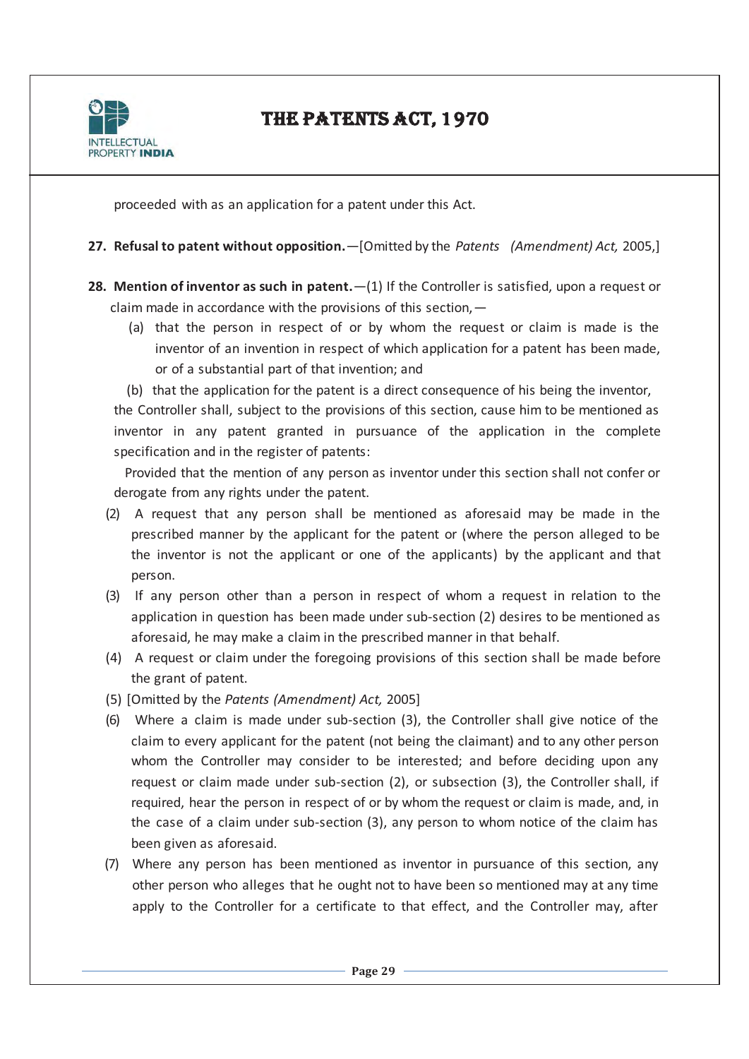proceeded with as an application for a patent under this Act.

**27. Refusal to patent without opposition.**—[Omitted by the *Patents (Amendment) Act,* 2005,]

**28. Mention of inventor as such in patent.**—(1) If the Controller is satisfied, upon a request or claim made in accordance with the provisions of this section,—

(a) that the person in respect of or by whom the request or claim is made is the inventor of an invention in respect of which application for a patent has been made, or of a substantial part of that invention; and

(b) that the application for the patent is a direct consequence of his being the inventor,

the Controller shall, subject to the provisions of this section, cause him to be mentioned as inventor in any patent granted in pursuance of the application in the complete specification and in the register of patents:

Provided that the mention of any person as inventor under this section shall not confer or derogate from any rights under the patent.

(2) A request that any person shall be mentioned as aforesaid may be made in the prescribed manner by the applicant for the patent or (where the person alleged to be the inventor is not the applicant or one of the applicants) by the applicant and that person.

(3) If any person other than a person in respect of whom a request in relation to the application in question has been made under sub-section (2) desires to be mentioned as aforesaid, he may make a claim in the prescribed manner in that behalf.

(4) A request or claim under the foregoing provisions of this section shall be made before the grant of patent.

(5) [Omitted by the *Patents (Amendment) Act,* 2005]

(6) Where a claim is made under sub-section (3), the Controller shall give notice of the claim to every applicant for the patent (not being the claimant) and to any other person whom the Controller may consider to be interested; and before deciding upon any request or claim made under sub-section (2), or subsection (3), the Controller shall, if required, hear the person in respect of or by whom the request or claim is made, and, in the case of a claim under sub-section (3), any person to whom notice of the claim has been given as aforesaid.

(7) Where any person has been mentioned as inventor in pursuance of this section, any other person who alleges that he ought not to have been so mentioned may at any time apply to the Controller for a certificate to that effect, and the Controller may, after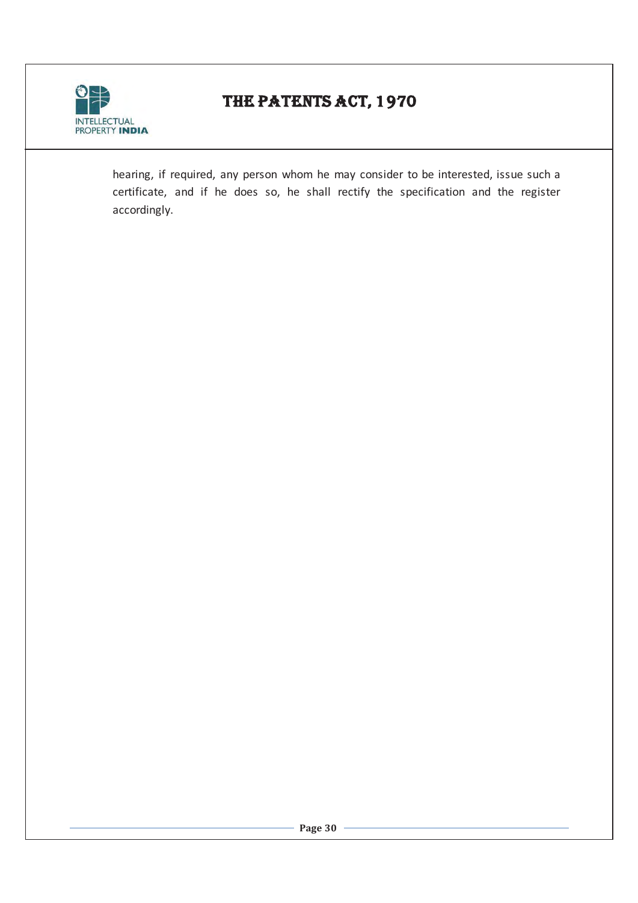hearing, if required, any person whom he may consider to be interested, issue such a certificate, and if he does so, he shall rectify the specification and the register accordingly.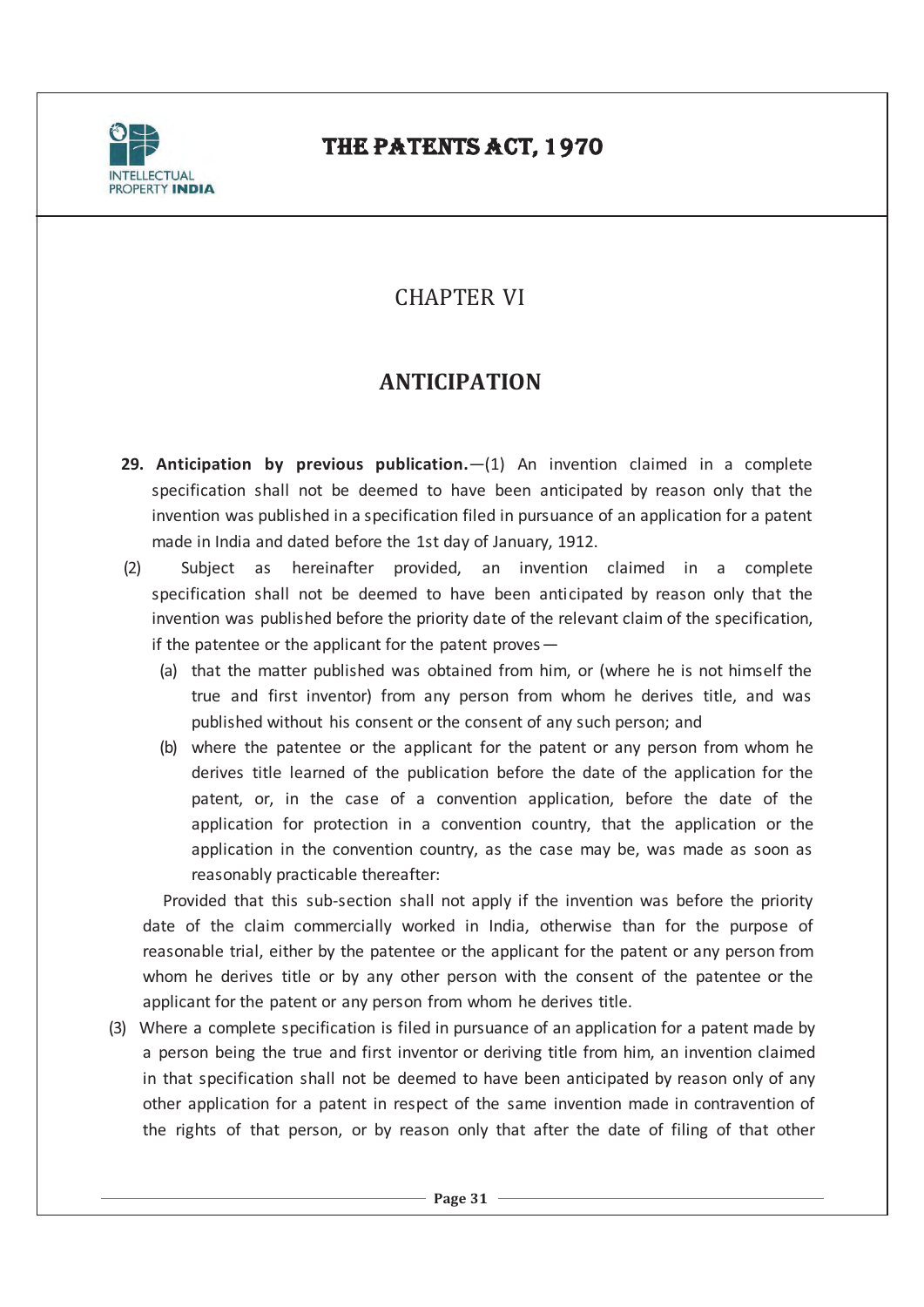# CHAPTER VI

## ANTICIPATION

**29. Anticipation by previous publication.**—(1) An invention claimed in a complete specification shall not be deemed to have been anticipated by reason only that the invention was published in a specification filed in pursuance of an application for a patent made in India and dated before the 1st day of January, 1912.

(2) Subject as hereinafter provided, an invention claimed in a complete specification shall not be deemed to have been anticipated by reason only that the invention was published before the priority date of the relevant claim of the specification, if the patentee or the applicant for the patent proves—

(a) that the matter published was obtained from him, or (where he is not himself the true and first inventor) from any person from whom he derives title, and was published without his consent or the consent of any such person; and

(b) where the patentee or the applicant for the patent or any person from whom he derives title learned of the publication before the date of the application for the patent, or, in the case of a convention application, before the date of the application for protection in a convention country, that the application or the application in the convention country, as the case may be, was made as soon as reasonably practicable thereafter:

Provided that this sub-section shall not apply if the invention was before the priority date of the claim commercially worked in India, otherwise than for the purpose of reasonable trial, either by the patentee or the applicant for the patent or any person from whom he derives title or by any other person with the consent of the patentee or the applicant for the patent or any person from whom he derives title.

(3) Where a complete specification is filed in pursuance of an application for a patent made by a person being the true and first inventor or deriving title from him, an invention claimed in that specification shall not be deemed to have been anticipated by reason only of any other application for a patent in respect of the same invention made in contravention of the rights of that person, or by reason only that after the date of filing of that other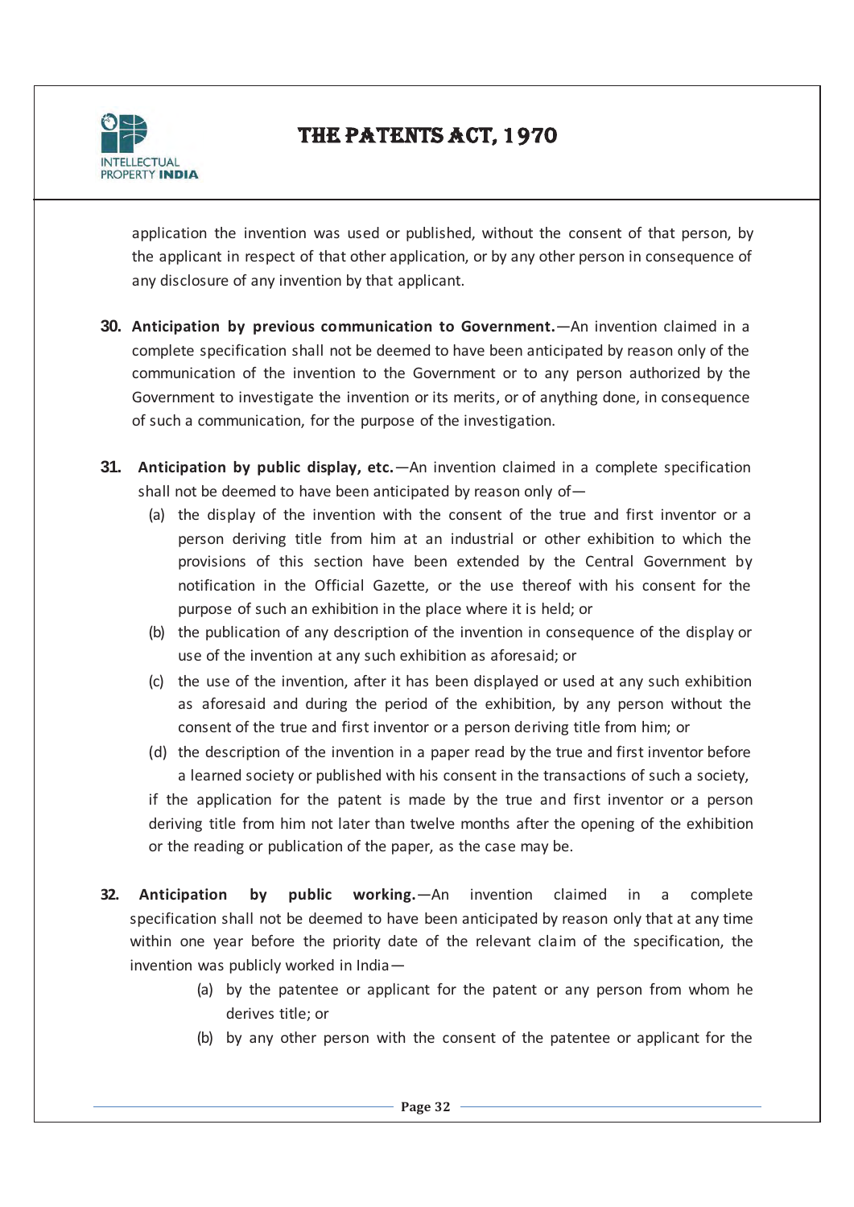application the invention was used or published, without the consent of that person, by the applicant in respect of that other application, or by any other person in consequence of any disclosure of any invention by that applicant.

**30. Anticipation by previous communication to Government.**—An invention claimed in a complete specification shall not be deemed to have been anticipated by reason only of the communication of the invention to the Government or to any person authorized by the Government to investigate the invention or its merits, or of anything done, in consequence of such a communication, for the purpose of the investigation.

**31. Anticipation by public display, etc.**—An invention claimed in a complete specification shall not be deemed to have been anticipated by reason only of—

(a) the display of the invention with the consent of the true and first inventor or a person deriving title from him at an industrial or other exhibition to which the provisions of this section have been extended by the Central Government by notification in the Official Gazette, or the use thereof with his consent for the purpose of such an exhibition in the place where it is held; or

(b) the publication of any description of the invention in consequence of the display or use of the invention at any such exhibition as aforesaid; or

(c) the use of the invention, after it has been displayed or used at any such exhibition as aforesaid and during the period of the exhibition, by any person without the consent of the true and first inventor or a person deriving title from him; or

(d) the description of the invention in a paper read by the true and first inventor before a learned society or published with his consent in the transactions of such a society,

if the application for the patent is made by the true and first inventor or a person deriving title from him not later than twelve months after the opening of the exhibition or the reading or publication of the paper, as the case may be.

**32. Anticipation by public working.**—An invention claimed in a complete specification shall not be deemed to have been anticipated by reason only that at any time within one year before the priority date of the relevant claim of the specification, the invention was publicly worked in India—

(a) by the patentee or applicant for the patent or any person from whom he derives title; or

(b) by any other person with the consent of the patentee or applicant for the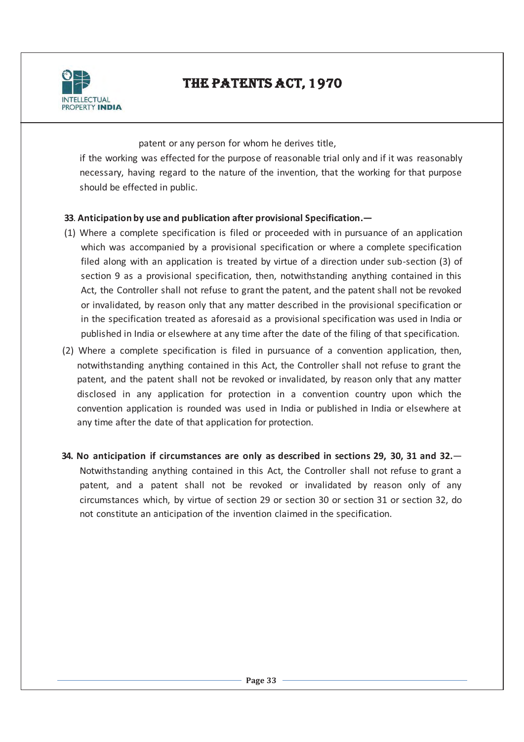patent or any person for whom he derives title,

if the working was effected for the purpose of reasonable trial only and if it was reasonably necessary, having regard to the nature of the invention, that the working for that purpose should be effected in public.

**33. Anticipation by use and publication after provisional Specification.—**

(1) Where a complete specification is filed or proceeded with in pursuance of an application which was accompanied by a provisional specification or where a complete specification filed along with an application is treated by virtue of a direction under sub-section (3) of section 9 as a provisional specification, then, notwithstanding anything contained in this Act, the Controller shall not refuse to grant the patent, and the patent shall not be revoked or invalidated, by reason only that any matter described in the provisional specification or in the specification treated as aforesaid as a provisional specification was used in India or published in India or elsewhere at any time after the date of the filing of that specification.

(2) Where a complete specification is filed in pursuance of a convention application, then, notwithstanding anything contained in this Act, the Controller shall not refuse to grant the patent, and the patent shall not be revoked or invalidated, by reason only that any matter disclosed in any application for protection in a convention country upon which the convention application is rounded was used in India or published in India or elsewhere at any time after the date of that application for protection.

**34. No anticipation if circumstances are only as described in sections 29, 30, 31 and 32.**— Notwithstanding anything contained in this Act, the Controller shall not refuse to grant a patent, and a patent shall not be revoked or invalidated by reason only of any circumstances which, by virtue of section 29 or section 30 or section 31 or section 32, do not constitute an anticipation of the invention claimed in the specification.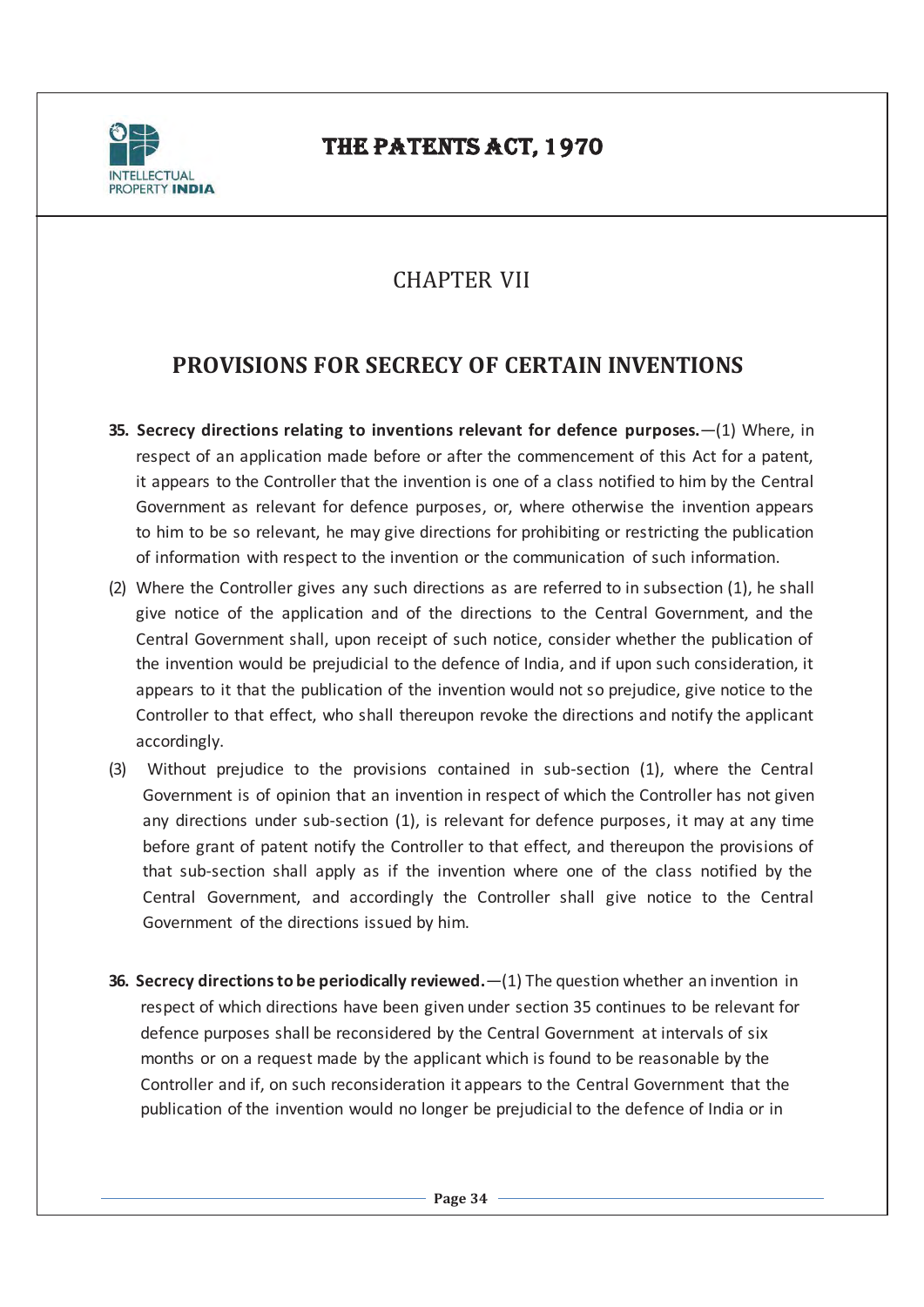# CHAPTER VII

## PROVISIONS FOR SECRECY OF CERTAIN INVENTIONS

**35. Secrecy directions relating to inventions relevant for defence purposes.**—(1) Where, in respect of an application made before or after the commencement of this Act for a patent, it appears to the Controller that the invention is one of a class notified to him by the Central Government as relevant for defence purposes, or, where otherwise the invention appears to him to be so relevant, he may give directions for prohibiting or restricting the publication of information with respect to the invention or the communication of such information.

(2) Where the Controller gives any such directions as are referred to in subsection (1), he shall give notice of the application and of the directions to the Central Government, and the Central Government shall, upon receipt of such notice, consider whether the publication of the invention would be prejudicial to the defence of India, and if upon such consideration, it appears to it that the publication of the invention would not so prejudice, give notice to the Controller to that effect, who shall thereupon revoke the directions and notify the applicant accordingly.

(3) Without prejudice to the provisions contained in sub-section (1), where the Central Government is of opinion that an invention in respect of which the Controller has not given any directions under sub-section (1), is relevant for defence purposes, it may at any time before grant of patent notify the Controller to that effect, and thereupon the provisions of that sub-section shall apply as if the invention where one of the class notified by the Central Government, and accordingly the Controller shall give notice to the Central Government of the directions issued by him.

**36. Secrecy directions to be periodically reviewed.**—(1) The question whether an invention in respect of which directions have been given under section 35 continues to be relevant for defence purposes shall be reconsidered by the Central Government at intervals of six months or on a request made by the applicant which is found to be reasonable by the Controller and if, on such reconsideration it appears to the Central Government that the publication of the invention would no longer be prejudicial to the defence of India or in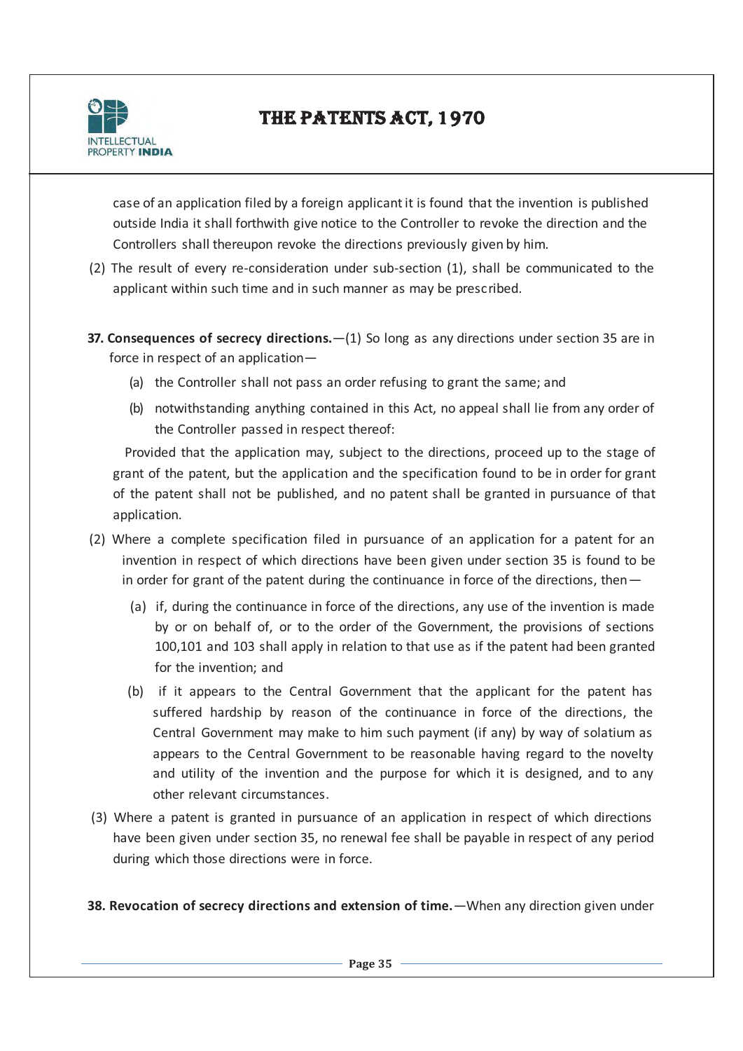case of an application filed by a foreign applicant it is found that the invention is published outside India it shall forthwith give notice to the Controller to revoke the direction and the Controllers shall thereupon revoke the directions previously given by him.

(2) The result of every re-consideration under sub-section (1), shall be communicated to the applicant within such time and in such manner as may be prescribed.

**37. Consequences of secrecy directions.**—(1) So long as any directions under section 35 are in force in respect of an application—

(a) the Controller shall not pass an order refusing to grant the same; and

(b) notwithstanding anything contained in this Act, no appeal shall lie from any order of the Controller passed in respect thereof:

Provided that the application may, subject to the directions, proceed up to the stage of grant of the patent, but the application and the specification found to be in order for grant of the patent shall not be published, and no patent shall be granted in pursuance of that application.

(2) Where a complete specification filed in pursuance of an application for a patent for an invention in respect of which directions have been given under section 35 is found to be in order for grant of the patent during the continuance in force of the directions, then—

(a) if, during the continuance in force of the directions, any use of the invention is made by or on behalf of, or to the order of the Government, the provisions of sections 100,101 and 103 shall apply in relation to that use as if the patent had been granted for the invention; and

(b) if it appears to the Central Government that the applicant for the patent has suffered hardship by reason of the continuance in force of the directions, the Central Government may make to him such payment (if any) by way of solatium as appears to the Central Government to be reasonable having regard to the novelty and utility of the invention and the purpose for which it is designed, and to any other relevant circumstances.

(3) Where a patent is granted in pursuance of an application in respect of which directions have been given under section 35, no renewal fee shall be payable in respect of any period during which those directions were in force.

**38. Revocation of secrecy directions and extension of time.**—When any direction given under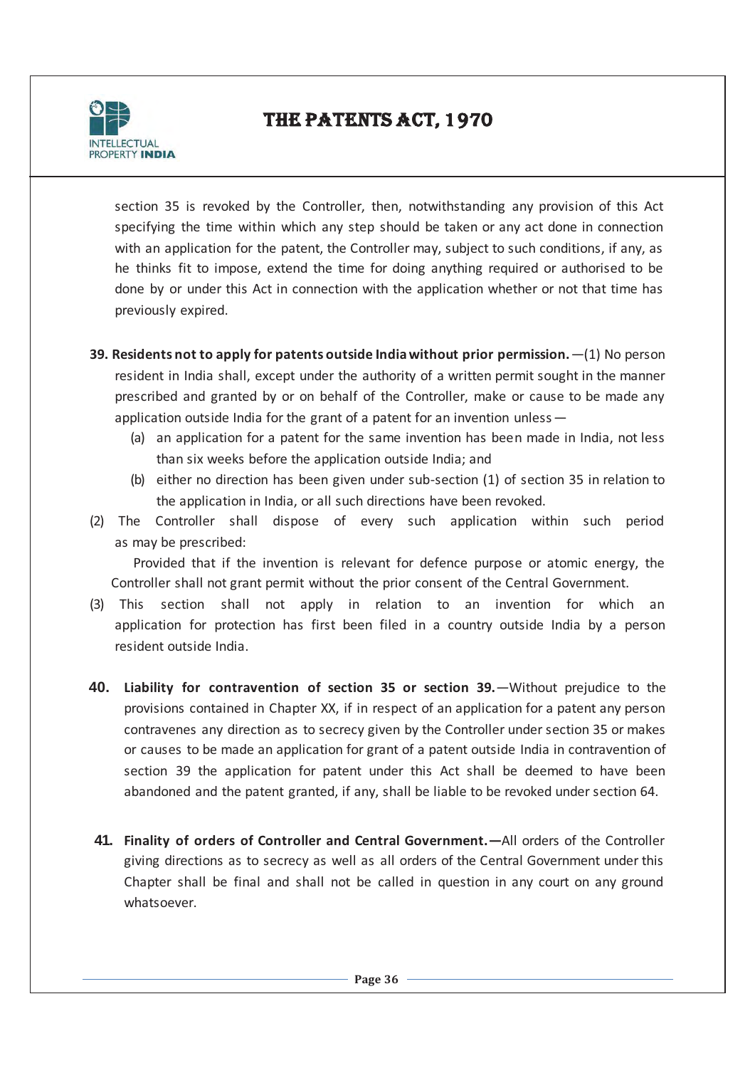section 35 is revoked by the Controller, then, notwithstanding any provision of this Act specifying the time within which any step should be taken or any act done in connection with an application for the patent, the Controller may, subject to such conditions, if any, as he thinks fit to impose, extend the time for doing anything required or authorised to be done by or under this Act in connection with the application whether or not that time has previously expired.

**39. Residents not to apply for patents outside India without prior permission.** —(1) No person resident in India shall, except under the authority of a written permit sought in the manner prescribed and granted by or on behalf of the Controller, make or cause to be made any application outside India for the grant of a patent for an invention unless—

(a) an application for a patent for the same invention has been made in India, not less than six weeks before the application outside India; and

(b) either no direction has been given under sub-section (1) of section 35 in relation to the application in India, or all such directions have been revoked.

(2) The Controller shall dispose of every such application within such period as may be prescribed:

Provided that if the invention is relevant for defence purpose or atomic energy, the Controller shall not grant permit without the prior consent of the Central Government.

(3) This section shall not apply in relation to an invention for which an application for protection has first been filed in a country outside India by a person resident outside India.

**40. Liability for contravention of section 35 or section 39.**—Without prejudice to the provisions contained in Chapter XX, if in respect of an application for a patent any person contravenes any direction as to secrecy given by the Controller under section 35 or makes or causes to be made an application for grant of a patent outside India in contravention of section 39 the application for patent under this Act shall be deemed to have been abandoned and the patent granted, if any, shall be liable to be revoked under section 64.

**41. Finality of orders of Controller and Central Government.**—All orders of the Controller giving directions as to secrecy as well as all orders of the Central Government under this Chapter shall be final and shall not be called in question in any court on any ground whatsoever.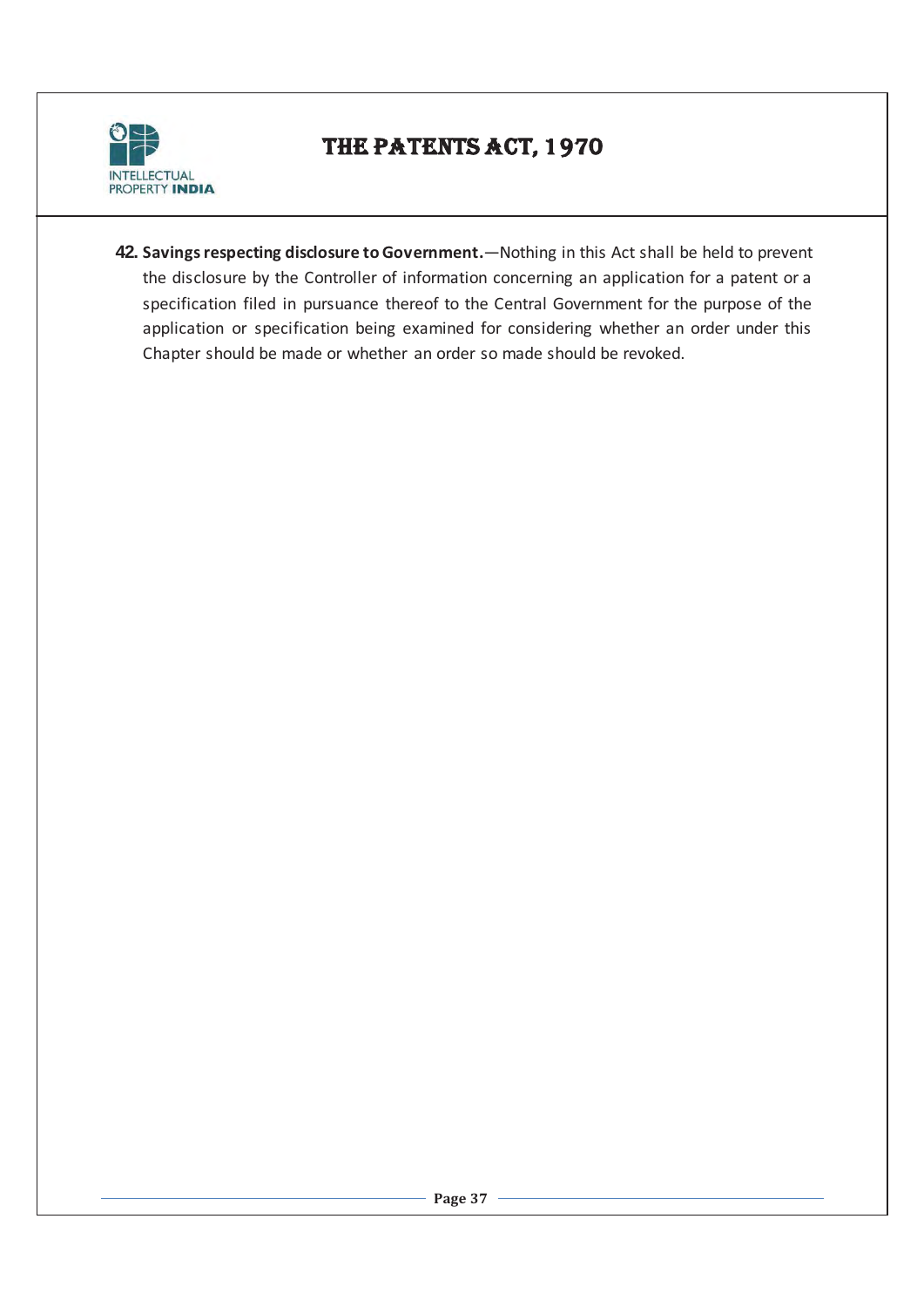**42. Savings respecting disclosure to Government.**—Nothing in this Act shall be held to prevent the disclosure by the Controller of information concerning an application for a patent or a specification filed in pursuance thereof to the Central Government for the purpose of the application or specification being examined for considering whether an order under this Chapter should be made or whether an order so made should be revoked.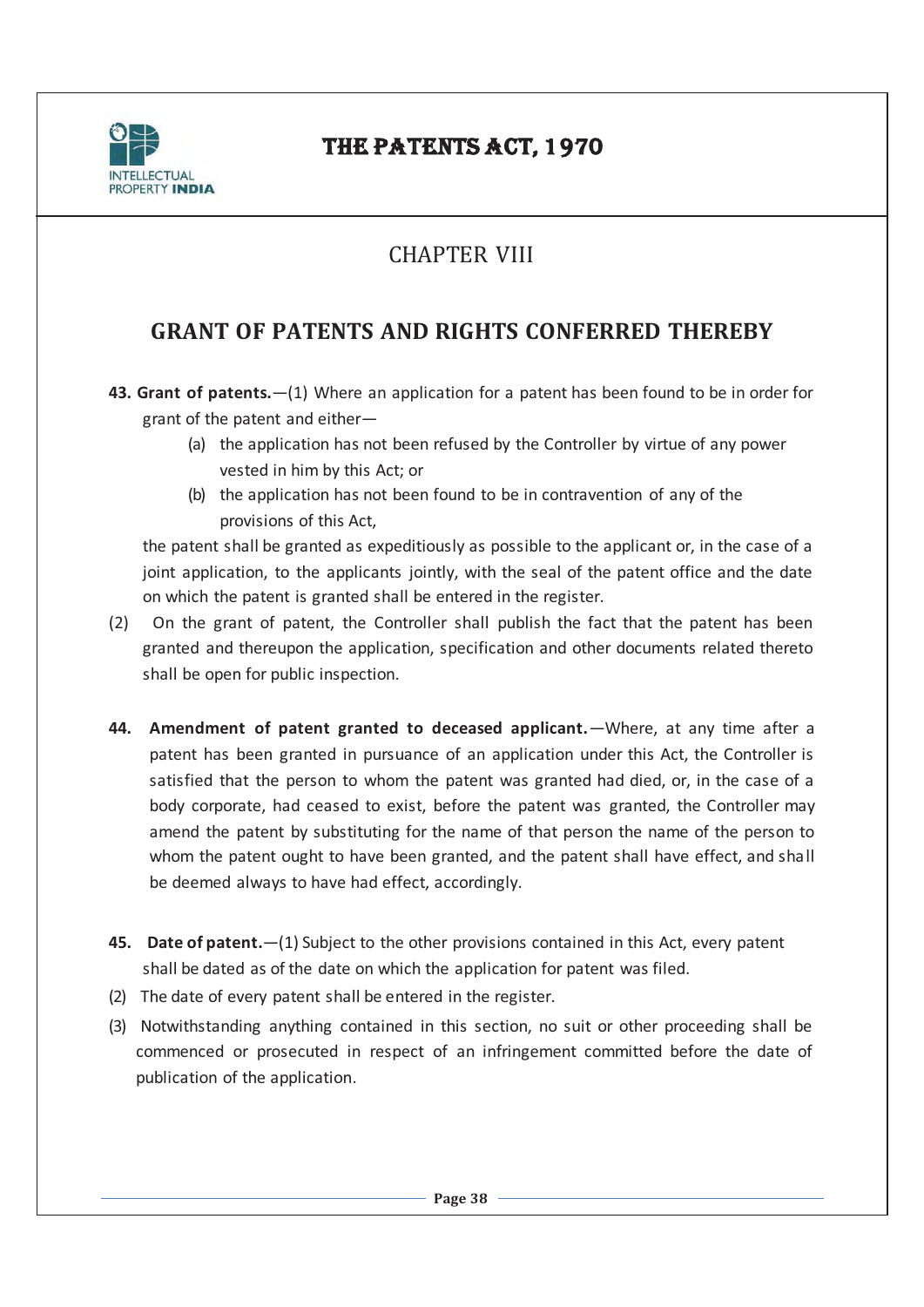# CHAPTER VIII

## GRANT OF PATENTS AND RIGHTS CONFERRED THEREBY

**43. Grant of patents.**—(1) Where an application for a patent has been found to be in order for grant of the patent and either—

(a) the application has not been refused by the Controller by virtue of any power vested in him by this Act; or

(b) the application has not been found to be in contravention of any of the provisions of this Act,

the patent shall be granted as expeditiously as possible to the applicant or, in the case of a joint application, to the applicants jointly, with the seal of the patent office and the date on which the patent is granted shall be entered in the register.

(2) On the grant of patent, the Controller shall publish the fact that the patent has been granted and thereupon the application, specification and other documents related thereto shall be open for public inspection.

**44. Amendment of patent granted to deceased applicant.**—Where, at any time after a patent has been granted in pursuance of an application under this Act, the Controller is satisfied that the person to whom the patent was granted had died, or, in the case of a body corporate, had ceased to exist, before the patent was granted, the Controller may amend the patent by substituting for the name of that person the name of the person to whom the patent ought to have been granted, and the patent shall have effect, and shall be deemed always to have had effect, accordingly.

**45. Date of patent.**—(1) Subject to the other provisions contained in this Act, every patent shall be dated as of the date on which the application for patent was filed.

(2) The date of every patent shall be entered in the register.

(3) Notwithstanding anything contained in this section, no suit or other proceeding shall be commenced or prosecuted in respect of an infringement committed before the date of publication of the application.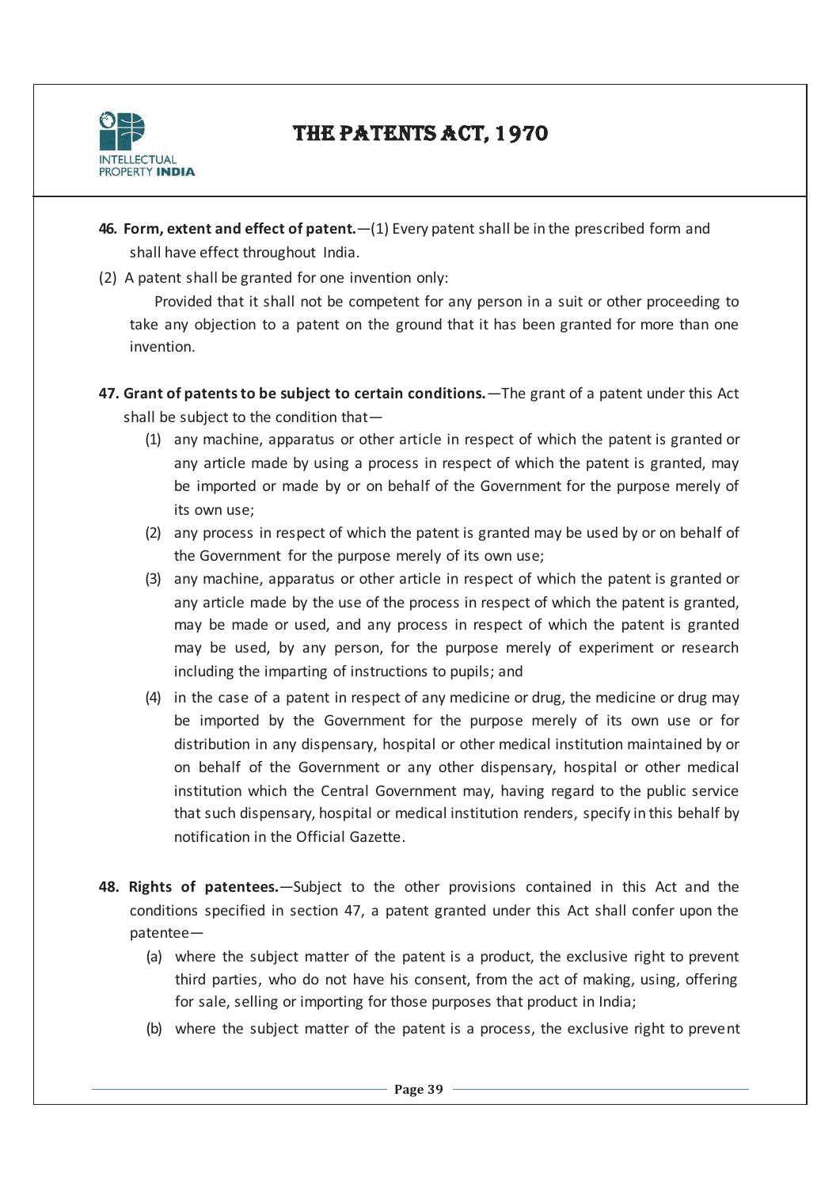**46. Form, extent and effect of patent.**—(1) Every patent shall be in the prescribed form and shall have effect throughout India.

(2) A patent shall be granted for one invention only:

Provided that it shall not be competent for any person in a suit or other proceeding to take any objection to a patent on the ground that it has been granted for more than one invention.

**47. Grant of patents to be subject to certain conditions.**—The grant of a patent under this Act shall be subject to the condition that—

(1) any machine, apparatus or other article in respect of which the patent is granted or any article made by using a process in respect of which the patent is granted, may be imported or made by or on behalf of the Government for the purpose merely of its own use;

(2) any process in respect of which the patent is granted may be used by or on behalf of the Government for the purpose merely of its own use;

(3) any machine, apparatus or other article in respect of which the patent is granted or any article made by the use of the process in respect of which the patent is granted, may be made or used, and any process in respect of which the patent is granted may be used, by any person, for the purpose merely of experiment or research including the imparting of instructions to pupils; and

(4) in the case of a patent in respect of any medicine or drug, the medicine or drug may be imported by the Government for the purpose merely of its own use or for distribution in any dispensary, hospital or other medical institution maintained by or on behalf of the Government or any other dispensary, hospital or other medical institution which the Central Government may, having regard to the public service that such dispensary, hospital or medical institution renders, specify in this behalf by notification in the Official Gazette.

**48. Rights of patentees.**—Subject to the other provisions contained in this Act and the conditions specified in section 47, a patent granted under this Act shall confer upon the patentee—

(a) where the subject matter of the patent is a product, the exclusive right to prevent third parties, who do not have his consent, from the act of making, using, offering for sale, selling or importing for those purposes that product in India;

(b) where the subject matter of the patent is a process, the exclusive right to prevent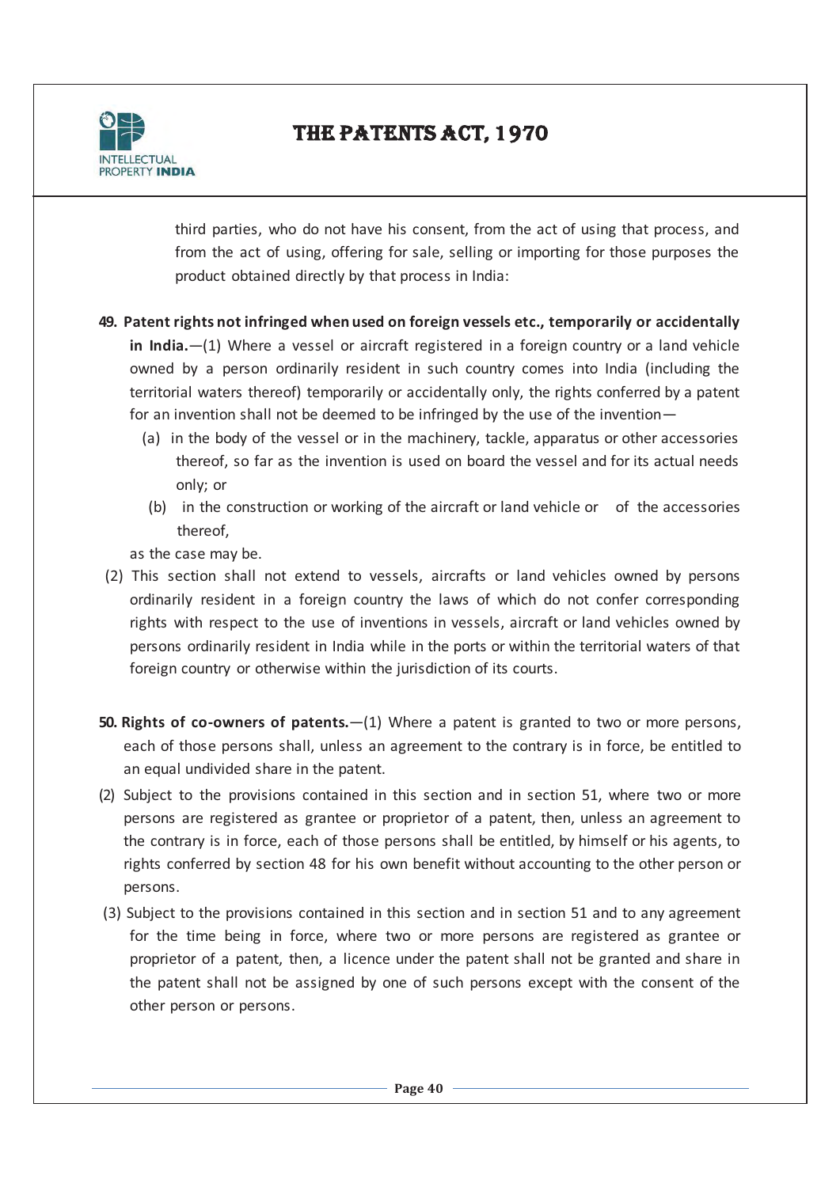third parties, who do not have his consent, from the act of using that process, and from the act of using, offering for sale, selling or importing for those purposes the product obtained directly by that process in India:

**49. Patent rights not infringed when used on foreign vessels etc., temporarily or accidentally in India.**—(1) Where a vessel or aircraft registered in a foreign country or a land vehicle owned by a person ordinarily resident in such country comes into India (including the territorial waters thereof) temporarily or accidentally only, the rights conferred by a patent for an invention shall not be deemed to be infringed by the use of the invention—

(a) in the body of the vessel or in the machinery, tackle, apparatus or other accessories thereof, so far as the invention is used on board the vessel and for its actual needs only; or

(b) in the construction or working of the aircraft or land vehicle or of the accessories thereof,

as the case may be.

(2) This section shall not extend to vessels, aircrafts or land vehicles owned by persons ordinarily resident in a foreign country the laws of which do not confer corresponding rights with respect to the use of inventions in vessels, aircraft or land vehicles owned by persons ordinarily resident in India while in the ports or within the territorial waters of that foreign country or otherwise within the jurisdiction of its courts.

**50. Rights of co-owners of patents.**—(1) Where a patent is granted to two or more persons, each of those persons shall, unless an agreement to the contrary is in force, be entitled to an equal undivided share in the patent.

(2) Subject to the provisions contained in this section and in section 51, where two or more persons are registered as grantee or proprietor of a patent, then, unless an agreement to the contrary is in force, each of those persons shall be entitled, by himself or his agents, to rights conferred by section 48 for his own benefit without accounting to the other person or persons.

(3) Subject to the provisions contained in this section and in section 51 and to any agreement for the time being in force, where two or more persons are registered as grantee or proprietor of a patent, then, a licence under the patent shall not be granted and share in the patent shall not be assigned by one of such persons except with the consent of the other person or persons.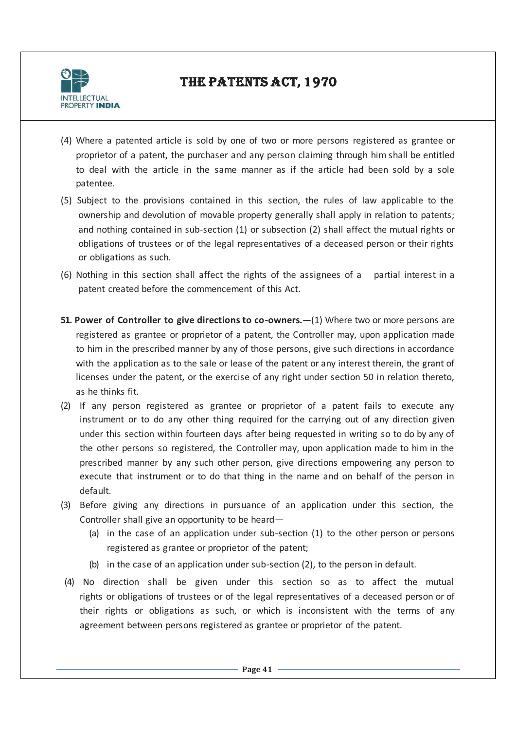(4) Where a patented article is sold by one of two or more persons registered as grantee or proprietor of a patent, the purchaser and any person claiming through him shall be entitled to deal with the article in the same manner as if the article had been sold by a sole patentee.

(5) Subject to the provisions contained in this section, the rules of law applicable to the ownership and devolution of movable property generally shall apply in relation to patents; and nothing contained in sub-section (1) or subsection (2) shall affect the mutual rights or obligations of trustees or of the legal representatives of a deceased person or their rights or obligations as such.

(6) Nothing in this section shall affect the rights of the assignees of a partial interest in a patent created before the commencement of this Act.

**51. Power of Controller to give directions to co-owners.**—(1) Where two or more persons are registered as grantee or proprietor of a patent, the Controller may, upon application made to him in the prescribed manner by any of those persons, give such directions in accordance with the application as to the sale or lease of the patent or any interest therein, the grant of licenses under the patent, or the exercise of any right under section 50 in relation thereto, as he thinks fit.

(2) If any person registered as grantee or proprietor of a patent fails to execute any instrument or to do any other thing required for the carrying out of any direction given under this section within fourteen days after being requested in writing so to do by any of the other persons so registered, the Controller may, upon application made to him in the prescribed manner by any such other person, give directions empowering any person to execute that instrument or to do that thing in the name and on behalf of the person in default.

(3) Before giving any directions in pursuance of an application under this section, the Controller shall give an opportunity to be heard—

(a) in the case of an application under sub-section (1) to the other person or persons registered as grantee or proprietor of the patent;

(b) in the case of an application under sub-section (2), to the person in default.

(4) No direction shall be given under this section so as to affect the mutual rights or obligations of trustees or of the legal representatives of a deceased person or of their rights or obligations as such, or which is inconsistent with the terms of any agreement between persons registered as grantee or proprietor of the patent.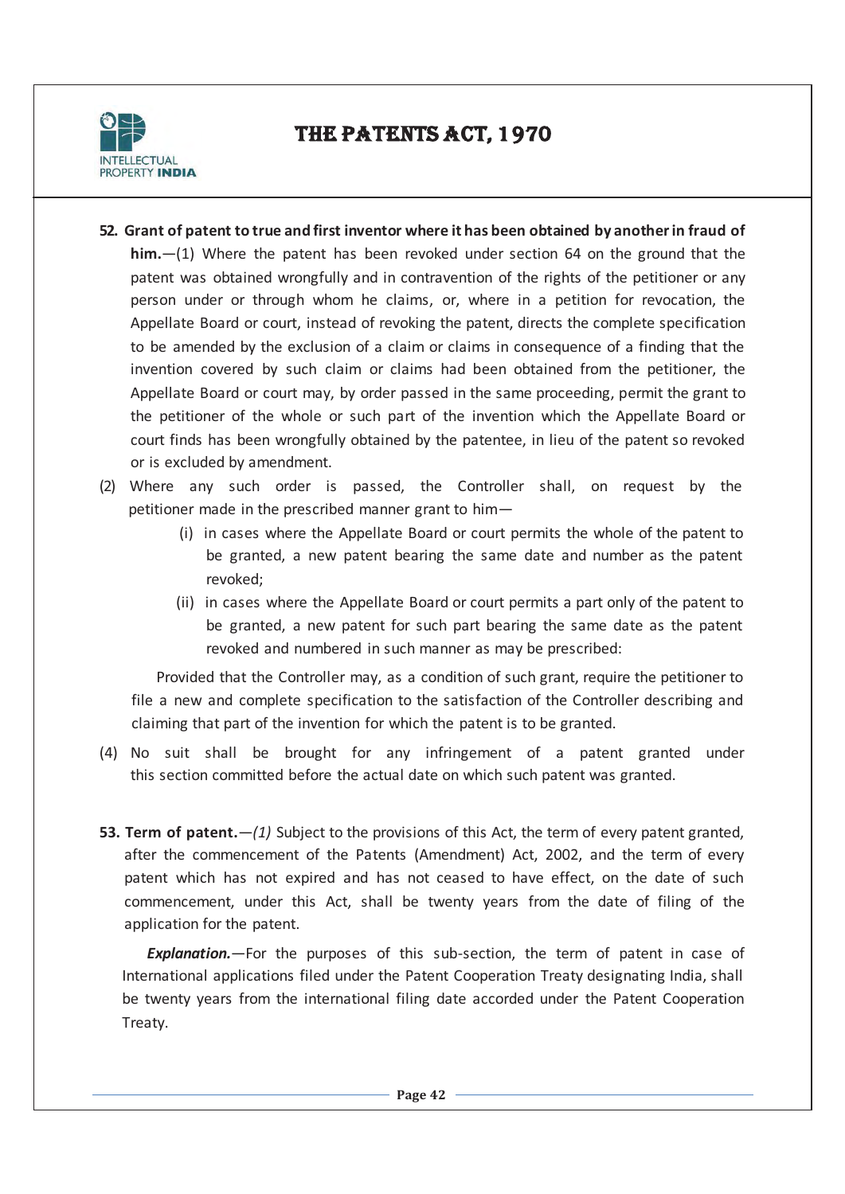**52. Grant of patent to true and first inventor where it has been obtained by another in fraud of him.**—(1) Where the patent has been revoked under section 64 on the ground that the patent was obtained wrongfully and in contravention of the rights of the petitioner or any person under or through whom he claims, or, where in a petition for revocation, the Appellate Board or court, instead of revoking the patent, directs the complete specification to be amended by the exclusion of a claim or claims in consequence of a finding that the invention covered by such claim or claims had been obtained from the petitioner, the Appellate Board or court may, by order passed in the same proceeding, permit the grant to the petitioner of the whole or such part of the invention which the Appellate Board or court finds has been wrongfully obtained by the patentee, in lieu of the patent so revoked or is excluded by amendment.

(2) Where any such order is passed, the Controller shall, on request by the petitioner made in the prescribed manner grant to him—

(i) in cases where the Appellate Board or court permits the whole of the patent to be granted, a new patent bearing the same date and number as the patent revoked;

(ii) in cases where the Appellate Board or court permits a part only of the patent to be granted, a new patent for such part bearing the same date as the patent revoked and numbered in such manner as may be prescribed:

Provided that the Controller may, as a condition of such grant, require the petitioner to file a new and complete specification to the satisfaction of the Controller describing and claiming that part of the invention for which the patent is to be granted.

(4) No suit shall be brought for any infringement of a patent granted under this section committed before the actual date on which such patent was granted.

**53. Term of patent.**—*(1)* Subject to the provisions of this Act, the term of every patent granted, after the commencement of the Patents (Amendment) Act, 2002, and the term of every patent which has not expired and has not ceased to have effect, on the date of such commencement, under this Act, shall be twenty years from the date of filing of the application for the patent.

***Explanation.***—For the purposes of this sub-section, the term of patent in case of International applications filed under the Patent Cooperation Treaty designating India, shall be twenty years from the international filing date accorded under the Patent Cooperation Treaty.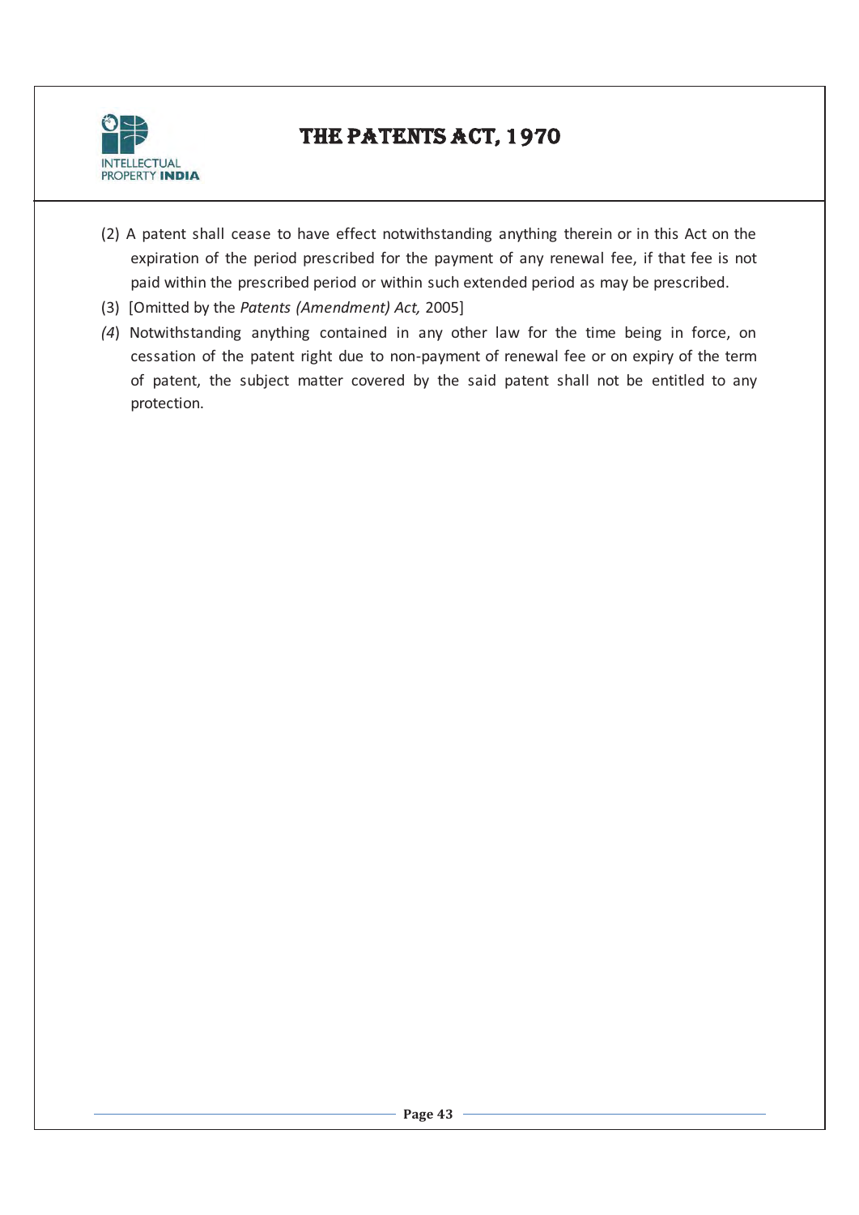(2) A patent shall cease to have effect notwithstanding anything therein or in this Act on the expiration of the period prescribed for the payment of any renewal fee, if that fee is not paid within the prescribed period or within such extended period as may be prescribed.

(3) [Omitted by the *Patents (Amendment) Act,* 2005]

*(4)* Notwithstanding anything contained in any other law for the time being in force, on cessation of the patent right due to non-payment of renewal fee or on expiry of the term of patent, the subject matter covered by the said patent shall not be entitled to any protection.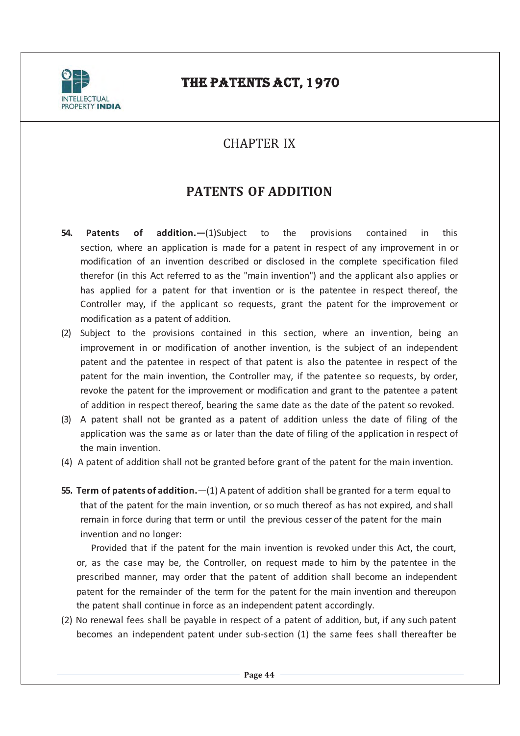## CHAPTER IX

## PATENTS OF ADDITION

**54. Patents of addition.—**(1)Subject to the provisions contained in this section, where an application is made for a patent in respect of any improvement in or modification of an invention described or disclosed in the complete specification filed therefor (in this Act referred to as the "main invention") and the applicant also applies or has applied for a patent for that invention or is the patentee in respect thereof, the Controller may, if the applicant so requests, grant the patent for the improvement or modification as a patent of addition.

(2) Subject to the provisions contained in this section, where an invention, being an improvement in or modification of another invention, is the subject of an independent patent and the patentee in respect of that patent is also the patentee in respect of the patent for the main invention, the Controller may, if the patentee so requests, by order, revoke the patent for the improvement or modification and grant to the patentee a patent of addition in respect thereof, bearing the same date as the date of the patent so revoked.

(3) A patent shall not be granted as a patent of addition unless the date of filing of the application was the same as or later than the date of filing of the application in respect of the main invention.

(4) A patent of addition shall not be granted before grant of the patent for the main invention.

**55. Term of patents of addition.**—(1) A patent of addition shall be granted for a term equal to that of the patent for the main invention, or so much thereof as has not expired, and shall remain in force during that term or until the previous cesser of the patent for the main invention and no longer:

Provided that if the patent for the main invention is revoked under this Act, the court, or, as the case may be, the Controller, on request made to him by the patentee in the prescribed manner, may order that the patent of addition shall become an independent patent for the remainder of the term for the patent for the main invention and thereupon the patent shall continue in force as an independent patent accordingly.

(2) No renewal fees shall be payable in respect of a patent of addition, but, if any such patent becomes an independent patent under sub-section (1) the same fees shall thereafter be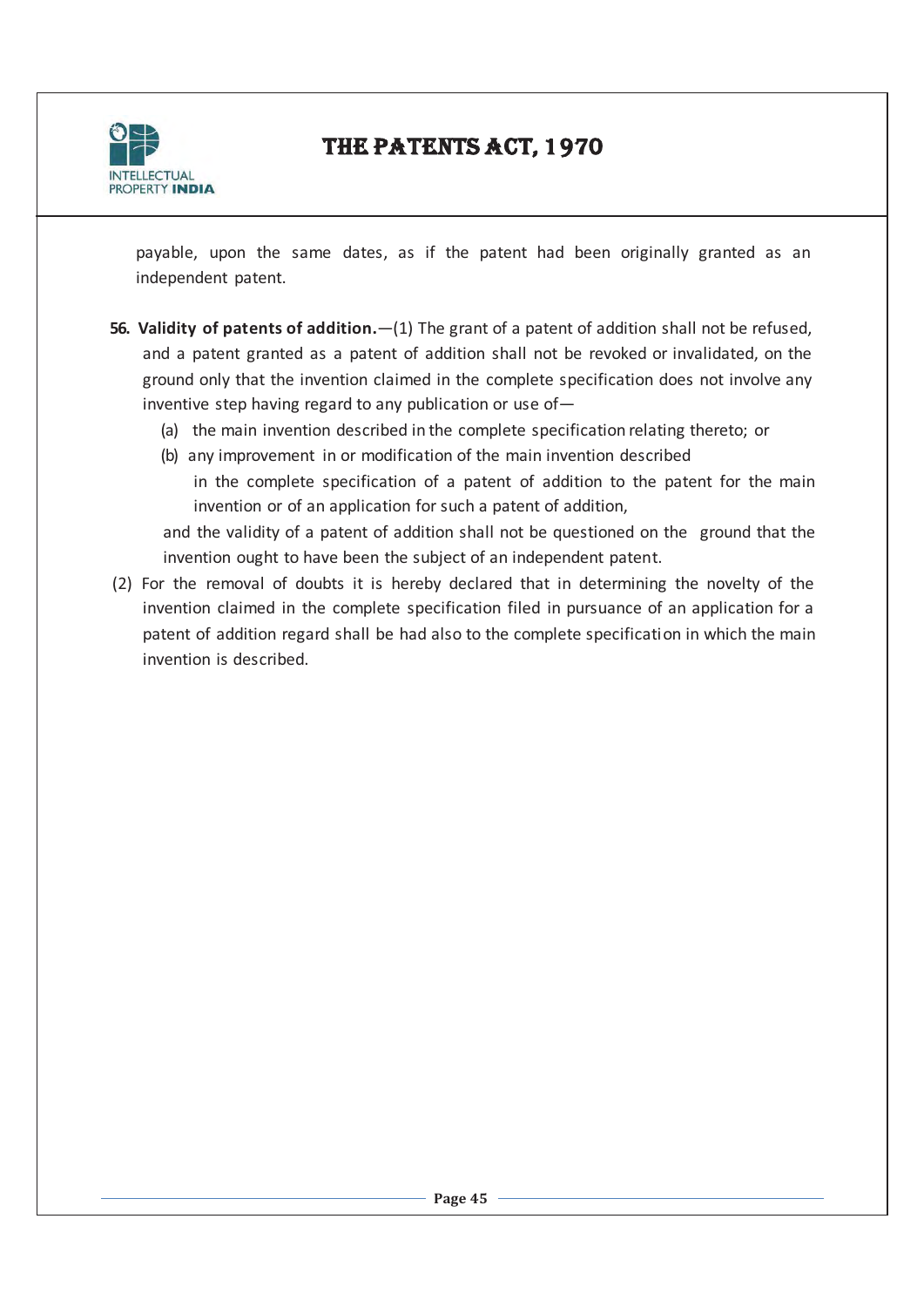payable, upon the same dates, as if the patent had been originally granted as an independent patent.

**56. Validity of patents of addition.**—(1) The grant of a patent of addition shall not be refused, and a patent granted as a patent of addition shall not be revoked or invalidated, on the ground only that the invention claimed in the complete specification does not involve any inventive step having regard to any publication or use of—

(a) the main invention described in the complete specification relating thereto; or

(b) any improvement in or modification of the main invention described in the complete specification of a patent of addition to the patent for the main invention or of an application for such a patent of addition,

and the validity of a patent of addition shall not be questioned on the ground that the invention ought to have been the subject of an independent patent.

(2) For the removal of doubts it is hereby declared that in determining the novelty of the invention claimed in the complete specification filed in pursuance of an application for a patent of addition regard shall be had also to the complete specification in which the main invention is described.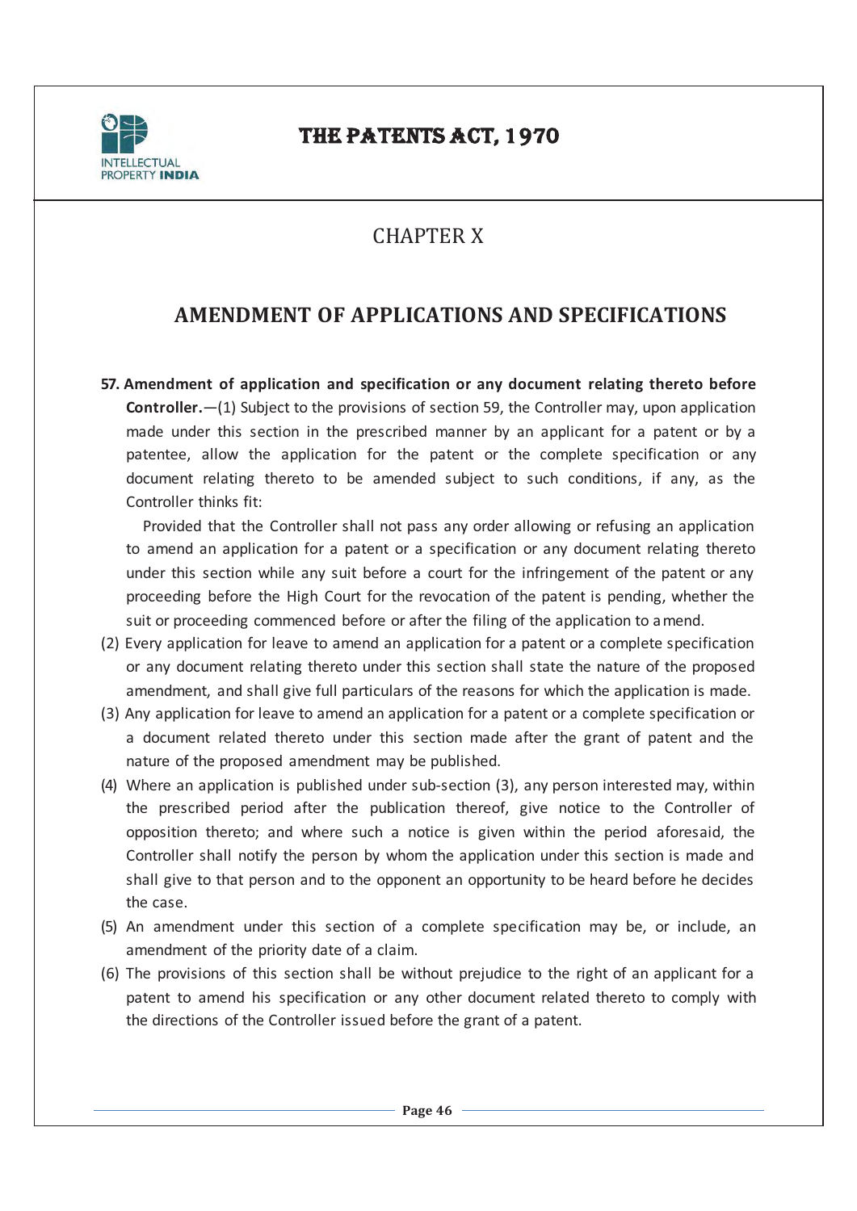# CHAPTER X

## AMENDMENT OF APPLICATIONS AND SPECIFICATIONS

**57. Amendment of application and specification or any document relating thereto before Controller.**—(1) Subject to the provisions of section 59, the Controller may, upon application made under this section in the prescribed manner by an applicant for a patent or by a patentee, allow the application for the patent or the complete specification or any document relating thereto to be amended subject to such conditions, if any, as the Controller thinks fit:

Provided that the Controller shall not pass any order allowing or refusing an application to amend an application for a patent or a specification or any document relating thereto under this section while any suit before a court for the infringement of the patent or any proceeding before the High Court for the revocation of the patent is pending, whether the suit or proceeding commenced before or after the filing of the application to amend.

(2) Every application for leave to amend an application for a patent or a complete specification or any document relating thereto under this section shall state the nature of the proposed amendment, and shall give full particulars of the reasons for which the application is made.

(3) Any application for leave to amend an application for a patent or a complete specification or a document related thereto under this section made after the grant of patent and the nature of the proposed amendment may be published.

(4) Where an application is published under sub-section (3), any person interested may, within the prescribed period after the publication thereof, give notice to the Controller of opposition thereto; and where such a notice is given within the period aforesaid, the Controller shall notify the person by whom the application under this section is made and shall give to that person and to the opponent an opportunity to be heard before he decides the case.

(5) An amendment under this section of a complete specification may be, or include, an amendment of the priority date of a claim.

(6) The provisions of this section shall be without prejudice to the right of an applicant for a patent to amend his specification or any other document related thereto to comply with the directions of the Controller issued before the grant of a patent.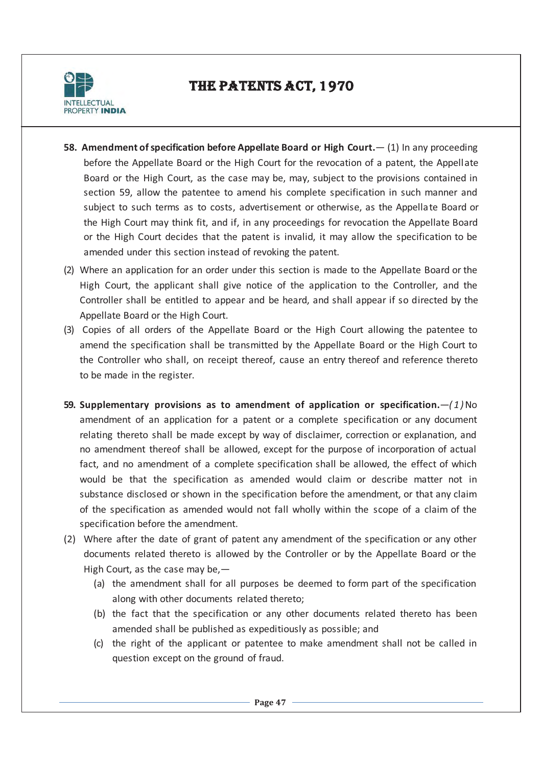**58. Amendment of specification before Appellate Board or High Court.**— (1) In any proceeding before the Appellate Board or the High Court for the revocation of a patent, the Appellate Board or the High Court, as the case may be, may, subject to the provisions contained in section 59, allow the patentee to amend his complete specification in such manner and subject to such terms as to costs, advertisement or otherwise, as the Appellate Board or the High Court may think fit, and if, in any proceedings for revocation the Appellate Board or the High Court decides that the patent is invalid, it may allow the specification to be amended under this section instead of revoking the patent.

(2) Where an application for an order under this section is made to the Appellate Board or the High Court, the applicant shall give notice of the application to the Controller, and the Controller shall be entitled to appear and be heard, and shall appear if so directed by the Appellate Board or the High Court.

(3) Copies of all orders of the Appellate Board or the High Court allowing the patentee to amend the specification shall be transmitted by the Appellate Board or the High Court to the Controller who shall, on receipt thereof, cause an entry thereof and reference thereto to be made in the register.

**59. Supplementary provisions as to amendment of application or specification.**—*(1)* No amendment of an application for a patent or a complete specification or any document relating thereto shall be made except by way of disclaimer, correction or explanation, and no amendment thereof shall be allowed, except for the purpose of incorporation of actual fact, and no amendment of a complete specification shall be allowed, the effect of which would be that the specification as amended would claim or describe matter not in substance disclosed or shown in the specification before the amendment, or that any claim of the specification as amended would not fall wholly within the scope of a claim of the specification before the amendment.

(2) Where after the date of grant of patent any amendment of the specification or any other documents related thereto is allowed by the Controller or by the Appellate Board or the High Court, as the case may be,—

  (a) the amendment shall for all purposes be deemed to form part of the specification along with other documents related thereto;

  (b) the fact that the specification or any other documents related thereto has been amended shall be published as expeditiously as possible; and

  (c) the right of the applicant or patentee to make amendment shall not be called in question except on the ground of fraud.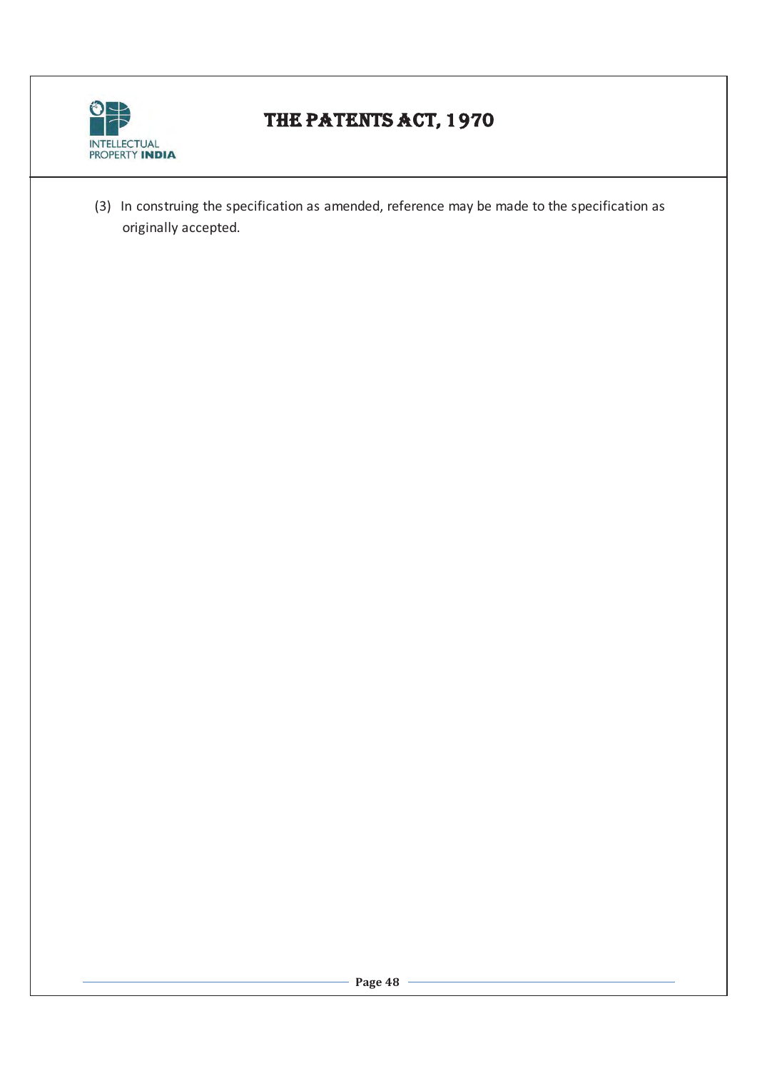(3) In construing the specification as amended, reference may be made to the specification as originally accepted.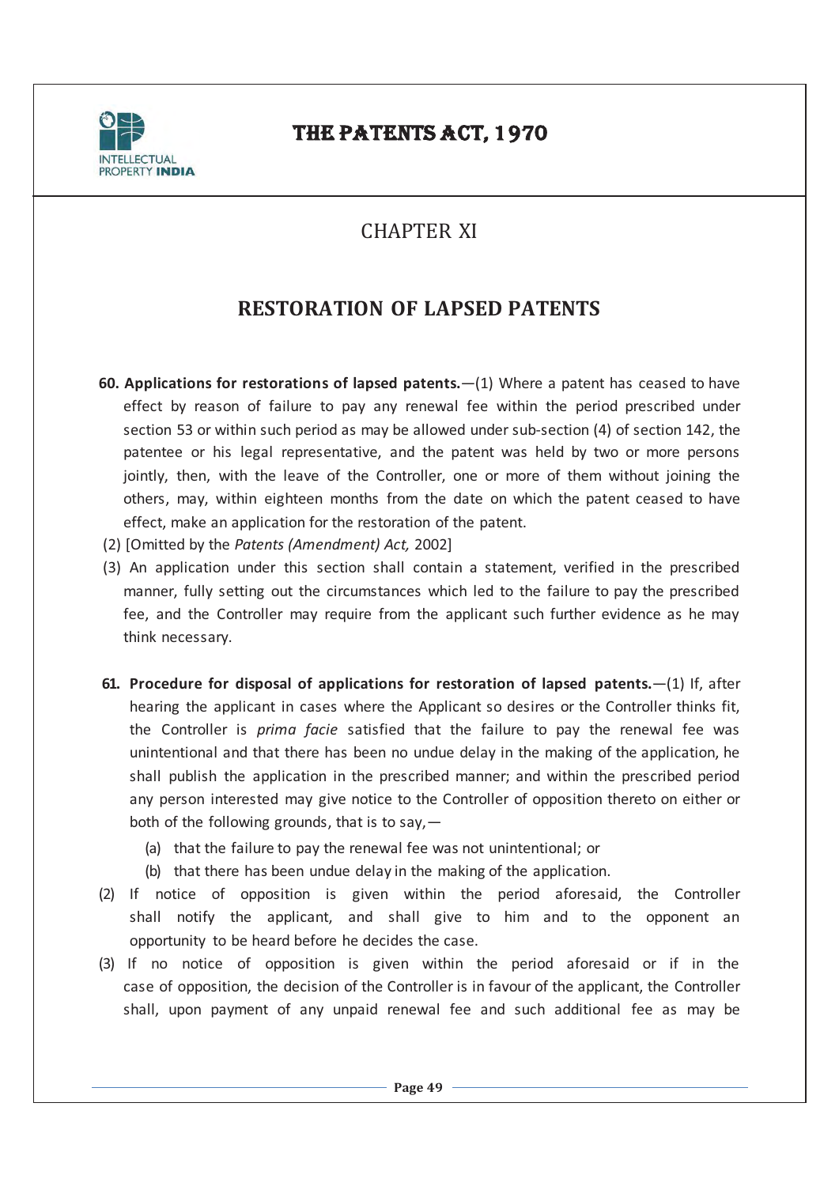# CHAPTER XI

## RESTORATION OF LAPSED PATENTS

**60. Applications for restorations of lapsed patents.**—(1) Where a patent has ceased to have effect by reason of failure to pay any renewal fee within the period prescribed under section 53 or within such period as may be allowed under sub-section (4) of section 142, the patentee or his legal representative, and the patent was held by two or more persons jointly, then, with the leave of the Controller, one or more of them without joining the others, may, within eighteen months from the date on which the patent ceased to have effect, make an application for the restoration of the patent.

(2) [Omitted by the *Patents (Amendment) Act,* 2002]

(3) An application under this section shall contain a statement, verified in the prescribed manner, fully setting out the circumstances which led to the failure to pay the prescribed fee, and the Controller may require from the applicant such further evidence as he may think necessary.

**61. Procedure for disposal of applications for restoration of lapsed patents.**—(1) If, after hearing the applicant in cases where the Applicant so desires or the Controller thinks fit, the Controller is *prima facie* satisfied that the failure to pay the renewal fee was unintentional and that there has been no undue delay in the making of the application, he shall publish the application in the prescribed manner; and within the prescribed period any person interested may give notice to the Controller of opposition thereto on either or both of the following grounds, that is to say,—

(a) that the failure to pay the renewal fee was not unintentional; or

(b) that there has been undue delay in the making of the application.

(2) If notice of opposition is given within the period aforesaid, the Controller shall notify the applicant, and shall give to him and to the opponent an opportunity to be heard before he decides the case.

(3) If no notice of opposition is given within the period aforesaid or if in the case of opposition, the decision of the Controller is in favour of the applicant, the Controller shall, upon payment of any unpaid renewal fee and such additional fee as may be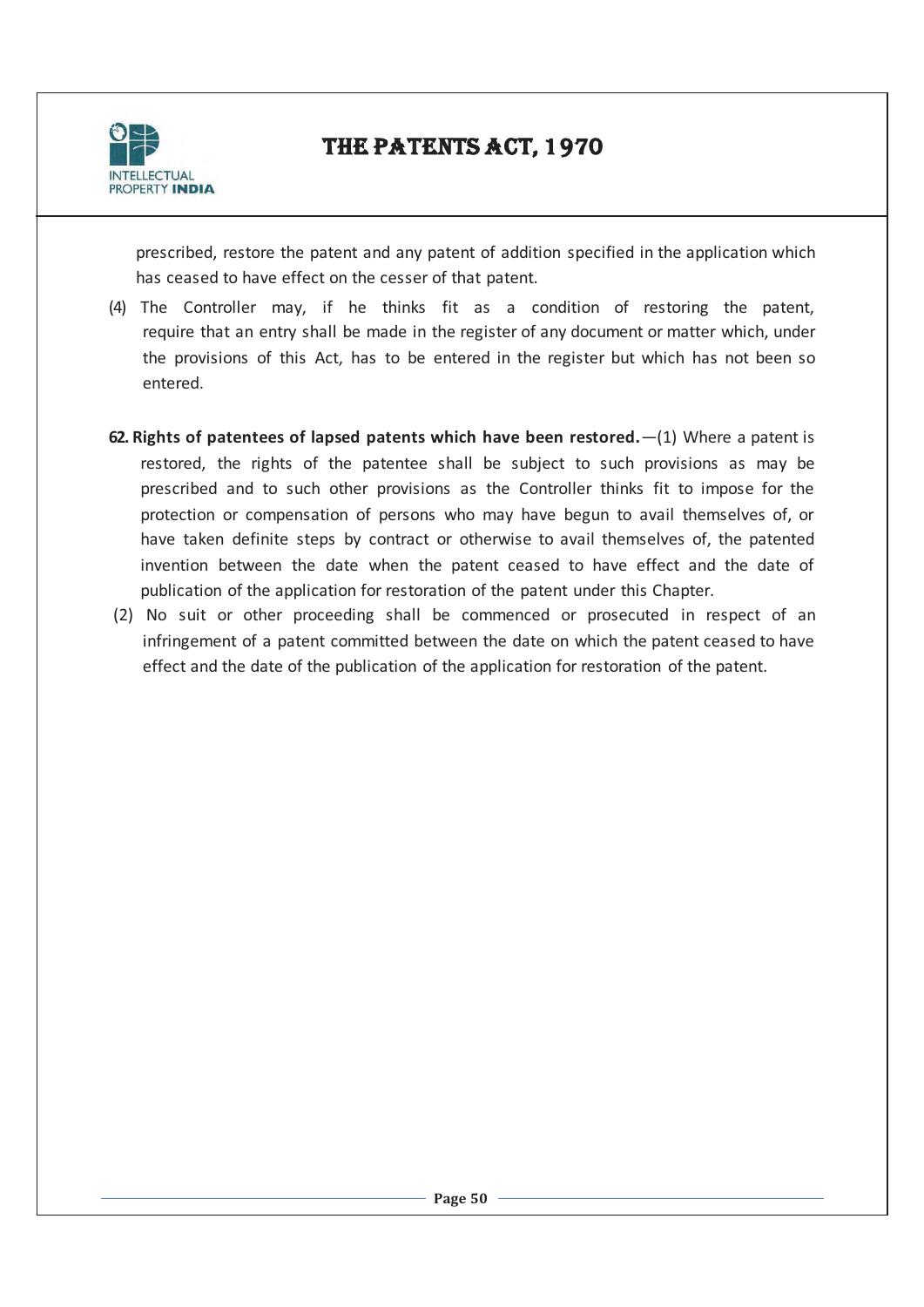prescribed, restore the patent and any patent of addition specified in the application which has ceased to have effect on the cesser of that patent.

(4) The Controller may, if he thinks fit as a condition of restoring the patent, require that an entry shall be made in the register of any document or matter which, under the provisions of this Act, has to be entered in the register but which has not been so entered.

**62. Rights of patentees of lapsed patents which have been restored.**—(1) Where a patent is restored, the rights of the patentee shall be subject to such provisions as may be prescribed and to such other provisions as the Controller thinks fit to impose for the protection or compensation of persons who may have begun to avail themselves of, or have taken definite steps by contract or otherwise to avail themselves of, the patented invention between the date when the patent ceased to have effect and the date of publication of the application for restoration of the patent under this Chapter.

(2) No suit or other proceeding shall be commenced or prosecuted in respect of an infringement of a patent committed between the date on which the patent ceased to have effect and the date of the publication of the application for restoration of the patent.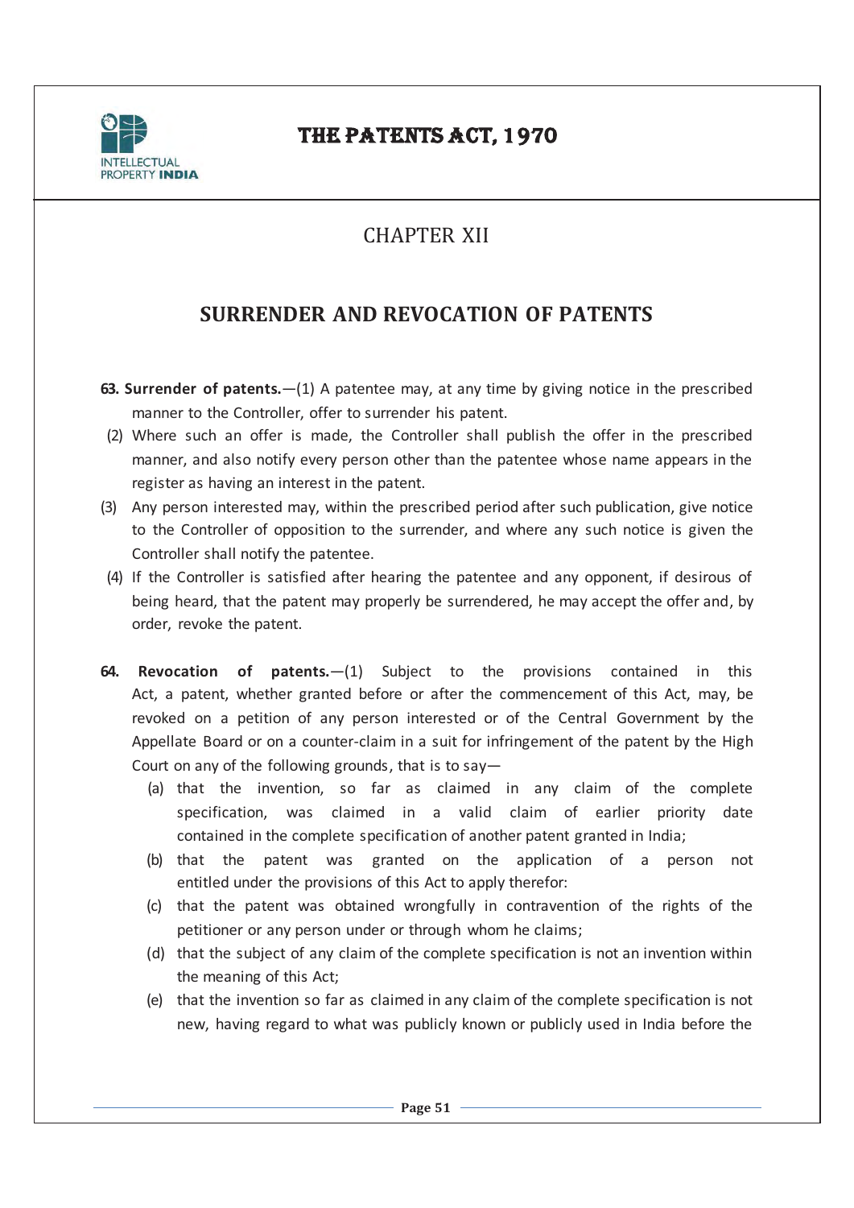# CHAPTER XII

## SURRENDER AND REVOCATION OF PATENTS

**63. Surrender of patents.**—(1) A patentee may, at any time by giving notice in the prescribed manner to the Controller, offer to surrender his patent.

(2) Where such an offer is made, the Controller shall publish the offer in the prescribed manner, and also notify every person other than the patentee whose name appears in the register as having an interest in the patent.

(3) Any person interested may, within the prescribed period after such publication, give notice to the Controller of opposition to the surrender, and where any such notice is given the Controller shall notify the patentee.

(4) If the Controller is satisfied after hearing the patentee and any opponent, if desirous of being heard, that the patent may properly be surrendered, he may accept the offer and, by order, revoke the patent.

**64. Revocation of patents.**—(1) Subject to the provisions contained in this Act, a patent, whether granted before or after the commencement of this Act, may, be revoked on a petition of any person interested or of the Central Government by the Appellate Board or on a counter-claim in a suit for infringement of the patent by the High Court on any of the following grounds, that is to say—

(a) that the invention, so far as claimed in any claim of the complete specification, was claimed in a valid claim of earlier priority date contained in the complete specification of another patent granted in India;

(b) that the patent was granted on the application of a person not entitled under the provisions of this Act to apply therefor:

(c) that the patent was obtained wrongfully in contravention of the rights of the petitioner or any person under or through whom he claims;

(d) that the subject of any claim of the complete specification is not an invention within the meaning of this Act;

(e) that the invention so far as claimed in any claim of the complete specification is not new, having regard to what was publicly known or publicly used in India before the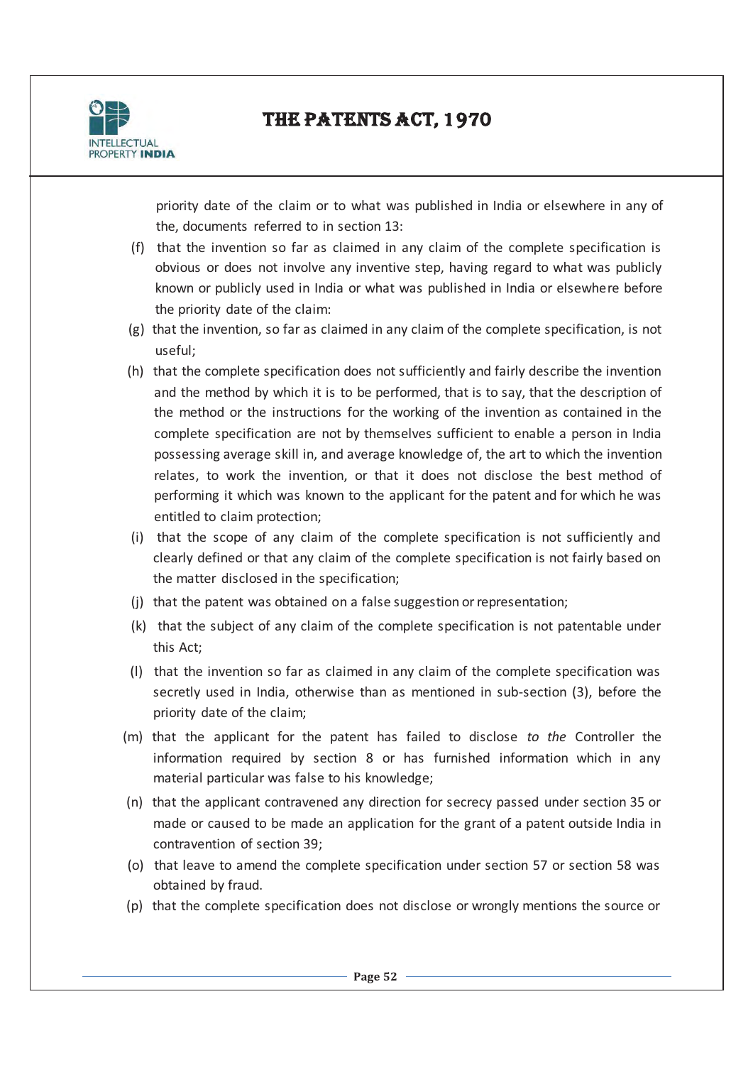priority date of the claim or to what was published in India or elsewhere in any of the, documents referred to in section 13:

(f) that the invention so far as claimed in any claim of the complete specification is obvious or does not involve any inventive step, having regard to what was publicly known or publicly used in India or what was published in India or elsewhere before the priority date of the claim:

(g) that the invention, so far as claimed in any claim of the complete specification, is not useful;

(h) that the complete specification does not sufficiently and fairly describe the invention and the method by which it is to be performed, that is to say, that the description of the method or the instructions for the working of the invention as contained in the complete specification are not by themselves sufficient to enable a person in India possessing average skill in, and average knowledge of, the art to which the invention relates, to work the invention, or that it does not disclose the best method of performing it which was known to the applicant for the patent and for which he was entitled to claim protection;

(i) that the scope of any claim of the complete specification is not sufficiently and clearly defined or that any claim of the complete specification is not fairly based on the matter disclosed in the specification;

(j) that the patent was obtained on a false suggestion or representation;

(k) that the subject of any claim of the complete specification is not patentable under this Act;

(l) that the invention so far as claimed in any claim of the complete specification was secretly used in India, otherwise than as mentioned in sub-section (3), before the priority date of the claim;

(m) that the applicant for the patent has failed to disclose *to the* Controller the information required by section 8 or has furnished information which in any material particular was false to his knowledge;

(n) that the applicant contravened any direction for secrecy passed under section 35 or made or caused to be made an application for the grant of a patent outside India in contravention of section 39;

(o) that leave to amend the complete specification under section 57 or section 58 was obtained by fraud.

(p) that the complete specification does not disclose or wrongly mentions the source or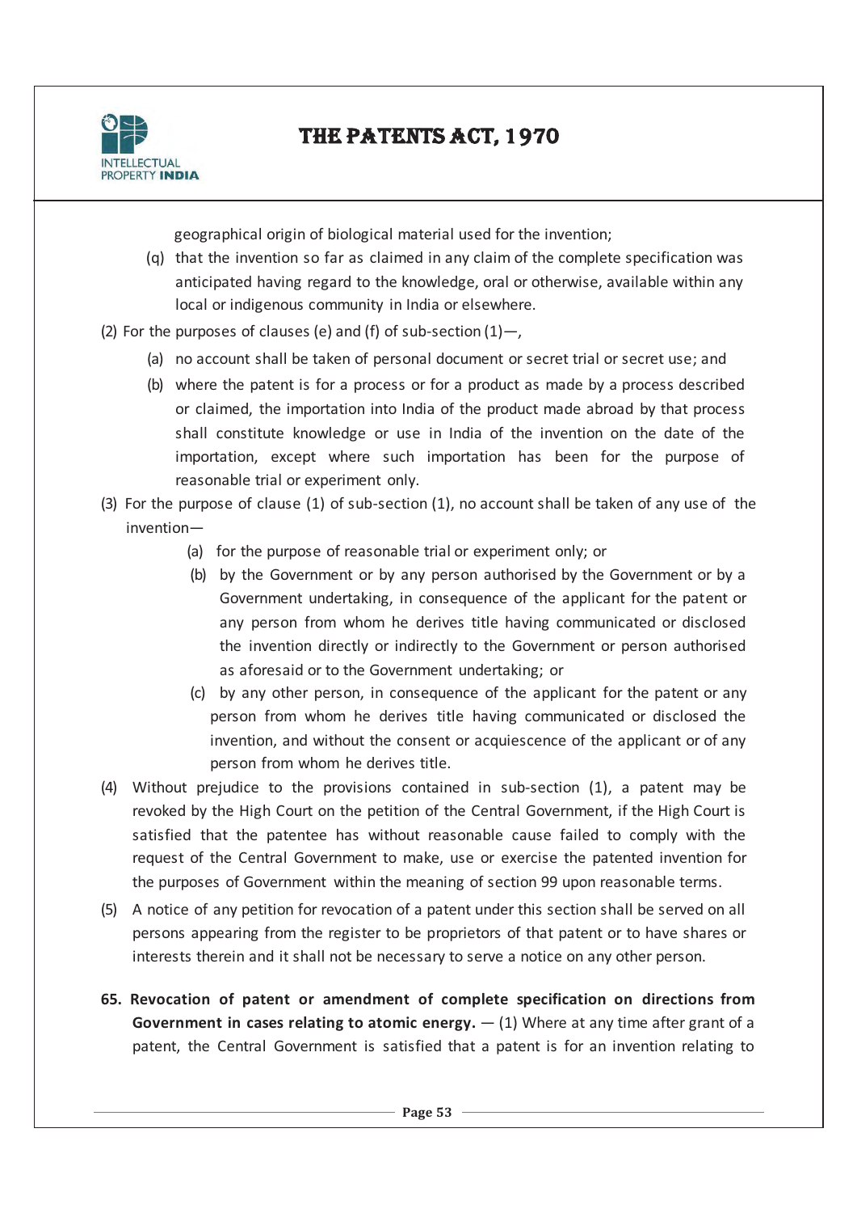geographical origin of biological material used for the invention;

(q) that the invention so far as claimed in any claim of the complete specification was anticipated having regard to the knowledge, oral or otherwise, available within any local or indigenous community in India or elsewhere.

(2) For the purposes of clauses (e) and (f) of sub-section (1)—,

(a) no account shall be taken of personal document or secret trial or secret use; and

(b) where the patent is for a process or for a product as made by a process described or claimed, the importation into India of the product made abroad by that process shall constitute knowledge or use in India of the invention on the date of the importation, except where such importation has been for the purpose of reasonable trial or experiment only.

(3) For the purpose of clause (1) of sub-section (1), no account shall be taken of any use of the invention—

(a) for the purpose of reasonable trial or experiment only; or

(b) by the Government or by any person authorised by the Government or by a Government undertaking, in consequence of the applicant for the patent or any person from whom he derives title having communicated or disclosed the invention directly or indirectly to the Government or person authorised as aforesaid or to the Government undertaking; or

(c) by any other person, in consequence of the applicant for the patent or any person from whom he derives title having communicated or disclosed the invention, and without the consent or acquiescence of the applicant or of any person from whom he derives title.

(4) Without prejudice to the provisions contained in sub-section (1), a patent may be revoked by the High Court on the petition of the Central Government, if the High Court is satisfied that the patentee has without reasonable cause failed to comply with the request of the Central Government to make, use or exercise the patented invention for the purposes of Government within the meaning of section 99 upon reasonable terms.

(5) A notice of any petition for revocation of a patent under this section shall be served on all persons appearing from the register to be proprietors of that patent or to have shares or interests therein and it shall not be necessary to serve a notice on any other person.

**65. Revocation of patent or amendment of complete specification on directions from Government in cases relating to atomic energy.** — (1) Where at any time after grant of a patent, the Central Government is satisfied that a patent is for an invention relating to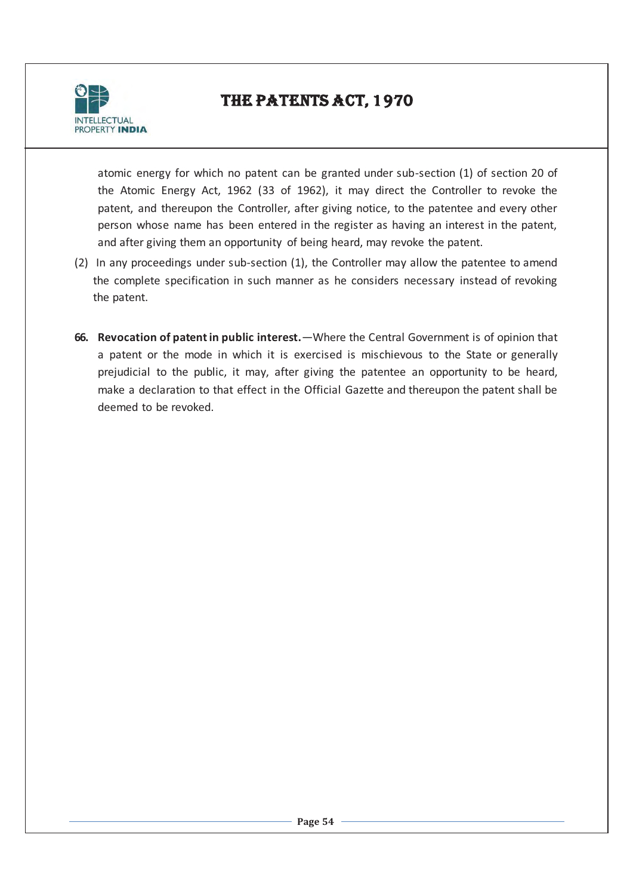atomic energy for which no patent can be granted under sub-section (1) of section 20 of the Atomic Energy Act, 1962 (33 of 1962), it may direct the Controller to revoke the patent, and thereupon the Controller, after giving notice, to the patentee and every other person whose name has been entered in the register as having an interest in the patent, and after giving them an opportunity of being heard, may revoke the patent.

(2) In any proceedings under sub-section (1), the Controller may allow the patentee to amend the complete specification in such manner as he considers necessary instead of revoking the patent.

**66. Revocation of patent in public interest.**—Where the Central Government is of opinion that a patent or the mode in which it is exercised is mischievous to the State or generally prejudicial to the public, it may, after giving the patentee an opportunity to be heard, make a declaration to that effect in the Official Gazette and thereupon the patent shall be deemed to be revoked.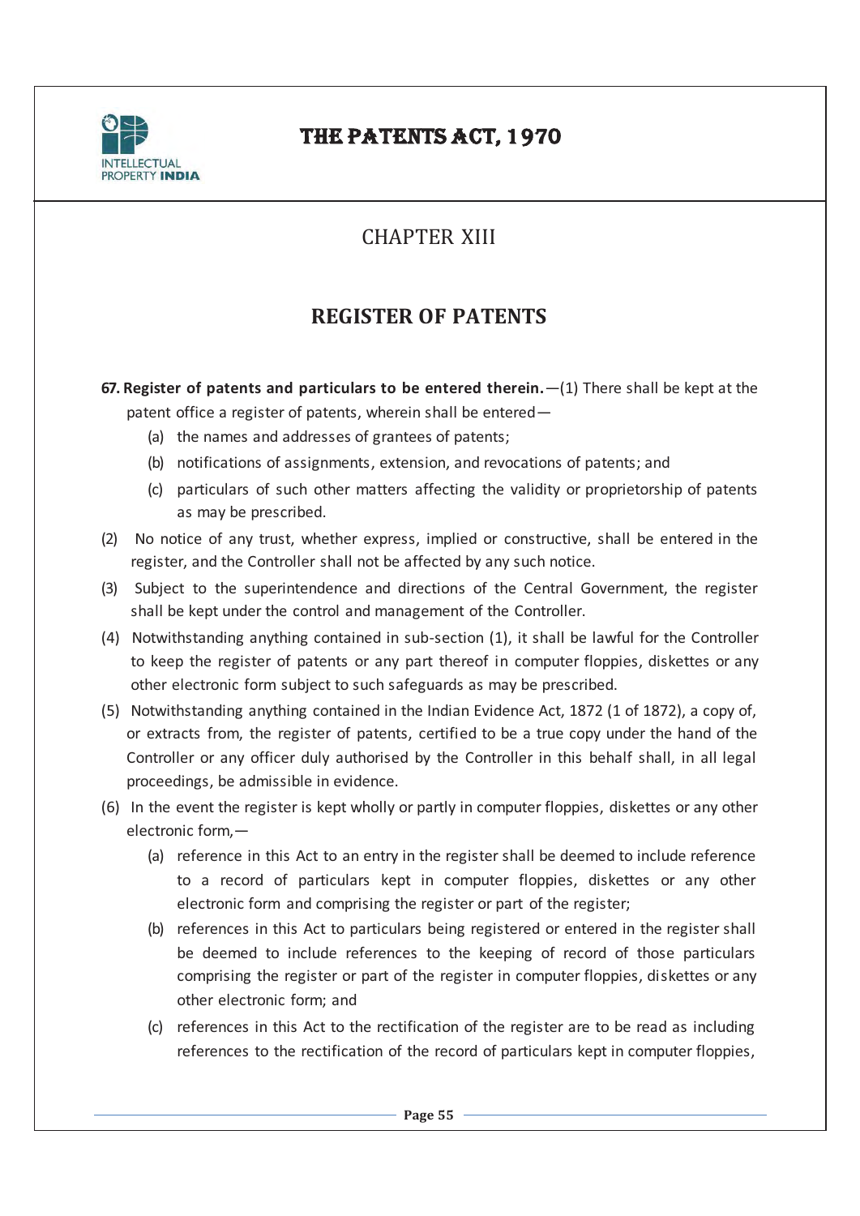# CHAPTER XIII

## REGISTER OF PATENTS

**67. Register of patents and particulars to be entered therein.**—(1) There shall be kept at the patent office a register of patents, wherein shall be entered—

- (a) the names and addresses of grantees of patents;
- (b) notifications of assignments, extension, and revocations of patents; and
- (c) particulars of such other matters affecting the validity or proprietorship of patents as may be prescribed.

(2) No notice of any trust, whether express, implied or constructive, shall be entered in the register, and the Controller shall not be affected by any such notice.

(3) Subject to the superintendence and directions of the Central Government, the register shall be kept under the control and management of the Controller.

(4) Notwithstanding anything contained in sub-section (1), it shall be lawful for the Controller to keep the register of patents or any part thereof in computer floppies, diskettes or any other electronic form subject to such safeguards as may be prescribed.

(5) Notwithstanding anything contained in the Indian Evidence Act, 1872 (1 of 1872), a copy of, or extracts from, the register of patents, certified to be a true copy under the hand of the Controller or any officer duly authorised by the Controller in this behalf shall, in all legal proceedings, be admissible in evidence.

(6) In the event the register is kept wholly or partly in computer floppies, diskettes or any other electronic form,—

- (a) reference in this Act to an entry in the register shall be deemed to include reference to a record of particulars kept in computer floppies, diskettes or any other electronic form and comprising the register or part of the register;
- (b) references in this Act to particulars being registered or entered in the register shall be deemed to include references to the keeping of record of those particulars comprising the register or part of the register in computer floppies, diskettes or any other electronic form; and
- (c) references in this Act to the rectification of the register are to be read as including references to the rectification of the record of particulars kept in computer floppies,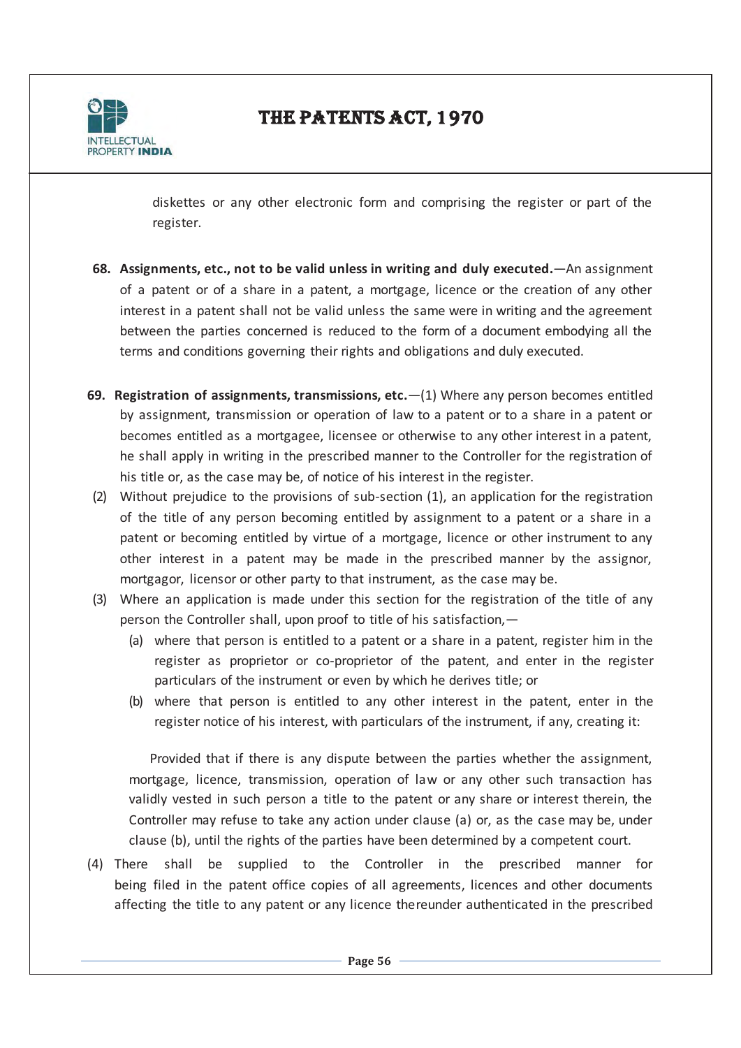diskettes or any other electronic form and comprising the register or part of the register.

**68. Assignments, etc., not to be valid unless in writing and duly executed.**—An assignment of a patent or of a share in a patent, a mortgage, licence or the creation of any other interest in a patent shall not be valid unless the same were in writing and the agreement between the parties concerned is reduced to the form of a document embodying all the terms and conditions governing their rights and obligations and duly executed.

**69. Registration of assignments, transmissions, etc.**—(1) Where any person becomes entitled by assignment, transmission or operation of law to a patent or to a share in a patent or becomes entitled as a mortgagee, licensee or otherwise to any other interest in a patent, he shall apply in writing in the prescribed manner to the Controller for the registration of his title or, as the case may be, of notice of his interest in the register.

(2) Without prejudice to the provisions of sub-section (1), an application for the registration of the title of any person becoming entitled by assignment to a patent or a share in a patent or becoming entitled by virtue of a mortgage, licence or other instrument to any other interest in a patent may be made in the prescribed manner by the assignor, mortgagor, licensor or other party to that instrument, as the case may be.

(3) Where an application is made under this section for the registration of the title of any person the Controller shall, upon proof to title of his satisfaction,—

(a) where that person is entitled to a patent or a share in a patent, register him in the register as proprietor or co-proprietor of the patent, and enter in the register particulars of the instrument or even by which he derives title; or

(b) where that person is entitled to any other interest in the patent, enter in the register notice of his interest, with particulars of the instrument, if any, creating it:

Provided that if there is any dispute between the parties whether the assignment, mortgage, licence, transmission, operation of law or any other such transaction has validly vested in such person a title to the patent or any share or interest therein, the Controller may refuse to take any action under clause (a) or, as the case may be, under clause (b), until the rights of the parties have been determined by a competent court.

(4) There shall be supplied to the Controller in the prescribed manner for being filed in the patent office copies of all agreements, licences and other documents affecting the title to any patent or any licence thereunder authenticated in the prescribed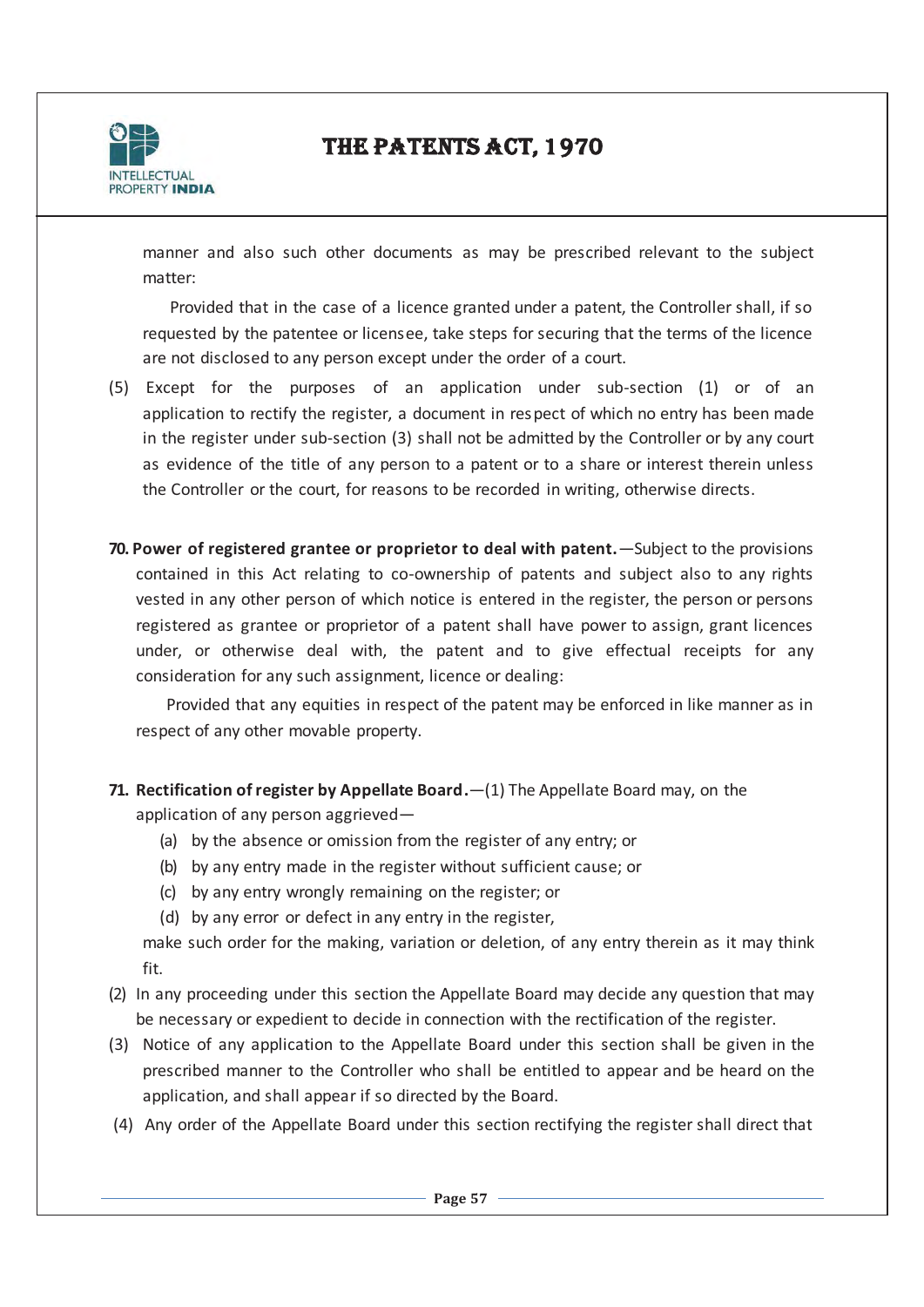manner and also such other documents as may be prescribed relevant to the subject matter:

Provided that in the case of a licence granted under a patent, the Controller shall, if so requested by the patentee or licensee, take steps for securing that the terms of the licence are not disclosed to any person except under the order of a court.

(5) Except for the purposes of an application under sub-section (1) or of an application to rectify the register, a document in respect of which no entry has been made in the register under sub-section (3) shall not be admitted by the Controller or by any court as evidence of the title of any person to a patent or to a share or interest therein unless the Controller or the court, for reasons to be recorded in writing, otherwise directs.

**70. Power of registered grantee or proprietor to deal with patent.**—Subject to the provisions contained in this Act relating to co-ownership of patents and subject also to any rights vested in any other person of which notice is entered in the register, the person or persons registered as grantee or proprietor of a patent shall have power to assign, grant licences under, or otherwise deal with, the patent and to give effectual receipts for any consideration for any such assignment, licence or dealing:

Provided that any equities in respect of the patent may be enforced in like manner as in respect of any other movable property.

**71. Rectification of register by Appellate Board.**—(1) The Appellate Board may, on the application of any person aggrieved—

(a) by the absence or omission from the register of any entry; or

(b) by any entry made in the register without sufficient cause; or

(c) by any entry wrongly remaining on the register; or

(d) by any error or defect in any entry in the register,

make such order for the making, variation or deletion, of any entry therein as it may think fit.

(2) In any proceeding under this section the Appellate Board may decide any question that may be necessary or expedient to decide in connection with the rectification of the register.

(3) Notice of any application to the Appellate Board under this section shall be given in the prescribed manner to the Controller who shall be entitled to appear and be heard on the application, and shall appear if so directed by the Board.

(4) Any order of the Appellate Board under this section rectifying the register shall direct that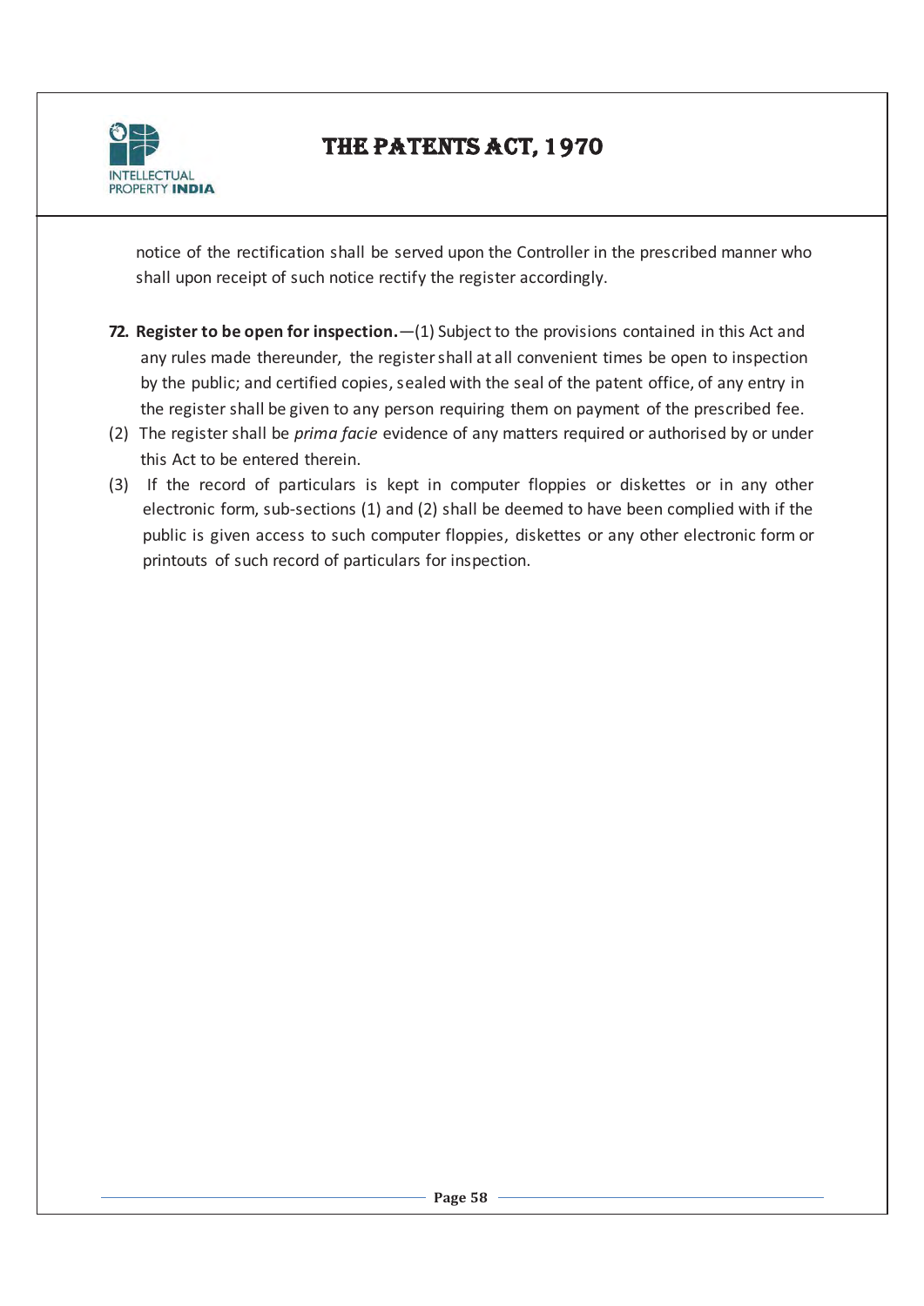notice of the rectification shall be served upon the Controller in the prescribed manner who shall upon receipt of such notice rectify the register accordingly.

**72. Register to be open for inspection.**—(1) Subject to the provisions contained in this Act and any rules made thereunder, the register shall at all convenient times be open to inspection by the public; and certified copies, sealed with the seal of the patent office, of any entry in the register shall be given to any person requiring them on payment of the prescribed fee.

(2) The register shall be *prima facie* evidence of any matters required or authorised by or under this Act to be entered therein.

(3) If the record of particulars is kept in computer floppies or diskettes or in any other electronic form, sub-sections (1) and (2) shall be deemed to have been complied with if the public is given access to such computer floppies, diskettes or any other electronic form or printouts of such record of particulars for inspection.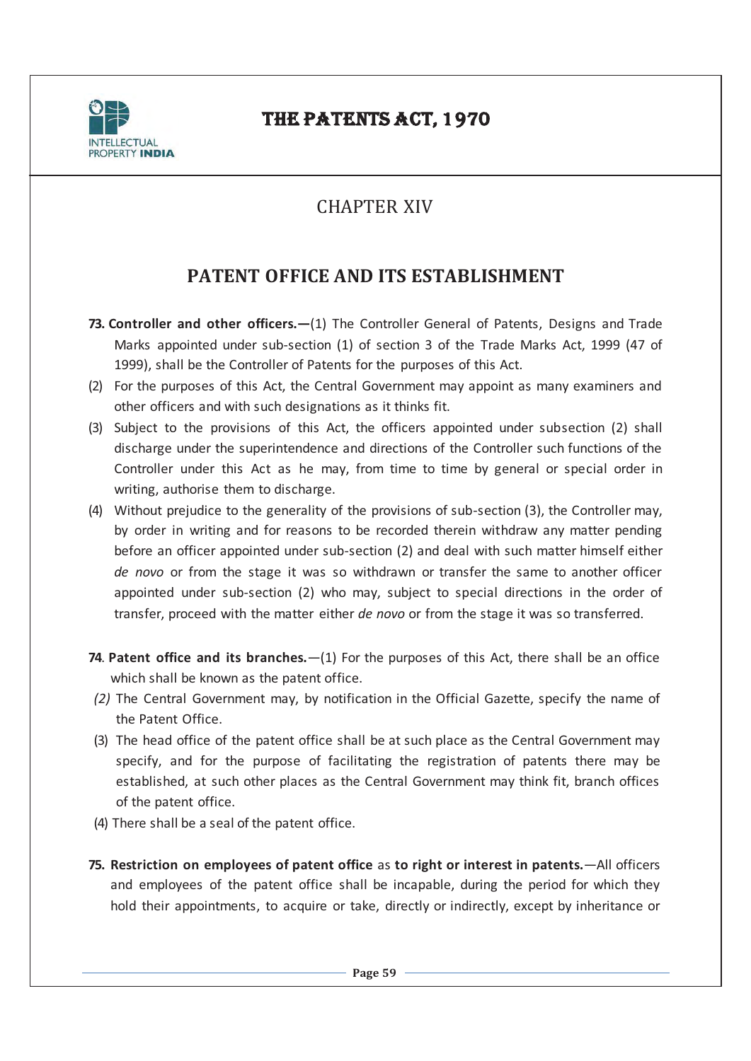# CHAPTER XIV

## PATENT OFFICE AND ITS ESTABLISHMENT

**73. Controller and other officers.—**(1) The Controller General of Patents, Designs and Trade Marks appointed under sub-section (1) of section 3 of the Trade Marks Act, 1999 (47 of 1999), shall be the Controller of Patents for the purposes of this Act.

(2) For the purposes of this Act, the Central Government may appoint as many examiners and other officers and with such designations as it thinks fit.

(3) Subject to the provisions of this Act, the officers appointed under subsection (2) shall discharge under the superintendence and directions of the Controller such functions of the Controller under this Act as he may, from time to time by general or special order in writing, authorise them to discharge.

(4) Without prejudice to the generality of the provisions of sub-section (3), the Controller may, by order in writing and for reasons to be recorded therein withdraw any matter pending before an officer appointed under sub-section (2) and deal with such matter himself either *de novo* or from the stage it was so withdrawn or transfer the same to another officer appointed under sub-section (2) who may, subject to special directions in the order of transfer, proceed with the matter either *de novo* or from the stage it was so transferred.

**74**. **Patent office and its branches.**—(1) For the purposes of this Act, there shall be an office which shall be known as the patent office.

*(2)* The Central Government may, by notification in the Official Gazette, specify the name of the Patent Office.

(3) The head office of the patent office shall be at such place as the Central Government may specify, and for the purpose of facilitating the registration of patents there may be established, at such other places as the Central Government may think fit, branch offices of the patent office.

(4) There shall be a seal of the patent office.

**75. Restriction on employees of patent office** as **to right or interest in patents.**—All officers and employees of the patent office shall be incapable, during the period for which they hold their appointments, to acquire or take, directly or indirectly, except by inheritance or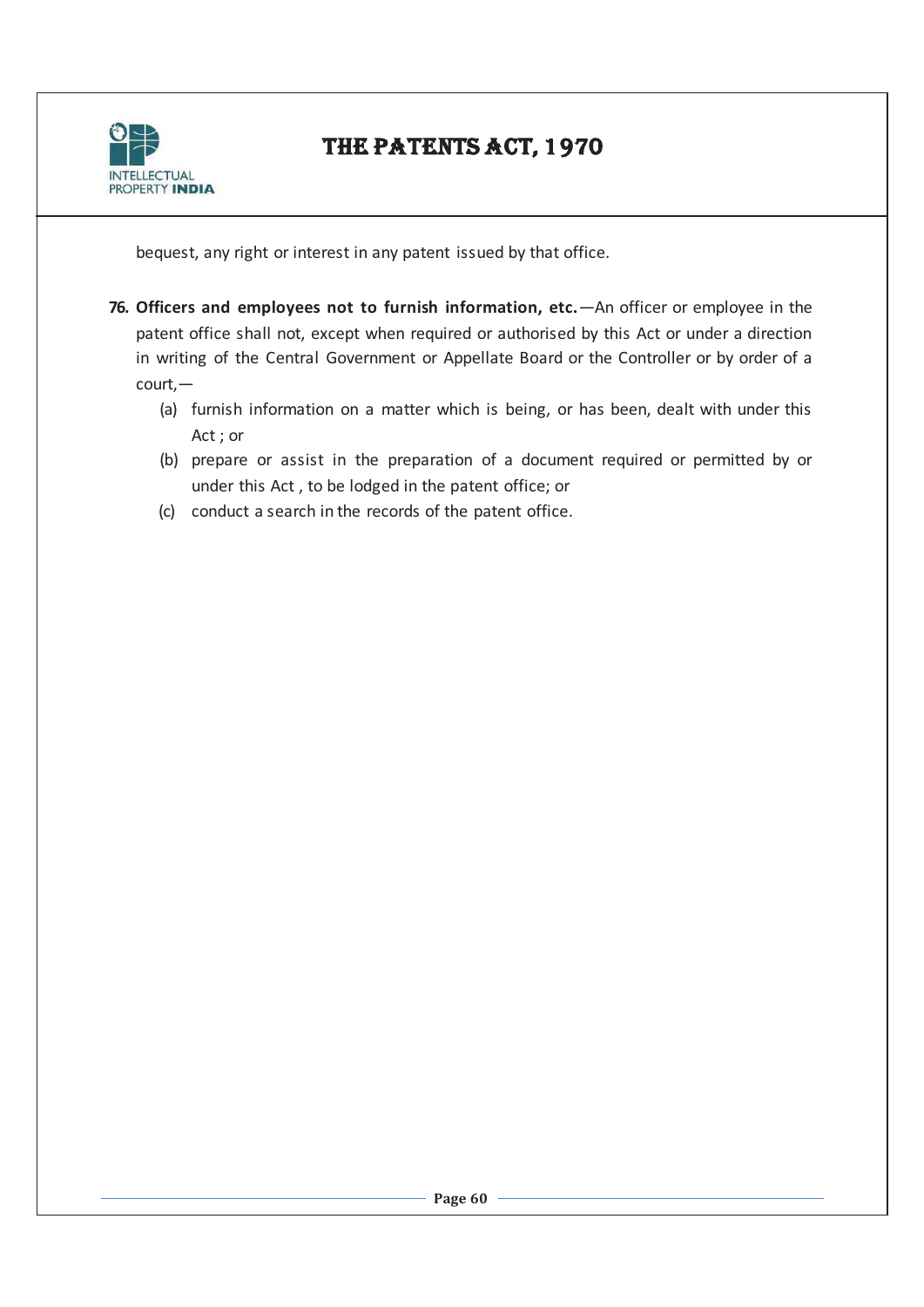bequest, any right or interest in any patent issued by that office.

**76. Officers and employees not to furnish information, etc.**—An officer or employee in the patent office shall not, except when required or authorised by this Act or under a direction in writing of the Central Government or Appellate Board or the Controller or by order of a court,—

(a) furnish information on a matter which is being, or has been, dealt with under this Act ; or

(b) prepare or assist in the preparation of a document required or permitted by or under this Act , to be lodged in the patent office; or

(c) conduct a search in the records of the patent office.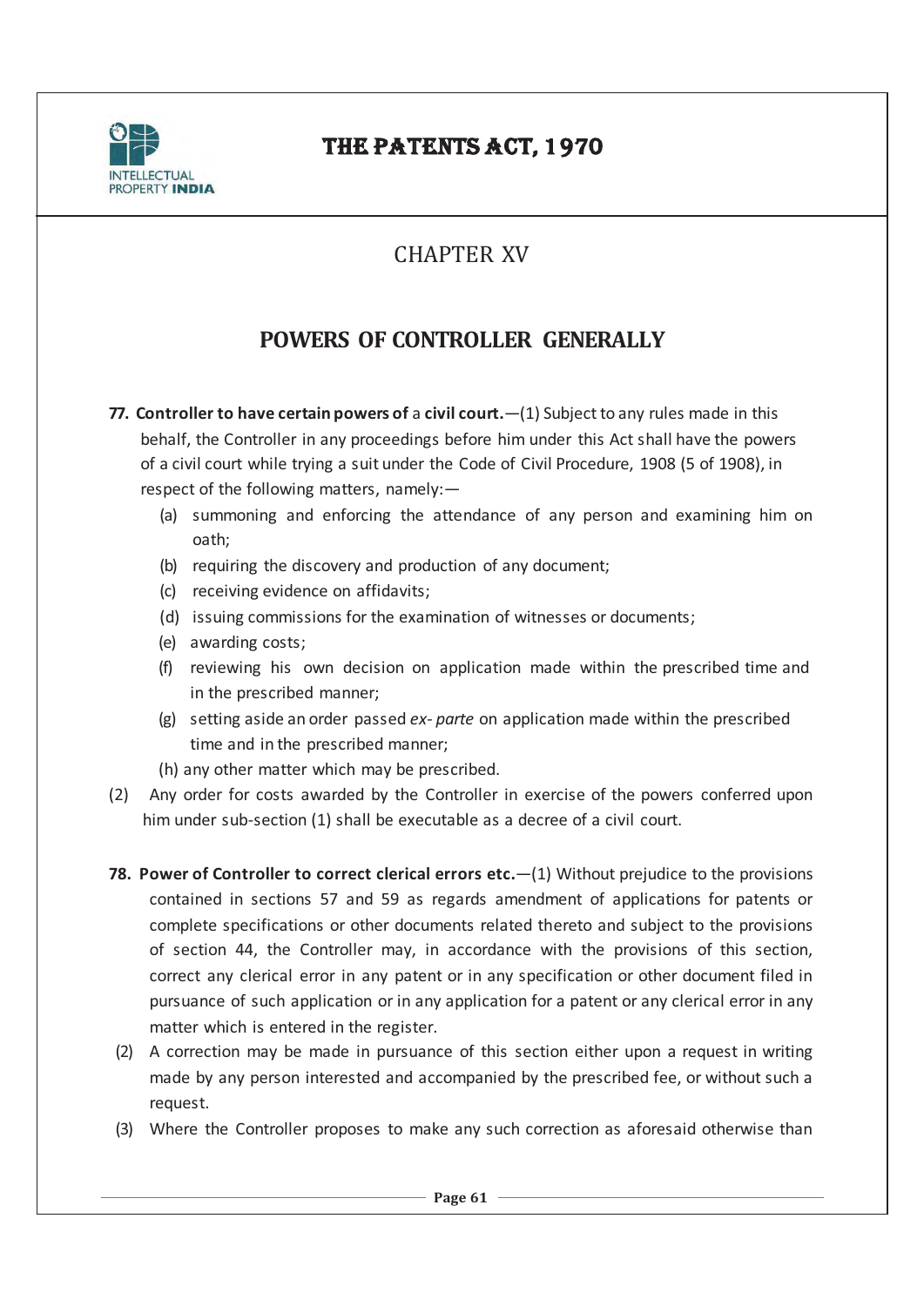## CHAPTER XV

## POWERS OF CONTROLLER GENERALLY

**77. Controller to have certain powers of** a **civil court.**—(1) Subject to any rules made in this behalf, the Controller in any proceedings before him under this Act shall have the powers of a civil court while trying a suit under the Code of Civil Procedure, 1908 (5 of 1908), in respect of the following matters, namely:—

- (a) summoning and enforcing the attendance of any person and examining him on oath;
- (b) requiring the discovery and production of any document;
- (c) receiving evidence on affidavits;
- (d) issuing commissions for the examination of witnesses or documents;
- (e) awarding costs;
- (f) reviewing his own decision on application made within the prescribed time and in the prescribed manner;
- (g) setting aside an order passed *ex- parte* on application made within the prescribed time and in the prescribed manner;
- (h) any other matter which may be prescribed.

(2) Any order for costs awarded by the Controller in exercise of the powers conferred upon him under sub-section (1) shall be executable as a decree of a civil court.

**78. Power of Controller to correct clerical errors etc.**—(1) Without prejudice to the provisions contained in sections 57 and 59 as regards amendment of applications for patents or complete specifications or other documents related thereto and subject to the provisions of section 44, the Controller may, in accordance with the provisions of this section, correct any clerical error in any patent or in any specification or other document filed in pursuance of such application or in any application for a patent or any clerical error in any matter which is entered in the register.

(2) A correction may be made in pursuance of this section either upon a request in writing made by any person interested and accompanied by the prescribed fee, or without such a request.

(3) Where the Controller proposes to make any such correction as aforesaid otherwise than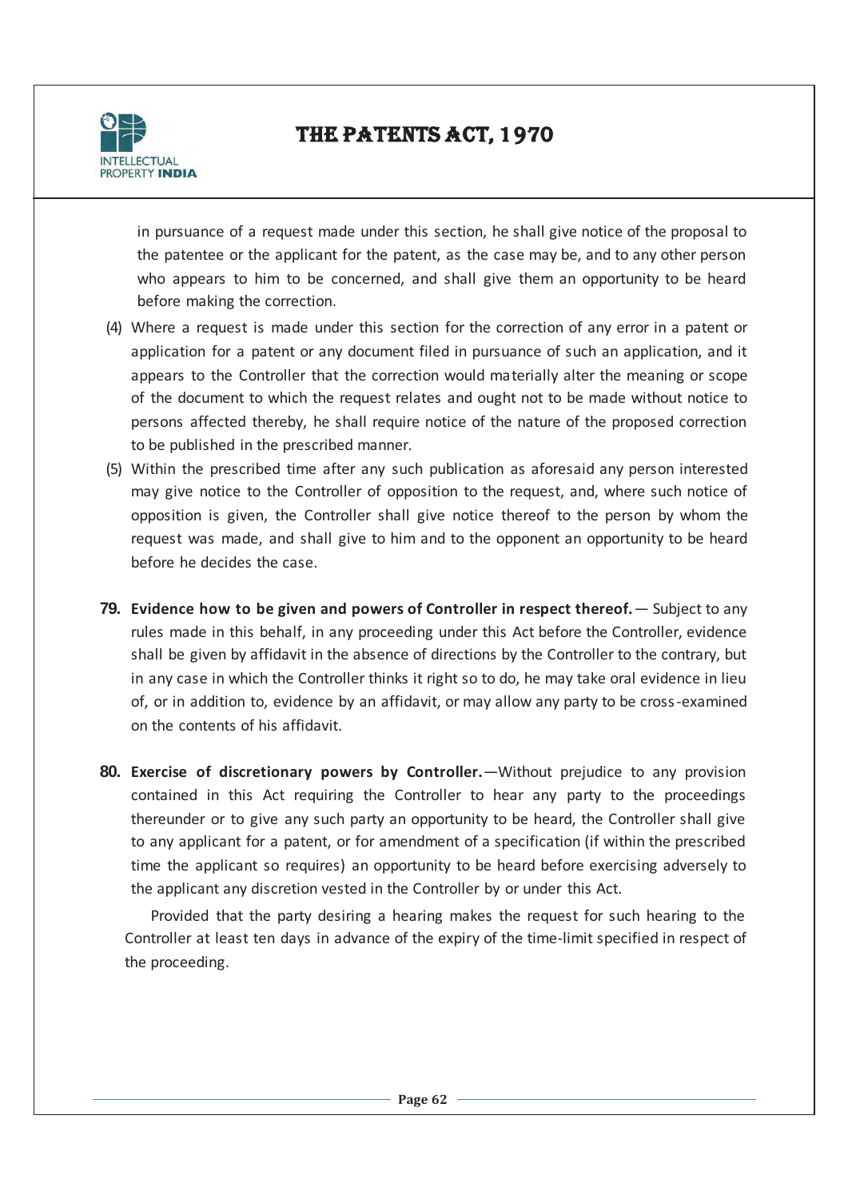in pursuance of a request made under this section, he shall give notice of the proposal to the patentee or the applicant for the patent, as the case may be, and to any other person who appears to him to be concerned, and shall give them an opportunity to be heard before making the correction.

(4) Where a request is made under this section for the correction of any error in a patent or application for a patent or any document filed in pursuance of such an application, and it appears to the Controller that the correction would materially alter the meaning or scope of the document to which the request relates and ought not to be made without notice to persons affected thereby, he shall require notice of the nature of the proposed correction to be published in the prescribed manner.

(5) Within the prescribed time after any such publication as aforesaid any person interested may give notice to the Controller of opposition to the request, and, where such notice of opposition is given, the Controller shall give notice thereof to the person by whom the request was made, and shall give to him and to the opponent an opportunity to be heard before he decides the case.

**79. Evidence how to be given and powers of Controller in respect thereof.** — Subject to any rules made in this behalf, in any proceeding under this Act before the Controller, evidence shall be given by affidavit in the absence of directions by the Controller to the contrary, but in any case in which the Controller thinks it right so to do, he may take oral evidence in lieu of, or in addition to, evidence by an affidavit, or may allow any party to be cross-examined on the contents of his affidavit.

**80. Exercise of discretionary powers by Controller.**—Without prejudice to any provision contained in this Act requiring the Controller to hear any party to the proceedings thereunder or to give any such party an opportunity to be heard, the Controller shall give to any applicant for a patent, or for amendment of a specification (if within the prescribed time the applicant so requires) an opportunity to be heard before exercising adversely to the applicant any discretion vested in the Controller by or under this Act.

Provided that the party desiring a hearing makes the request for such hearing to the Controller at least ten days in advance of the expiry of the time-limit specified in respect of the proceeding.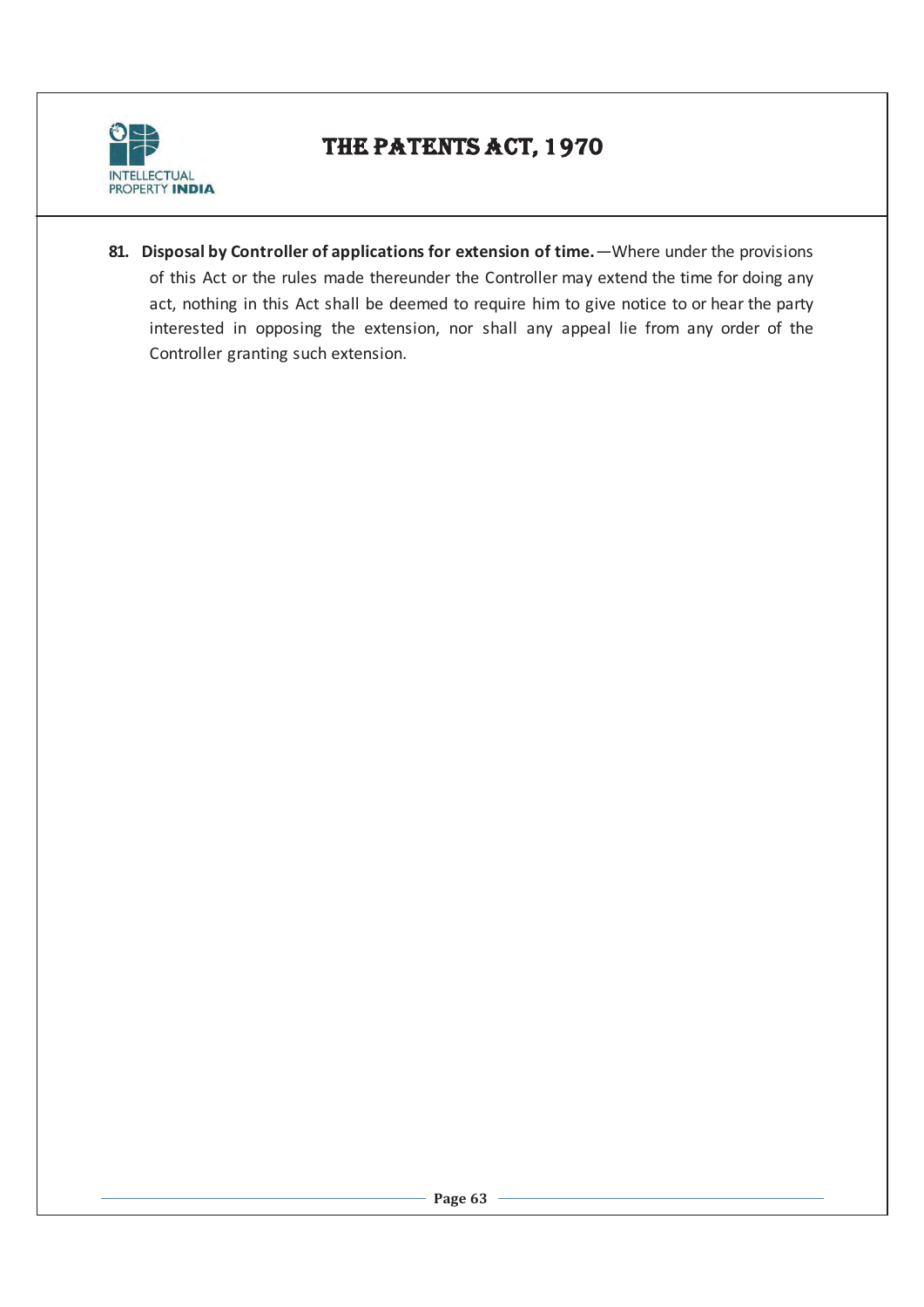**81. Disposal by Controller of applications for extension of time.**—Where under the provisions of this Act or the rules made thereunder the Controller may extend the time for doing any act, nothing in this Act shall be deemed to require him to give notice to or hear the party interested in opposing the extension, nor shall any appeal lie from any order of the Controller granting such extension.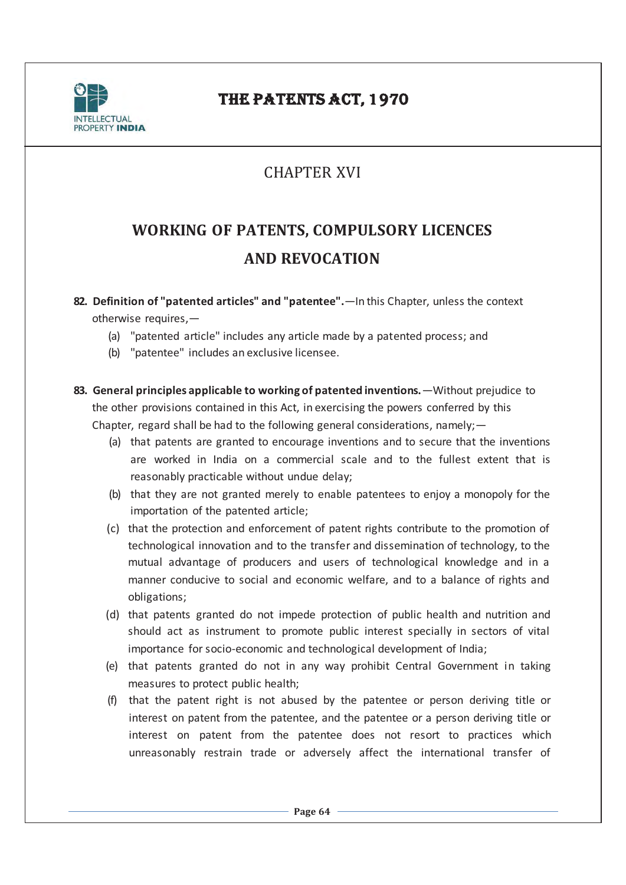## CHAPTER XVI

# WORKING OF PATENTS, COMPULSORY LICENCES AND REVOCATION

**82. Definition of "patented articles" and "patentee".**—In this Chapter, unless the context otherwise requires,—

(a) "patented article" includes any article made by a patented process; and

(b) "patentee" includes an exclusive licensee.

**83. General principles applicable to working of patented inventions.**—Without prejudice to the other provisions contained in this Act, in exercising the powers conferred by this Chapter, regard shall be had to the following general considerations, namely;—

(a) that patents are granted to encourage inventions and to secure that the inventions are worked in India on a commercial scale and to the fullest extent that is reasonably practicable without undue delay;

(b) that they are not granted merely to enable patentees to enjoy a monopoly for the importation of the patented article;

(c) that the protection and enforcement of patent rights contribute to the promotion of technological innovation and to the transfer and dissemination of technology, to the mutual advantage of producers and users of technological knowledge and in a manner conducive to social and economic welfare, and to a balance of rights and obligations;

(d) that patents granted do not impede protection of public health and nutrition and should act as instrument to promote public interest specially in sectors of vital importance for socio-economic and technological development of India;

(e) that patents granted do not in any way prohibit Central Government in taking measures to protect public health;

(f) that the patent right is not abused by the patentee or person deriving title or interest on patent from the patentee, and the patentee or a person deriving title or interest on patent from the patentee does not resort to practices which unreasonably restrain trade or adversely affect the international transfer of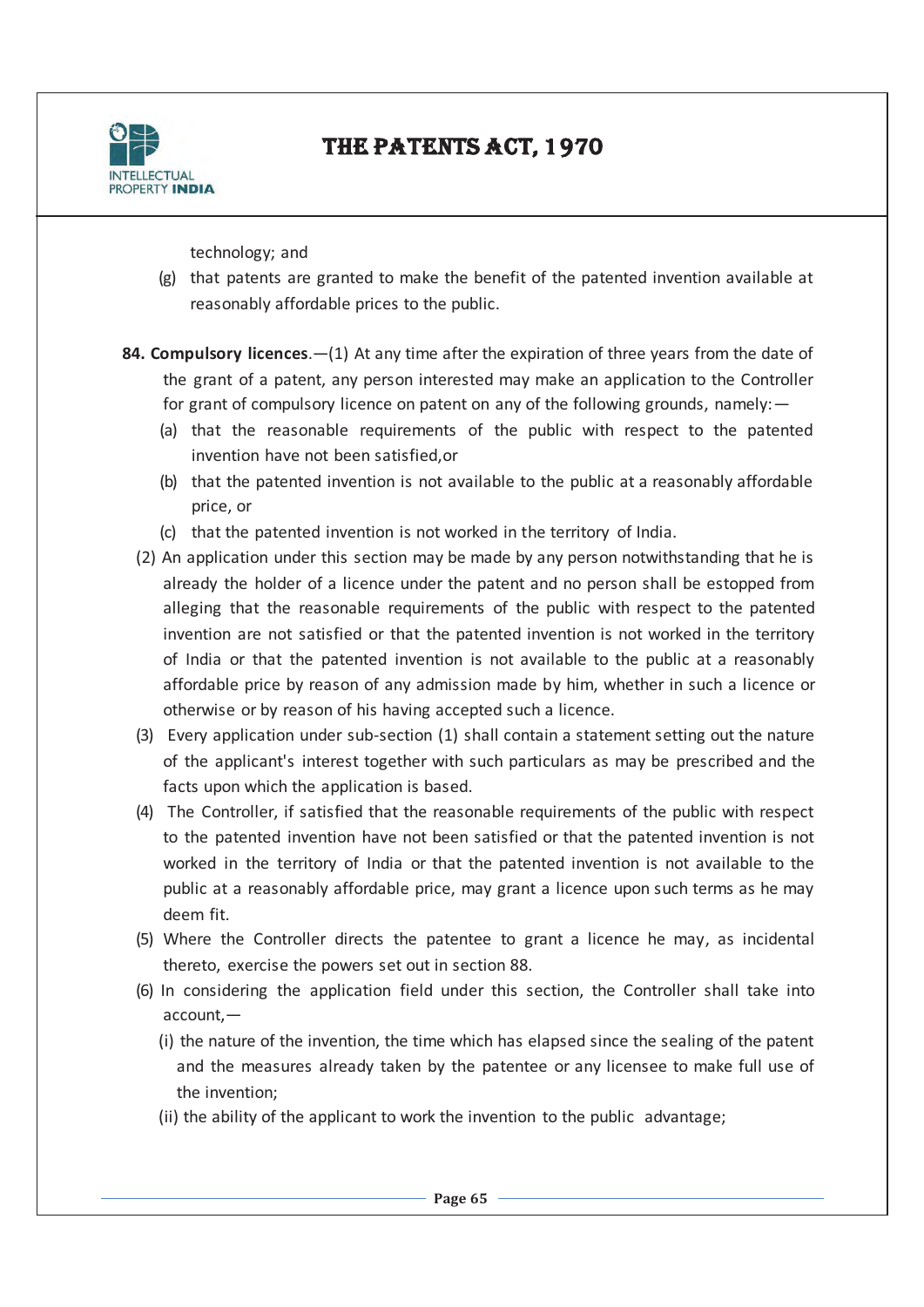technology; and

(g) that patents are granted to make the benefit of the patented invention available at reasonably affordable prices to the public.

**84. Compulsory licences**.—(1) At any time after the expiration of three years from the date of the grant of a patent, any person interested may make an application to the Controller for grant of compulsory licence on patent on any of the following grounds, namely:—

(a) that the reasonable requirements of the public with respect to the patented invention have not been satisfied,or

(b) that the patented invention is not available to the public at a reasonably affordable price, or

(c) that the patented invention is not worked in the territory of India.

(2) An application under this section may be made by any person notwithstanding that he is already the holder of a licence under the patent and no person shall be estopped from alleging that the reasonable requirements of the public with respect to the patented invention are not satisfied or that the patented invention is not worked in the territory of India or that the patented invention is not available to the public at a reasonably affordable price by reason of any admission made by him, whether in such a licence or otherwise or by reason of his having accepted such a licence.

(3) Every application under sub-section (1) shall contain a statement setting out the nature of the applicant's interest together with such particulars as may be prescribed and the facts upon which the application is based.

(4) The Controller, if satisfied that the reasonable requirements of the public with respect to the patented invention have not been satisfied or that the patented invention is not worked in the territory of India or that the patented invention is not available to the public at a reasonably affordable price, may grant a licence upon such terms as he may deem fit.

(5) Where the Controller directs the patentee to grant a licence he may, as incidental thereto, exercise the powers set out in section 88.

(6) In considering the application field under this section, the Controller shall take into account,—

(i) the nature of the invention, the time which has elapsed since the sealing of the patent and the measures already taken by the patentee or any licensee to make full use of the invention;

(ii) the ability of the applicant to work the invention to the public advantage;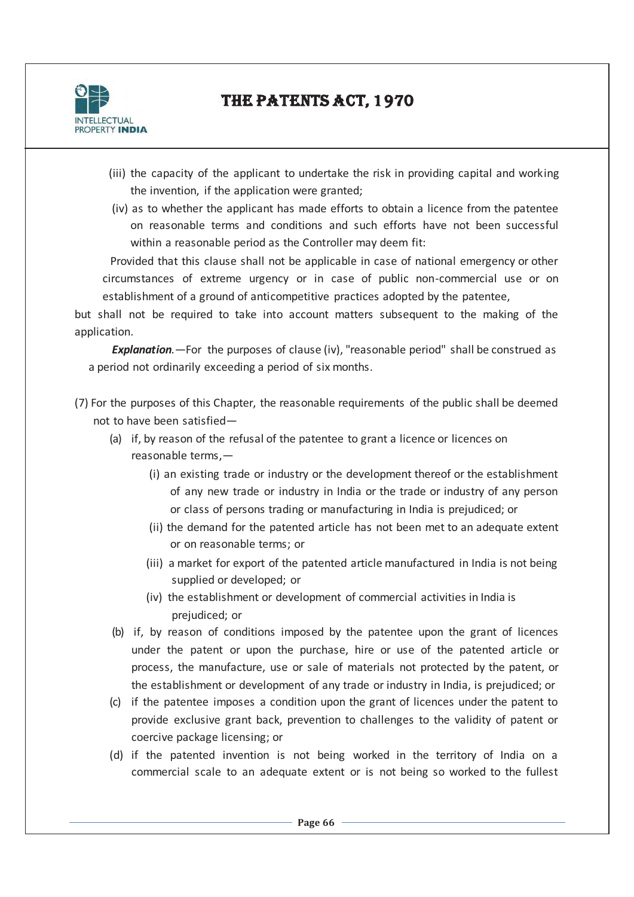(iii) the capacity of the applicant to undertake the risk in providing capital and working the invention, if the application were granted;

(iv) as to whether the applicant has made efforts to obtain a licence from the patentee on reasonable terms and conditions and such efforts have not been successful within a reasonable period as the Controller may deem fit:

Provided that this clause shall not be applicable in case of national emergency or other circumstances of extreme urgency or in case of public non-commercial use or on establishment of a ground of anticompetitive practices adopted by the patentee,

but shall not be required to take into account matters subsequent to the making of the application.

***Explanation***.—For the purposes of clause (iv), "reasonable period" shall be construed as a period not ordinarily exceeding a period of six months.

(7) For the purposes of this Chapter, the reasonable requirements of the public shall be deemed not to have been satisfied—

(a) if, by reason of the refusal of the patentee to grant a licence or licences on reasonable terms,—

(i) an existing trade or industry or the development thereof or the establishment of any new trade or industry in India or the trade or industry of any person or class of persons trading or manufacturing in India is prejudiced; or

(ii) the demand for the patented article has not been met to an adequate extent or on reasonable terms; or

(iii) a market for export of the patented article manufactured in India is not being supplied or developed; or

(iv) the establishment or development of commercial activities in India is prejudiced; or

(b) if, by reason of conditions imposed by the patentee upon the grant of licences under the patent or upon the purchase, hire or use of the patented article or process, the manufacture, use or sale of materials not protected by the patent, or the establishment or development of any trade or industry in India, is prejudiced; or

(c) if the patentee imposes a condition upon the grant of licences under the patent to provide exclusive grant back, prevention to challenges to the validity of patent or coercive package licensing; or

(d) if the patented invention is not being worked in the territory of India on a commercial scale to an adequate extent or is not being so worked to the fullest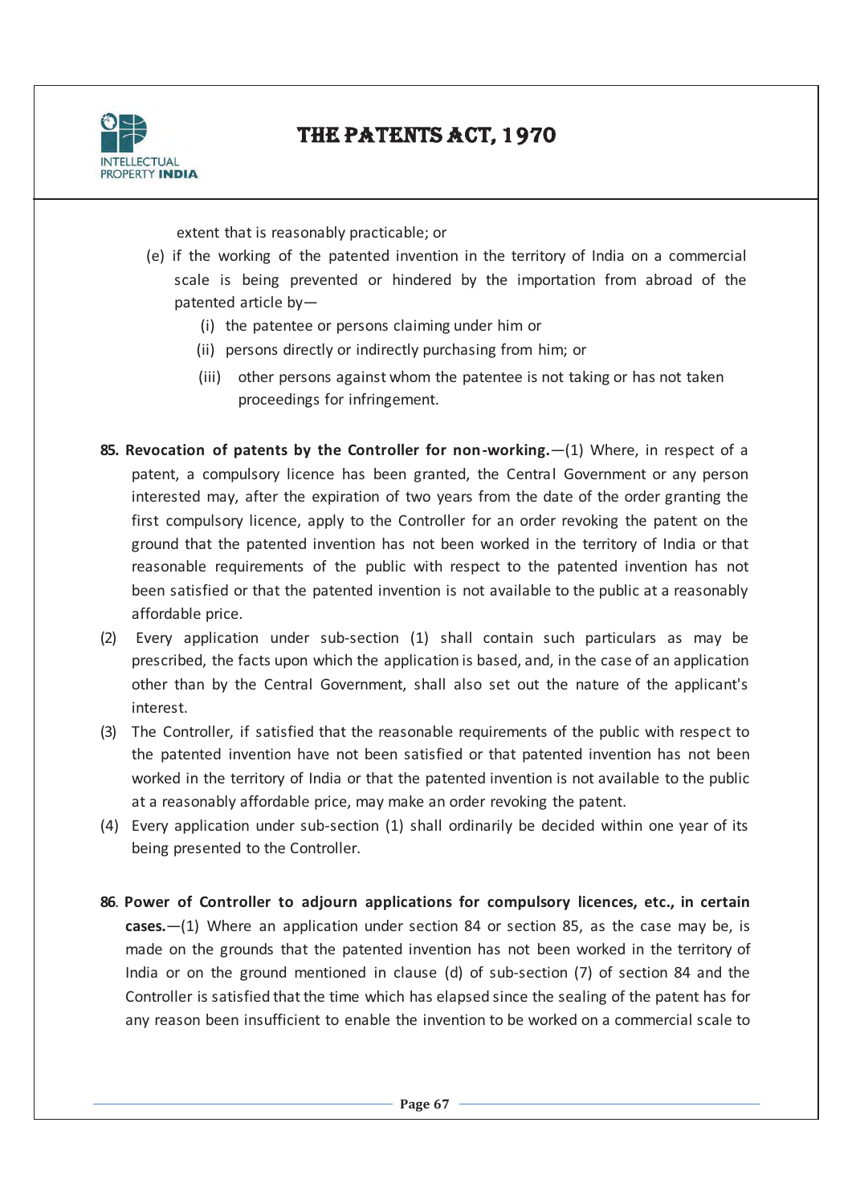extent that is reasonably practicable; or

(e) if the working of the patented invention in the territory of India on a commercial scale is being prevented or hindered by the importation from abroad of the patented article by—

  (i) the patentee or persons claiming under him or

  (ii) persons directly or indirectly purchasing from him; or

  (iii) other persons against whom the patentee is not taking or has not taken proceedings for infringement.

**85. Revocation of patents by the Controller for non-working.**—(1) Where, in respect of a patent, a compulsory licence has been granted, the Central Government or any person interested may, after the expiration of two years from the date of the order granting the first compulsory licence, apply to the Controller for an order revoking the patent on the ground that the patented invention has not been worked in the territory of India or that reasonable requirements of the public with respect to the patented invention has not been satisfied or that the patented invention is not available to the public at a reasonably affordable price.

(2) Every application under sub-section (1) shall contain such particulars as may be prescribed, the facts upon which the application is based, and, in the case of an application other than by the Central Government, shall also set out the nature of the applicant's interest.

(3) The Controller, if satisfied that the reasonable requirements of the public with respect to the patented invention have not been satisfied or that patented invention has not been worked in the territory of India or that the patented invention is not available to the public at a reasonably affordable price, may make an order revoking the patent.

(4) Every application under sub-section (1) shall ordinarily be decided within one year of its being presented to the Controller.

**86. Power of Controller to adjourn applications for compulsory licences, etc., in certain cases.**—(1) Where an application under section 84 or section 85, as the case may be, is made on the grounds that the patented invention has not been worked in the territory of India or on the ground mentioned in clause (d) of sub-section (7) of section 84 and the Controller is satisfied that the time which has elapsed since the sealing of the patent has for any reason been insufficient to enable the invention to be worked on a commercial scale to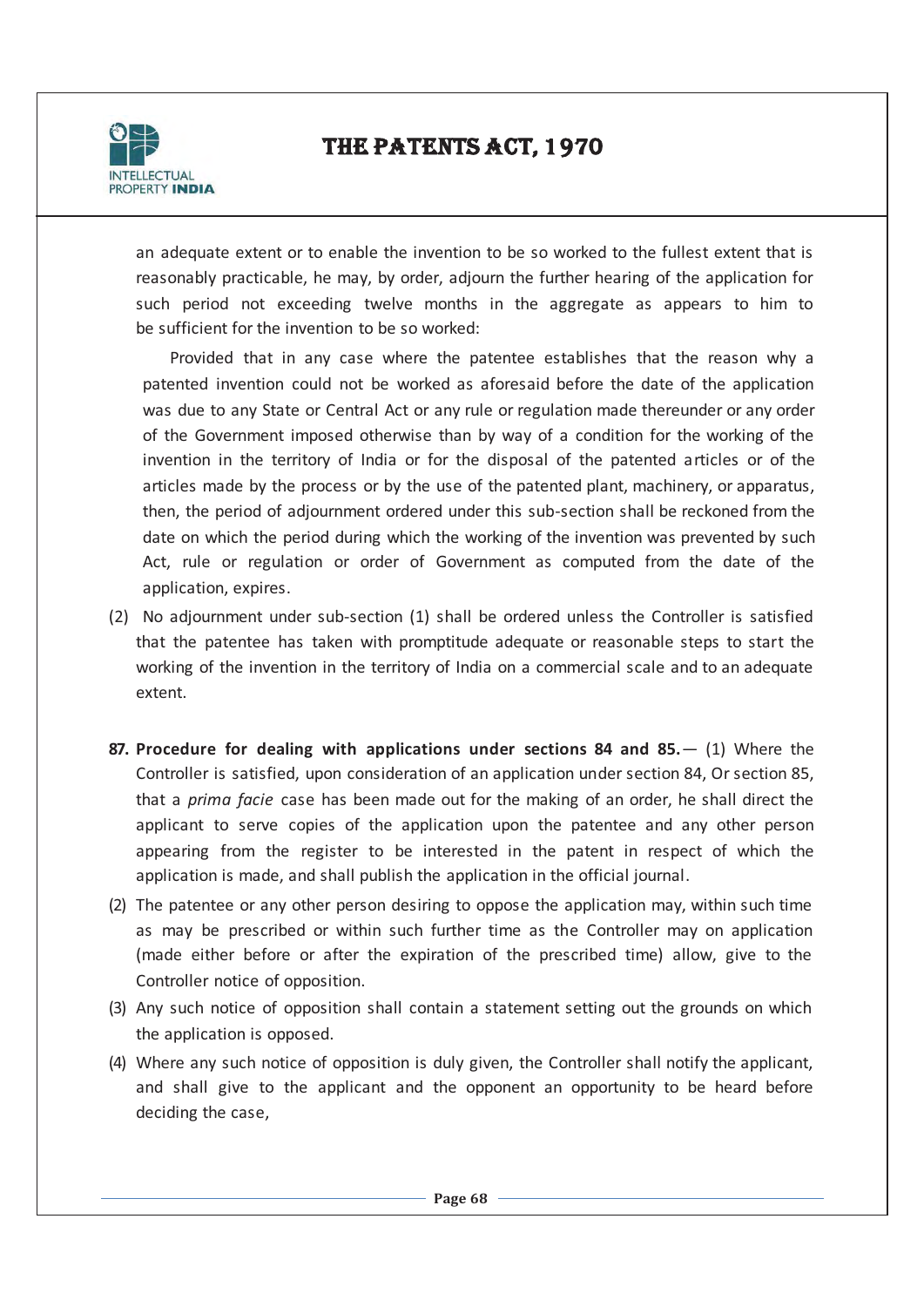an adequate extent or to enable the invention to be so worked to the fullest extent that is reasonably practicable, he may, by order, adjourn the further hearing of the application for such period not exceeding twelve months in the aggregate as appears to him to be sufficient for the invention to be so worked:

Provided that in any case where the patentee establishes that the reason why a patented invention could not be worked as aforesaid before the date of the application was due to any State or Central Act or any rule or regulation made thereunder or any order of the Government imposed otherwise than by way of a condition for the working of the invention in the territory of India or for the disposal of the patented articles or of the articles made by the process or by the use of the patented plant, machinery, or apparatus, then, the period of adjournment ordered under this sub-section shall be reckoned from the date on which the period during which the working of the invention was prevented by such Act, rule or regulation or order of Government as computed from the date of the application, expires.

(2) No adjournment under sub-section (1) shall be ordered unless the Controller is satisfied that the patentee has taken with promptitude adequate or reasonable steps to start the working of the invention in the territory of India on a commercial scale and to an adequate extent.

**87. Procedure for dealing with applications under sections 84 and 85.**— (1) Where the Controller is satisfied, upon consideration of an application under section 84, Or section 85, that a *prima facie* case has been made out for the making of an order, he shall direct the applicant to serve copies of the application upon the patentee and any other person appearing from the register to be interested in the patent in respect of which the application is made, and shall publish the application in the official journal.

(2) The patentee or any other person desiring to oppose the application may, within such time as may be prescribed or within such further time as the Controller may on application (made either before or after the expiration of the prescribed time) allow, give to the Controller notice of opposition.

(3) Any such notice of opposition shall contain a statement setting out the grounds on which the application is opposed.

(4) Where any such notice of opposition is duly given, the Controller shall notify the applicant, and shall give to the applicant and the opponent an opportunity to be heard before deciding the case,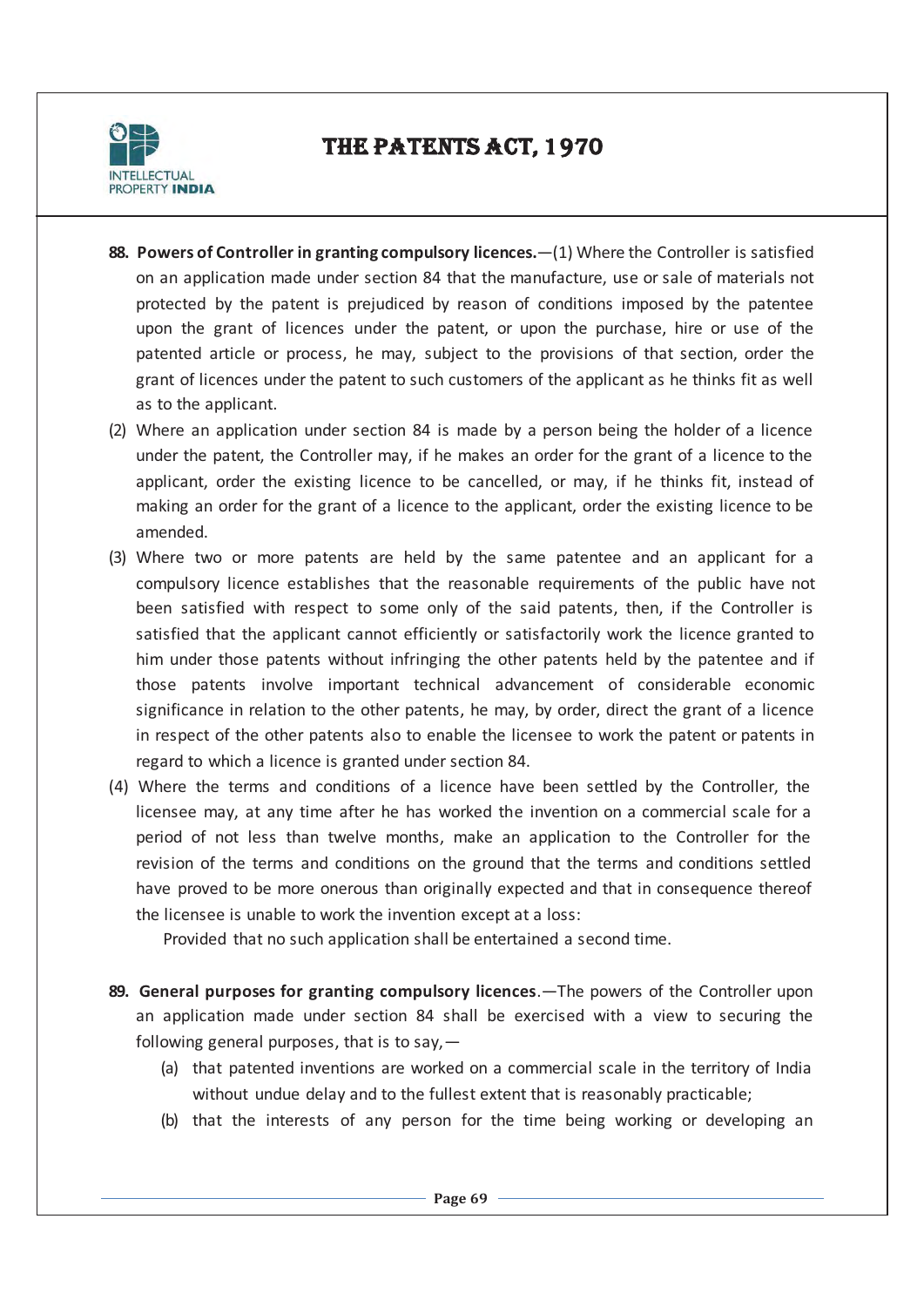**88. Powers of Controller in granting compulsory licences.**—(1) Where the Controller is satisfied on an application made under section 84 that the manufacture, use or sale of materials not protected by the patent is prejudiced by reason of conditions imposed by the patentee upon the grant of licences under the patent, or upon the purchase, hire or use of the patented article or process, he may, subject to the provisions of that section, order the grant of licences under the patent to such customers of the applicant as he thinks fit as well as to the applicant.

(2) Where an application under section 84 is made by a person being the holder of a licence under the patent, the Controller may, if he makes an order for the grant of a licence to the applicant, order the existing licence to be cancelled, or may, if he thinks fit, instead of making an order for the grant of a licence to the applicant, order the existing licence to be amended.

(3) Where two or more patents are held by the same patentee and an applicant for a compulsory licence establishes that the reasonable requirements of the public have not been satisfied with respect to some only of the said patents, then, if the Controller is satisfied that the applicant cannot efficiently or satisfactorily work the licence granted to him under those patents without infringing the other patents held by the patentee and if those patents involve important technical advancement of considerable economic significance in relation to the other patents, he may, by order, direct the grant of a licence in respect of the other patents also to enable the licensee to work the patent or patents in regard to which a licence is granted under section 84.

(4) Where the terms and conditions of a licence have been settled by the Controller, the licensee may, at any time after he has worked the invention on a commercial scale for a period of not less than twelve months, make an application to the Controller for the revision of the terms and conditions on the ground that the terms and conditions settled have proved to be more onerous than originally expected and that in consequence thereof the licensee is unable to work the invention except at a loss:

Provided that no such application shall be entertained a second time.

**89. General purposes for granting compulsory licences**.—The powers of the Controller upon an application made under section 84 shall be exercised with a view to securing the following general purposes, that is to say,—

(a) that patented inventions are worked on a commercial scale in the territory of India without undue delay and to the fullest extent that is reasonably practicable;

(b) that the interests of any person for the time being working or developing an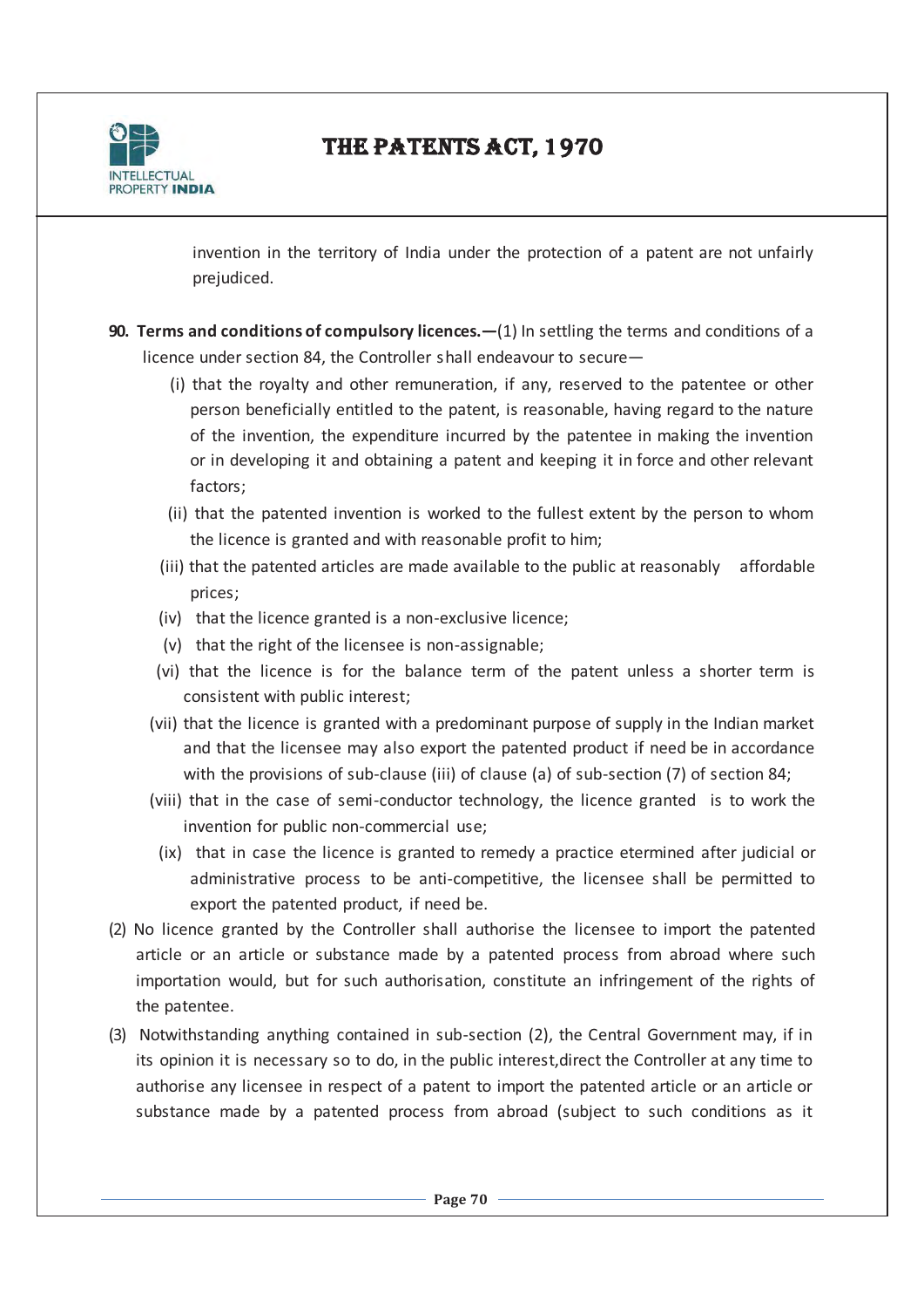invention in the territory of India under the protection of a patent are not unfairly prejudiced.

**90. Terms and conditions of compulsory licences.—**(1) In settling the terms and conditions of a licence under section 84, the Controller shall endeavour to secure—

(i) that the royalty and other remuneration, if any, reserved to the patentee or other person beneficially entitled to the patent, is reasonable, having regard to the nature of the invention, the expenditure incurred by the patentee in making the invention or in developing it and obtaining a patent and keeping it in force and other relevant factors;

(ii) that the patented invention is worked to the fullest extent by the person to whom the licence is granted and with reasonable profit to him;

(iii) that the patented articles are made available to the public at reasonably affordable prices;

(iv) that the licence granted is a non-exclusive licence;

(v) that the right of the licensee is non-assignable;

(vi) that the licence is for the balance term of the patent unless a shorter term is consistent with public interest;

(vii) that the licence is granted with a predominant purpose of supply in the Indian market and that the licensee may also export the patented product if need be in accordance with the provisions of sub-clause (iii) of clause (a) of sub-section (7) of section 84;

(viii) that in the case of semi-conductor technology, the licence granted is to work the invention for public non-commercial use;

(ix) that in case the licence is granted to remedy a practice etermined after judicial or administrative process to be anti-competitive, the licensee shall be permitted to export the patented product, if need be.

(2) No licence granted by the Controller shall authorise the licensee to import the patented article or an article or substance made by a patented process from abroad where such importation would, but for such authorisation, constitute an infringement of the rights of the patentee.

(3) Notwithstanding anything contained in sub-section (2), the Central Government may, if in its opinion it is necessary so to do, in the public interest,direct the Controller at any time to authorise any licensee in respect of a patent to import the patented article or an article or substance made by a patented process from abroad (subject to such conditions as it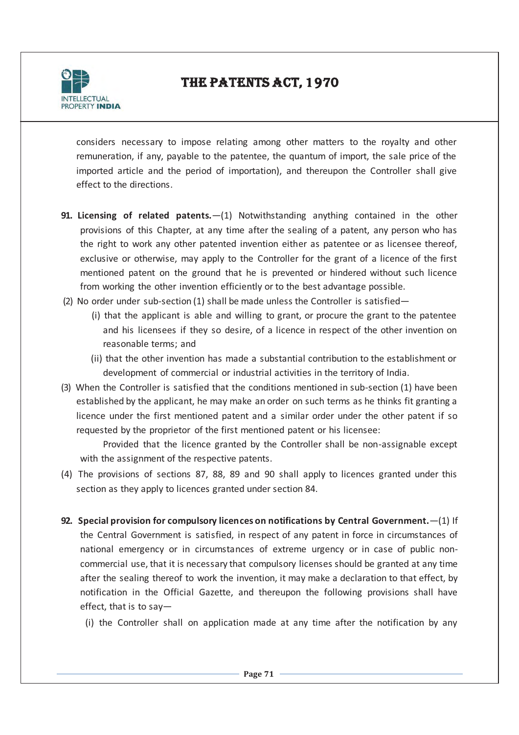considers necessary to impose relating among other matters to the royalty and other remuneration, if any, payable to the patentee, the quantum of import, the sale price of the imported article and the period of importation), and thereupon the Controller shall give effect to the directions.

**91. Licensing of related patents.**—(1) Notwithstanding anything contained in the other provisions of this Chapter, at any time after the sealing of a patent, any person who has the right to work any other patented invention either as patentee or as licensee thereof, exclusive or otherwise, may apply to the Controller for the grant of a licence of the first mentioned patent on the ground that he is prevented or hindered without such licence from working the other invention efficiently or to the best advantage possible.

(2) No order under sub-section (1) shall be made unless the Controller is satisfied—

(i) that the applicant is able and willing to grant, or procure the grant to the patentee and his licensees if they so desire, of a licence in respect of the other invention on reasonable terms; and

(ii) that the other invention has made a substantial contribution to the establishment or development of commercial or industrial activities in the territory of India.

(3) When the Controller is satisfied that the conditions mentioned in sub-section (1) have been established by the applicant, he may make an order on such terms as he thinks fit granting a licence under the first mentioned patent and a similar order under the other patent if so requested by the proprietor of the first mentioned patent or his licensee:

Provided that the licence granted by the Controller shall be non-assignable except with the assignment of the respective patents.

(4) The provisions of sections 87, 88, 89 and 90 shall apply to licences granted under this section as they apply to licences granted under section 84.

**92. Special provision for compulsory licences on notifications by Central Government.**—(1) If the Central Government is satisfied, in respect of any patent in force in circumstances of national emergency or in circumstances of extreme urgency or in case of public non-commercial use, that it is necessary that compulsory licenses should be granted at any time after the sealing thereof to work the invention, it may make a declaration to that effect, by notification in the Official Gazette, and thereupon the following provisions shall have effect, that is to say—

(i) the Controller shall on application made at any time after the notification by any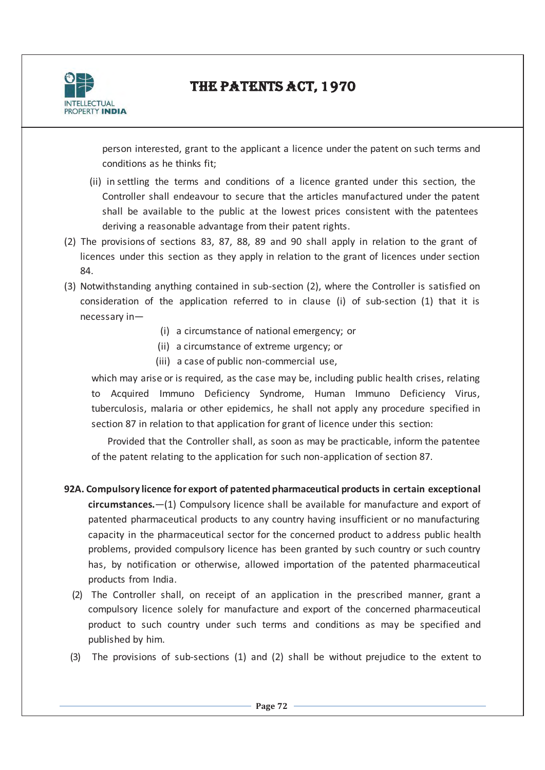person interested, grant to the applicant a licence under the patent on such terms and conditions as he thinks fit;

(ii) in settling the terms and conditions of a licence granted under this section, the Controller shall endeavour to secure that the articles manufactured under the patent shall be available to the public at the lowest prices consistent with the patentees deriving a reasonable advantage from their patent rights.

(2) The provisions of sections 83, 87, 88, 89 and 90 shall apply in relation to the grant of licences under this section as they apply in relation to the grant of licences under section 84.

(3) Notwithstanding anything contained in sub-section (2), where the Controller is satisfied on consideration of the application referred to in clause (i) of sub-section (1) that it is necessary in—

(i) a circumstance of national emergency; or

(ii) a circumstance of extreme urgency; or

(iii) a case of public non-commercial use,

which may arise or is required, as the case may be, including public health crises, relating to Acquired Immuno Deficiency Syndrome, Human Immuno Deficiency Virus, tuberculosis, malaria or other epidemics, he shall not apply any procedure specified in section 87 in relation to that application for grant of licence under this section:

Provided that the Controller shall, as soon as may be practicable, inform the patentee of the patent relating to the application for such non-application of section 87.

**92A. Compulsory licence for export of patented pharmaceutical products in certain exceptional circumstances.**—(1) Compulsory licence shall be available for manufacture and export of patented pharmaceutical products to any country having insufficient or no manufacturing capacity in the pharmaceutical sector for the concerned product to address public health problems, provided compulsory licence has been granted by such country or such country has, by notification or otherwise, allowed importation of the patented pharmaceutical products from India.

(2) The Controller shall, on receipt of an application in the prescribed manner, grant a compulsory licence solely for manufacture and export of the concerned pharmaceutical product to such country under such terms and conditions as may be specified and published by him.

(3) The provisions of sub-sections (1) and (2) shall be without prejudice to the extent to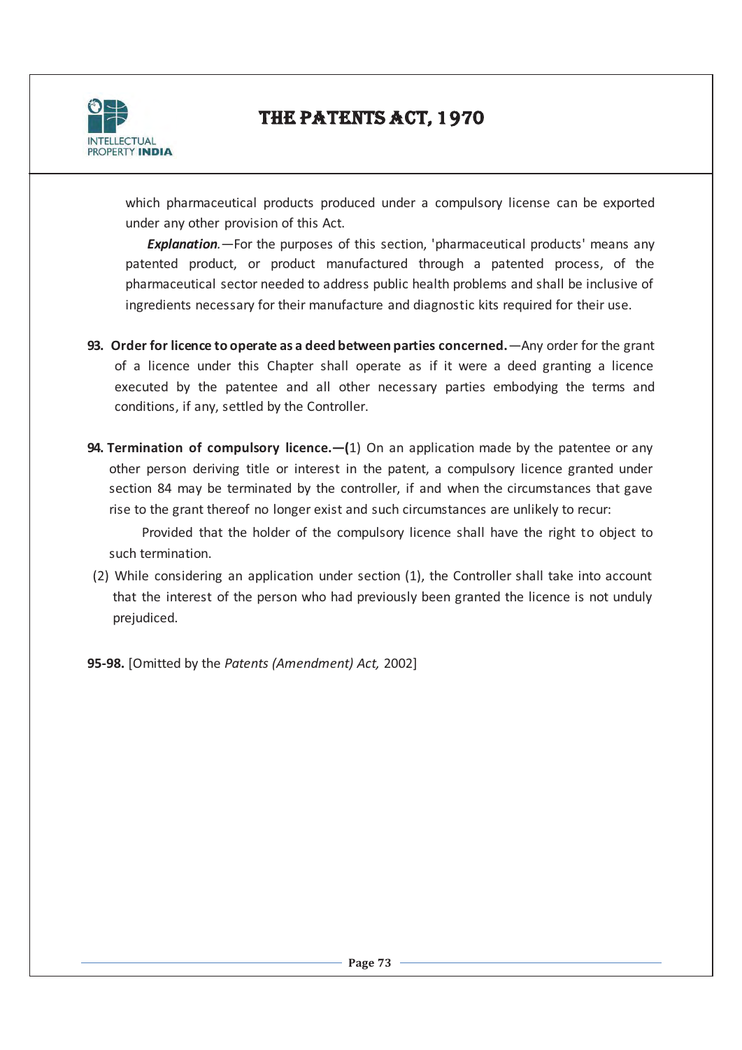which pharmaceutical products produced under a compulsory license can be exported under any other provision of this Act.

***Explanation.***—For the purposes of this section, 'pharmaceutical products' means any patented product, or product manufactured through a patented process, of the pharmaceutical sector needed to address public health problems and shall be inclusive of ingredients necessary for their manufacture and diagnostic kits required for their use.

**93. Order for licence to operate as a deed between parties concerned.**—Any order for the grant of a licence under this Chapter shall operate as if it were a deed granting a licence executed by the patentee and all other necessary parties embodying the terms and conditions, if any, settled by the Controller.

**94. Termination of compulsory licence.—(**1) On an application made by the patentee or any other person deriving title or interest in the patent, a compulsory licence granted under section 84 may be terminated by the controller, if and when the circumstances that gave rise to the grant thereof no longer exist and such circumstances are unlikely to recur:

Provided that the holder of the compulsory licence shall have the right to object to such termination.

(2) While considering an application under section (1), the Controller shall take into account that the interest of the person who had previously been granted the licence is not unduly prejudiced.

**95-98.** [Omitted by the *Patents (Amendment) Act,* 2002]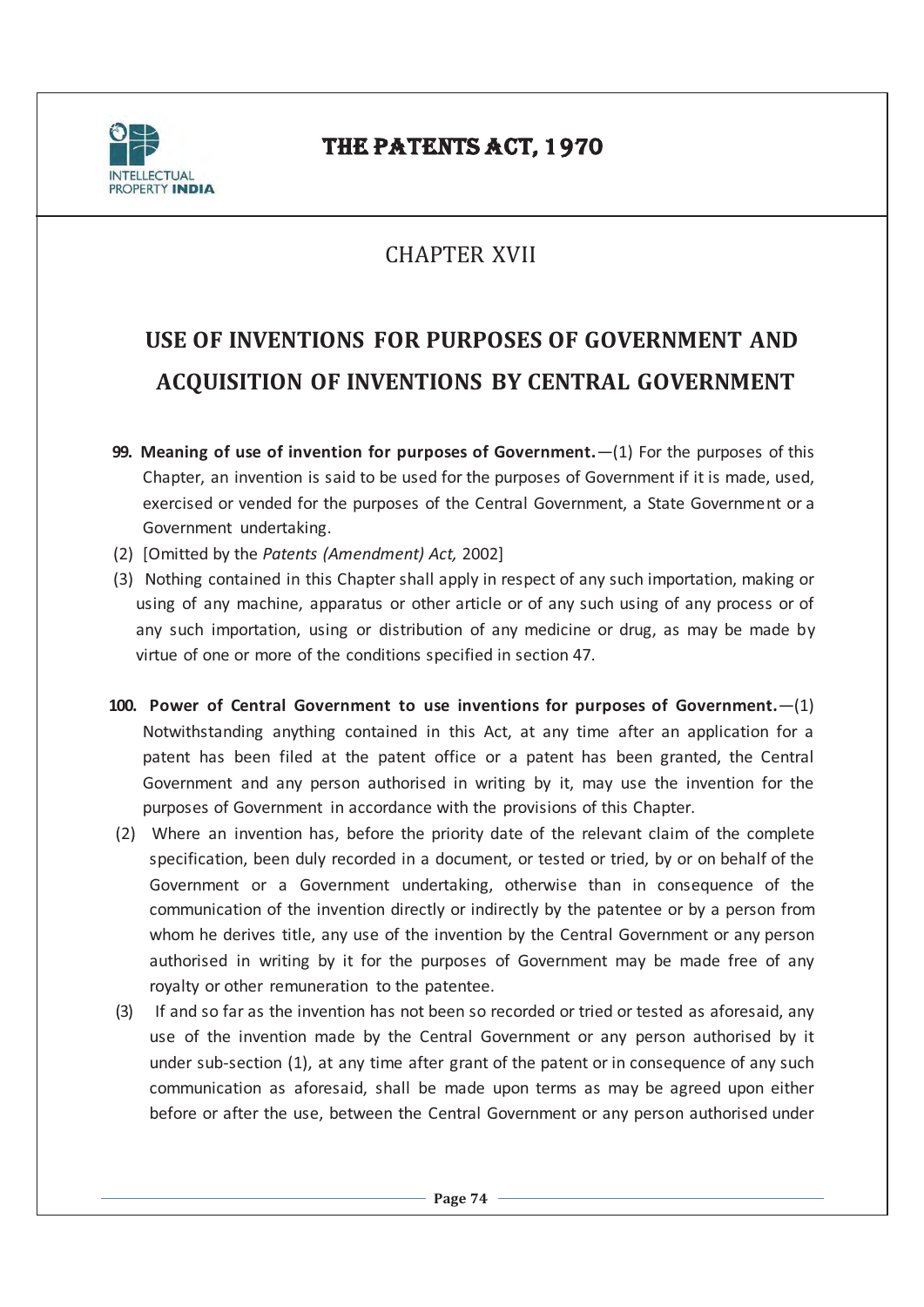## CHAPTER XVII

# USE OF INVENTIONS FOR PURPOSES OF GOVERNMENT AND ACQUISITION OF INVENTIONS BY CENTRAL GOVERNMENT

**99. Meaning of use of invention for purposes of Government.**—(1) For the purposes of this Chapter, an invention is said to be used for the purposes of Government if it is made, used, exercised or vended for the purposes of the Central Government, a State Government or a Government undertaking.

(2) [Omitted by the *Patents (Amendment) Act,* 2002]

(3) Nothing contained in this Chapter shall apply in respect of any such importation, making or using of any machine, apparatus or other article or of any such using of any process or of any such importation, using or distribution of any medicine or drug, as may be made by virtue of one or more of the conditions specified in section 47.

**100. Power of Central Government to use inventions for purposes of Government.**—(1) Notwithstanding anything contained in this Act, at any time after an application for a patent has been filed at the patent office or a patent has been granted, the Central Government and any person authorised in writing by it, may use the invention for the purposes of Government in accordance with the provisions of this Chapter.

(2) Where an invention has, before the priority date of the relevant claim of the complete specification, been duly recorded in a document, or tested or tried, by or on behalf of the Government or a Government undertaking, otherwise than in consequence of the communication of the invention directly or indirectly by the patentee or by a person from whom he derives title, any use of the invention by the Central Government or any person authorised in writing by it for the purposes of Government may be made free of any royalty or other remuneration to the patentee.

(3) If and so far as the invention has not been so recorded or tried or tested as aforesaid, any use of the invention made by the Central Government or any person authorised by it under sub-section (1), at any time after grant of the patent or in consequence of any such communication as aforesaid, shall be made upon terms as may be agreed upon either before or after the use, between the Central Government or any person authorised under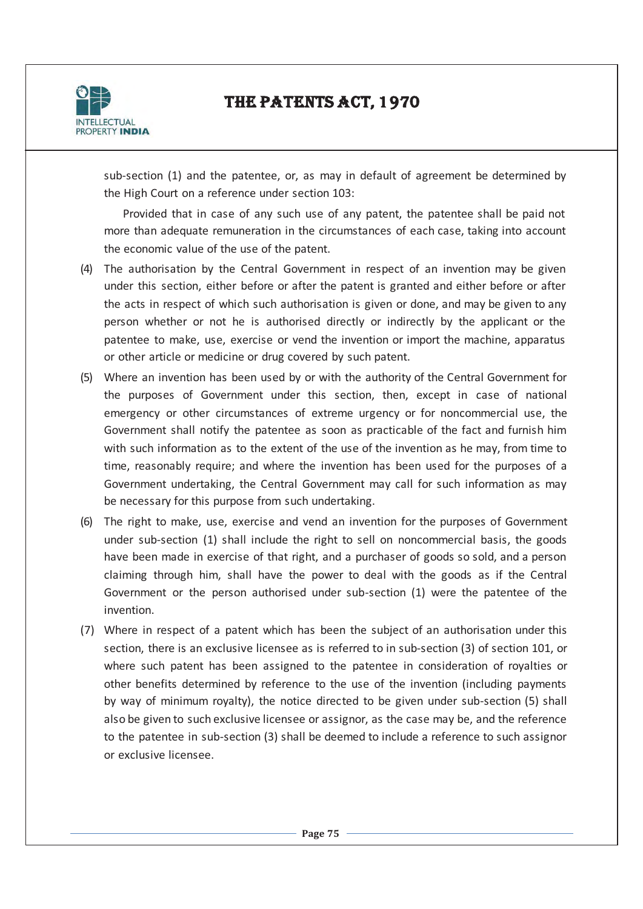sub-section (1) and the patentee, or, as may in default of agreement be determined by the High Court on a reference under section 103:

Provided that in case of any such use of any patent, the patentee shall be paid not more than adequate remuneration in the circumstances of each case, taking into account the economic value of the use of the patent.

(4) The authorisation by the Central Government in respect of an invention may be given under this section, either before or after the patent is granted and either before or after the acts in respect of which such authorisation is given or done, and may be given to any person whether or not he is authorised directly or indirectly by the applicant or the patentee to make, use, exercise or vend the invention or import the machine, apparatus or other article or medicine or drug covered by such patent.

(5) Where an invention has been used by or with the authority of the Central Government for the purposes of Government under this section, then, except in case of national emergency or other circumstances of extreme urgency or for noncommercial use, the Government shall notify the patentee as soon as practicable of the fact and furnish him with such information as to the extent of the use of the invention as he may, from time to time, reasonably require; and where the invention has been used for the purposes of a Government undertaking, the Central Government may call for such information as may be necessary for this purpose from such undertaking.

(6) The right to make, use, exercise and vend an invention for the purposes of Government under sub-section (1) shall include the right to sell on noncommercial basis, the goods have been made in exercise of that right, and a purchaser of goods so sold, and a person claiming through him, shall have the power to deal with the goods as if the Central Government or the person authorised under sub-section (1) were the patentee of the invention.

(7) Where in respect of a patent which has been the subject of an authorisation under this section, there is an exclusive licensee as is referred to in sub-section (3) of section 101, or where such patent has been assigned to the patentee in consideration of royalties or other benefits determined by reference to the use of the invention (including payments by way of minimum royalty), the notice directed to be given under sub-section (5) shall also be given to such exclusive licensee or assignor, as the case may be, and the reference to the patentee in sub-section (3) shall be deemed to include a reference to such assignor or exclusive licensee.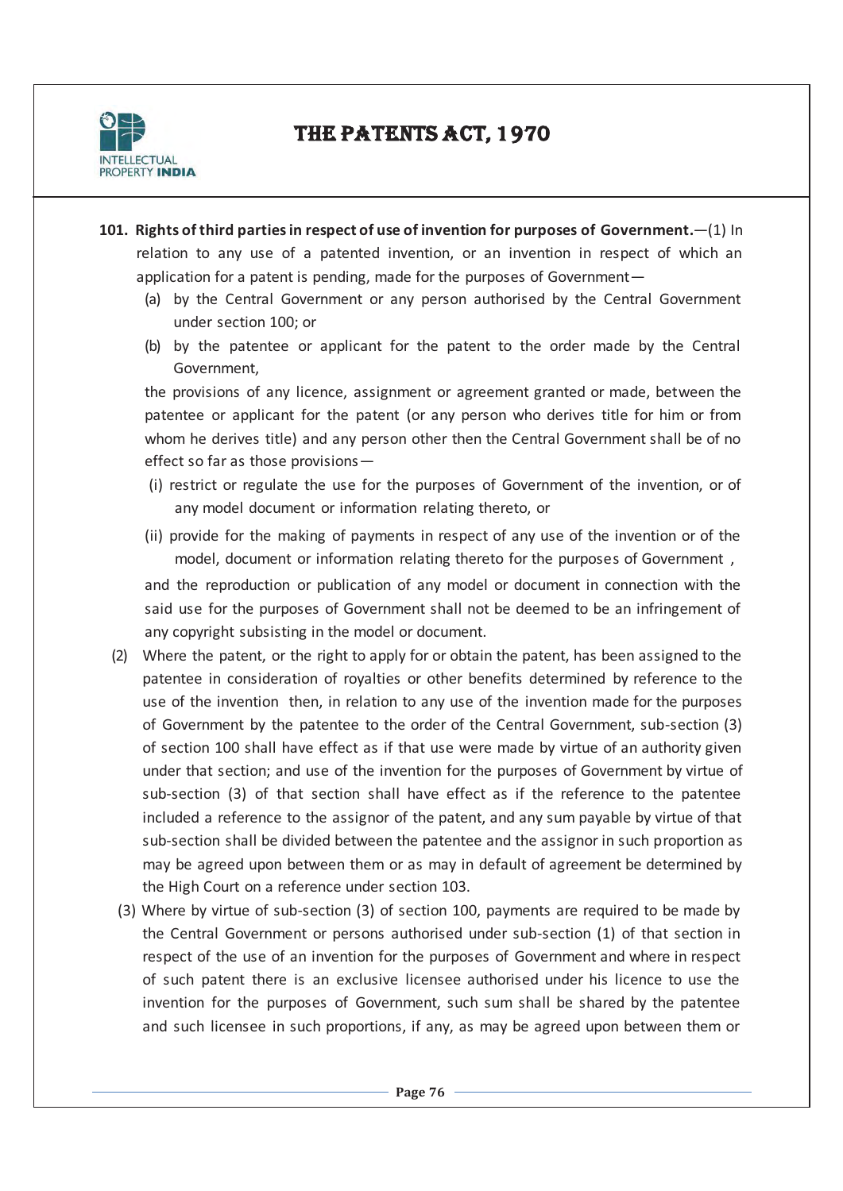**101. Rights of third parties in respect of use of invention for purposes of Government.**—(1) In relation to any use of a patented invention, or an invention in respect of which an application for a patent is pending, made for the purposes of Government—

(a) by the Central Government or any person authorised by the Central Government under section 100; or

(b) by the patentee or applicant for the patent to the order made by the Central Government,

the provisions of any licence, assignment or agreement granted or made, between the patentee or applicant for the patent (or any person who derives title for him or from whom he derives title) and any person other then the Central Government shall be of no effect so far as those provisions—

(i) restrict or regulate the use for the purposes of Government of the invention, or of any model document or information relating thereto, or

(ii) provide for the making of payments in respect of any use of the invention or of the model, document or information relating thereto for the purposes of Government ,

and the reproduction or publication of any model or document in connection with the said use for the purposes of Government shall not be deemed to be an infringement of any copyright subsisting in the model or document.

(2) Where the patent, or the right to apply for or obtain the patent, has been assigned to the patentee in consideration of royalties or other benefits determined by reference to the use of the invention then, in relation to any use of the invention made for the purposes of Government by the patentee to the order of the Central Government, sub-section (3) of section 100 shall have effect as if that use were made by virtue of an authority given under that section; and use of the invention for the purposes of Government by virtue of sub-section (3) of that section shall have effect as if the reference to the patentee included a reference to the assignor of the patent, and any sum payable by virtue of that sub-section shall be divided between the patentee and the assignor in such proportion as may be agreed upon between them or as may in default of agreement be determined by the High Court on a reference under section 103.

(3) Where by virtue of sub-section (3) of section 100, payments are required to be made by the Central Government or persons authorised under sub-section (1) of that section in respect of the use of an invention for the purposes of Government and where in respect of such patent there is an exclusive licensee authorised under his licence to use the invention for the purposes of Government, such sum shall be shared by the patentee and such licensee in such proportions, if any, as may be agreed upon between them or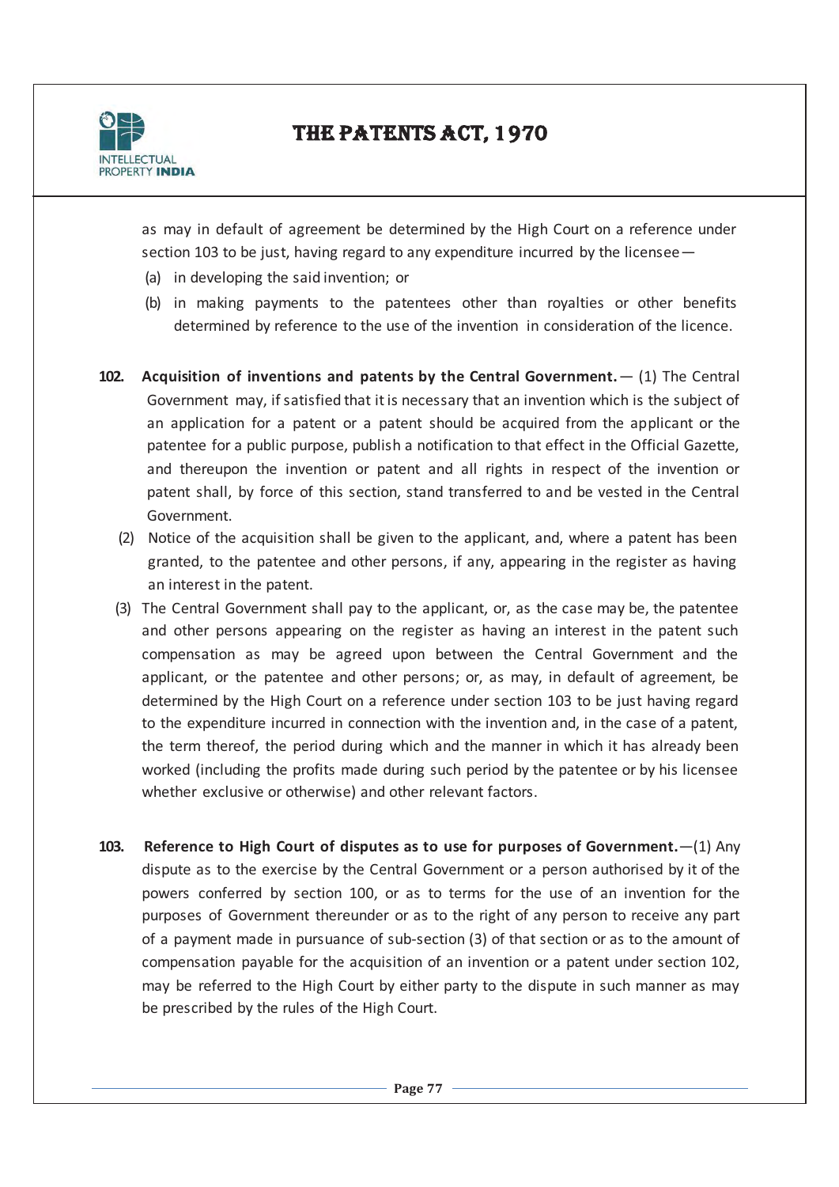as may in default of agreement be determined by the High Court on a reference under section 103 to be just, having regard to any expenditure incurred by the licensee—

(a) in developing the said invention; or

(b) in making payments to the patentees other than royalties or other benefits determined by reference to the use of the invention in consideration of the licence.

**102. Acquisition of inventions and patents by the Central Government.**— (1) The Central Government may, if satisfied that it is necessary that an invention which is the subject of an application for a patent or a patent should be acquired from the applicant or the patentee for a public purpose, publish a notification to that effect in the Official Gazette, and thereupon the invention or patent and all rights in respect of the invention or patent shall, by force of this section, stand transferred to and be vested in the Central Government.

(2) Notice of the acquisition shall be given to the applicant, and, where a patent has been granted, to the patentee and other persons, if any, appearing in the register as having an interest in the patent.

(3) The Central Government shall pay to the applicant, or, as the case may be, the patentee and other persons appearing on the register as having an interest in the patent such compensation as may be agreed upon between the Central Government and the applicant, or the patentee and other persons; or, as may, in default of agreement, be determined by the High Court on a reference under section 103 to be just having regard to the expenditure incurred in connection with the invention and, in the case of a patent, the term thereof, the period during which and the manner in which it has already been worked (including the profits made during such period by the patentee or by his licensee whether exclusive or otherwise) and other relevant factors.

**103. Reference to High Court of disputes as to use for purposes of Government.**—(1) Any dispute as to the exercise by the Central Government or a person authorised by it of the powers conferred by section 100, or as to terms for the use of an invention for the purposes of Government thereunder or as to the right of any person to receive any part of a payment made in pursuance of sub-section (3) of that section or as to the amount of compensation payable for the acquisition of an invention or a patent under section 102, may be referred to the High Court by either party to the dispute in such manner as may be prescribed by the rules of the High Court.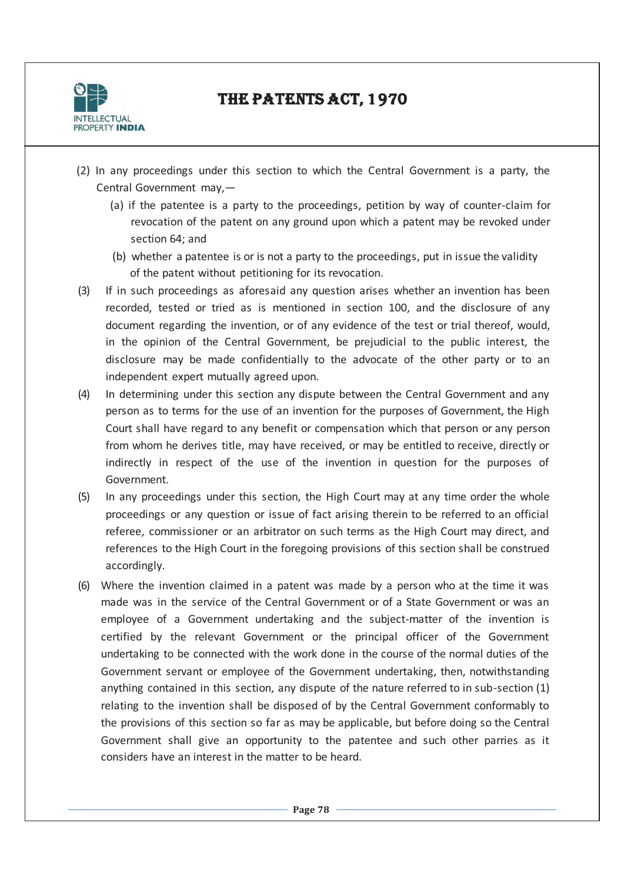(2) In any proceedings under this section to which the Central Government is a party, the Central Government may,—

   (a) if the patentee is a party to the proceedings, petition by way of counter-claim for revocation of the patent on any ground upon which a patent may be revoked under section 64; and

   (b) whether a patentee is or is not a party to the proceedings, put in issue the validity of the patent without petitioning for its revocation.

(3) If in such proceedings as aforesaid any question arises whether an invention has been recorded, tested or tried as is mentioned in section 100, and the disclosure of any document regarding the invention, or of any evidence of the test or trial thereof, would, in the opinion of the Central Government, be prejudicial to the public interest, the disclosure may be made confidentially to the advocate of the other party or to an independent expert mutually agreed upon.

(4) In determining under this section any dispute between the Central Government and any person as to terms for the use of an invention for the purposes of Government, the High Court shall have regard to any benefit or compensation which that person or any person from whom he derives title, may have received, or may be entitled to receive, directly or indirectly in respect of the use of the invention in question for the purposes of Government.

(5) In any proceedings under this section, the High Court may at any time order the whole proceedings or any question or issue of fact arising therein to be referred to an official referee, commissioner or an arbitrator on such terms as the High Court may direct, and references to the High Court in the foregoing provisions of this section shall be construed accordingly.

(6) Where the invention claimed in a patent was made by a person who at the time it was made was in the service of the Central Government or of a State Government or was an employee of a Government undertaking and the subject-matter of the invention is certified by the relevant Government or the principal officer of the Government undertaking to be connected with the work done in the course of the normal duties of the Government servant or employee of the Government undertaking, then, notwithstanding anything contained in this section, any dispute of the nature referred to in sub-section (1) relating to the invention shall be disposed of by the Central Government conformably to the provisions of this section so far as may be applicable, but before doing so the Central Government shall give an opportunity to the patentee and such other parries as it considers have an interest in the matter to be heard.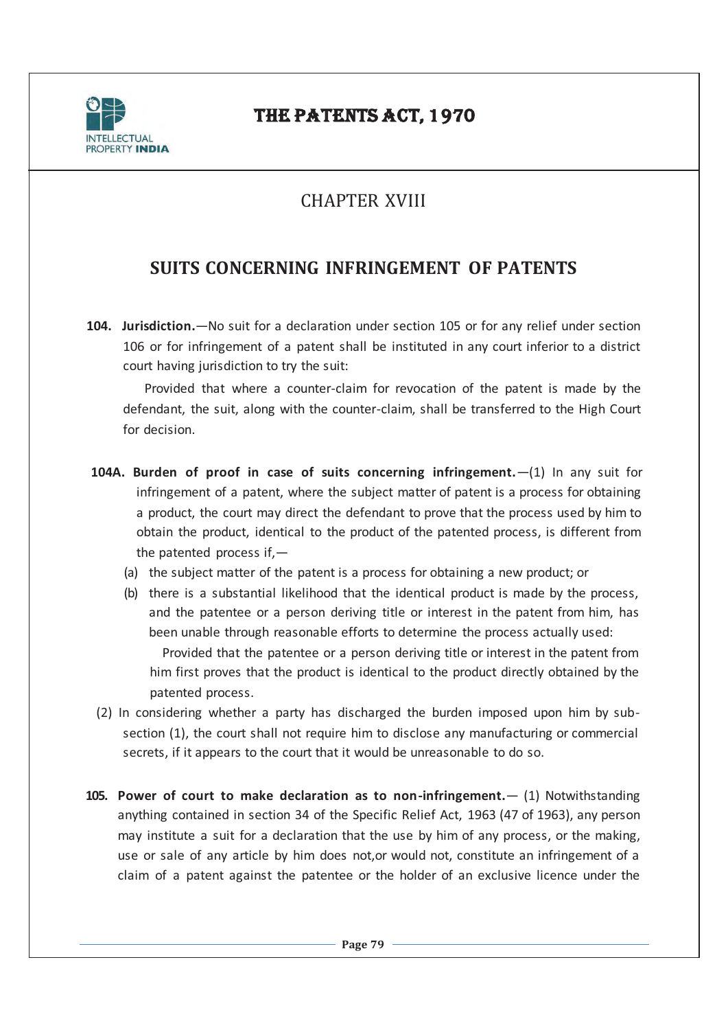# CHAPTER XVIII

## SUITS CONCERNING INFRINGEMENT OF PATENTS

**104. Jurisdiction.**—No suit for a declaration under section 105 or for any relief under section 106 or for infringement of a patent shall be instituted in any court inferior to a district court having jurisdiction to try the suit:

Provided that where a counter-claim for revocation of the patent is made by the defendant, the suit, along with the counter-claim, shall be transferred to the High Court for decision.

**104A. Burden of proof in case of suits concerning infringement.**—(1) In any suit for infringement of a patent, where the subject matter of patent is a process for obtaining a product, the court may direct the defendant to prove that the process used by him to obtain the product, identical to the product of the patented process, is different from the patented process if,—

(a) the subject matter of the patent is a process for obtaining a new product; or

(b) there is a substantial likelihood that the identical product is made by the process, and the patentee or a person deriving title or interest in the patent from him, has been unable through reasonable efforts to determine the process actually used:

Provided that the patentee or a person deriving title or interest in the patent from him first proves that the product is identical to the product directly obtained by the patented process.

(2) In considering whether a party has discharged the burden imposed upon him by sub-section (1), the court shall not require him to disclose any manufacturing or commercial secrets, if it appears to the court that it would be unreasonable to do so.

**105. Power of court to make declaration as to non-infringement.**— (1) Notwithstanding anything contained in section 34 of the Specific Relief Act, 1963 (47 of 1963), any person may institute a suit for a declaration that the use by him of any process, or the making, use or sale of any article by him does not,or would not, constitute an infringement of a claim of a patent against the patentee or the holder of an exclusive licence under the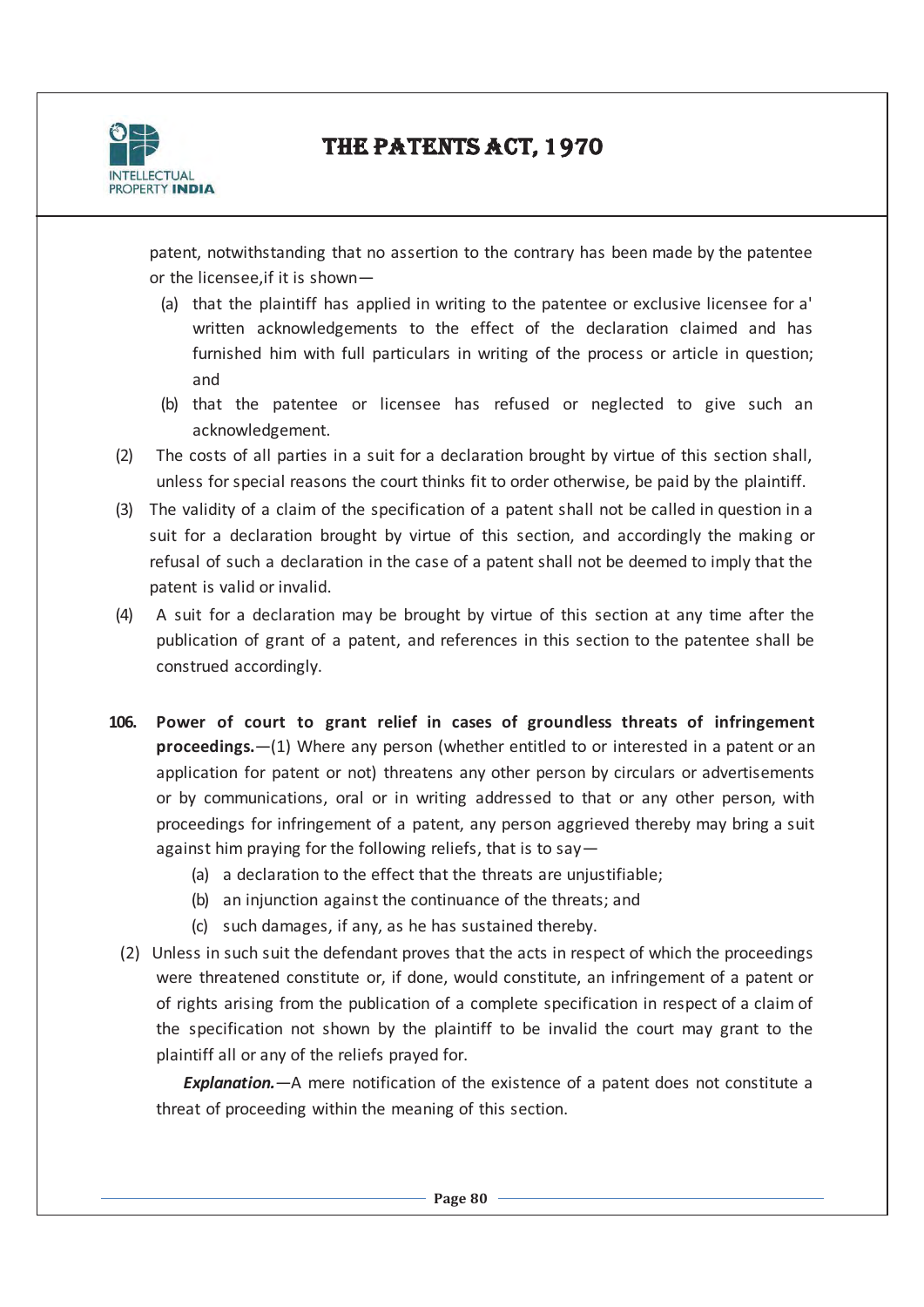patent, notwithstanding that no assertion to the contrary has been made by the patentee or the licensee,if it is shown—

(a) that the plaintiff has applied in writing to the patentee or exclusive licensee for a' written acknowledgements to the effect of the declaration claimed and has furnished him with full particulars in writing of the process or article in question; and

(b) that the patentee or licensee has refused or neglected to give such an acknowledgement.

(2) The costs of all parties in a suit for a declaration brought by virtue of this section shall, unless for special reasons the court thinks fit to order otherwise, be paid by the plaintiff.

(3) The validity of a claim of the specification of a patent shall not be called in question in a suit for a declaration brought by virtue of this section, and accordingly the making or refusal of such a declaration in the case of a patent shall not be deemed to imply that the patent is valid or invalid.

(4) A suit for a declaration may be brought by virtue of this section at any time after the publication of grant of a patent, and references in this section to the patentee shall be construed accordingly.

**106. Power of court to grant relief in cases of groundless threats of infringement proceedings.**—(1) Where any person (whether entitled to or interested in a patent or an application for patent or not) threatens any other person by circulars or advertisements or by communications, oral or in writing addressed to that or any other person, with proceedings for infringement of a patent, any person aggrieved thereby may bring a suit against him praying for the following reliefs, that is to say—

(a) a declaration to the effect that the threats are unjustifiable;

(b) an injunction against the continuance of the threats; and

(c) such damages, if any, as he has sustained thereby.

(2) Unless in such suit the defendant proves that the acts in respect of which the proceedings were threatened constitute or, if done, would constitute, an infringement of a patent or of rights arising from the publication of a complete specification in respect of a claim of the specification not shown by the plaintiff to be invalid the court may grant to the plaintiff all or any of the reliefs prayed for.

***Explanation.***—A mere notification of the existence of a patent does not constitute a threat of proceeding within the meaning of this section.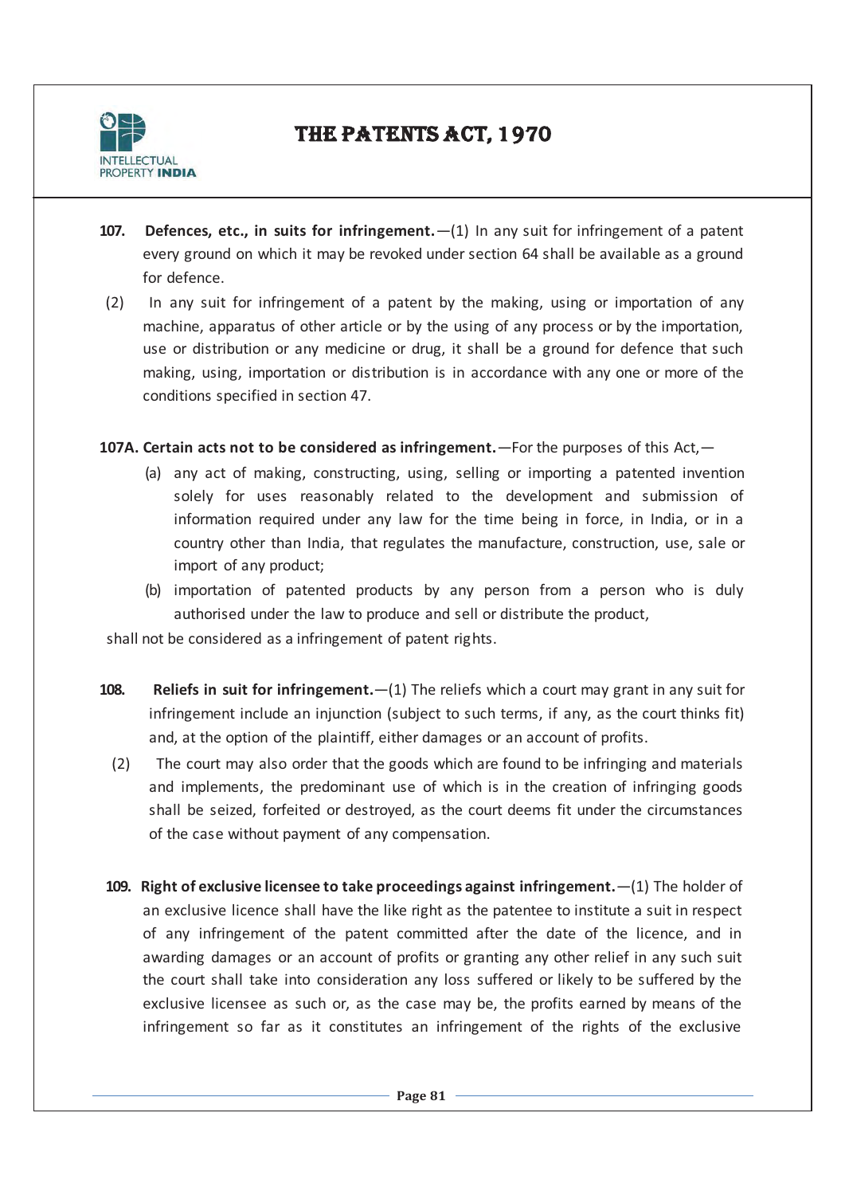**107. Defences, etc., in suits for infringement.**—(1) In any suit for infringement of a patent every ground on which it may be revoked under section 64 shall be available as a ground for defence.

(2) In any suit for infringement of a patent by the making, using or importation of any machine, apparatus of other article or by the using of any process or by the importation, use or distribution or any medicine or drug, it shall be a ground for defence that such making, using, importation or distribution is in accordance with any one or more of the conditions specified in section 47.

**107A. Certain acts not to be considered as infringement.**—For the purposes of this Act,—

(a) any act of making, constructing, using, selling or importing a patented invention solely for uses reasonably related to the development and submission of information required under any law for the time being in force, in India, or in a country other than India, that regulates the manufacture, construction, use, sale or import of any product;

(b) importation of patented products by any person from a person who is duly authorised under the law to produce and sell or distribute the product,

shall not be considered as a infringement of patent rights.

**108. Reliefs in suit for infringement.**—(1) The reliefs which a court may grant in any suit for infringement include an injunction (subject to such terms, if any, as the court thinks fit) and, at the option of the plaintiff, either damages or an account of profits.

(2) The court may also order that the goods which are found to be infringing and materials and implements, the predominant use of which is in the creation of infringing goods shall be seized, forfeited or destroyed, as the court deems fit under the circumstances of the case without payment of any compensation.

**109. Right of exclusive licensee to take proceedings against infringement.**—(1) The holder of an exclusive licence shall have the like right as the patentee to institute a suit in respect of any infringement of the patent committed after the date of the licence, and in awarding damages or an account of profits or granting any other relief in any such suit the court shall take into consideration any loss suffered or likely to be suffered by the exclusive licensee as such or, as the case may be, the profits earned by means of the infringement so far as it constitutes an infringement of the rights of the exclusive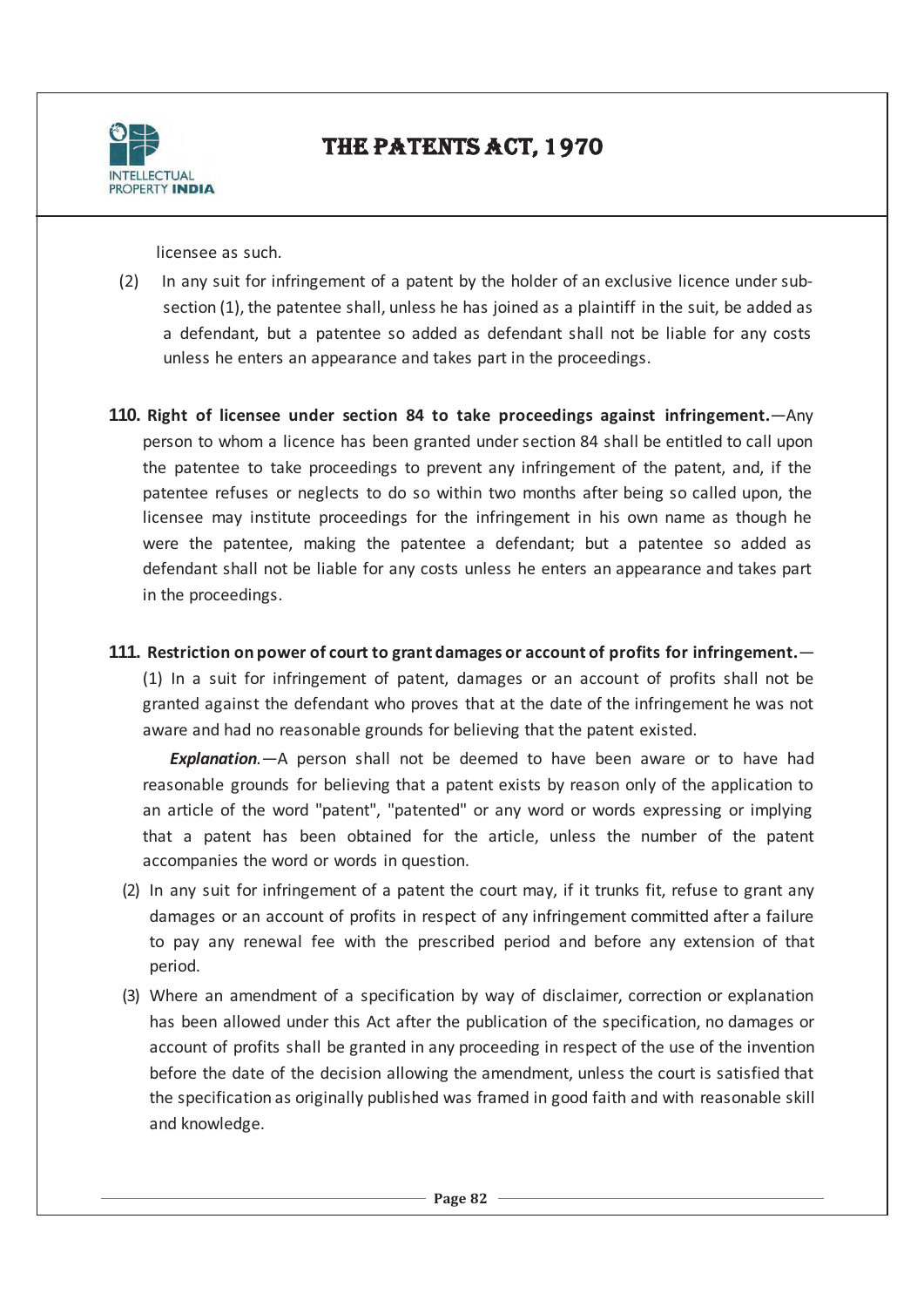licensee as such.

(2) In any suit for infringement of a patent by the holder of an exclusive licence under sub-section (1), the patentee shall, unless he has joined as a plaintiff in the suit, be added as a defendant, but a patentee so added as defendant shall not be liable for any costs unless he enters an appearance and takes part in the proceedings.

**110. Right of licensee under section 84 to take proceedings against infringement.**—Any person to whom a licence has been granted under section 84 shall be entitled to call upon the patentee to take proceedings to prevent any infringement of the patent, and, if the patentee refuses or neglects to do so within two months after being so called upon, the licensee may institute proceedings for the infringement in his own name as though he were the patentee, making the patentee a defendant; but a patentee so added as defendant shall not be liable for any costs unless he enters an appearance and takes part in the proceedings.

**111. Restriction on power of court to grant damages or account of profits for infringement.**—

(1) In a suit for infringement of patent, damages or an account of profits shall not be granted against the defendant who proves that at the date of the infringement he was not aware and had no reasonable grounds for believing that the patent existed.

***Explanation.***—A person shall not be deemed to have been aware or to have had reasonable grounds for believing that a patent exists by reason only of the application to an article of the word "patent", "patented" or any word or words expressing or implying that a patent has been obtained for the article, unless the number of the patent accompanies the word or words in question.

(2) In any suit for infringement of a patent the court may, if it trunks fit, refuse to grant any damages or an account of profits in respect of any infringement committed after a failure to pay any renewal fee with the prescribed period and before any extension of that period.

(3) Where an amendment of a specification by way of disclaimer, correction or explanation has been allowed under this Act after the publication of the specification, no damages or account of profits shall be granted in any proceeding in respect of the use of the invention before the date of the decision allowing the amendment, unless the court is satisfied that the specification as originally published was framed in good faith and with reasonable skill and knowledge.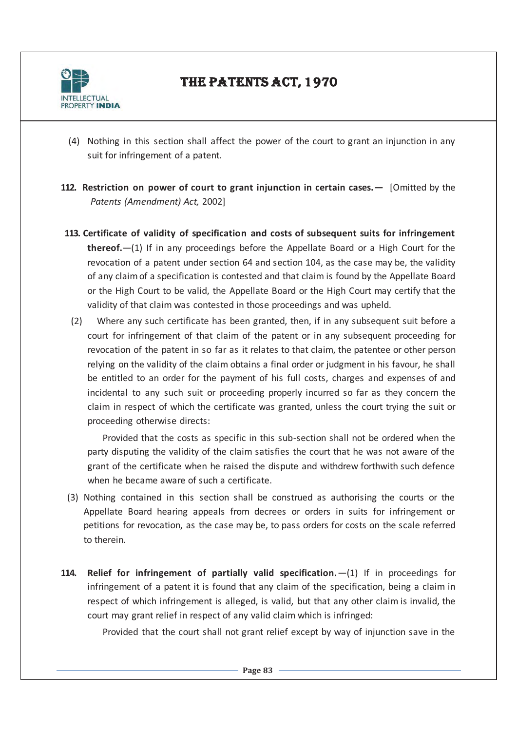(4) Nothing in this section shall affect the power of the court to grant an injunction in any suit for infringement of a patent.

**112. Restriction on power of court to grant injunction in certain cases.—** [Omitted by the *Patents (Amendment) Act,* 2002]

**113. Certificate of validity of specification and costs of subsequent suits for infringement thereof.**—(1) If in any proceedings before the Appellate Board or a High Court for the revocation of a patent under section 64 and section 104, as the case may be, the validity of any claim of a specification is contested and that claim is found by the Appellate Board or the High Court to be valid, the Appellate Board or the High Court may certify that the validity of that claim was contested in those proceedings and was upheld.

(2) Where any such certificate has been granted, then, if in any subsequent suit before a court for infringement of that claim of the patent or in any subsequent proceeding for revocation of the patent in so far as it relates to that claim, the patentee or other person relying on the validity of the claim obtains a final order or judgment in his favour, he shall be entitled to an order for the payment of his full costs, charges and expenses of and incidental to any such suit or proceeding properly incurred so far as they concern the claim in respect of which the certificate was granted, unless the court trying the suit or proceeding otherwise directs:

Provided that the costs as specific in this sub-section shall not be ordered when the party disputing the validity of the claim satisfies the court that he was not aware of the grant of the certificate when he raised the dispute and withdrew forthwith such defence when he became aware of such a certificate.

(3) Nothing contained in this section shall be construed as authorising the courts or the Appellate Board hearing appeals from decrees or orders in suits for infringement or petitions for revocation, as the case may be, to pass orders for costs on the scale referred to therein.

**114. Relief for infringement of partially valid specification.**—(1) If in proceedings for infringement of a patent it is found that any claim of the specification, being a claim in respect of which infringement is alleged, is valid, but that any other claim is invalid, the court may grant relief in respect of any valid claim which is infringed:

Provided that the court shall not grant relief except by way of injunction save in the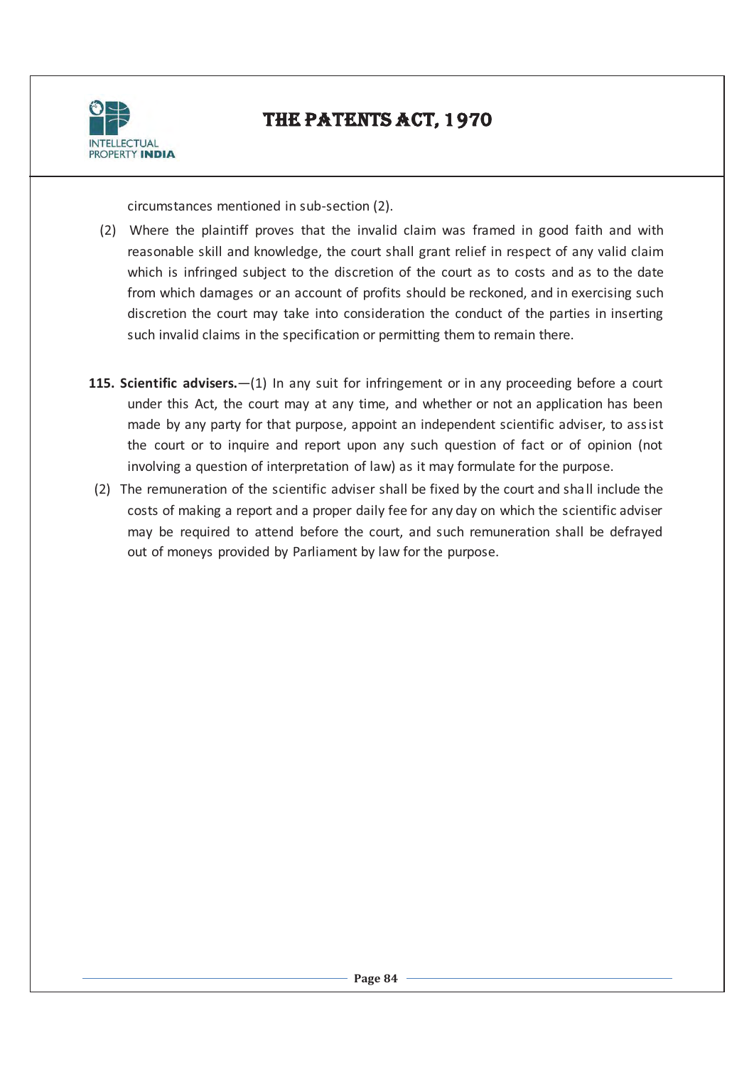circumstances mentioned in sub-section (2).

(2) Where the plaintiff proves that the invalid claim was framed in good faith and with reasonable skill and knowledge, the court shall grant relief in respect of any valid claim which is infringed subject to the discretion of the court as to costs and as to the date from which damages or an account of profits should be reckoned, and in exercising such discretion the court may take into consideration the conduct of the parties in inserting such invalid claims in the specification or permitting them to remain there.

**115. Scientific advisers.**—(1) In any suit for infringement or in any proceeding before a court under this Act, the court may at any time, and whether or not an application has been made by any party for that purpose, appoint an independent scientific adviser, to assist the court or to inquire and report upon any such question of fact or of opinion (not involving a question of interpretation of law) as it may formulate for the purpose.

(2) The remuneration of the scientific adviser shall be fixed by the court and shall include the costs of making a report and a proper daily fee for any day on which the scientific adviser may be required to attend before the court, and such remuneration shall be defrayed out of moneys provided by Parliament by law for the purpose.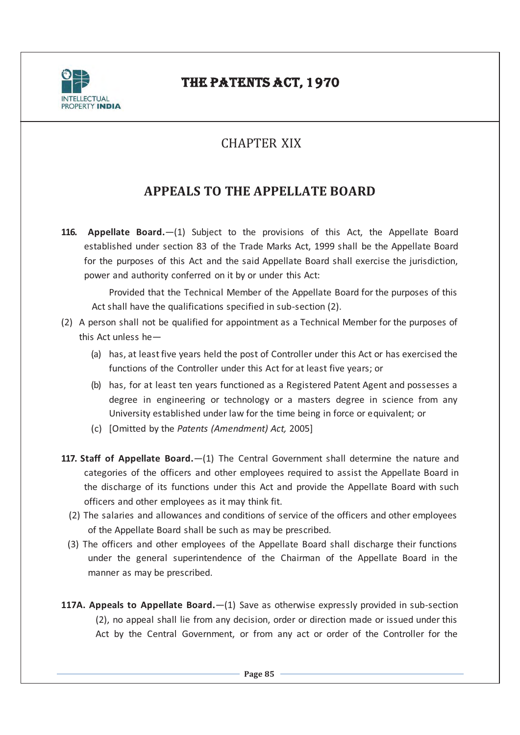# CHAPTER XIX

## APPEALS TO THE APPELLATE BOARD

**116. Appellate Board.**—(1) Subject to the provisions of this Act, the Appellate Board established under section 83 of the Trade Marks Act, 1999 shall be the Appellate Board for the purposes of this Act and the said Appellate Board shall exercise the jurisdiction, power and authority conferred on it by or under this Act:

Provided that the Technical Member of the Appellate Board for the purposes of this Act shall have the qualifications specified in sub-section (2).

(2) A person shall not be qualified for appointment as a Technical Member for the purposes of this Act unless he—

(a) has, at least five years held the post of Controller under this Act or has exercised the functions of the Controller under this Act for at least five years; or

(b) has, for at least ten years functioned as a Registered Patent Agent and possesses a degree in engineering or technology or a masters degree in science from any University established under law for the time being in force or equivalent; or

(c) [Omitted by the *Patents (Amendment) Act,* 2005]

**117. Staff of Appellate Board.**—(1) The Central Government shall determine the nature and categories of the officers and other employees required to assist the Appellate Board in the discharge of its functions under this Act and provide the Appellate Board with such officers and other employees as it may think fit.

(2) The salaries and allowances and conditions of service of the officers and other employees of the Appellate Board shall be such as may be prescribed.

(3) The officers and other employees of the Appellate Board shall discharge their functions under the general superintendence of the Chairman of the Appellate Board in the manner as may be prescribed.

**117A. Appeals to Appellate Board.**—(1) Save as otherwise expressly provided in sub-section (2), no appeal shall lie from any decision, order or direction made or issued under this Act by the Central Government, or from any act or order of the Controller for the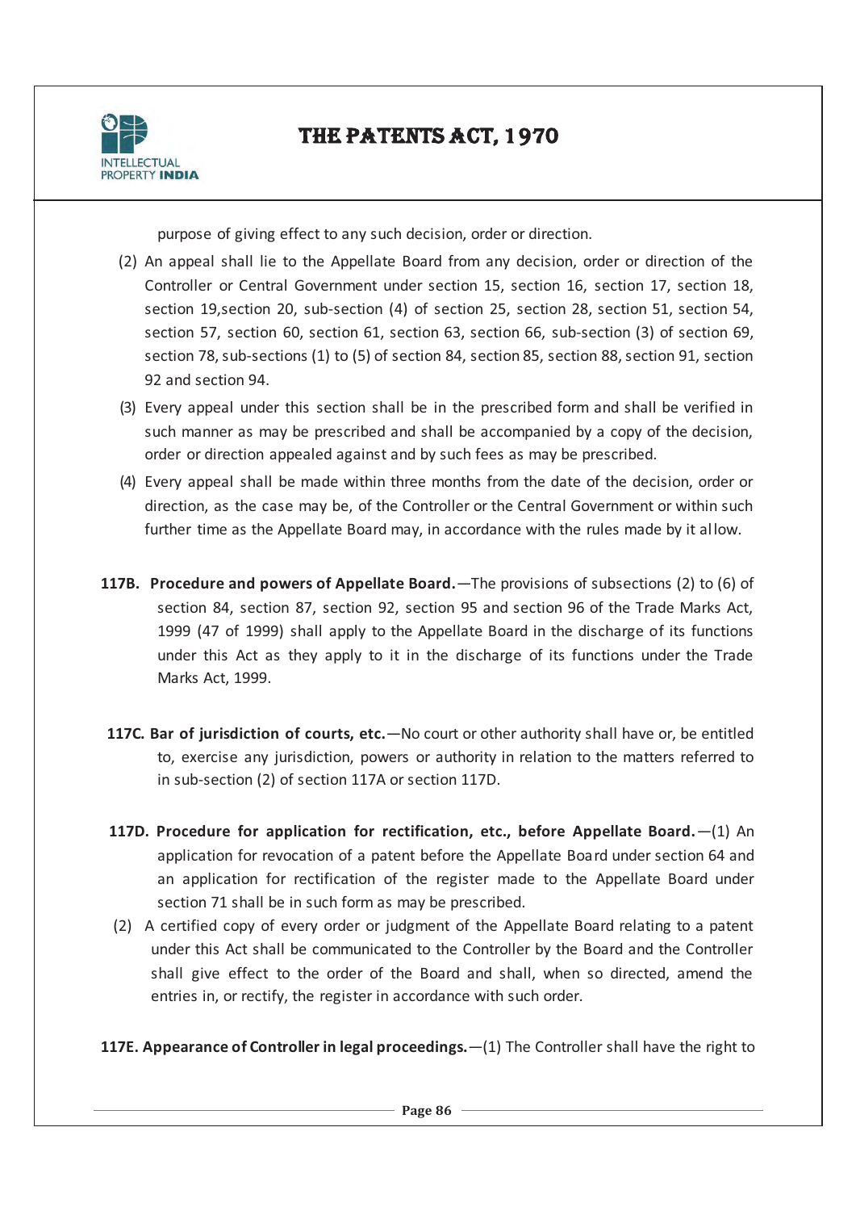purpose of giving effect to any such decision, order or direction.

(2) An appeal shall lie to the Appellate Board from any decision, order or direction of the Controller or Central Government under section 15, section 16, section 17, section 18, section 19,section 20, sub-section (4) of section 25, section 28, section 51, section 54, section 57, section 60, section 61, section 63, section 66, sub-section (3) of section 69, section 78, sub-sections (1) to (5) of section 84, section 85, section 88, section 91, section 92 and section 94.

(3) Every appeal under this section shall be in the prescribed form and shall be verified in such manner as may be prescribed and shall be accompanied by a copy of the decision, order or direction appealed against and by such fees as may be prescribed.

(4) Every appeal shall be made within three months from the date of the decision, order or direction, as the case may be, of the Controller or the Central Government or within such further time as the Appellate Board may, in accordance with the rules made by it allow.

**117B. Procedure and powers of Appellate Board.**—The provisions of subsections (2) to (6) of section 84, section 87, section 92, section 95 and section 96 of the Trade Marks Act, 1999 (47 of 1999) shall apply to the Appellate Board in the discharge of its functions under this Act as they apply to it in the discharge of its functions under the Trade Marks Act, 1999.

**117C. Bar of jurisdiction of courts, etc.**—No court or other authority shall have or, be entitled to, exercise any jurisdiction, powers or authority in relation to the matters referred to in sub-section (2) of section 117A or section 117D.

**117D. Procedure for application for rectification, etc., before Appellate Board.**—(1) An application for revocation of a patent before the Appellate Board under section 64 and an application for rectification of the register made to the Appellate Board under section 71 shall be in such form as may be prescribed.

(2) A certified copy of every order or judgment of the Appellate Board relating to a patent under this Act shall be communicated to the Controller by the Board and the Controller shall give effect to the order of the Board and shall, when so directed, amend the entries in, or rectify, the register in accordance with such order.

**117E. Appearance of Controller in legal proceedings.**—(1) The Controller shall have the right to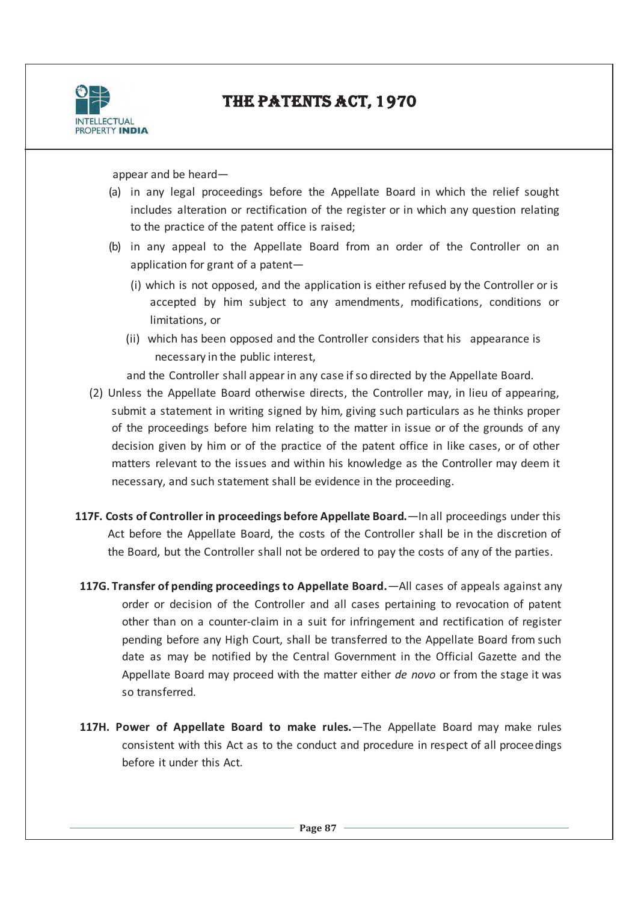appear and be heard—

(a) in any legal proceedings before the Appellate Board in which the relief sought includes alteration or rectification of the register or in which any question relating to the practice of the patent office is raised;

(b) in any appeal to the Appellate Board from an order of the Controller on an application for grant of a patent—

   (i) which is not opposed, and the application is either refused by the Controller or is accepted by him subject to any amendments, modifications, conditions or limitations, or

   (ii) which has been opposed and the Controller considers that his appearance is necessary in the public interest,

and the Controller shall appear in any case if so directed by the Appellate Board.

(2) Unless the Appellate Board otherwise directs, the Controller may, in lieu of appearing, submit a statement in writing signed by him, giving such particulars as he thinks proper of the proceedings before him relating to the matter in issue or of the grounds of any decision given by him or of the practice of the patent office in like cases, or of other matters relevant to the issues and within his knowledge as the Controller may deem it necessary, and such statement shall be evidence in the proceeding.

**117F. Costs of Controller in proceedings before Appellate Board.**—In all proceedings under this Act before the Appellate Board, the costs of the Controller shall be in the discretion of the Board, but the Controller shall not be ordered to pay the costs of any of the parties.

**117G. Transfer of pending proceedings to Appellate Board.**—All cases of appeals against any order or decision of the Controller and all cases pertaining to revocation of patent other than on a counter-claim in a suit for infringement and rectification of register pending before any High Court, shall be transferred to the Appellate Board from such date as may be notified by the Central Government in the Official Gazette and the Appellate Board may proceed with the matter either *de novo* or from the stage it was so transferred.

**117H. Power of Appellate Board to make rules.**—The Appellate Board may make rules consistent with this Act as to the conduct and procedure in respect of all proceedings before it under this Act.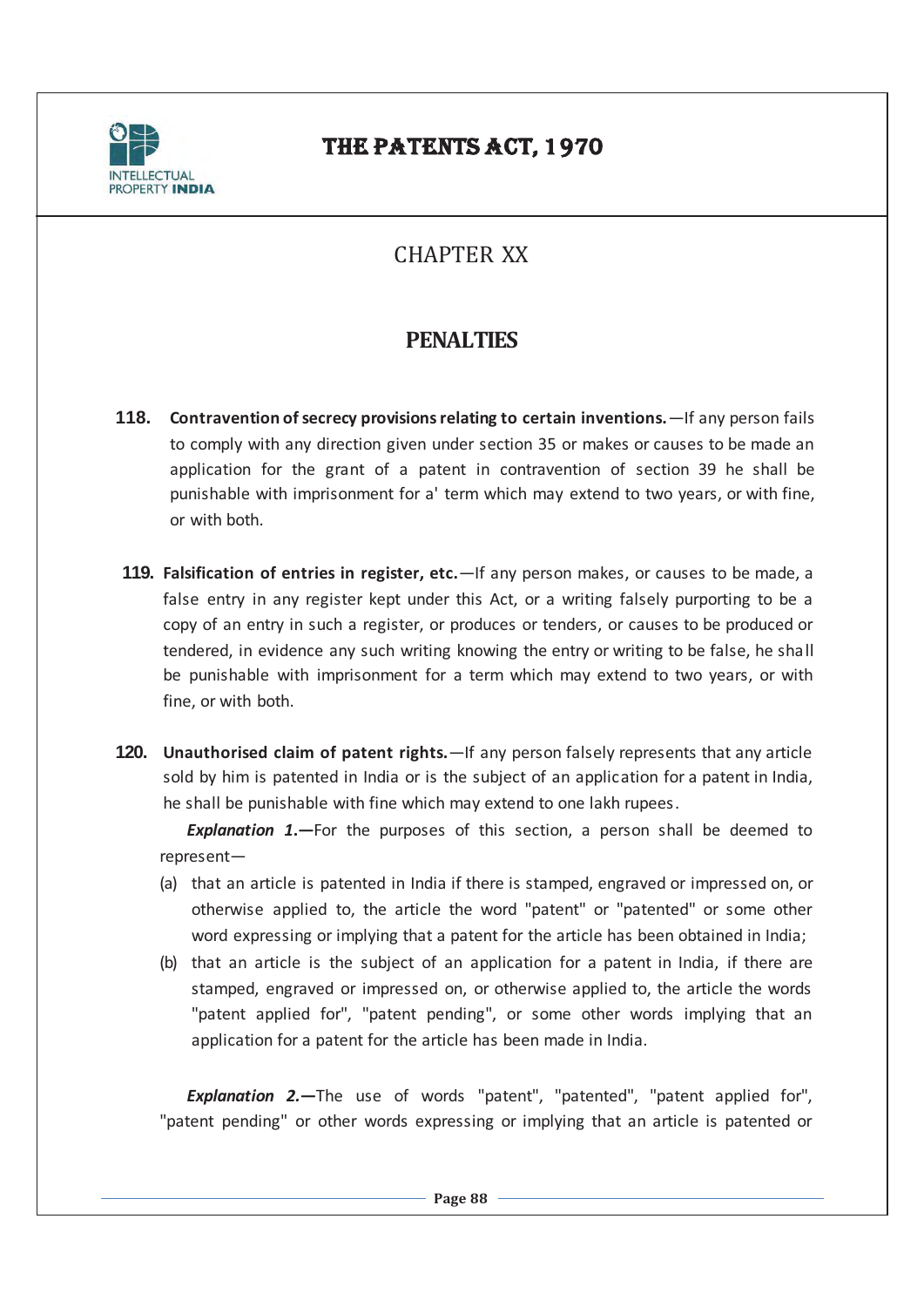## CHAPTER XX

## PENALTIES

**118. Contravention of secrecy provisions relating to certain inventions.**—If any person fails to comply with any direction given under section 35 or makes or causes to be made an application for the grant of a patent in contravention of section 39 he shall be punishable with imprisonment for a' term which may extend to two years, or with fine, or with both.

**119. Falsification of entries in register, etc.**—If any person makes, or causes to be made, a false entry in any register kept under this Act, or a writing falsely purporting to be a copy of an entry in such a register, or produces or tenders, or causes to be produced or tendered, in evidence any such writing knowing the entry or writing to be false, he shall be punishable with imprisonment for a term which may extend to two years, or with fine, or with both.

**120. Unauthorised claim of patent rights.**—If any person falsely represents that any article sold by him is patented in India or is the subject of an application for a patent in India, he shall be punishable with fine which may extend to one lakh rupees.

***Explanation 1.***—For the purposes of this section, a person shall be deemed to represent—

(a) that an article is patented in India if there is stamped, engraved or impressed on, or otherwise applied to, the article the word "patent" or "patented" or some other word expressing or implying that a patent for the article has been obtained in India;

(b) that an article is the subject of an application for a patent in India, if there are stamped, engraved or impressed on, or otherwise applied to, the article the words "patent applied for", "patent pending", or some other words implying that an application for a patent for the article has been made in India.

***Explanation 2.***—The use of words "patent", "patented", "patent applied for", "patent pending" or other words expressing or implying that an article is patented or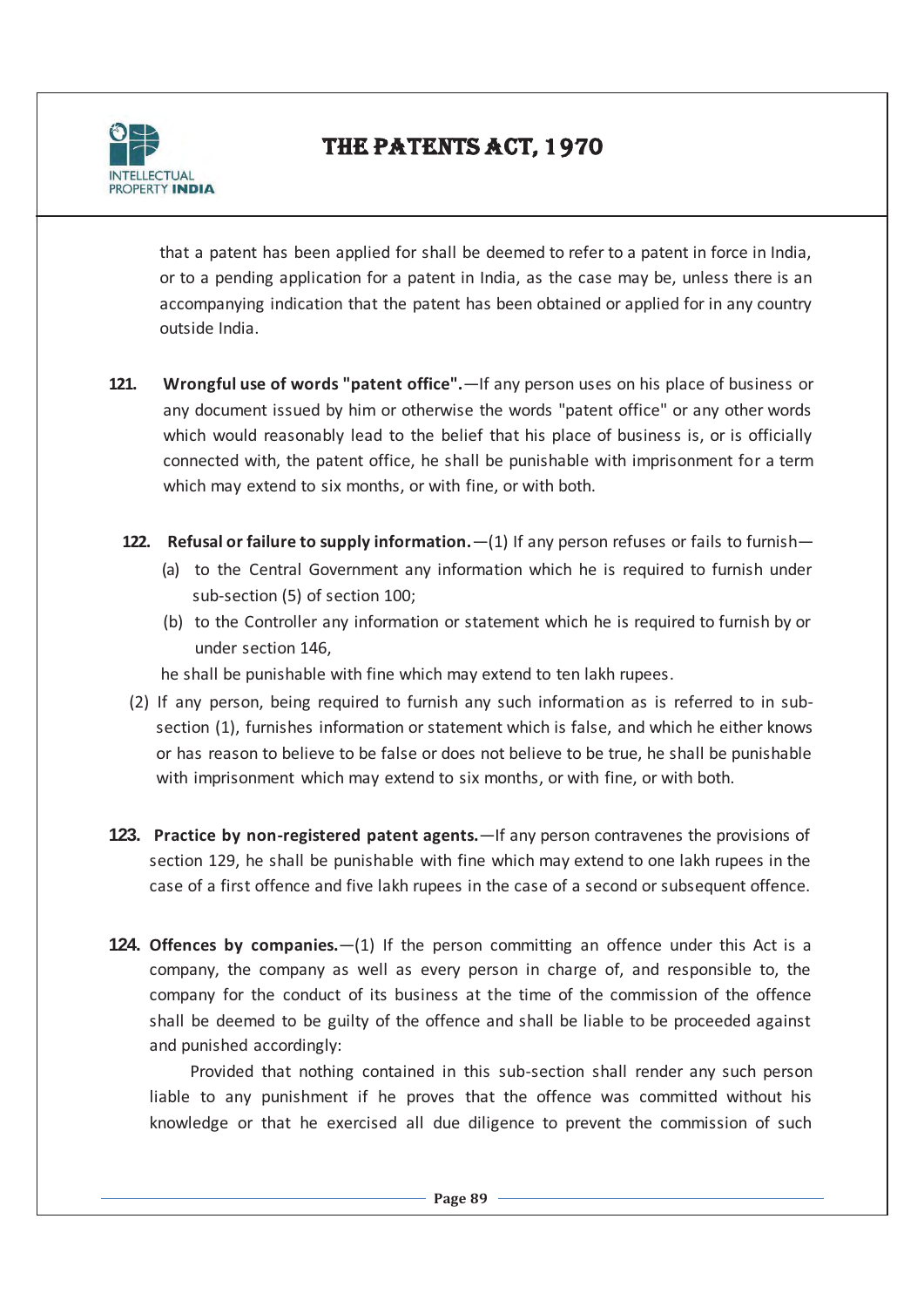that a patent has been applied for shall be deemed to refer to a patent in force in India, or to a pending application for a patent in India, as the case may be, unless there is an accompanying indication that the patent has been obtained or applied for in any country outside India.

**121. Wrongful use of words "patent office".**—If any person uses on his place of business or any document issued by him or otherwise the words "patent office" or any other words which would reasonably lead to the belief that his place of business is, or is officially connected with, the patent office, he shall be punishable with imprisonment for a term which may extend to six months, or with fine, or with both.

**122. Refusal or failure to supply information.**—(1) If any person refuses or fails to furnish—

(a) to the Central Government any information which he is required to furnish under sub-section (5) of section 100;

(b) to the Controller any information or statement which he is required to furnish by or under section 146,

he shall be punishable with fine which may extend to ten lakh rupees.

(2) If any person, being required to furnish any such information as is referred to in sub-section (1), furnishes information or statement which is false, and which he either knows or has reason to believe to be false or does not believe to be true, he shall be punishable with imprisonment which may extend to six months, or with fine, or with both.

**123. Practice by non-registered patent agents.**—If any person contravenes the provisions of section 129, he shall be punishable with fine which may extend to one lakh rupees in the case of a first offence and five lakh rupees in the case of a second or subsequent offence.

**124. Offences by companies.**—(1) If the person committing an offence under this Act is a company, the company as well as every person in charge of, and responsible to, the company for the conduct of its business at the time of the commission of the offence shall be deemed to be guilty of the offence and shall be liable to be proceeded against and punished accordingly:

Provided that nothing contained in this sub-section shall render any such person liable to any punishment if he proves that the offence was committed without his knowledge or that he exercised all due diligence to prevent the commission of such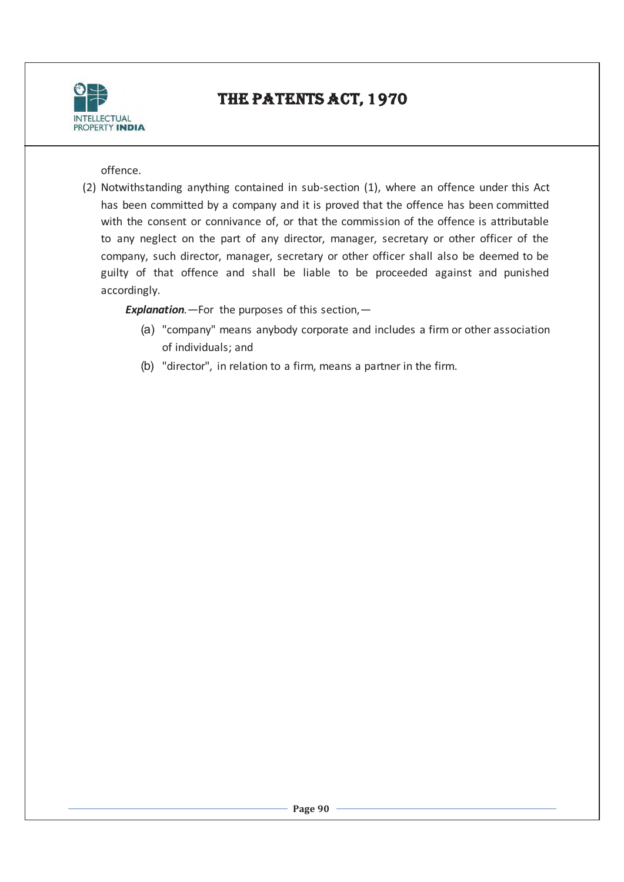offence.

(2) Notwithstanding anything contained in sub-section (1), where an offence under this Act has been committed by a company and it is proved that the offence has been committed with the consent or connivance of, or that the commission of the offence is attributable to any neglect on the part of any director, manager, secretary or other officer of the company, such director, manager, secretary or other officer shall also be deemed to be guilty of that offence and shall be liable to be proceeded against and punished accordingly.

***Explanation***.—For the purposes of this section,—

(a) "company" means anybody corporate and includes a firm or other association of individuals; and

(b) "director", in relation to a firm, means a partner in the firm.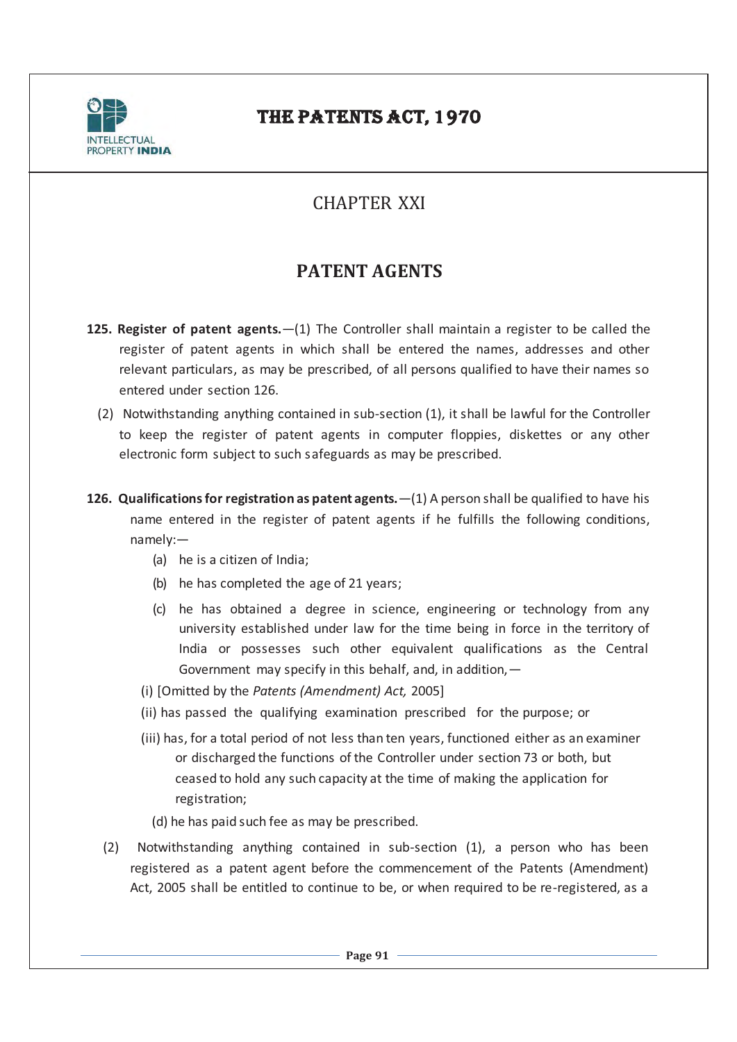# CHAPTER XXI

## PATENT AGENTS

**125. Register of patent agents.**—(1) The Controller shall maintain a register to be called the register of patent agents in which shall be entered the names, addresses and other relevant particulars, as may be prescribed, of all persons qualified to have their names so entered under section 126.

(2) Notwithstanding anything contained in sub-section (1), it shall be lawful for the Controller to keep the register of patent agents in computer floppies, diskettes or any other electronic form subject to such safeguards as may be prescribed.

**126. Qualifications for registration as patent agents.**—(1) A person shall be qualified to have his name entered in the register of patent agents if he fulfills the following conditions, namely:—

(a) he is a citizen of India;

(b) he has completed the age of 21 years;

(c) he has obtained a degree in science, engineering or technology from any university established under law for the time being in force in the territory of India or possesses such other equivalent qualifications as the Central Government may specify in this behalf, and, in addition,—

(i) [Omitted by the *Patents (Amendment) Act,* 2005]

(ii) has passed the qualifying examination prescribed for the purpose; or

(iii) has, for a total period of not less than ten years, functioned either as an examiner or discharged the functions of the Controller under section 73 or both, but ceased to hold any such capacity at the time of making the application for registration;

(d) he has paid such fee as may be prescribed.

(2) Notwithstanding anything contained in sub-section (1), a person who has been registered as a patent agent before the commencement of the Patents (Amendment) Act, 2005 shall be entitled to continue to be, or when required to be re-registered, as a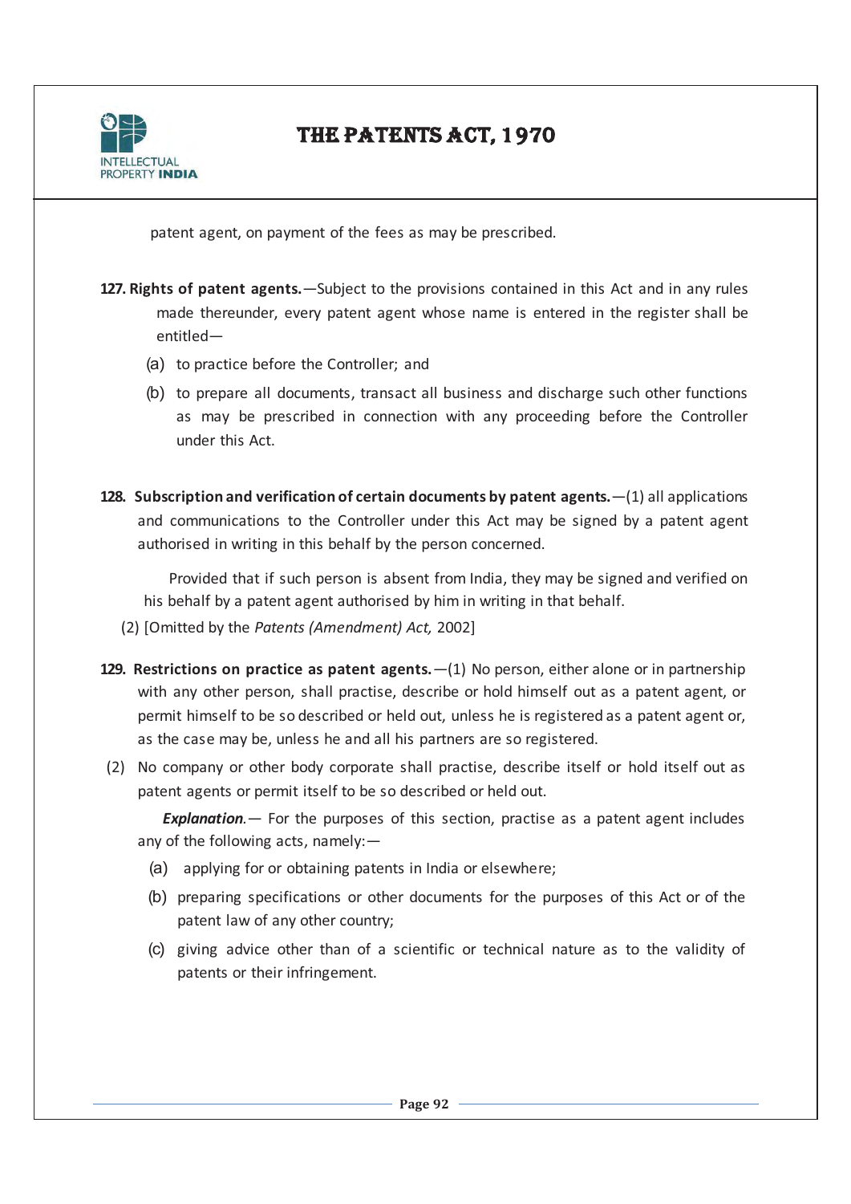patent agent, on payment of the fees as may be prescribed.

**127. Rights of patent agents.**—Subject to the provisions contained in this Act and in any rules made thereunder, every patent agent whose name is entered in the register shall be entitled—

(a) to practice before the Controller; and

(b) to prepare all documents, transact all business and discharge such other functions as may be prescribed in connection with any proceeding before the Controller under this Act.

**128. Subscription and verification of certain documents by patent agents.**—(1) all applications and communications to the Controller under this Act may be signed by a patent agent authorised in writing in this behalf by the person concerned.

Provided that if such person is absent from India, they may be signed and verified on his behalf by a patent agent authorised by him in writing in that behalf.

(2) [Omitted by the *Patents (Amendment) Act,* 2002]

**129. Restrictions on practice as patent agents.**—(1) No person, either alone or in partnership with any other person, shall practise, describe or hold himself out as a patent agent, or permit himself to be so described or held out, unless he is registered as a patent agent or, as the case may be, unless he and all his partners are so registered.

(2) No company or other body corporate shall practise, describe itself or hold itself out as patent agents or permit itself to be so described or held out.

***Explanation.***— For the purposes of this section, practise as a patent agent includes any of the following acts, namely:—

(a) applying for or obtaining patents in India or elsewhere;

(b) preparing specifications or other documents for the purposes of this Act or of the patent law of any other country;

(c) giving advice other than of a scientific or technical nature as to the validity of patents or their infringement.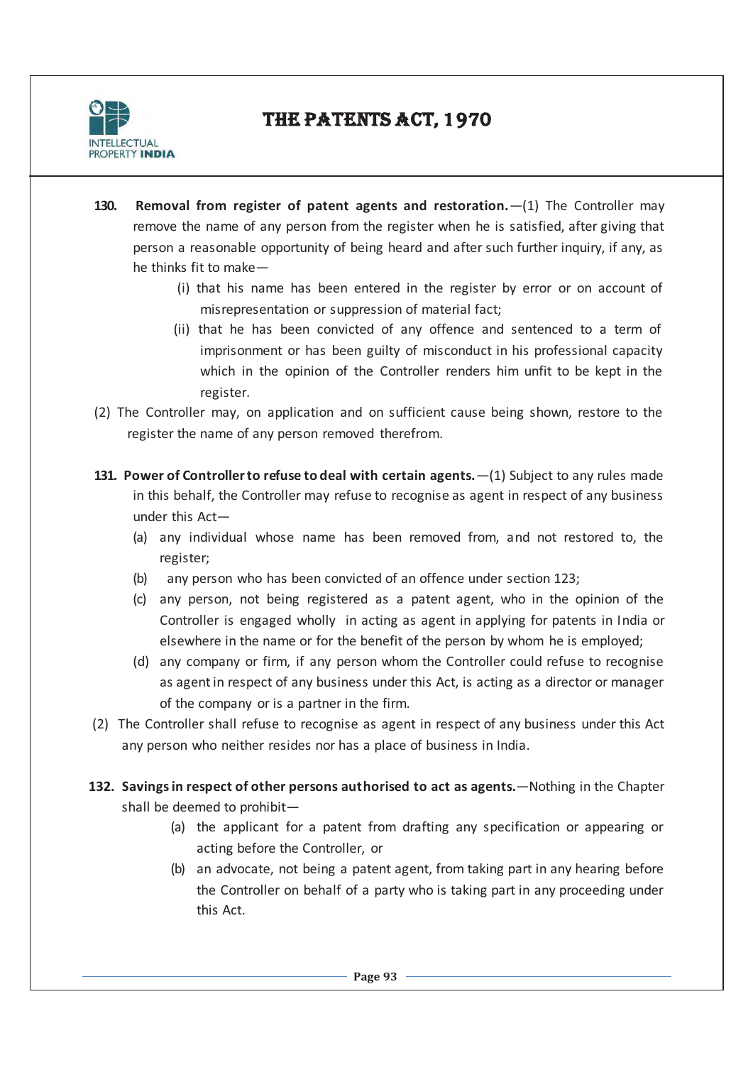**130. Removal from register of patent agents and restoration.**—(1) The Controller may remove the name of any person from the register when he is satisfied, after giving that person a reasonable opportunity of being heard and after such further inquiry, if any, as he thinks fit to make—

(i) that his name has been entered in the register by error or on account of misrepresentation or suppression of material fact;

(ii) that he has been convicted of any offence and sentenced to a term of imprisonment or has been guilty of misconduct in his professional capacity which in the opinion of the Controller renders him unfit to be kept in the register.

(2) The Controller may, on application and on sufficient cause being shown, restore to the register the name of any person removed therefrom.

**131. Power of Controller to refuse to deal with certain agents.**—(1) Subject to any rules made in this behalf, the Controller may refuse to recognise as agent in respect of any business under this Act—

(a) any individual whose name has been removed from, and not restored to, the register;

(b) any person who has been convicted of an offence under section 123;

(c) any person, not being registered as a patent agent, who in the opinion of the Controller is engaged wholly in acting as agent in applying for patents in India or elsewhere in the name or for the benefit of the person by whom he is employed;

(d) any company or firm, if any person whom the Controller could refuse to recognise as agent in respect of any business under this Act, is acting as a director or manager of the company or is a partner in the firm.

(2) The Controller shall refuse to recognise as agent in respect of any business under this Act any person who neither resides nor has a place of business in India.

**132. Savings in respect of other persons authorised to act as agents.**—Nothing in the Chapter shall be deemed to prohibit—

(a) the applicant for a patent from drafting any specification or appearing or acting before the Controller, or

(b) an advocate, not being a patent agent, from taking part in any hearing before the Controller on behalf of a party who is taking part in any proceeding under this Act.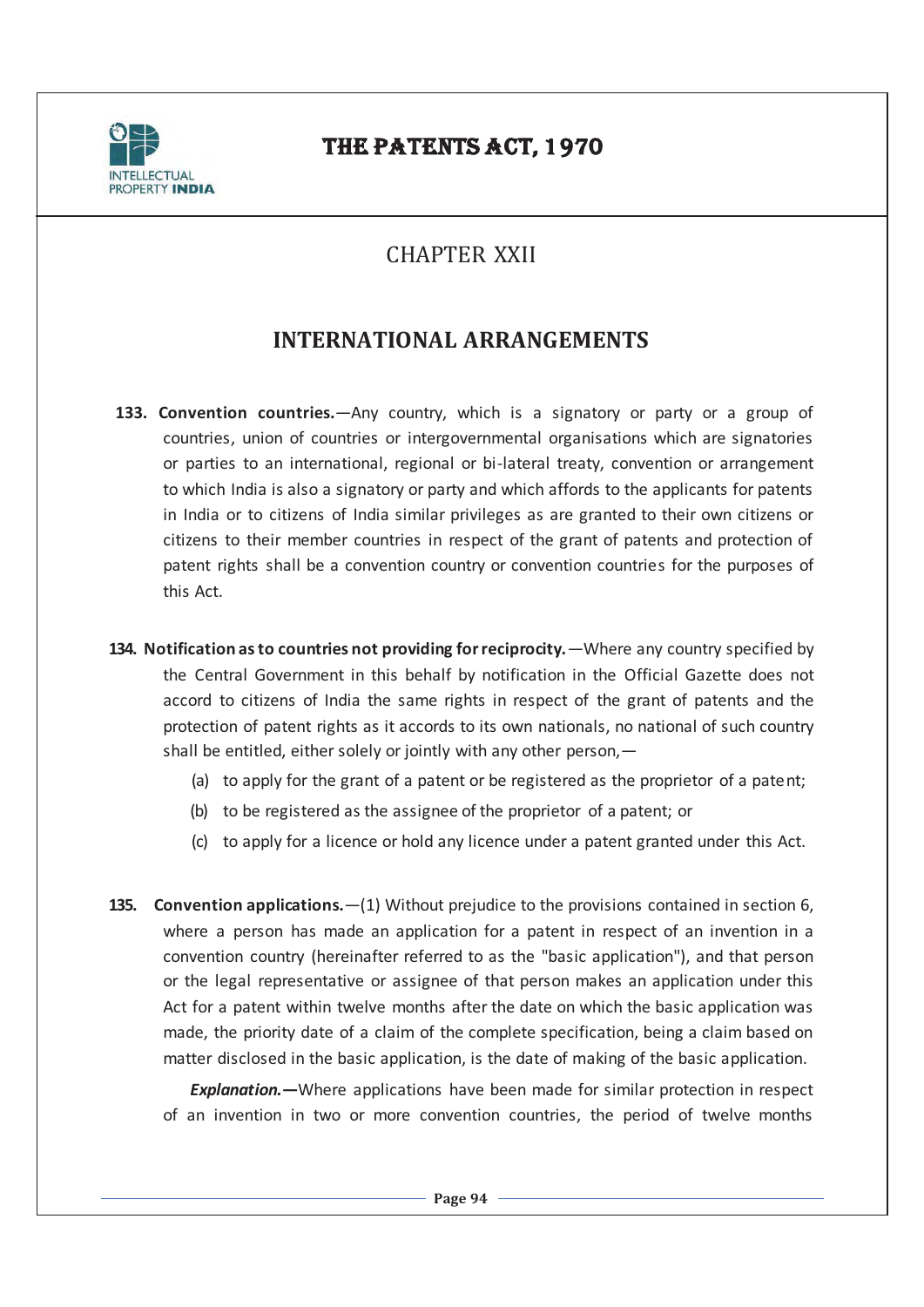## CHAPTER XXII

## INTERNATIONAL ARRANGEMENTS

**133. Convention countries.**—Any country, which is a signatory or party or a group of countries, union of countries or intergovernmental organisations which are signatories or parties to an international, regional or bi-lateral treaty, convention or arrangement to which India is also a signatory or party and which affords to the applicants for patents in India or to citizens of India similar privileges as are granted to their own citizens or citizens to their member countries in respect of the grant of patents and protection of patent rights shall be a convention country or convention countries for the purposes of this Act.

**134. Notification as to countries not providing for reciprocity.**—Where any country specified by the Central Government in this behalf by notification in the Official Gazette does not accord to citizens of India the same rights in respect of the grant of patents and the protection of patent rights as it accords to its own nationals, no national of such country shall be entitled, either solely or jointly with any other person,—

(a) to apply for the grant of a patent or be registered as the proprietor of a patent;

(b) to be registered as the assignee of the proprietor of a patent; or

(c) to apply for a licence or hold any licence under a patent granted under this Act.

**135. Convention applications.**—(1) Without prejudice to the provisions contained in section 6, where a person has made an application for a patent in respect of an invention in a convention country (hereinafter referred to as the "basic application"), and that person or the legal representative or assignee of that person makes an application under this Act for a patent within twelve months after the date on which the basic application was made, the priority date of a claim of the complete specification, being a claim based on matter disclosed in the basic application, is the date of making of the basic application.

***Explanation.*****—**Where applications have been made for similar protection in respect of an invention in two or more convention countries, the period of twelve months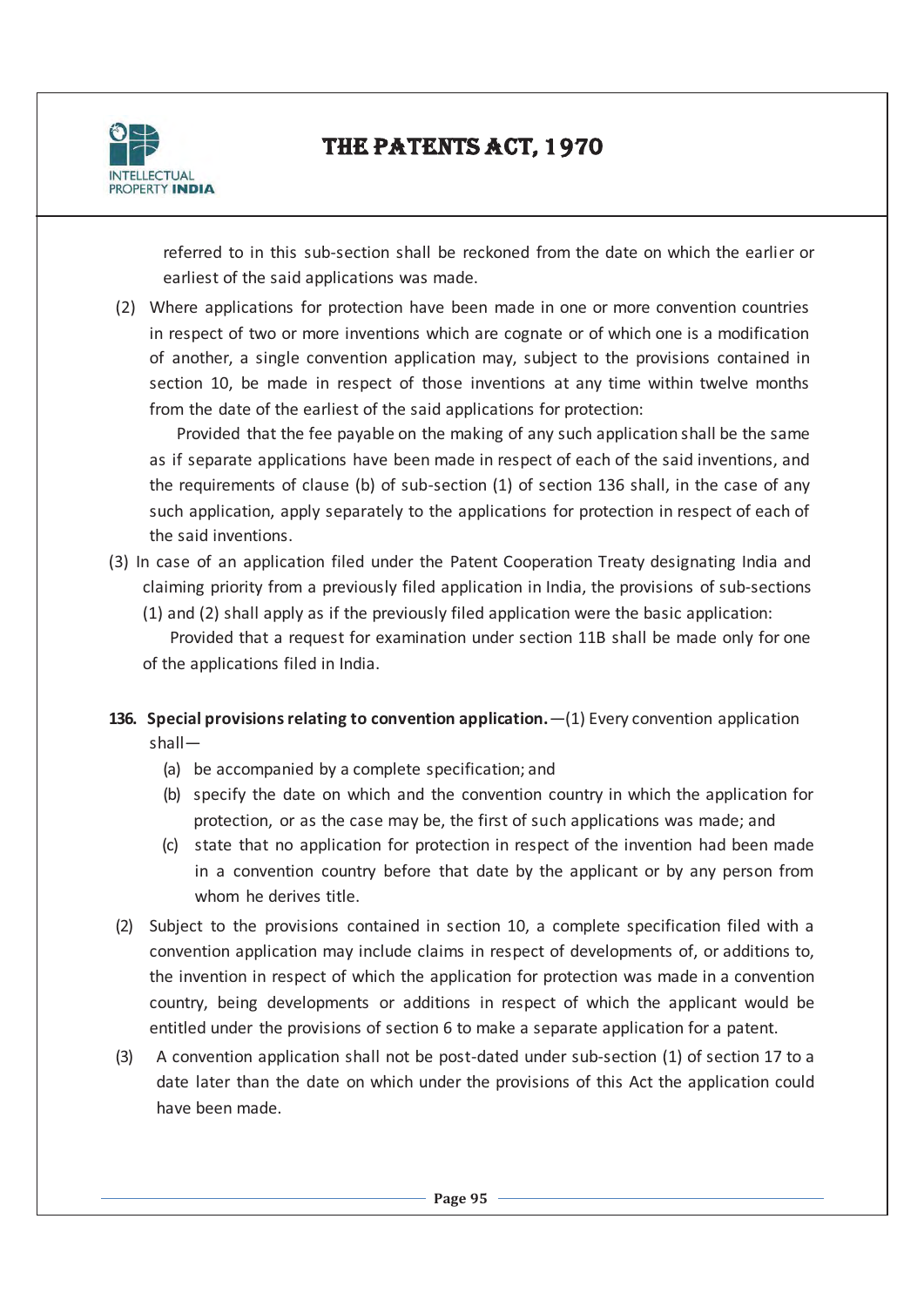referred to in this sub-section shall be reckoned from the date on which the earlier or earliest of the said applications was made.

(2) Where applications for protection have been made in one or more convention countries in respect of two or more inventions which are cognate or of which one is a modification of another, a single convention application may, subject to the provisions contained in section 10, be made in respect of those inventions at any time within twelve months from the date of the earliest of the said applications for protection:

Provided that the fee payable on the making of any such application shall be the same as if separate applications have been made in respect of each of the said inventions, and the requirements of clause (b) of sub-section (1) of section 136 shall, in the case of any such application, apply separately to the applications for protection in respect of each of the said inventions.

(3) In case of an application filed under the Patent Cooperation Treaty designating India and claiming priority from a previously filed application in India, the provisions of sub-sections (1) and (2) shall apply as if the previously filed application were the basic application:

Provided that a request for examination under section 11B shall be made only for one of the applications filed in India.

**136. Special provisions relating to convention application.**—(1) Every convention application shall—

(a) be accompanied by a complete specification; and

(b) specify the date on which and the convention country in which the application for protection, or as the case may be, the first of such applications was made; and

(c) state that no application for protection in respect of the invention had been made in a convention country before that date by the applicant or by any person from whom he derives title.

(2) Subject to the provisions contained in section 10, a complete specification filed with a convention application may include claims in respect of developments of, or additions to, the invention in respect of which the application for protection was made in a convention country, being developments or additions in respect of which the applicant would be entitled under the provisions of section 6 to make a separate application for a patent.

(3) A convention application shall not be post-dated under sub-section (1) of section 17 to a date later than the date on which under the provisions of this Act the application could have been made.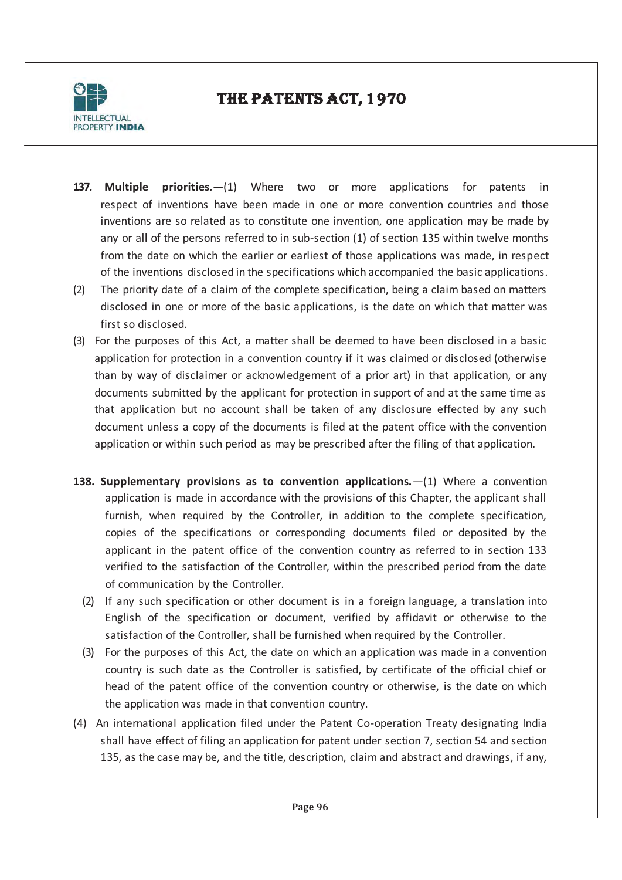**137. Multiple priorities.**—(1) Where two or more applications for patents in respect of inventions have been made in one or more convention countries and those inventions are so related as to constitute one invention, one application may be made by any or all of the persons referred to in sub-section (1) of section 135 within twelve months from the date on which the earlier or earliest of those applications was made, in respect of the inventions disclosed in the specifications which accompanied the basic applications.

(2) The priority date of a claim of the complete specification, being a claim based on matters disclosed in one or more of the basic applications, is the date on which that matter was first so disclosed.

(3) For the purposes of this Act, a matter shall be deemed to have been disclosed in a basic application for protection in a convention country if it was claimed or disclosed (otherwise than by way of disclaimer or acknowledgement of a prior art) in that application, or any documents submitted by the applicant for protection in support of and at the same time as that application but no account shall be taken of any disclosure effected by any such document unless a copy of the documents is filed at the patent office with the convention application or within such period as may be prescribed after the filing of that application.

**138. Supplementary provisions as to convention applications.**—(1) Where a convention application is made in accordance with the provisions of this Chapter, the applicant shall furnish, when required by the Controller, in addition to the complete specification, copies of the specifications or corresponding documents filed or deposited by the applicant in the patent office of the convention country as referred to in section 133 verified to the satisfaction of the Controller, within the prescribed period from the date of communication by the Controller.

(2) If any such specification or other document is in a foreign language, a translation into English of the specification or document, verified by affidavit or otherwise to the satisfaction of the Controller, shall be furnished when required by the Controller.

(3) For the purposes of this Act, the date on which an application was made in a convention country is such date as the Controller is satisfied, by certificate of the official chief or head of the patent office of the convention country or otherwise, is the date on which the application was made in that convention country.

(4) An international application filed under the Patent Co-operation Treaty designating India shall have effect of filing an application for patent under section 7, section 54 and section 135, as the case may be, and the title, description, claim and abstract and drawings, if any,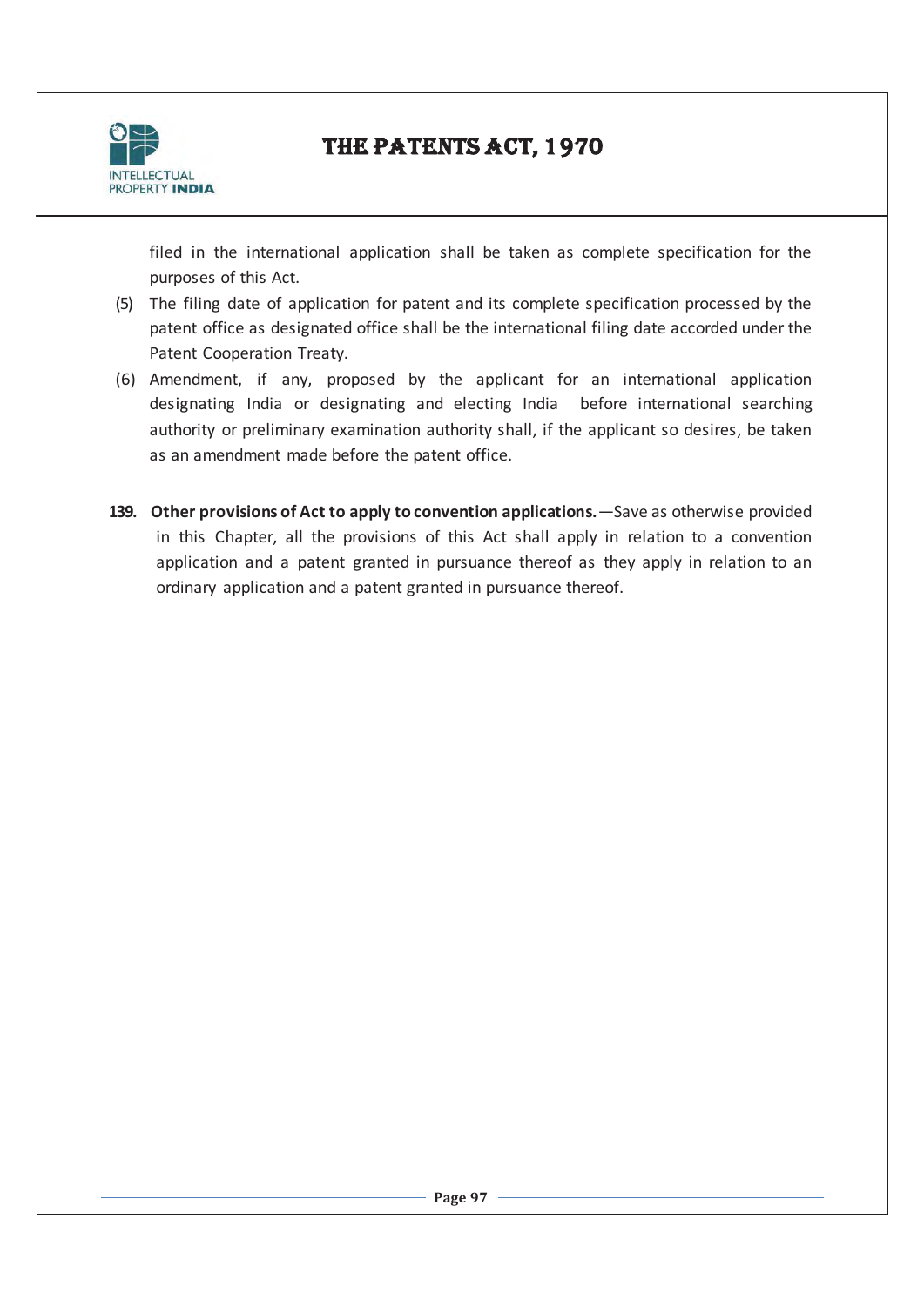filed in the international application shall be taken as complete specification for the purposes of this Act.

(5) The filing date of application for patent and its complete specification processed by the patent office as designated office shall be the international filing date accorded under the Patent Cooperation Treaty.

(6) Amendment, if any, proposed by the applicant for an international application designating India or designating and electing India before international searching authority or preliminary examination authority shall, if the applicant so desires, be taken as an amendment made before the patent office.

**139. Other provisions of Act to apply to convention applications.**—Save as otherwise provided in this Chapter, all the provisions of this Act shall apply in relation to a convention application and a patent granted in pursuance thereof as they apply in relation to an ordinary application and a patent granted in pursuance thereof.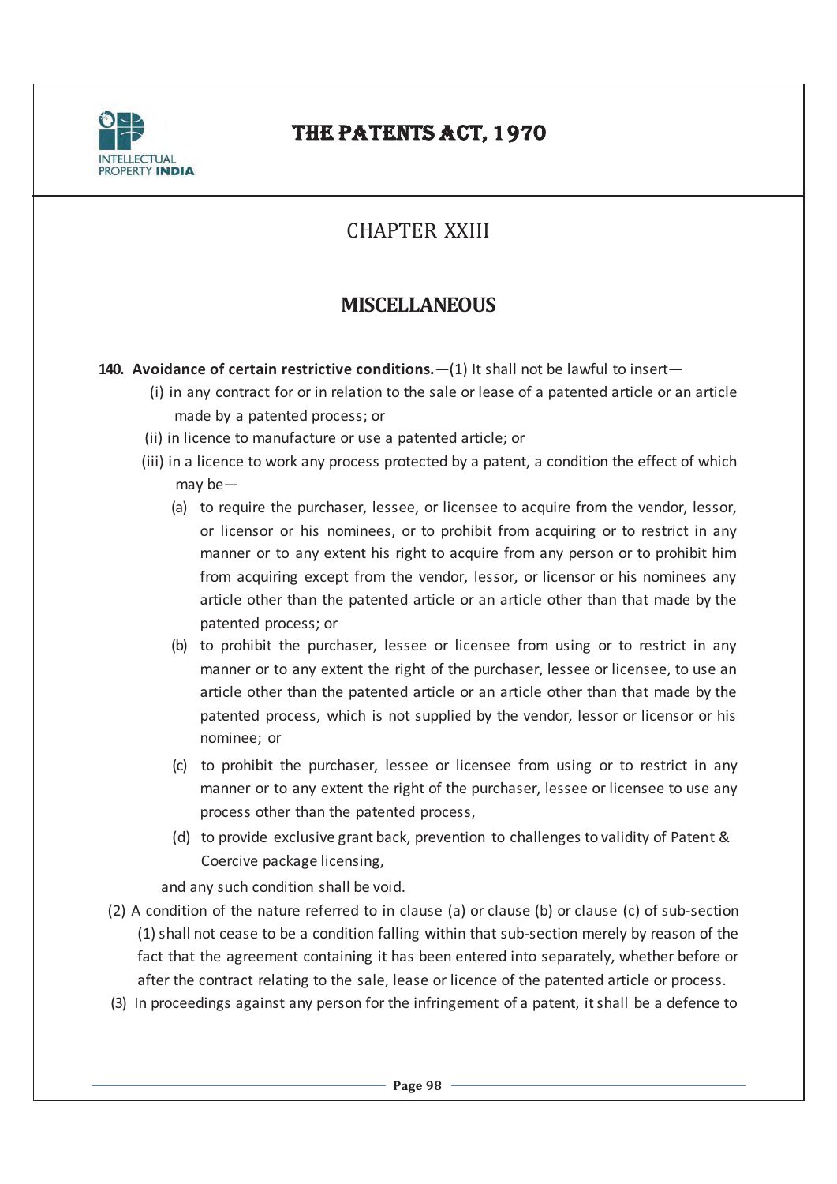# CHAPTER XXIII

## MISCELLANEOUS

**140. Avoidance of certain restrictive conditions.**—(1) It shall not be lawful to insert—

(i) in any contract for or in relation to the sale or lease of a patented article or an article made by a patented process; or

(ii) in licence to manufacture or use a patented article; or

(iii) in a licence to work any process protected by a patent, a condition the effect of which may be—

(a) to require the purchaser, lessee, or licensee to acquire from the vendor, lessor, or licensor or his nominees, or to prohibit from acquiring or to restrict in any manner or to any extent his right to acquire from any person or to prohibit him from acquiring except from the vendor, lessor, or licensor or his nominees any article other than the patented article or an article other than that made by the patented process; or

(b) to prohibit the purchaser, lessee or licensee from using or to restrict in any manner or to any extent the right of the purchaser, lessee or licensee, to use an article other than the patented article or an article other than that made by the patented process, which is not supplied by the vendor, lessor or licensor or his nominee; or

(c) to prohibit the purchaser, lessee or licensee from using or to restrict in any manner or to any extent the right of the purchaser, lessee or licensee to use any process other than the patented process,

(d) to provide exclusive grant back, prevention to challenges to validity of Patent & Coercive package licensing,

and any such condition shall be void.

(2) A condition of the nature referred to in clause (a) or clause (b) or clause (c) of sub-section (1) shall not cease to be a condition falling within that sub-section merely by reason of the fact that the agreement containing it has been entered into separately, whether before or after the contract relating to the sale, lease or licence of the patented article or process.

(3) In proceedings against any person for the infringement of a patent, it shall be a defence to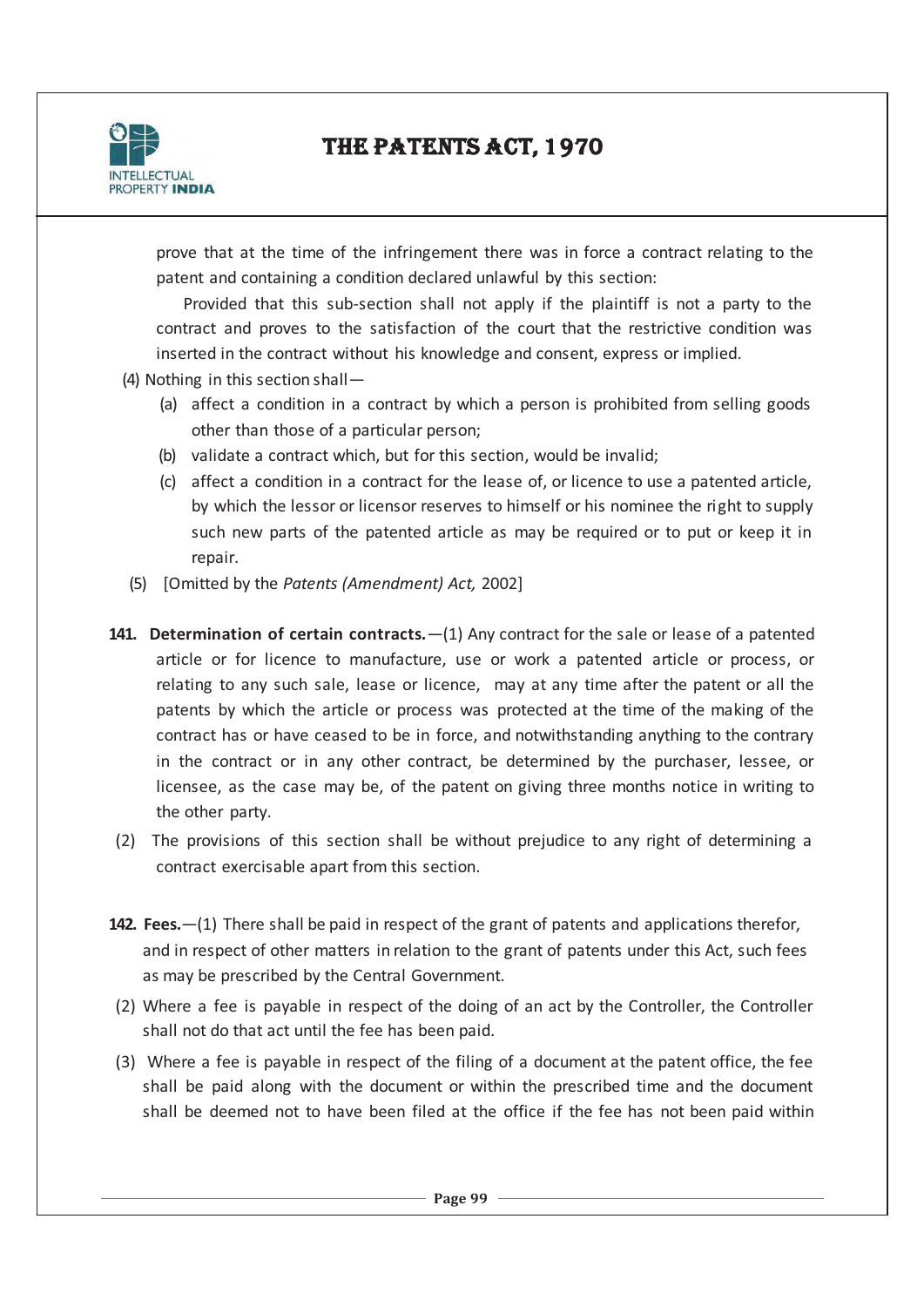prove that at the time of the infringement there was in force a contract relating to the patent and containing a condition declared unlawful by this section:

Provided that this sub-section shall not apply if the plaintiff is not a party to the contract and proves to the satisfaction of the court that the restrictive condition was inserted in the contract without his knowledge and consent, express or implied.

(4) Nothing in this section shall—

(a) affect a condition in a contract by which a person is prohibited from selling goods other than those of a particular person;

(b) validate a contract which, but for this section, would be invalid;

(c) affect a condition in a contract for the lease of, or licence to use a patented article, by which the lessor or licensor reserves to himself or his nominee the right to supply such new parts of the patented article as may be required or to put or keep it in repair.

(5) [Omitted by the *Patents (Amendment) Act,* 2002]

**141. Determination of certain contracts.**—(1) Any contract for the sale or lease of a patented article or for licence to manufacture, use or work a patented article or process, or relating to any such sale, lease or licence, may at any time after the patent or all the patents by which the article or process was protected at the time of the making of the contract has or have ceased to be in force, and notwithstanding anything to the contrary in the contract or in any other contract, be determined by the purchaser, lessee, or licensee, as the case may be, of the patent on giving three months notice in writing to the other party.

(2) The provisions of this section shall be without prejudice to any right of determining a contract exercisable apart from this section.

**142. Fees.**—(1) There shall be paid in respect of the grant of patents and applications therefor, and in respect of other matters in relation to the grant of patents under this Act, such fees as may be prescribed by the Central Government.

(2) Where a fee is payable in respect of the doing of an act by the Controller, the Controller shall not do that act until the fee has been paid.

(3) Where a fee is payable in respect of the filing of a document at the patent office, the fee shall be paid along with the document or within the prescribed time and the document shall be deemed not to have been filed at the office if the fee has not been paid within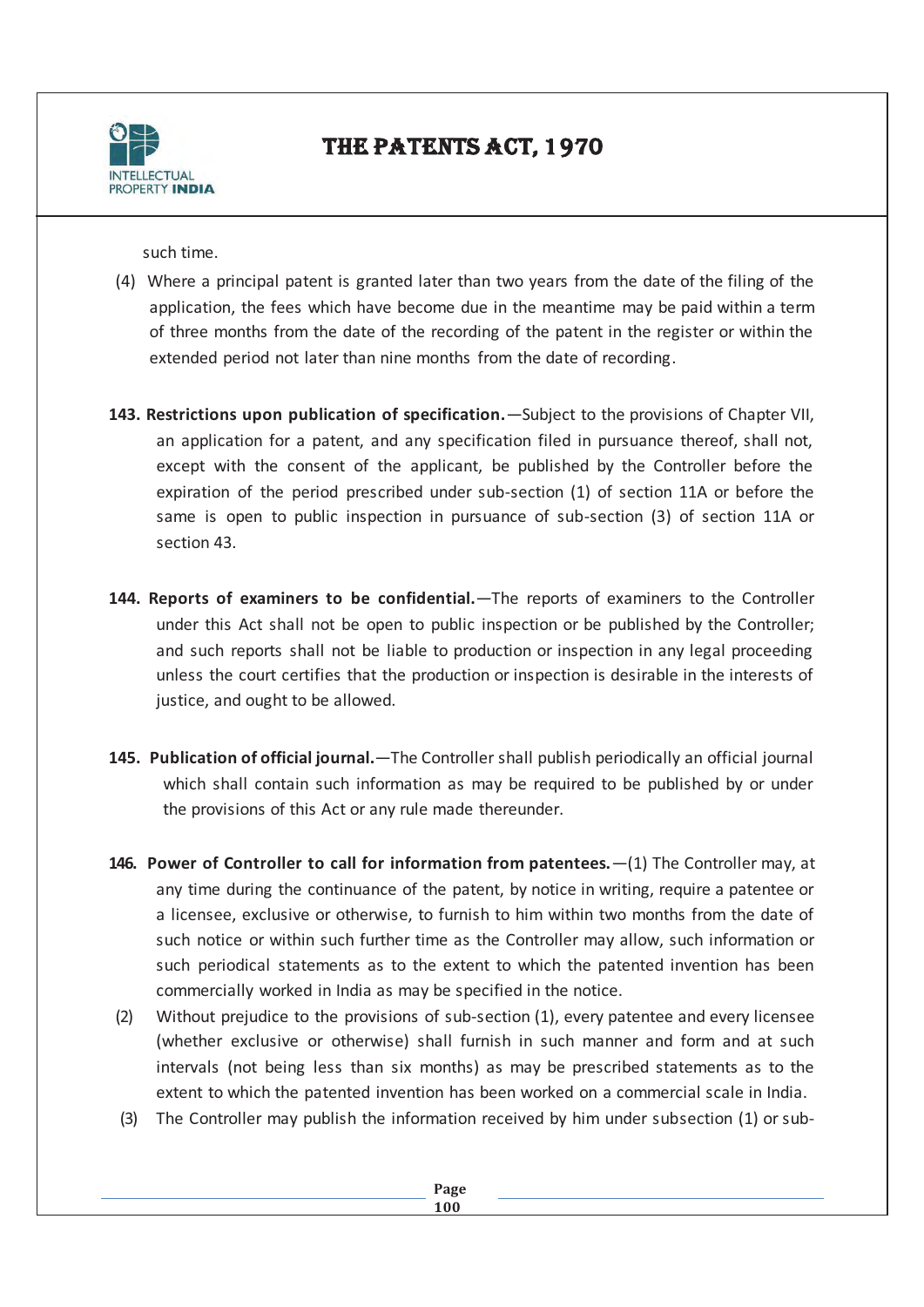such time.

(4) Where a principal patent is granted later than two years from the date of the filing of the application, the fees which have become due in the meantime may be paid within a term of three months from the date of the recording of the patent in the register or within the extended period not later than nine months from the date of recording.

**143. Restrictions upon publication of specification.**—Subject to the provisions of Chapter VII, an application for a patent, and any specification filed in pursuance thereof, shall not, except with the consent of the applicant, be published by the Controller before the expiration of the period prescribed under sub-section (1) of section 11A or before the same is open to public inspection in pursuance of sub-section (3) of section 11A or section 43.

**144. Reports of examiners to be confidential.**—The reports of examiners to the Controller under this Act shall not be open to public inspection or be published by the Controller; and such reports shall not be liable to production or inspection in any legal proceeding unless the court certifies that the production or inspection is desirable in the interests of justice, and ought to be allowed.

**145. Publication of official journal.**—The Controller shall publish periodically an official journal which shall contain such information as may be required to be published by or under the provisions of this Act or any rule made thereunder.

**146. Power of Controller to call for information from patentees.**—(1) The Controller may, at any time during the continuance of the patent, by notice in writing, require a patentee or a licensee, exclusive or otherwise, to furnish to him within two months from the date of such notice or within such further time as the Controller may allow, such information or such periodical statements as to the extent to which the patented invention has been commercially worked in India as may be specified in the notice.

(2) Without prejudice to the provisions of sub-section (1), every patentee and every licensee (whether exclusive or otherwise) shall furnish in such manner and form and at such intervals (not being less than six months) as may be prescribed statements as to the extent to which the patented invention has been worked on a commercial scale in India.

(3) The Controller may publish the information received by him under subsection (1) or sub-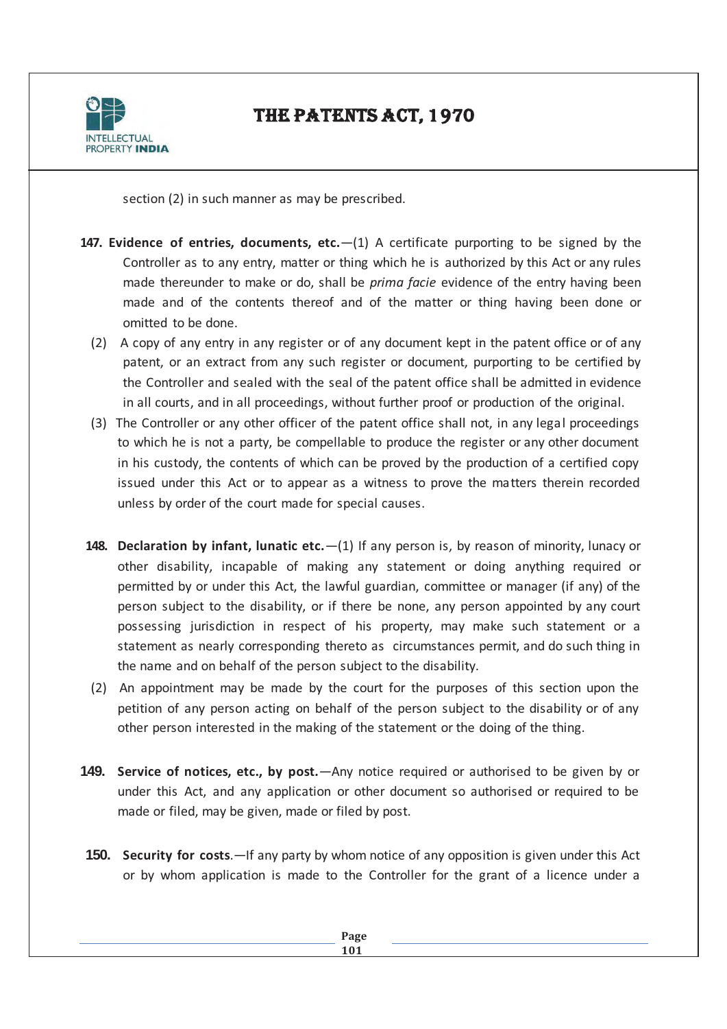section (2) in such manner as may be prescribed.

**147. Evidence of entries, documents, etc.**—(1) A certificate purporting to be signed by the Controller as to any entry, matter or thing which he is authorized by this Act or any rules made thereunder to make or do, shall be *prima facie* evidence of the entry having been made and of the contents thereof and of the matter or thing having been done or omitted to be done.

(2) A copy of any entry in any register or of any document kept in the patent office or of any patent, or an extract from any such register or document, purporting to be certified by the Controller and sealed with the seal of the patent office shall be admitted in evidence in all courts, and in all proceedings, without further proof or production of the original.

(3) The Controller or any other officer of the patent office shall not, in any legal proceedings to which he is not a party, be compellable to produce the register or any other document in his custody, the contents of which can be proved by the production of a certified copy issued under this Act or to appear as a witness to prove the matters therein recorded unless by order of the court made for special causes.

**148. Declaration by infant, lunatic etc.**—(1) If any person is, by reason of minority, lunacy or other disability, incapable of making any statement or doing anything required or permitted by or under this Act, the lawful guardian, committee or manager (if any) of the person subject to the disability, or if there be none, any person appointed by any court possessing jurisdiction in respect of his property, may make such statement or a statement as nearly corresponding thereto as circumstances permit, and do such thing in the name and on behalf of the person subject to the disability.

(2) An appointment may be made by the court for the purposes of this section upon the petition of any person acting on behalf of the person subject to the disability or of any other person interested in the making of the statement or the doing of the thing.

**149. Service of notices, etc., by post.**—Any notice required or authorised to be given by or under this Act, and any application or other document so authorised or required to be made or filed, may be given, made or filed by post.

**150. Security for costs**.—If any party by whom notice of any opposition is given under this Act or by whom application is made to the Controller for the grant of a licence under a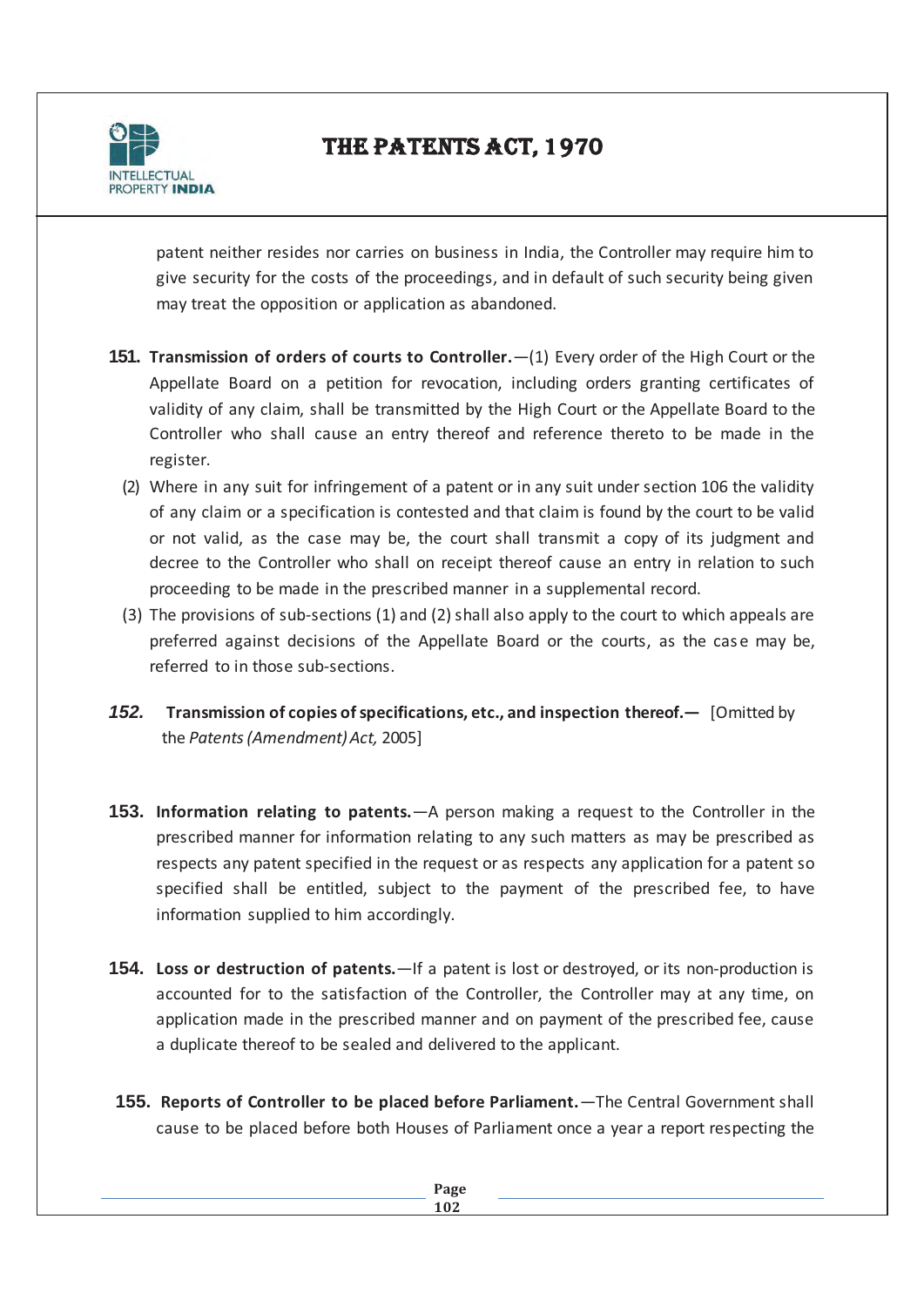patent neither resides nor carries on business in India, the Controller may require him to give security for the costs of the proceedings, and in default of such security being given may treat the opposition or application as abandoned.

**151. Transmission of orders of courts to Controller.**—(1) Every order of the High Court or the Appellate Board on a petition for revocation, including orders granting certificates of validity of any claim, shall be transmitted by the High Court or the Appellate Board to the Controller who shall cause an entry thereof and reference thereto to be made in the register.

(2) Where in any suit for infringement of a patent or in any suit under section 106 the validity of any claim or a specification is contested and that claim is found by the court to be valid or not valid, as the case may be, the court shall transmit a copy of its judgment and decree to the Controller who shall on receipt thereof cause an entry in relation to such proceeding to be made in the prescribed manner in a supplemental record.

(3) The provisions of sub-sections (1) and (2) shall also apply to the court to which appeals are preferred against decisions of the Appellate Board or the courts, as the case may be, referred to in those sub-sections.

***152.*** **Transmission of copies of specifications, etc., and inspection thereof.—** [Omitted by the *Patents (Amendment) Act,* 2005]

**153. Information relating to patents.**—A person making a request to the Controller in the prescribed manner for information relating to any such matters as may be prescribed as respects any patent specified in the request or as respects any application for a patent so specified shall be entitled, subject to the payment of the prescribed fee, to have information supplied to him accordingly.

**154. Loss or destruction of patents.**—If a patent is lost or destroyed, or its non-production is accounted for to the satisfaction of the Controller, the Controller may at any time, on application made in the prescribed manner and on payment of the prescribed fee, cause a duplicate thereof to be sealed and delivered to the applicant.

**155. Reports of Controller to be placed before Parliament.**—The Central Government shall cause to be placed before both Houses of Parliament once a year a report respecting the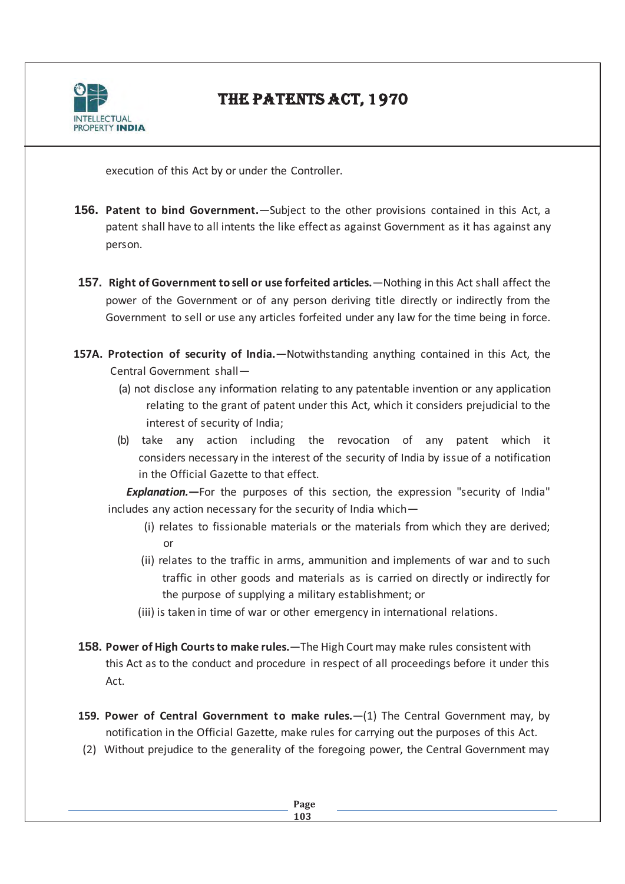execution of this Act by or under the Controller.

**156. Patent to bind Government.**—Subject to the other provisions contained in this Act, a patent shall have to all intents the like effect as against Government as it has against any person.

**157. Right of Government to sell or use forfeited articles.**—Nothing in this Act shall affect the power of the Government or of any person deriving title directly or indirectly from the Government to sell or use any articles forfeited under any law for the time being in force.

**157A. Protection of security of India.**—Notwithstanding anything contained in this Act, the Central Government shall—

(a) not disclose any information relating to any patentable invention or any application relating to the grant of patent under this Act, which it considers prejudicial to the interest of security of India;

(b) take any action including the revocation of any patent which it considers necessary in the interest of the security of India by issue of a notification in the Official Gazette to that effect.

***Explanation.*—**For the purposes of this section, the expression "security of India" includes any action necessary for the security of India which—

(i) relates to fissionable materials or the materials from which they are derived; or

(ii) relates to the traffic in arms, ammunition and implements of war and to such traffic in other goods and materials as is carried on directly or indirectly for the purpose of supplying a military establishment; or

(iii) is taken in time of war or other emergency in international relations.

**158. Power of High Courts to make rules.**—The High Court may make rules consistent with this Act as to the conduct and procedure in respect of all proceedings before it under this Act.

**159. Power of Central Government to make rules.**—(1) The Central Government may, by notification in the Official Gazette, make rules for carrying out the purposes of this Act.

(2) Without prejudice to the generality of the foregoing power, the Central Government may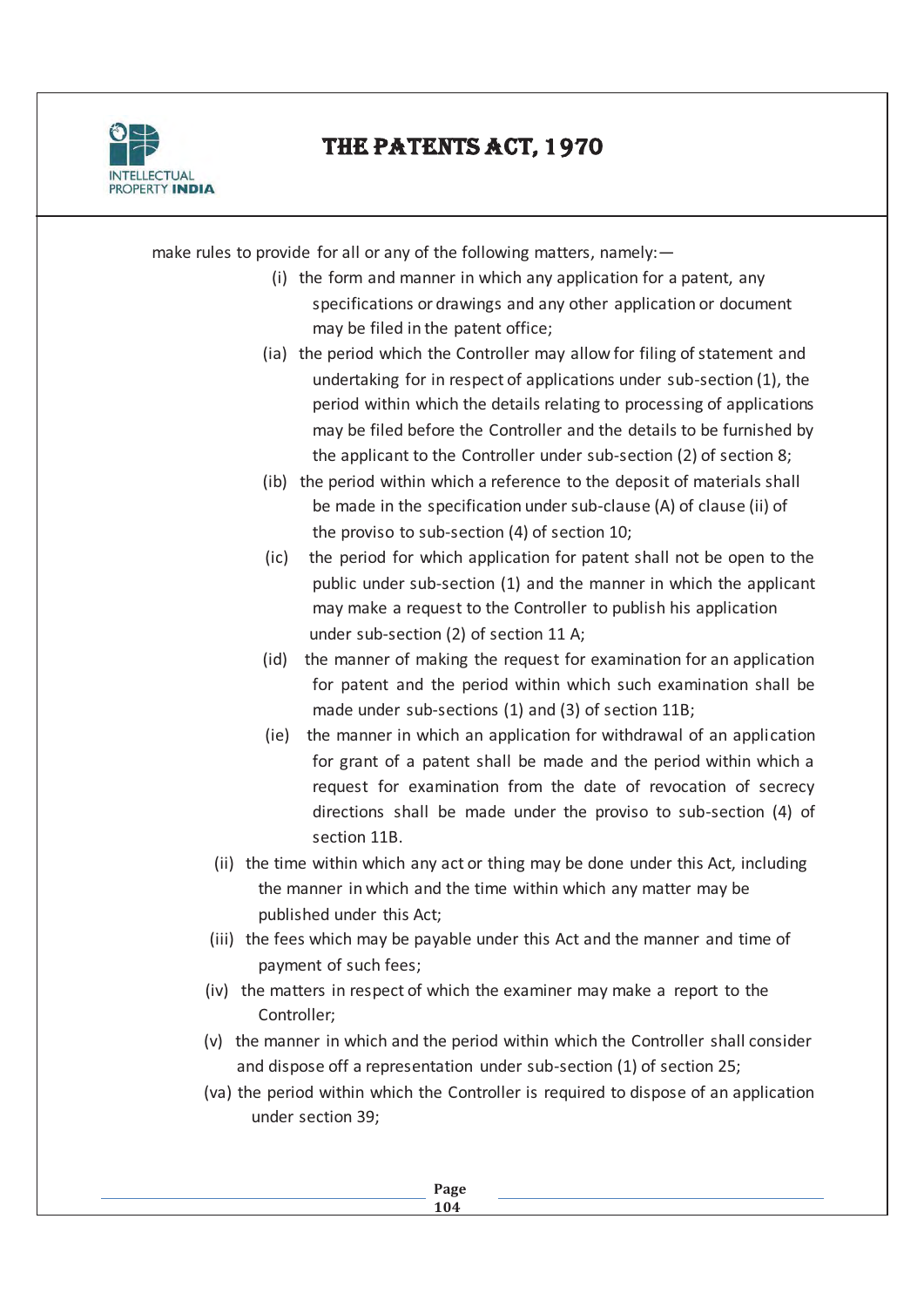make rules to provide for all or any of the following matters, namely:—

- (i) the form and manner in which any application for a patent, any specifications or drawings and any other application or document may be filed in the patent office;
- (ia) the period which the Controller may allow for filing of statement and undertaking for in respect of applications under sub-section (1), the period within which the details relating to processing of applications may be filed before the Controller and the details to be furnished by the applicant to the Controller under sub-section (2) of section 8;
- (ib) the period within which a reference to the deposit of materials shall be made in the specification under sub-clause (A) of clause (ii) of the proviso to sub-section (4) of section 10;
- (ic) the period for which application for patent shall not be open to the public under sub-section (1) and the manner in which the applicant may make a request to the Controller to publish his application under sub-section (2) of section 11 A;
- (id) the manner of making the request for examination for an application for patent and the period within which such examination shall be made under sub-sections (1) and (3) of section 11B;
- (ie) the manner in which an application for withdrawal of an application for grant of a patent shall be made and the period within which a request for examination from the date of revocation of secrecy directions shall be made under the proviso to sub-section (4) of section 11B.

- (ii) the time within which any act or thing may be done under this Act, including the manner in which and the time within which any matter may be published under this Act;
- (iii) the fees which may be payable under this Act and the manner and time of payment of such fees;
- (iv) the matters in respect of which the examiner may make a report to the Controller;
- (v) the manner in which and the period within which the Controller shall consider and dispose off a representation under sub-section (1) of section 25;
- (va) the period within which the Controller is required to dispose of an application under section 39;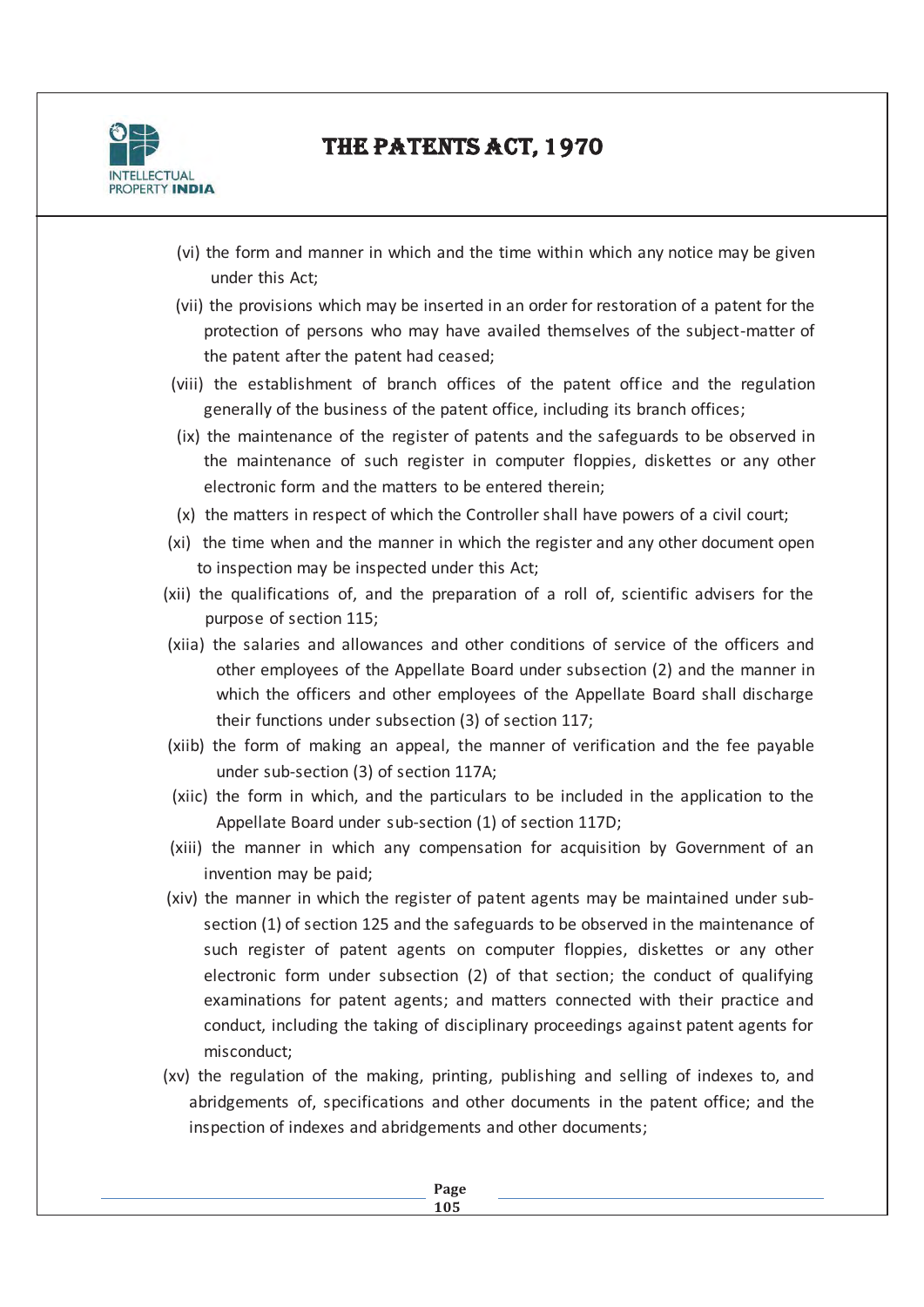(vi) the form and manner in which and the time within which any notice may be given under this Act;

(vii) the provisions which may be inserted in an order for restoration of a patent for the protection of persons who may have availed themselves of the subject-matter of the patent after the patent had ceased;

(viii) the establishment of branch offices of the patent office and the regulation generally of the business of the patent office, including its branch offices;

(ix) the maintenance of the register of patents and the safeguards to be observed in the maintenance of such register in computer floppies, diskettes or any other electronic form and the matters to be entered therein;

(x) the matters in respect of which the Controller shall have powers of a civil court;

(xi) the time when and the manner in which the register and any other document open to inspection may be inspected under this Act;

(xii) the qualifications of, and the preparation of a roll of, scientific advisers for the purpose of section 115;

(xiia) the salaries and allowances and other conditions of service of the officers and other employees of the Appellate Board under subsection (2) and the manner in which the officers and other employees of the Appellate Board shall discharge their functions under subsection (3) of section 117;

(xiib) the form of making an appeal, the manner of verification and the fee payable under sub-section (3) of section 117A;

(xiic) the form in which, and the particulars to be included in the application to the Appellate Board under sub-section (1) of section 117D;

(xiii) the manner in which any compensation for acquisition by Government of an invention may be paid;

(xiv) the manner in which the register of patent agents may be maintained under sub-section (1) of section 125 and the safeguards to be observed in the maintenance of such register of patent agents on computer floppies, diskettes or any other electronic form under subsection (2) of that section; the conduct of qualifying examinations for patent agents; and matters connected with their practice and conduct, including the taking of disciplinary proceedings against patent agents for misconduct;

(xv) the regulation of the making, printing, publishing and selling of indexes to, and abridgements of, specifications and other documents in the patent office; and the inspection of indexes and abridgements and other documents;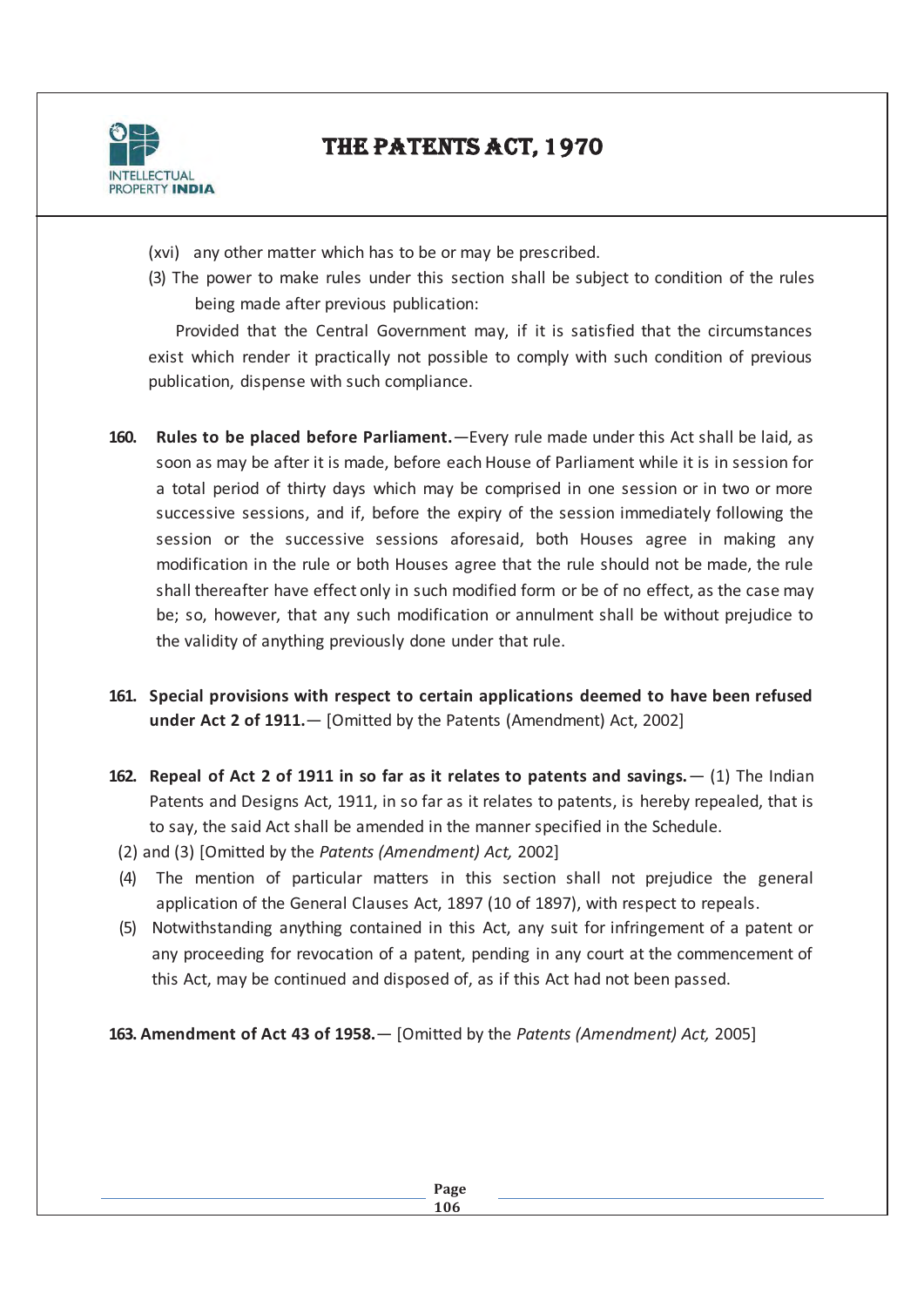(xvi) any other matter which has to be or may be prescribed.

(3) The power to make rules under this section shall be subject to condition of the rules being made after previous publication:

Provided that the Central Government may, if it is satisfied that the circumstances exist which render it practically not possible to comply with such condition of previous publication, dispense with such compliance.

**160. Rules to be placed before Parliament.**—Every rule made under this Act shall be laid, as soon as may be after it is made, before each House of Parliament while it is in session for a total period of thirty days which may be comprised in one session or in two or more successive sessions, and if, before the expiry of the session immediately following the session or the successive sessions aforesaid, both Houses agree in making any modification in the rule or both Houses agree that the rule should not be made, the rule shall thereafter have effect only in such modified form or be of no effect, as the case may be; so, however, that any such modification or annulment shall be without prejudice to the validity of anything previously done under that rule.

**161. Special provisions with respect to certain applications deemed to have been refused under Act 2 of 1911.**— [Omitted by the Patents (Amendment) Act, 2002]

**162. Repeal of Act 2 of 1911 in so far as it relates to patents and savings.**— (1) The Indian Patents and Designs Act, 1911, in so far as it relates to patents, is hereby repealed, that is to say, the said Act shall be amended in the manner specified in the Schedule.

(2) and (3) [Omitted by the *Patents (Amendment) Act,* 2002]

(4) The mention of particular matters in this section shall not prejudice the general application of the General Clauses Act, 1897 (10 of 1897), with respect to repeals.

(5) Notwithstanding anything contained in this Act, any suit for infringement of a patent or any proceeding for revocation of a patent, pending in any court at the commencement of this Act, may be continued and disposed of, as if this Act had not been passed.

**163. Amendment of Act 43 of 1958.**— [Omitted by the *Patents (Amendment) Act,* 2005]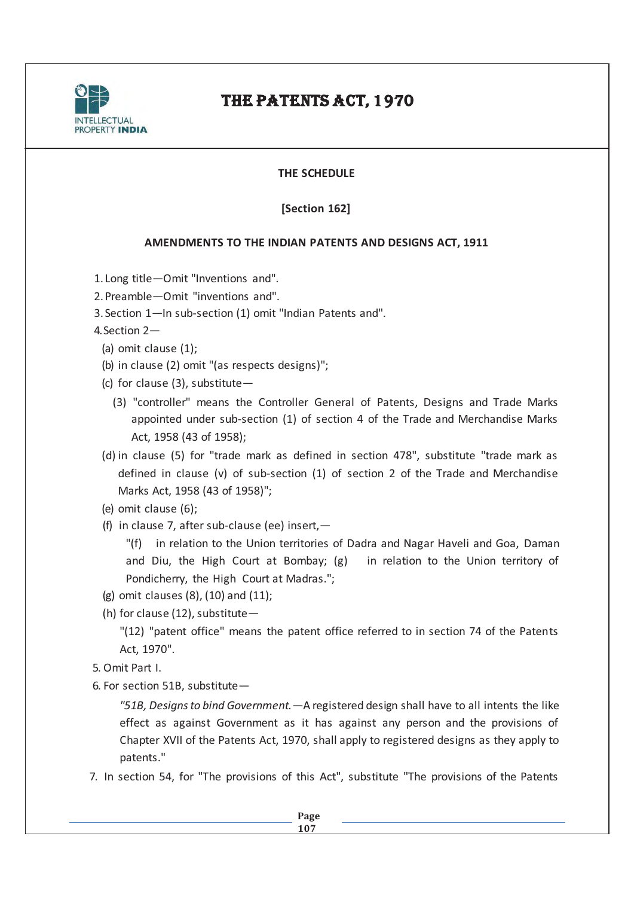## THE SCHEDULE

**[Section 162]**

**AMENDMENTS TO THE INDIAN PATENTS AND DESIGNS ACT, 1911**

1. Long title—Omit "Inventions and".
2. Preamble—Omit "inventions and".
3. Section 1—In sub-section (1) omit "Indian Patents and".
4. Section 2—
   - (a) omit clause (1);
   - (b) in clause (2) omit "(as respects designs)";
   - (c) for clause (3), substitute—
     - (3) "controller" means the Controller General of Patents, Designs and Trade Marks appointed under sub-section (1) of section 4 of the Trade and Merchandise Marks Act, 1958 (43 of 1958);
   - (d) in clause (5) for "trade mark as defined in section 478", substitute "trade mark as defined in clause (v) of sub-section (1) of section 2 of the Trade and Merchandise Marks Act, 1958 (43 of 1958)";
   - (e) omit clause (6);
   - (f) in clause 7, after sub-clause (ee) insert,—
     - "(f) in relation to the Union territories of Dadra and Nagar Haveli and Goa, Daman and Diu, the High Court at Bombay; (g) in relation to the Union territory of Pondicherry, the High Court at Madras.";
   - (g) omit clauses (8), (10) and (11);
   - (h) for clause (12), substitute—
     - "(12) "patent office" means the patent office referred to in section 74 of the Patents Act, 1970".
5. Omit Part I.
6. For section 51B, substitute—

   *"51B, Designs to bind Government.*—A registered design shall have to all intents the like effect as against Government as it has against any person and the provisions of Chapter XVII of the Patents Act, 1970, shall apply to registered designs as they apply to patents."
7. In section 54, for "The provisions of this Act", substitute "The provisions of the Patents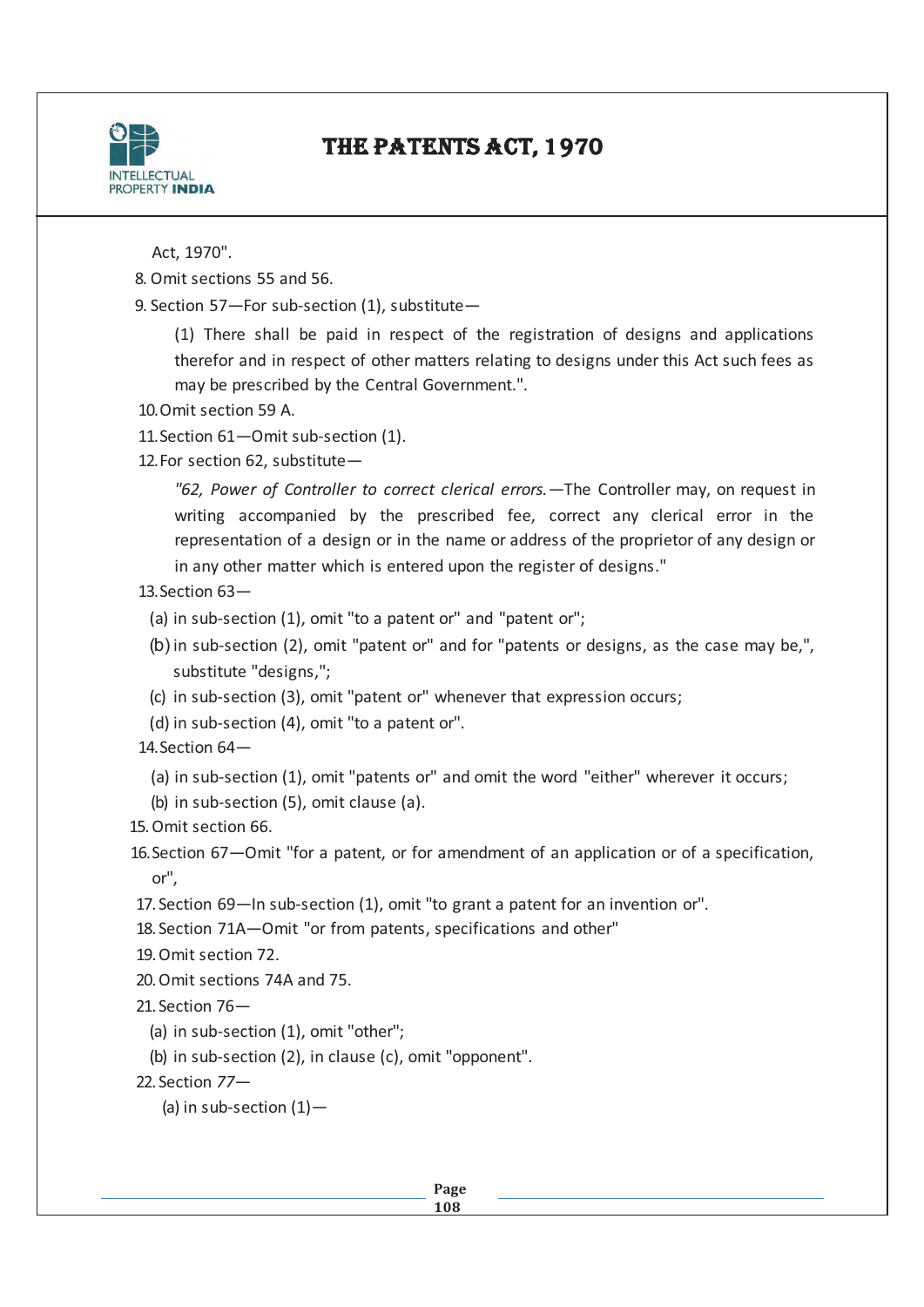Act, 1970".

8. Omit sections 55 and 56.

9. Section 57—For sub-section (1), substitute—

   (1) There shall be paid in respect of the registration of designs and applications therefor and in respect of other matters relating to designs under this Act such fees as may be prescribed by the Central Government.".

10. Omit section 59 A.

11. Section 61—Omit sub-section (1).

12. For section 62, substitute—

   *"62, Power of Controller to correct clerical errors.*—The Controller may, on request in writing accompanied by the prescribed fee, correct any clerical error in the representation of a design or in the name or address of the proprietor of any design or in any other matter which is entered upon the register of designs."

13. Section 63—

   (a) in sub-section (1), omit "to a patent or" and "patent or";

   (b) in sub-section (2), omit "patent or" and for "patents or designs, as the case may be,", substitute "designs,";

   (c) in sub-section (3), omit "patent or" whenever that expression occurs;

   (d) in sub-section (4), omit "to a patent or".

14. Section 64—

   (a) in sub-section (1), omit "patents or" and omit the word "either" wherever it occurs;

   (b) in sub-section (5), omit clause (a).

15. Omit section 66.

16. Section 67—Omit "for a patent, or for amendment of an application or of a specification, or",

17. Section 69—In sub-section (1), omit "to grant a patent for an invention or".

18. Section 71A—Omit "or from patents, specifications and other"

19. Omit section 72.

20. Omit sections 74A and 75.

21. Section 76—

   (a) in sub-section (1), omit "other";

   (b) in sub-section (2), in clause (c), omit "opponent".

22. Section *77*—

   (a) in sub-section (1)—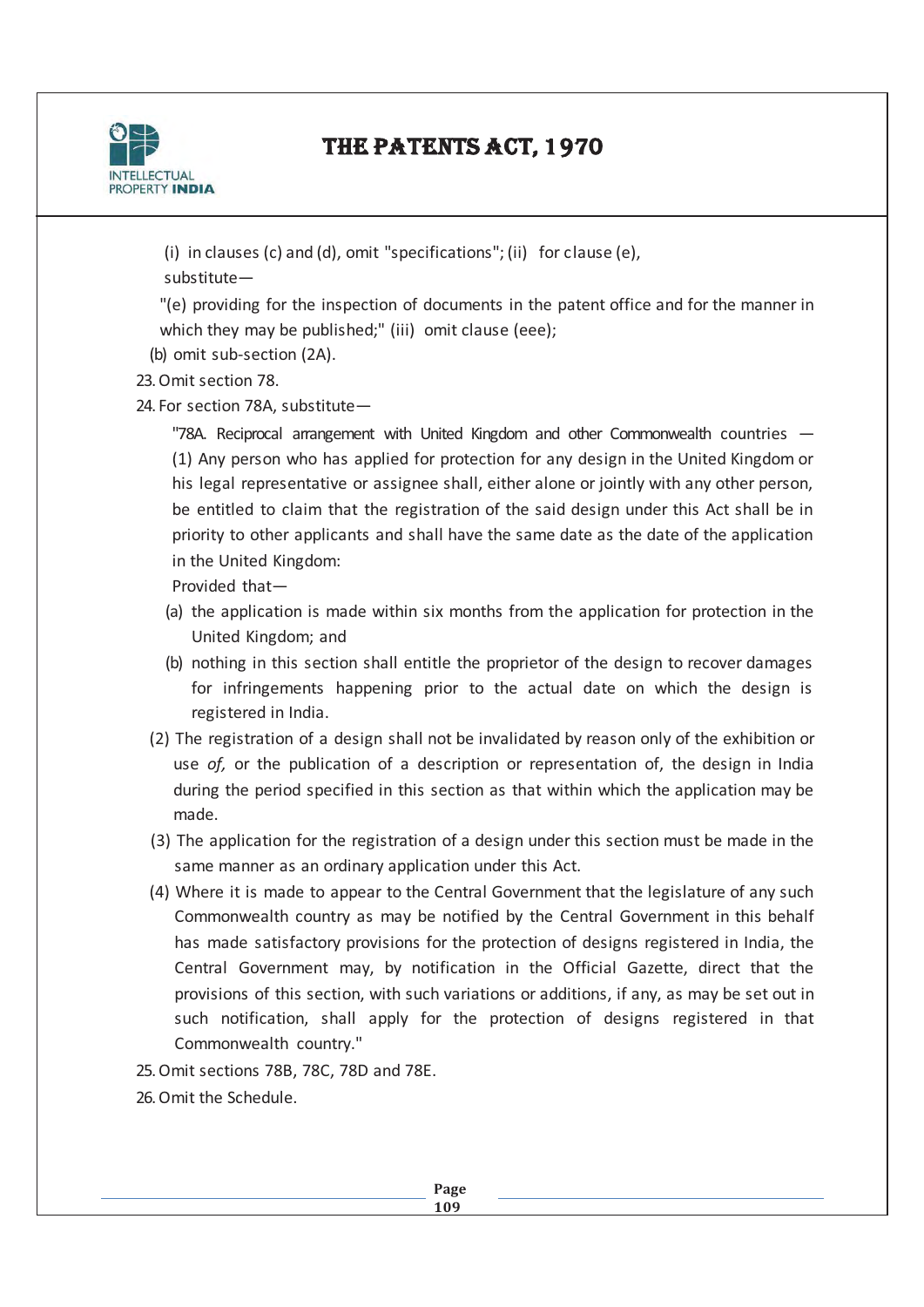(i) in clauses (c) and (d), omit "specifications"; (ii) for clause (e), substitute—

"(e) providing for the inspection of documents in the patent office and for the manner in which they may be published;" (iii) omit clause (eee);

(b) omit sub-section (2A).

23. Omit section 78.

24. For section 78A, substitute—

"78A. Reciprocal arrangement with United Kingdom and other Commonwealth countries — (1) Any person who has applied for protection for any design in the United Kingdom or his legal representative or assignee shall, either alone or jointly with any other person, be entitled to claim that the registration of the said design under this Act shall be in priority to other applicants and shall have the same date as the date of the application in the United Kingdom:

Provided that—

(a) the application is made within six months from the application for protection in the United Kingdom; and

(b) nothing in this section shall entitle the proprietor of the design to recover damages for infringements happening prior to the actual date on which the design is registered in India.

(2) The registration of a design shall not be invalidated by reason only of the exhibition or use *of,* or the publication of a description or representation of, the design in India during the period specified in this section as that within which the application may be made.

(3) The application for the registration of a design under this section must be made in the same manner as an ordinary application under this Act.

(4) Where it is made to appear to the Central Government that the legislature of any such Commonwealth country as may be notified by the Central Government in this behalf has made satisfactory provisions for the protection of designs registered in India, the Central Government may, by notification in the Official Gazette, direct that the provisions of this section, with such variations or additions, if any, as may be set out in such notification, shall apply for the protection of designs registered in that Commonwealth country."

25. Omit sections 78B, 78C, 78D and 78E.

26. Omit the Schedule.